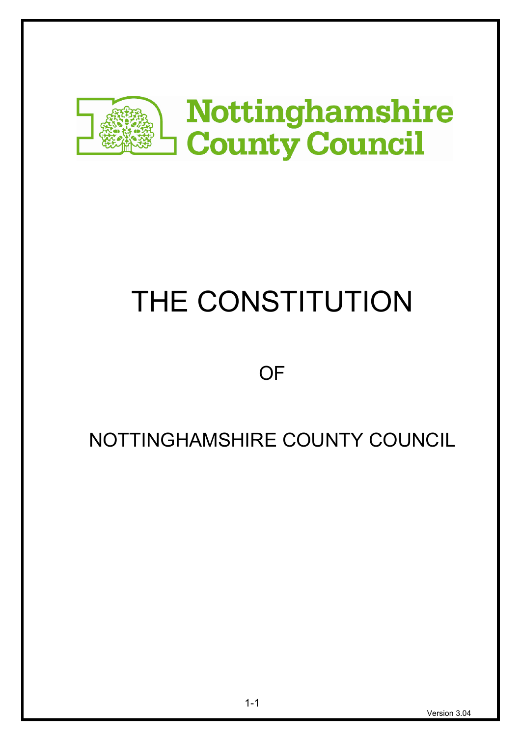Nottinghamshire County Council

# THE CONSTITUTION

OF

NOTTINGHAMSHIRE COUNTY COUNCIL

Version 3.04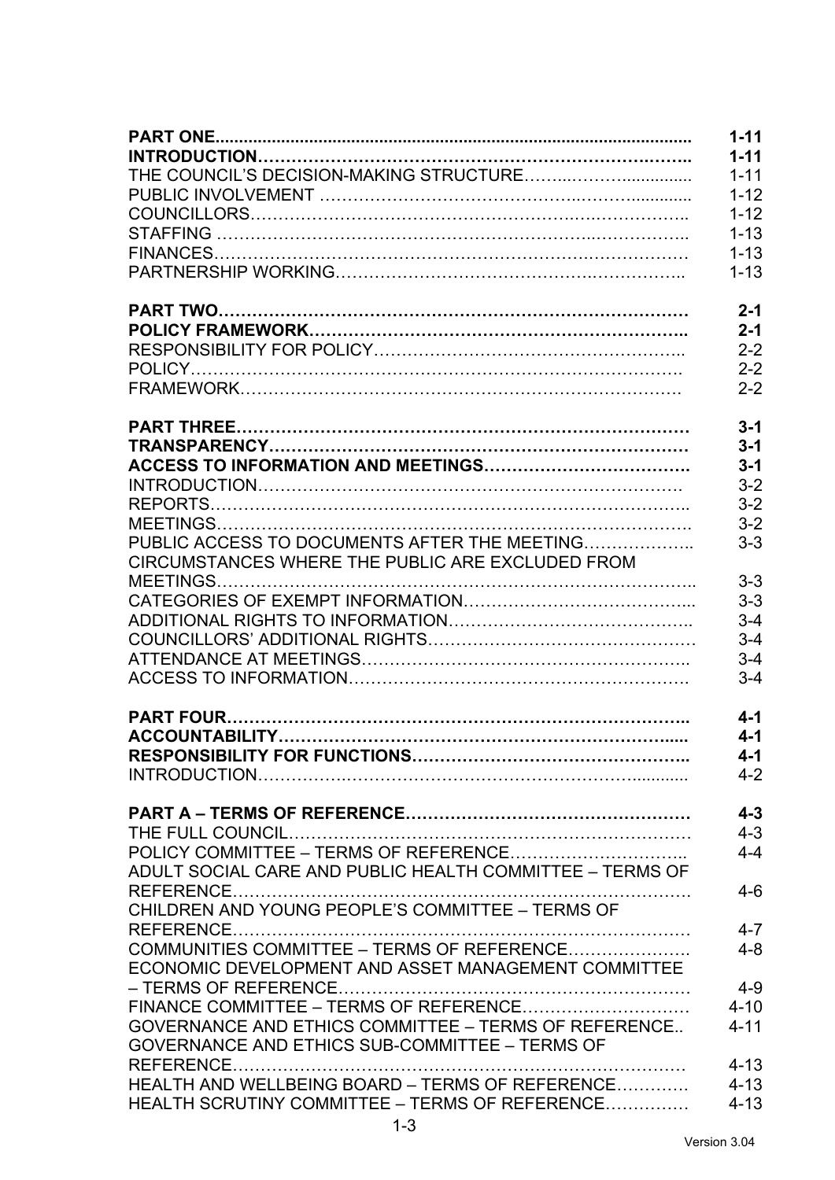| | |
|---|---|
| **PART ONE** | **1-11** |
| **INTRODUCTION** | **1-11** |
| THE COUNCIL'S DECISION-MAKING STRUCTURE | 1-11 |
| PUBLIC INVOLVEMENT | 1-12 |
| COUNCILLORS | 1-12 |
| STAFFING | 1-13 |
| FINANCES | 1-13 |
| PARTNERSHIP WORKING | 1-13 |
| | |
| **PART TWO** | **2-1** |
| **POLICY FRAMEWORK** | **2-1** |
| RESPONSIBILITY FOR POLICY | 2-2 |
| POLICY | 2-2 |
| FRAMEWORK | 2-2 |
| | |
| **PART THREE** | **3-1** |
| **TRANSPARENCY** | **3-1** |
| **ACCESS TO INFORMATION AND MEETINGS** | **3-1** |
| INTRODUCTION | 3-2 |
| REPORTS | 3-2 |
| MEETINGS | 3-2 |
| PUBLIC ACCESS TO DOCUMENTS AFTER THE MEETING | 3-3 |
| CIRCUMSTANCES WHERE THE PUBLIC ARE EXCLUDED FROM MEETINGS | 3-3 |
| CATEGORIES OF EXEMPT INFORMATION | 3-3 |
| ADDITIONAL RIGHTS TO INFORMATION | 3-4 |
| COUNCILLORS' ADDITIONAL RIGHTS | 3-4 |
| ATTENDANCE AT MEETINGS | 3-4 |
| ACCESS TO INFORMATION | 3-4 |
| | |
| **PART FOUR** | **4-1** |
| **ACCOUNTABILITY** | **4-1** |
| **RESPONSIBILITY FOR FUNCTIONS** | **4-1** |
| INTRODUCTION | 4-2 |
| | |
| **PART A – TERMS OF REFERENCE** | **4-3** |
| THE FULL COUNCIL | 4-3 |
| POLICY COMMITTEE – TERMS OF REFERENCE | 4-4 |
| ADULT SOCIAL CARE AND PUBLIC HEALTH COMMITTEE – TERMS OF REFERENCE | 4-6 |
| CHILDREN AND YOUNG PEOPLE'S COMMITTEE – TERMS OF REFERENCE | 4-7 |
| COMMUNITIES COMMITTEE – TERMS OF REFERENCE | 4-8 |
| ECONOMIC DEVELOPMENT AND ASSET MANAGEMENT COMMITTEE – TERMS OF REFERENCE | 4-9 |
| FINANCE COMMITTEE – TERMS OF REFERENCE | 4-10 |
| GOVERNANCE AND ETHICS COMMITTEE – TERMS OF REFERENCE | 4-11 |
| GOVERNANCE AND ETHICS SUB-COMMITTEE – TERMS OF REFERENCE | 4-13 |
| HEALTH AND WELLBEING BOARD – TERMS OF REFERENCE | 4-13 |
| HEALTH SCRUTINY COMMITTEE – TERMS OF REFERENCE | 4-13 |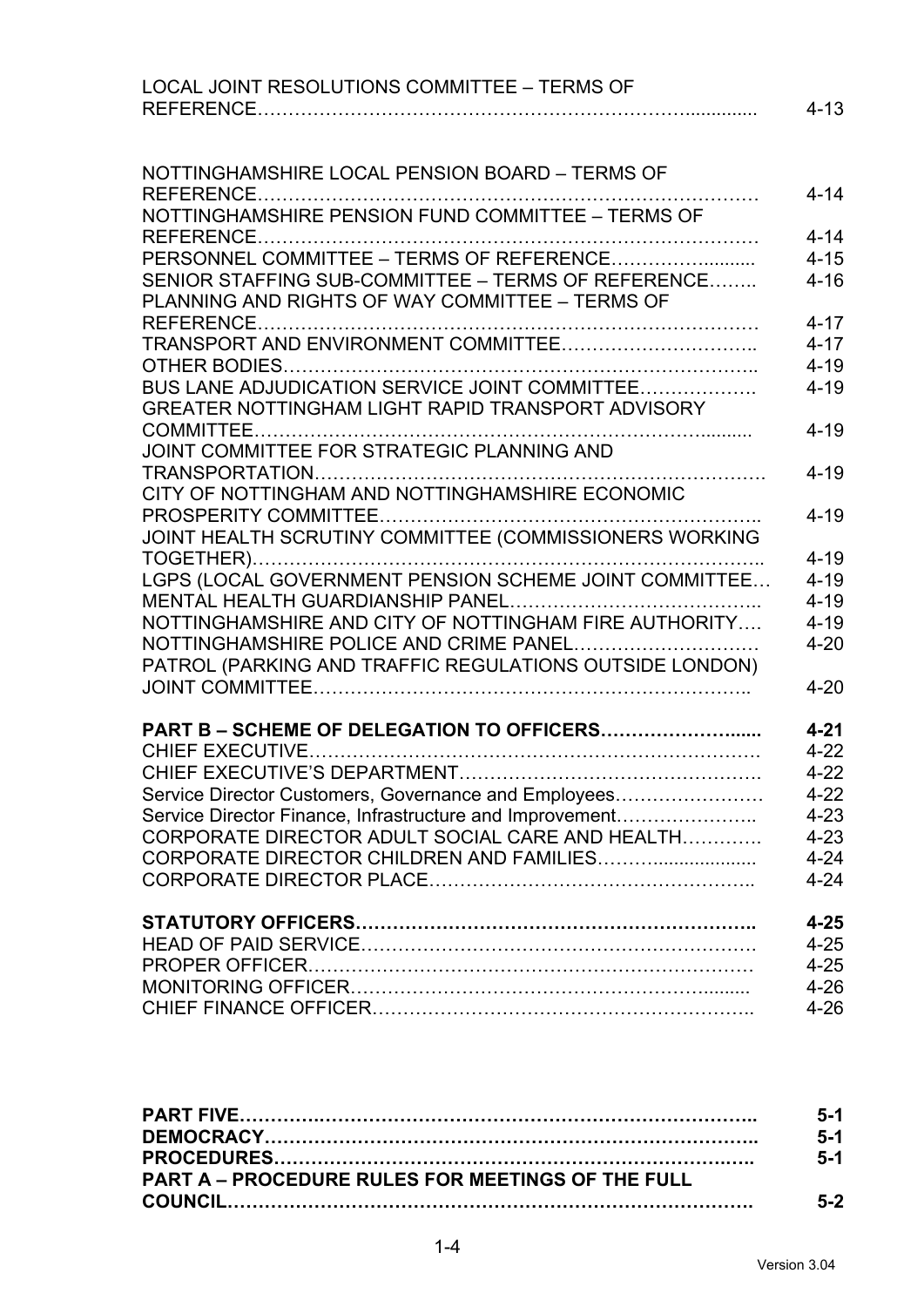| | |
|---|---|
| LOCAL JOINT RESOLUTIONS COMMITTEE – TERMS OF REFERENCE | 4-13 |
| NOTTINGHAMSHIRE LOCAL PENSION BOARD – TERMS OF REFERENCE | 4-14 |
| NOTTINGHAMSHIRE PENSION FUND COMMITTEE – TERMS OF REFERENCE | 4-14 |
| PERSONNEL COMMITTEE – TERMS OF REFERENCE | 4-15 |
| SENIOR STAFFING SUB-COMMITTEE – TERMS OF REFERENCE | 4-16 |
| PLANNING AND RIGHTS OF WAY COMMITTEE – TERMS OF REFERENCE | 4-17 |
| TRANSPORT AND ENVIRONMENT COMMITTEE | 4-17 |
| OTHER BODIES | 4-19 |
| BUS LANE ADJUDICATION SERVICE JOINT COMMITTEE | 4-19 |
| GREATER NOTTINGHAM LIGHT RAPID TRANSPORT ADVISORY COMMITTEE | 4-19 |
| JOINT COMMITTEE FOR STRATEGIC PLANNING AND TRANSPORTATION | 4-19 |
| CITY OF NOTTINGHAM AND NOTTINGHAMSHIRE ECONOMIC PROSPERITY COMMITTEE | 4-19 |
| JOINT HEALTH SCRUTINY COMMITTEE (COMMISSIONERS WORKING TOGETHER) | 4-19 |
| LGPS (LOCAL GOVERNMENT PENSION SCHEME JOINT COMMITTEE | 4-19 |
| MENTAL HEALTH GUARDIANSHIP PANEL | 4-19 |
| NOTTINGHAMSHIRE AND CITY OF NOTTINGHAM FIRE AUTHORITY | 4-19 |
| NOTTINGHAMSHIRE POLICE AND CRIME PANEL | 4-20 |
| PATROL (PARKING AND TRAFFIC REGULATIONS OUTSIDE LONDON) JOINT COMMITTEE | 4-20 |
| **PART B – SCHEME OF DELEGATION TO OFFICERS** | **4-21** |
| CHIEF EXECUTIVE | 4-22 |
| CHIEF EXECUTIVE'S DEPARTMENT | 4-22 |
| Service Director Customers, Governance and Employees | 4-22 |
| Service Director Finance, Infrastructure and Improvement | 4-23 |
| CORPORATE DIRECTOR ADULT SOCIAL CARE AND HEALTH | 4-23 |
| CORPORATE DIRECTOR CHILDREN AND FAMILIES | 4-24 |
| CORPORATE DIRECTOR PLACE | 4-24 |
| **STATUTORY OFFICERS** | **4-25** |
| HEAD OF PAID SERVICE | 4-25 |
| PROPER OFFICER | 4-25 |
| MONITORING OFFICER | 4-26 |
| CHIEF FINANCE OFFICER | 4-26 |
| **PART FIVE** | **5-1** |
| **DEMOCRACY** | **5-1** |
| **PROCEDURES** | **5-1** |
| **PART A – PROCEDURE RULES FOR MEETINGS OF THE FULL COUNCIL** | **5-2** |

Version 3.04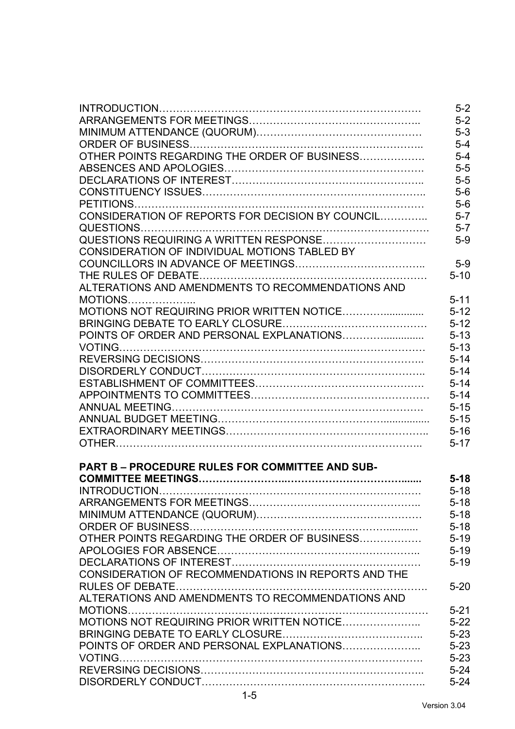| | |
|---|---|
| INTRODUCTION | 5-2 |
| ARRANGEMENTS FOR MEETINGS | 5-2 |
| MINIMUM ATTENDANCE (QUORUM) | 5-3 |
| ORDER OF BUSINESS | 5-4 |
| OTHER POINTS REGARDING THE ORDER OF BUSINESS | 5-4 |
| ABSENCES AND APOLOGIES | 5-5 |
| DECLARATIONS OF INTEREST | 5-5 |
| CONSTITUENCY ISSUES | 5-6 |
| PETITIONS | 5-6 |
| CONSIDERATION OF REPORTS FOR DECISION BY COUNCIL | 5-7 |
| QUESTIONS | 5-7 |
| QUESTIONS REQUIRING A WRITTEN RESPONSE | 5-9 |
| CONSIDERATION OF INDIVIDUAL MOTIONS TABLED BY COUNCILLORS IN ADVANCE OF MEETINGS | 5-9 |
| THE RULES OF DEBATE | 5-10 |
| ALTERATIONS AND AMENDMENTS TO RECOMMENDATIONS AND MOTIONS | 5-11 |
| MOTIONS NOT REQUIRING PRIOR WRITTEN NOTICE | 5-12 |
| BRINGING DEBATE TO EARLY CLOSURE | 5-12 |
| POINTS OF ORDER AND PERSONAL EXPLANATIONS | 5-13 |
| VOTING | 5-13 |
| REVERSING DECISIONS | 5-14 |
| DISORDERLY CONDUCT | 5-14 |
| ESTABLISHMENT OF COMMITTEES | 5-14 |
| APPOINTMENTS TO COMMITTEES | 5-14 |
| ANNUAL MEETING | 5-15 |
| ANNUAL BUDGET MEETING | 5-15 |
| EXTRAORDINARY MEETINGS | 5-16 |
| OTHER | 5-17 |
| **PART B – PROCEDURE RULES FOR COMMITTEE AND SUB-COMMITTEE MEETINGS** | **5-18** |
| INTRODUCTION | 5-18 |
| ARRANGEMENTS FOR MEETINGS | 5-18 |
| MINIMUM ATTENDANCE (QUORUM) | 5-18 |
| ORDER OF BUSINESS | 5-18 |
| OTHER POINTS REGARDING THE ORDER OF BUSINESS | 5-19 |
| APOLOGIES FOR ABSENCE | 5-19 |
| DECLARATIONS OF INTEREST | 5-19 |
| CONSIDERATION OF RECOMMENDATIONS IN REPORTS AND THE RULES OF DEBATE | 5-20 |
| ALTERATIONS AND AMENDMENTS TO RECOMMENDATIONS AND MOTIONS | 5-21 |
| MOTIONS NOT REQUIRING PRIOR WRITTEN NOTICE | 5-22 |
| BRINGING DEBATE TO EARLY CLOSURE | 5-23 |
| POINTS OF ORDER AND PERSONAL EXPLANATIONS | 5-23 |
| VOTING | 5-23 |
| REVERSING DECISIONS | 5-24 |
| DISORDERLY CONDUCT | 5-24 |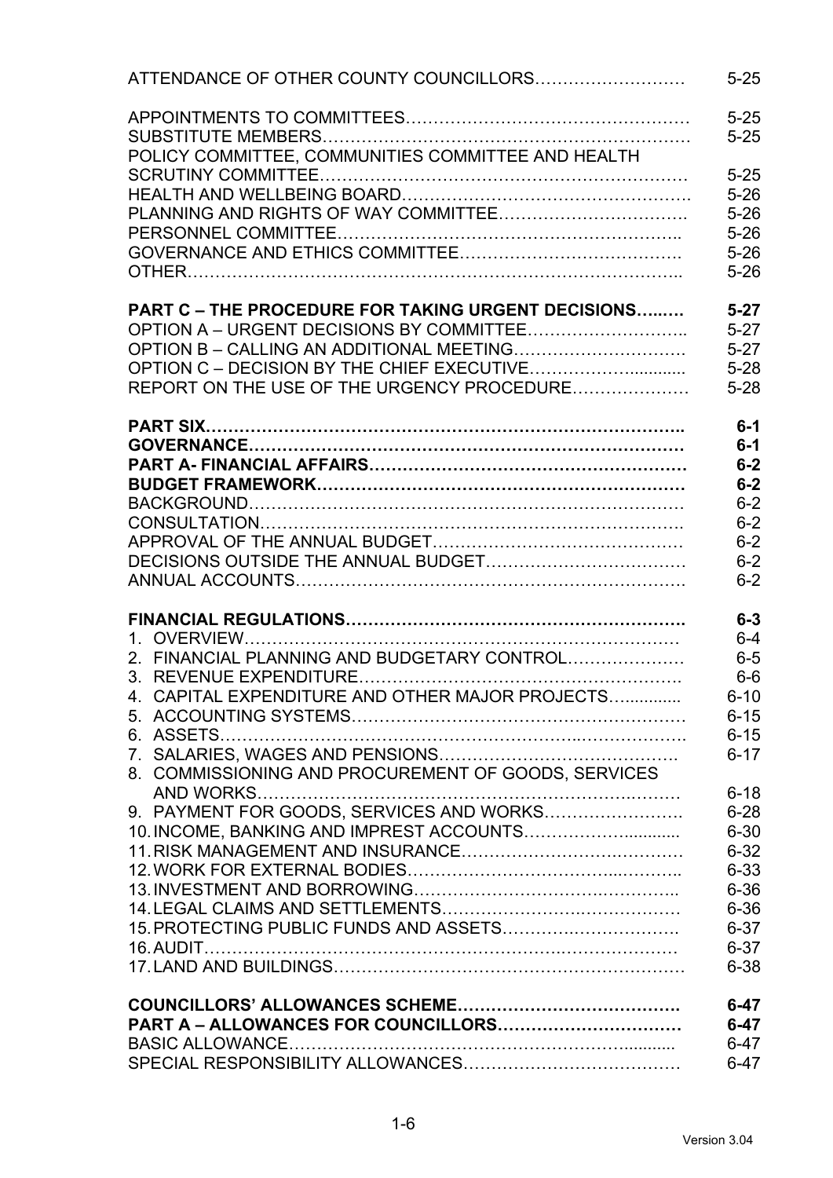| | |
|---|---|
| ATTENDANCE OF OTHER COUNTY COUNCILLORS | 5-25 |
| APPOINTMENTS TO COMMITTEES | 5-25 |
| SUBSTITUTE MEMBERS | 5-25 |
| POLICY COMMITTEE, COMMUNITIES COMMITTEE AND HEALTH SCRUTINY COMMITTEE | 5-25 |
| HEALTH AND WELLBEING BOARD | 5-26 |
| PLANNING AND RIGHTS OF WAY COMMITTEE | 5-26 |
| PERSONNEL COMMITTEE | 5-26 |
| GOVERNANCE AND ETHICS COMMITTEE | 5-26 |
| OTHER | 5-26 |
| **PART C – THE PROCEDURE FOR TAKING URGENT DECISIONS** | **5-27** |
| OPTION A – URGENT DECISIONS BY COMMITTEE | 5-27 |
| OPTION B – CALLING AN ADDITIONAL MEETING | 5-27 |
| OPTION C – DECISION BY THE CHIEF EXECUTIVE | 5-28 |
| REPORT ON THE USE OF THE URGENCY PROCEDURE | 5-28 |
| **PART SIX** | **6-1** |
| **GOVERNANCE** | **6-1** |
| **PART A- FINANCIAL AFFAIRS** | **6-2** |
| **BUDGET FRAMEWORK** | **6-2** |
| BACKGROUND | 6-2 |
| CONSULTATION | 6-2 |
| APPROVAL OF THE ANNUAL BUDGET | 6-2 |
| DECISIONS OUTSIDE THE ANNUAL BUDGET | 6-2 |
| ANNUAL ACCOUNTS | 6-2 |
| **FINANCIAL REGULATIONS** | **6-3** |
| 1. OVERVIEW | 6-4 |
| 2. FINANCIAL PLANNING AND BUDGETARY CONTROL | 6-5 |
| 3. REVENUE EXPENDITURE | 6-6 |
| 4. CAPITAL EXPENDITURE AND OTHER MAJOR PROJECTS | 6-10 |
| 5. ACCOUNTING SYSTEMS | 6-15 |
| 6. ASSETS | 6-15 |
| 7. SALARIES, WAGES AND PENSIONS | 6-17 |
| 8. COMMISSIONING AND PROCUREMENT OF GOODS, SERVICES AND WORKS | 6-18 |
| 9. PAYMENT FOR GOODS, SERVICES AND WORKS | 6-28 |
| 10. INCOME, BANKING AND IMPREST ACCOUNTS | 6-30 |
| 11. RISK MANAGEMENT AND INSURANCE | 6-32 |
| 12. WORK FOR EXTERNAL BODIES | 6-33 |
| 13. INVESTMENT AND BORROWING | 6-36 |
| 14. LEGAL CLAIMS AND SETTLEMENTS | 6-36 |
| 15. PROTECTING PUBLIC FUNDS AND ASSETS | 6-37 |
| 16. AUDIT | 6-37 |
| 17. LAND AND BUILDINGS | 6-38 |
| **COUNCILLORS' ALLOWANCES SCHEME** | **6-47** |
| **PART A – ALLOWANCES FOR COUNCILLORS** | **6-47** |
| BASIC ALLOWANCE | 6-47 |
| SPECIAL RESPONSIBILITY ALLOWANCES | 6-47 |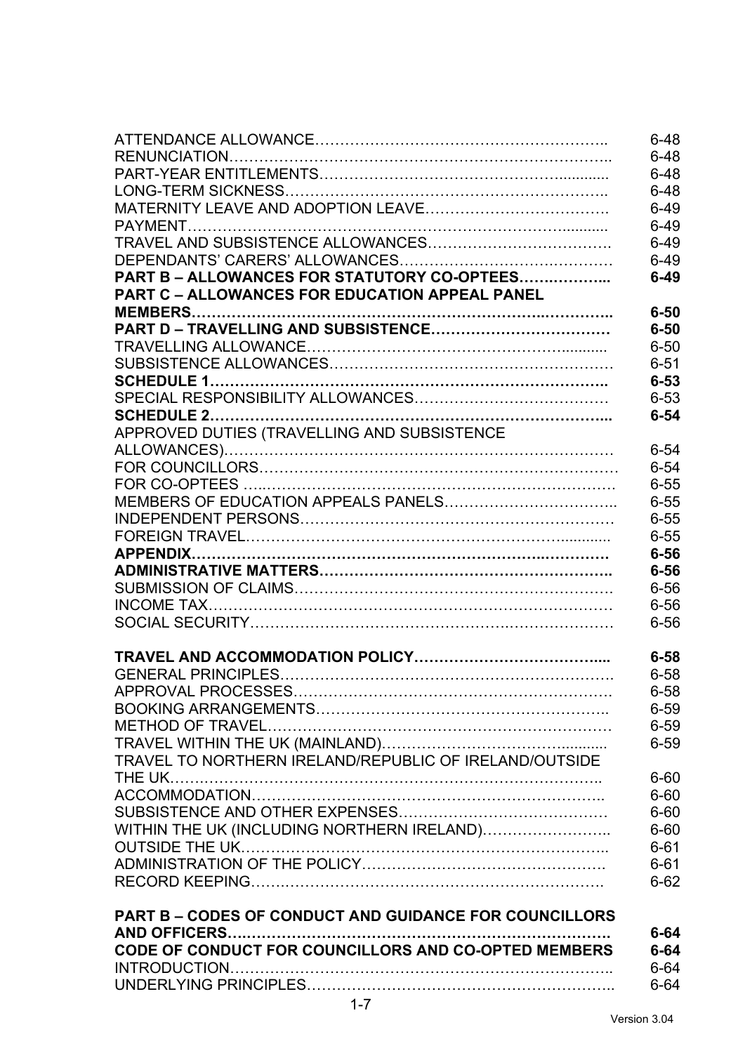| | |
|---|---|
| ATTENDANCE ALLOWANCE | 6-48 |
| RENUNCIATION | 6-48 |
| PART-YEAR ENTITLEMENTS | 6-48 |
| LONG-TERM SICKNESS | 6-48 |
| MATERNITY LEAVE AND ADOPTION LEAVE | 6-49 |
| PAYMENT | 6-49 |
| TRAVEL AND SUBSISTENCE ALLOWANCES | 6-49 |
| DEPENDANTS' CARERS' ALLOWANCES | 6-49 |
| **PART B – ALLOWANCES FOR STATUTORY CO-OPTEES** | **6-49** |
| **PART C – ALLOWANCES FOR EDUCATION APPEAL PANEL MEMBERS** | **6-50** |
| **PART D – TRAVELLING AND SUBSISTENCE** | **6-50** |
| TRAVELLING ALLOWANCE | 6-50 |
| SUBSISTENCE ALLOWANCES | 6-51 |
| **SCHEDULE 1** | **6-53** |
| SPECIAL RESPONSIBILITY ALLOWANCES | 6-53 |
| **SCHEDULE 2** | **6-54** |
| APPROVED DUTIES (TRAVELLING AND SUBSISTENCE ALLOWANCES) | 6-54 |
| FOR COUNCILLORS | 6-54 |
| FOR CO-OPTEES | 6-55 |
| MEMBERS OF EDUCATION APPEALS PANELS | 6-55 |
| INDEPENDENT PERSONS | 6-55 |
| FOREIGN TRAVEL | 6-55 |
| **APPENDIX** | **6-56** |
| **ADMINISTRATIVE MATTERS** | **6-56** |
| SUBMISSION OF CLAIMS | 6-56 |
| INCOME TAX | 6-56 |
| SOCIAL SECURITY | 6-56 |
| | |
| **TRAVEL AND ACCOMMODATION POLICY** | **6-58** |
| GENERAL PRINCIPLES | 6-58 |
| APPROVAL PROCESSES | 6-58 |
| BOOKING ARRANGEMENTS | 6-59 |
| METHOD OF TRAVEL | 6-59 |
| TRAVEL WITHIN THE UK (MAINLAND) | 6-59 |
| TRAVEL TO NORTHERN IRELAND/REPUBLIC OF IRELAND/OUTSIDE THE UK | 6-60 |
| ACCOMMODATION | 6-60 |
| SUBSISTENCE AND OTHER EXPENSES | 6-60 |
| WITHIN THE UK (INCLUDING NORTHERN IRELAND) | 6-60 |
| OUTSIDE THE UK | 6-61 |
| ADMINISTRATION OF THE POLICY | 6-61 |
| RECORD KEEPING | 6-62 |
| | |
| **PART B – CODES OF CONDUCT AND GUIDANCE FOR COUNCILLORS AND OFFICERS** | **6-64** |
| **CODE OF CONDUCT FOR COUNCILLORS AND CO-OPTED MEMBERS** | **6-64** |
| INTRODUCTION | 6-64 |
| UNDERLYING PRINCIPLES | 6-64 |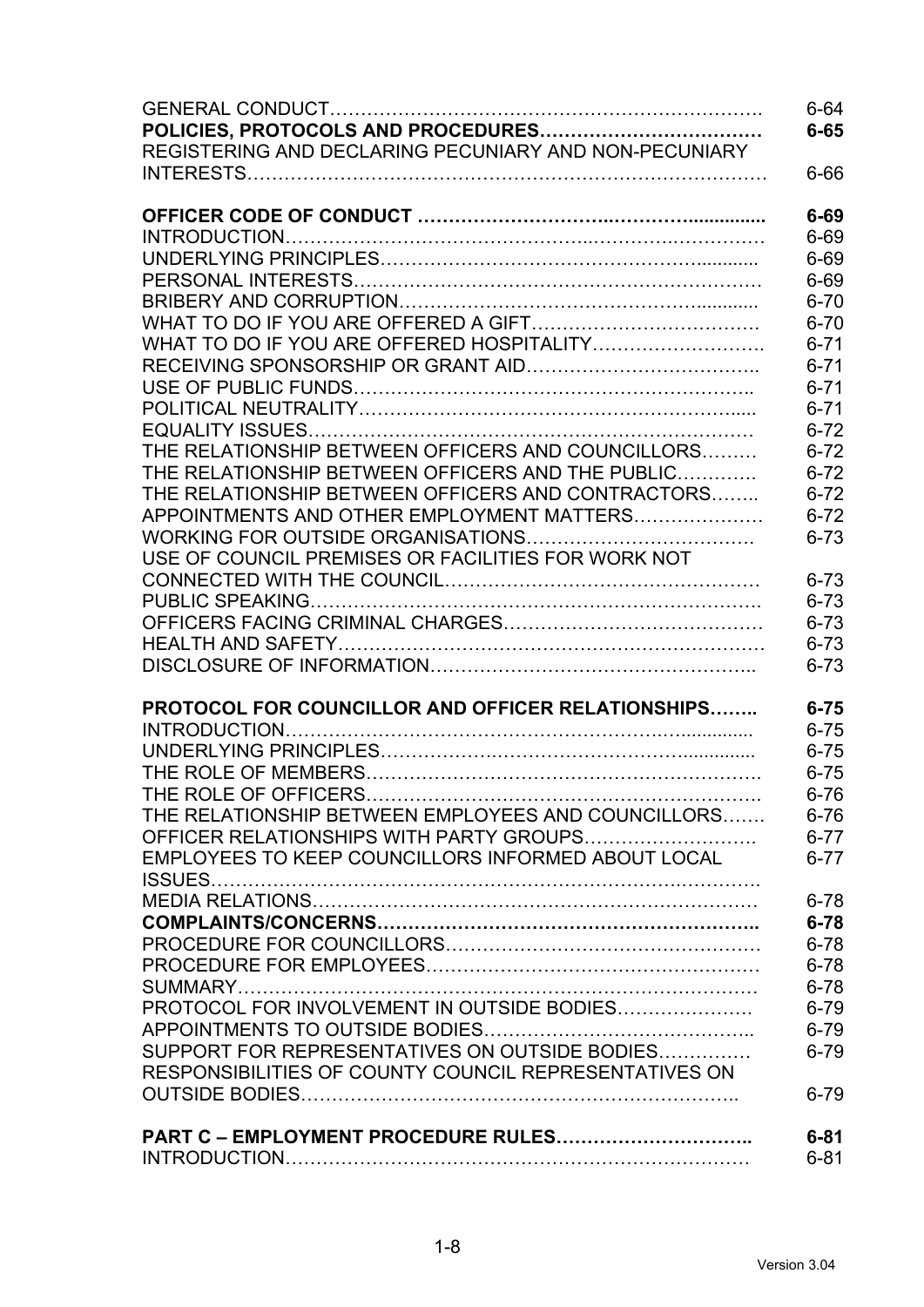| | |
|---|---|
| GENERAL CONDUCT……………………………………………………………. | 6-64 |
| **POLICIES, PROTOCOLS AND PROCEDURES………………………………** | **6-65** |
| REGISTERING AND DECLARING PECUNIARY AND NON-PECUNIARY INTERESTS……………………………………………………………………… | 6-66 |
| **OFFICER CODE OF CONDUCT ……………………………………….................** | **6-69** |
| INTRODUCTION………………………………………………………………… | 6-69 |
| UNDERLYING PRINCIPLES……………………………………………........... | 6-69 |
| PERSONAL INTERESTS………………………………………………………… | 6-69 |
| BRIBERY AND CORRUPTION……………………………………………............ | 6-70 |
| WHAT TO DO IF YOU ARE OFFERED A GIFT……………………………… | 6-70 |
| WHAT TO DO IF YOU ARE OFFERED HOSPITALITY………………………. | 6-71 |
| RECEIVING SPONSORSHIP OR GRANT AID……………………………….. | 6-71 |
| USE OF PUBLIC FUNDS……………………………………………………….. | 6-71 |
| POLITICAL NEUTRALITY…………………………………………………..... | 6-71 |
| EQUALITY ISSUES…………………………………………………………… | 6-72 |
| THE RELATIONSHIP BETWEEN OFFICERS AND COUNCILLORS……… | 6-72 |
| THE RELATIONSHIP BETWEEN OFFICERS AND THE PUBLIC…………. | 6-72 |
| THE RELATIONSHIP BETWEEN OFFICERS AND CONTRACTORS…….. | 6-72 |
| APPOINTMENTS AND OTHER EMPLOYMENT MATTERS………………… | 6-72 |
| WORKING FOR OUTSIDE ORGANISATIONS………………………………. | 6-73 |
| USE OF COUNCIL PREMISES OR FACILITIES FOR WORK NOT CONNECTED WITH THE COUNCIL…………………………………………… | 6-73 |
| PUBLIC SPEAKING……………………………………………………………. | 6-73 |
| OFFICERS FACING CRIMINAL CHARGES…………………………………… | 6-73 |
| HEALTH AND SAFETY………………………………………………………… | 6-73 |
| DISCLOSURE OF INFORMATION…………………………………………….. | 6-73 |
| **PROTOCOL FOR COUNCILLOR AND OFFICER RELATIONSHIPS……..** | **6-75** |
| INTRODUCTION……………………………………………………............. | 6-75 |
| UNDERLYING PRINCIPLES……………………………………………............ | 6-75 |
| THE ROLE OF MEMBERS………………………………………………………. | 6-75 |
| THE ROLE OF OFFICERS………………………………………………………. | 6-76 |
| THE RELATIONSHIP BETWEEN EMPLOYEES AND COUNCILLORS……. | 6-76 |
| OFFICER RELATIONSHIPS WITH PARTY GROUPS………………………. | 6-77 |
| EMPLOYEES TO KEEP COUNCILLORS INFORMED ABOUT LOCAL ISSUES…………………………………………………………………………. | 6-77 |
| MEDIA RELATIONS…………………………………………………………… | 6-78 |
| **COMPLAINTS/CONCERNS……………………………………………………..** | **6-78** |
| PROCEDURE FOR COUNCILLORS…………………………………………… | 6-78 |
| PROCEDURE FOR EMPLOYEES……………………………………………… | 6-78 |
| SUMMARY………………………………………………………………………… | 6-78 |
| PROTOCOL FOR INVOLVEMENT IN OUTSIDE BODIES…………………. | 6-79 |
| APPOINTMENTS TO OUTSIDE BODIES…………………………………….. | 6-79 |
| SUPPORT FOR REPRESENTATIVES ON OUTSIDE BODIES…………… | 6-79 |
| RESPONSIBILITIES OF COUNTY COUNCIL REPRESENTATIVES ON OUTSIDE BODIES……………………………………………………………….. | 6-79 |
| **PART C – EMPLOYMENT PROCEDURE RULES…………………………..** | **6-81** |
| INTRODUCTION…………………………………………………………………… | 6-81 |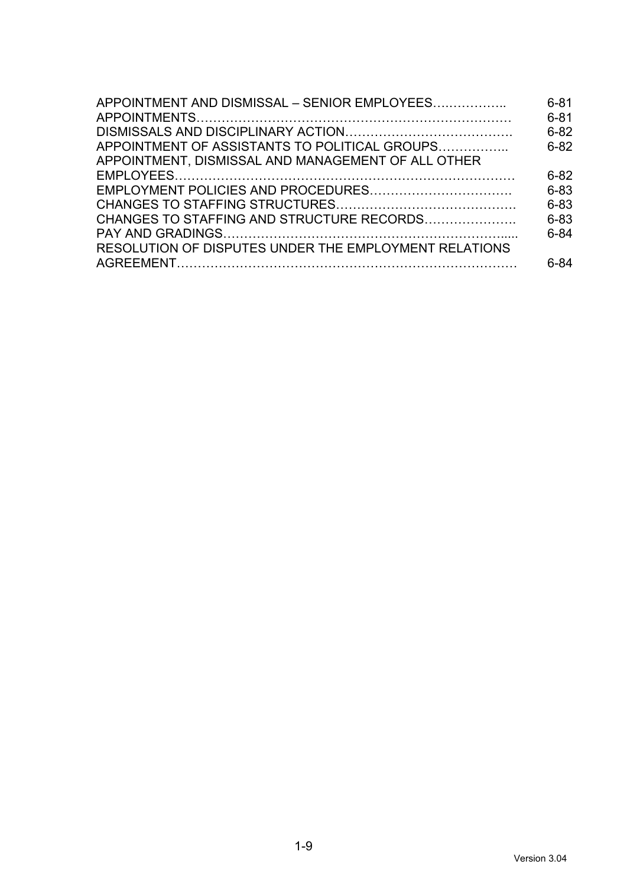| | |
|---|---|
| APPOINTMENT AND DISMISSAL – SENIOR EMPLOYEES…………….. | 6-81 |
| APPOINTMENTS…………………………………………………………………… | 6-81 |
| DISMISSALS AND DISCIPLINARY ACTION…………………………………. | 6-82 |
| APPOINTMENT OF ASSISTANTS TO POLITICAL GROUPS…………….. | 6-82 |
| APPOINTMENT, DISMISSAL AND MANAGEMENT OF ALL OTHER EMPLOYEES………………………………………………………………………… | 6-82 |
| EMPLOYMENT POLICIES AND PROCEDURES……………………………. | 6-83 |
| CHANGES TO STAFFING STRUCTURES……………………………………. | 6-83 |
| CHANGES TO STAFFING AND STRUCTURE RECORDS…………………. | 6-83 |
| PAY AND GRADINGS…………………………………………………………..... | 6-84 |
| RESOLUTION OF DISPUTES UNDER THE EMPLOYMENT RELATIONS AGREEMENT………………………………………………………………………… | 6-84 |

Version 3.04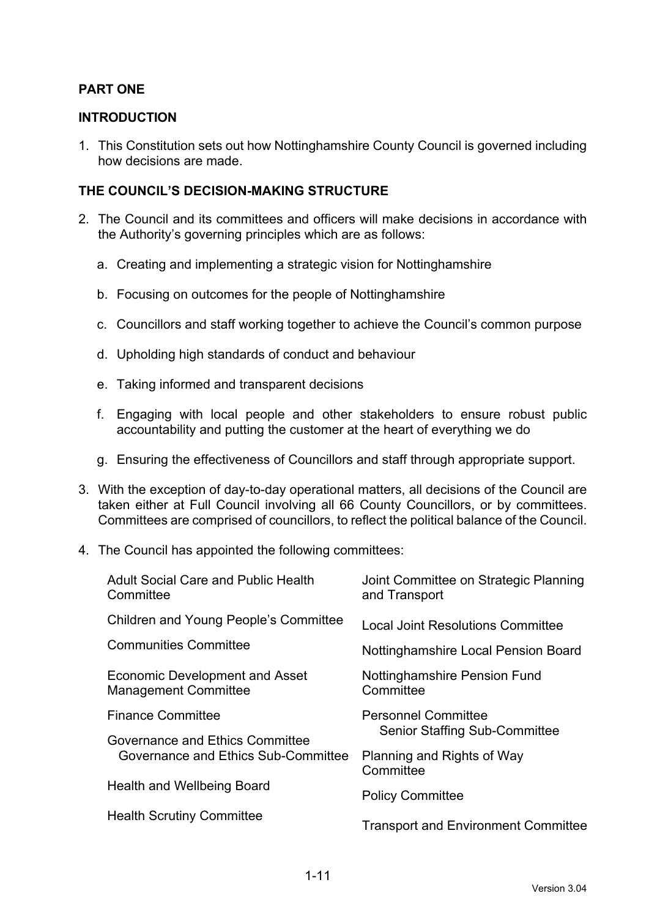# PART ONE

## INTRODUCTION

1. This Constitution sets out how Nottinghamshire County Council is governed including how decisions are made.

## THE COUNCIL'S DECISION-MAKING STRUCTURE

2. The Council and its committees and officers will make decisions in accordance with the Authority's governing principles which are as follows:

   a. Creating and implementing a strategic vision for Nottinghamshire

   b. Focusing on outcomes for the people of Nottinghamshire

   c. Councillors and staff working together to achieve the Council's common purpose

   d. Upholding high standards of conduct and behaviour

   e. Taking informed and transparent decisions

   f. Engaging with local people and other stakeholders to ensure robust public accountability and putting the customer at the heart of everything we do

   g. Ensuring the effectiveness of Councillors and staff through appropriate support.

3. With the exception of day-to-day operational matters, all decisions of the Council are taken either at Full Council involving all 66 County Councillors, or by committees. Committees are comprised of councillors, to reflect the political balance of the Council.

4. The Council has appointed the following committees:

   - Adult Social Care and Public Health Committee
   - Children and Young People's Committee
   - Communities Committee
   - Economic Development and Asset Management Committee
   - Finance Committee
   - Governance and Ethics Committee
     - Governance and Ethics Sub-Committee
   - Health and Wellbeing Board
   - Health Scrutiny Committee
   - Joint Committee on Strategic Planning and Transport
   - Local Joint Resolutions Committee
   - Nottinghamshire Local Pension Board
   - Nottinghamshire Pension Fund Committee
   - Personnel Committee
     - Senior Staffing Sub-Committee
   - Planning and Rights of Way Committee
   - Policy Committee
   - Transport and Environment Committee

Version 3.04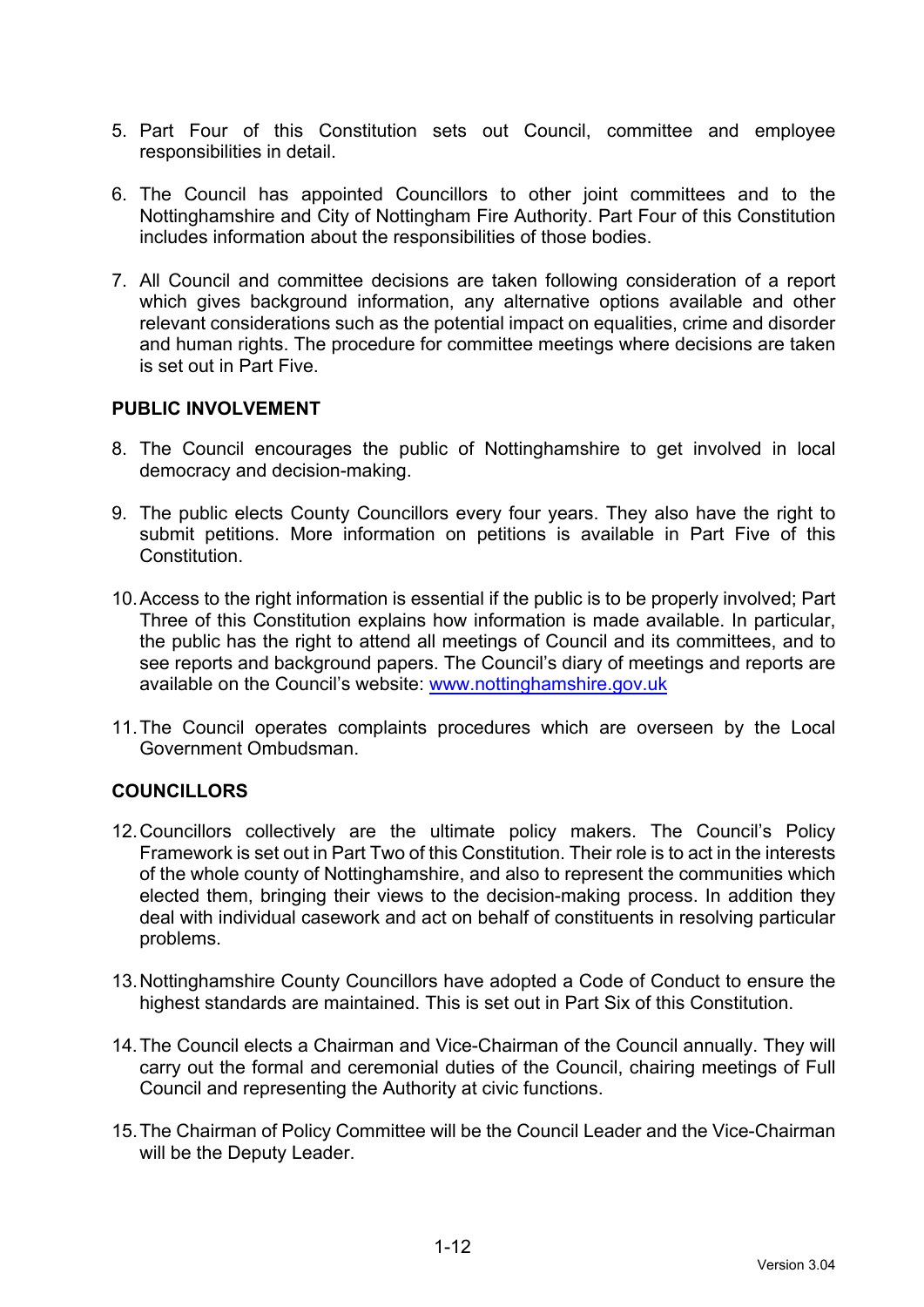5. Part Four of this Constitution sets out Council, committee and employee responsibilities in detail.

6. The Council has appointed Councillors to other joint committees and to the Nottinghamshire and City of Nottingham Fire Authority. Part Four of this Constitution includes information about the responsibilities of those bodies.

7. All Council and committee decisions are taken following consideration of a report which gives background information, any alternative options available and other relevant considerations such as the potential impact on equalities, crime and disorder and human rights. The procedure for committee meetings where decisions are taken is set out in Part Five.

**PUBLIC INVOLVEMENT**

8. The Council encourages the public of Nottinghamshire to get involved in local democracy and decision-making.

9. The public elects County Councillors every four years. They also have the right to submit petitions. More information on petitions is available in Part Five of this Constitution.

10. Access to the right information is essential if the public is to be properly involved; Part Three of this Constitution explains how information is made available. In particular, the public has the right to attend all meetings of Council and its committees, and to see reports and background papers. The Council's diary of meetings and reports are available on the Council's website: [www.nottinghamshire.gov.uk](http://www.nottinghamshire.gov.uk)

11. The Council operates complaints procedures which are overseen by the Local Government Ombudsman.

**COUNCILLORS**

12. Councillors collectively are the ultimate policy makers. The Council's Policy Framework is set out in Part Two of this Constitution. Their role is to act in the interests of the whole county of Nottinghamshire, and also to represent the communities which elected them, bringing their views to the decision-making process. In addition they deal with individual casework and act on behalf of constituents in resolving particular problems.

13. Nottinghamshire County Councillors have adopted a Code of Conduct to ensure the highest standards are maintained. This is set out in Part Six of this Constitution.

14. The Council elects a Chairman and Vice-Chairman of the Council annually. They will carry out the formal and ceremonial duties of the Council, chairing meetings of Full Council and representing the Authority at civic functions.

15. The Chairman of Policy Committee will be the Council Leader and the Vice-Chairman will be the Deputy Leader.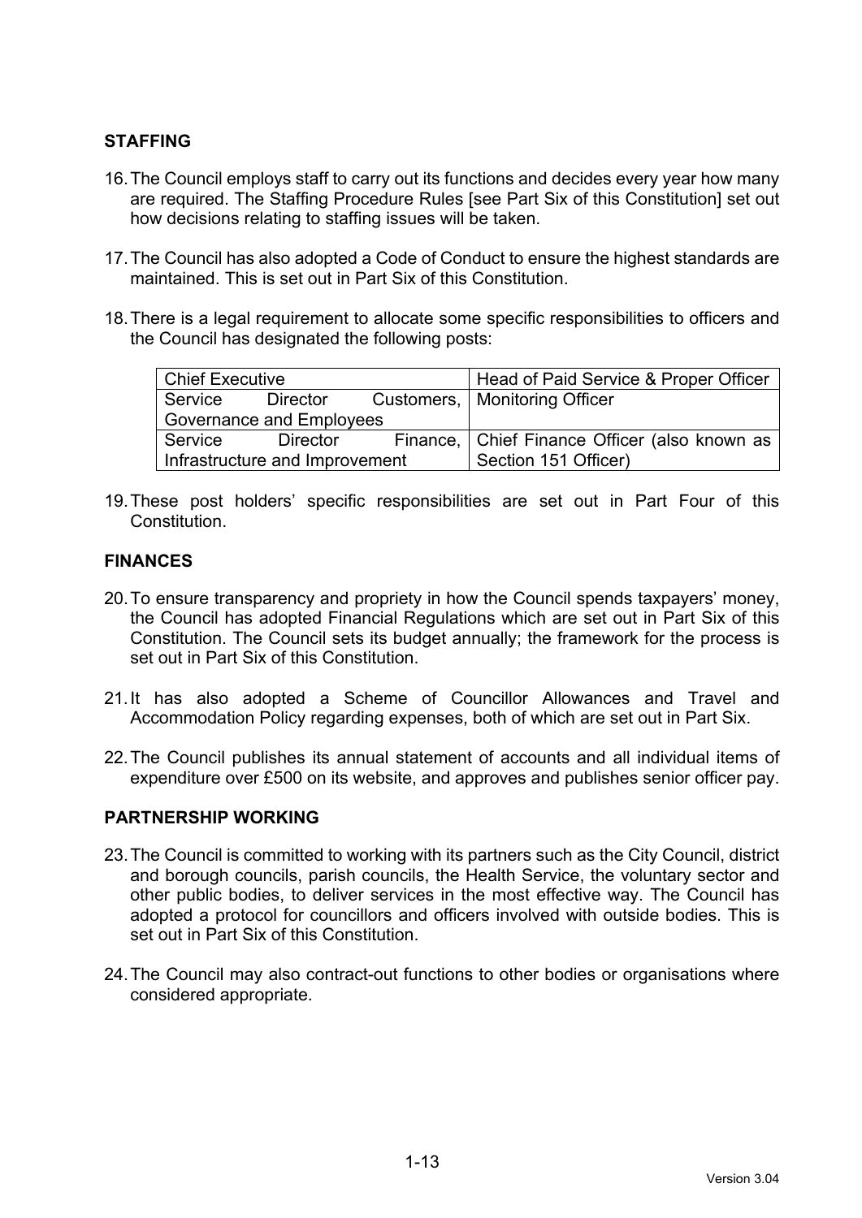## STAFFING

16. The Council employs staff to carry out its functions and decides every year how many are required. The Staffing Procedure Rules [see Part Six of this Constitution] set out how decisions relating to staffing issues will be taken.

17. The Council has also adopted a Code of Conduct to ensure the highest standards are maintained. This is set out in Part Six of this Constitution.

18. There is a legal requirement to allocate some specific responsibilities to officers and the Council has designated the following posts:

| | |
|---|---|
| Chief Executive | Head of Paid Service & Proper Officer |
| Service Director Customers, Governance and Employees | Monitoring Officer |
| Service Director Finance, Infrastructure and Improvement | Chief Finance Officer (also known as Section 151 Officer) |

19. These post holders' specific responsibilities are set out in Part Four of this Constitution.

## FINANCES

20. To ensure transparency and propriety in how the Council spends taxpayers' money, the Council has adopted Financial Regulations which are set out in Part Six of this Constitution. The Council sets its budget annually; the framework for the process is set out in Part Six of this Constitution.

21. It has also adopted a Scheme of Councillor Allowances and Travel and Accommodation Policy regarding expenses, both of which are set out in Part Six.

22. The Council publishes its annual statement of accounts and all individual items of expenditure over £500 on its website, and approves and publishes senior officer pay.

## PARTNERSHIP WORKING

23. The Council is committed to working with its partners such as the City Council, district and borough councils, parish councils, the Health Service, the voluntary sector and other public bodies, to deliver services in the most effective way. The Council has adopted a protocol for councillors and officers involved with outside bodies. This is set out in Part Six of this Constitution.

24. The Council may also contract-out functions to other bodies or organisations where considered appropriate.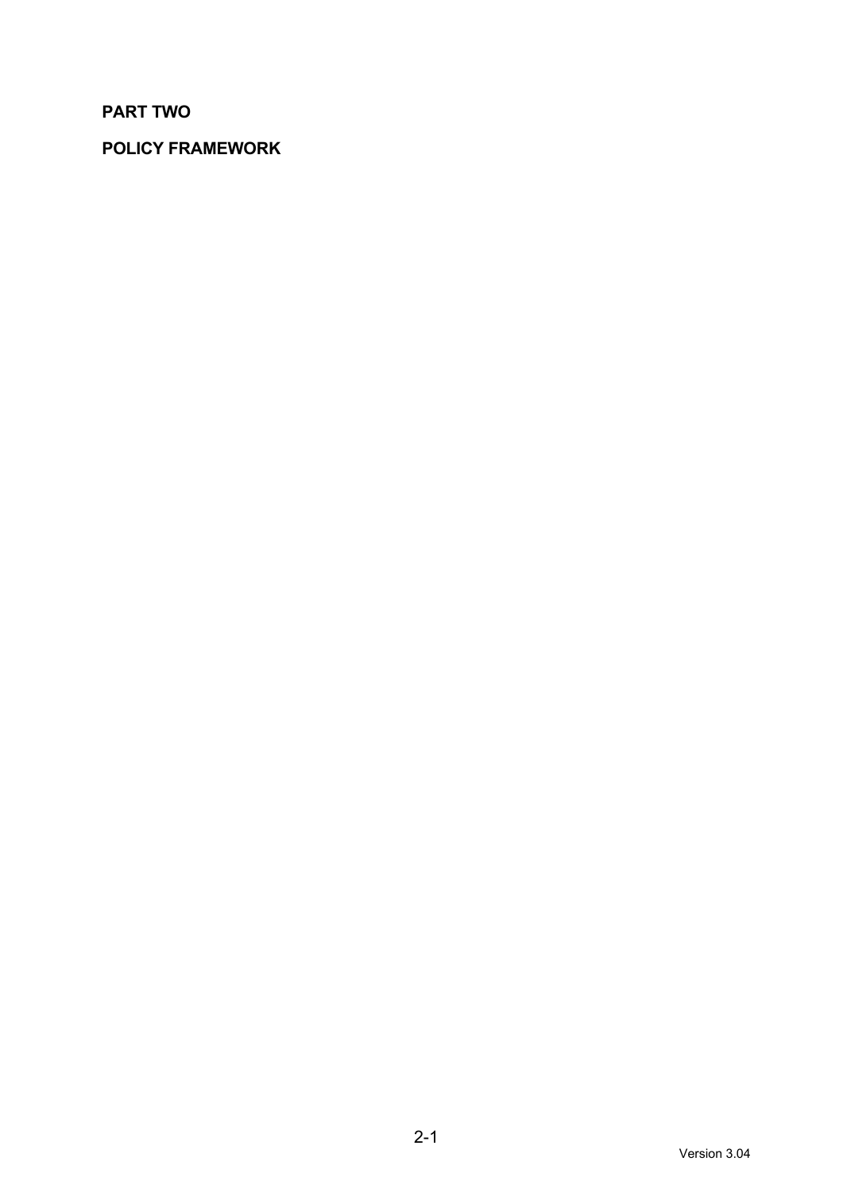# PART TWO

# POLICY FRAMEWORK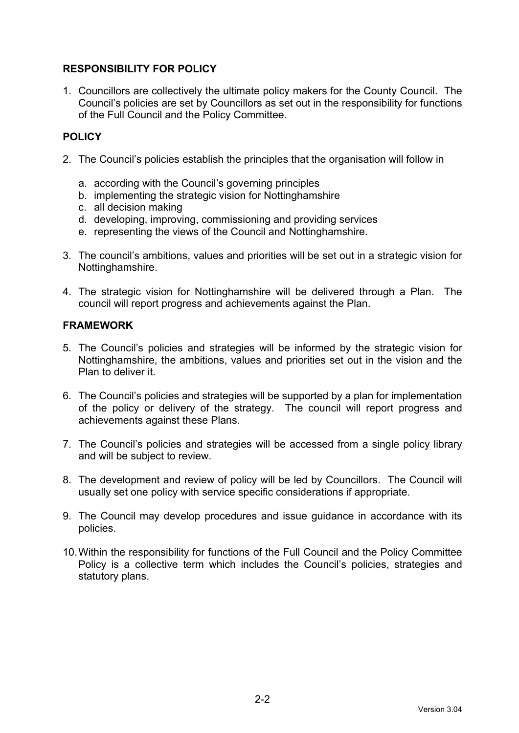## RESPONSIBILITY FOR POLICY

1. Councillors are collectively the ultimate policy makers for the County Council. The Council's policies are set by Councillors as set out in the responsibility for functions of the Full Council and the Policy Committee.

## POLICY

2. The Council's policies establish the principles that the organisation will follow in

   a. according with the Council's governing principles
   b. implementing the strategic vision for Nottinghamshire
   c. all decision making
   d. developing, improving, commissioning and providing services
   e. representing the views of the Council and Nottinghamshire.

3. The council's ambitions, values and priorities will be set out in a strategic vision for Nottinghamshire.

4. The strategic vision for Nottinghamshire will be delivered through a Plan. The council will report progress and achievements against the Plan.

## FRAMEWORK

5. The Council's policies and strategies will be informed by the strategic vision for Nottinghamshire, the ambitions, values and priorities set out in the vision and the Plan to deliver it.

6. The Council's policies and strategies will be supported by a plan for implementation of the policy or delivery of the strategy. The council will report progress and achievements against these Plans.

7. The Council's policies and strategies will be accessed from a single policy library and will be subject to review.

8. The development and review of policy will be led by Councillors. The Council will usually set one policy with service specific considerations if appropriate.

9. The Council may develop procedures and issue guidance in accordance with its policies.

10. Within the responsibility for functions of the Full Council and the Policy Committee Policy is a collective term which includes the Council's policies, strategies and statutory plans.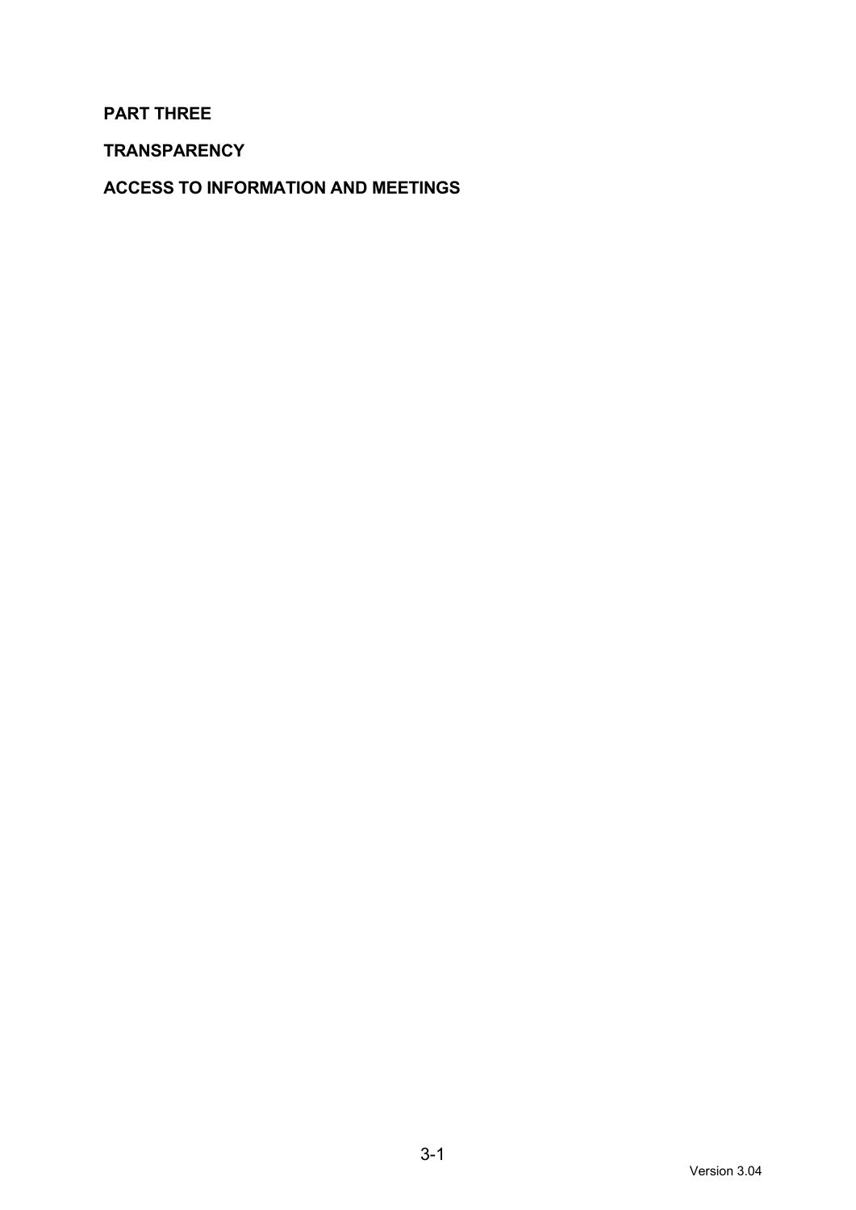# PART THREE

## TRANSPARENCY

## ACCESS TO INFORMATION AND MEETINGS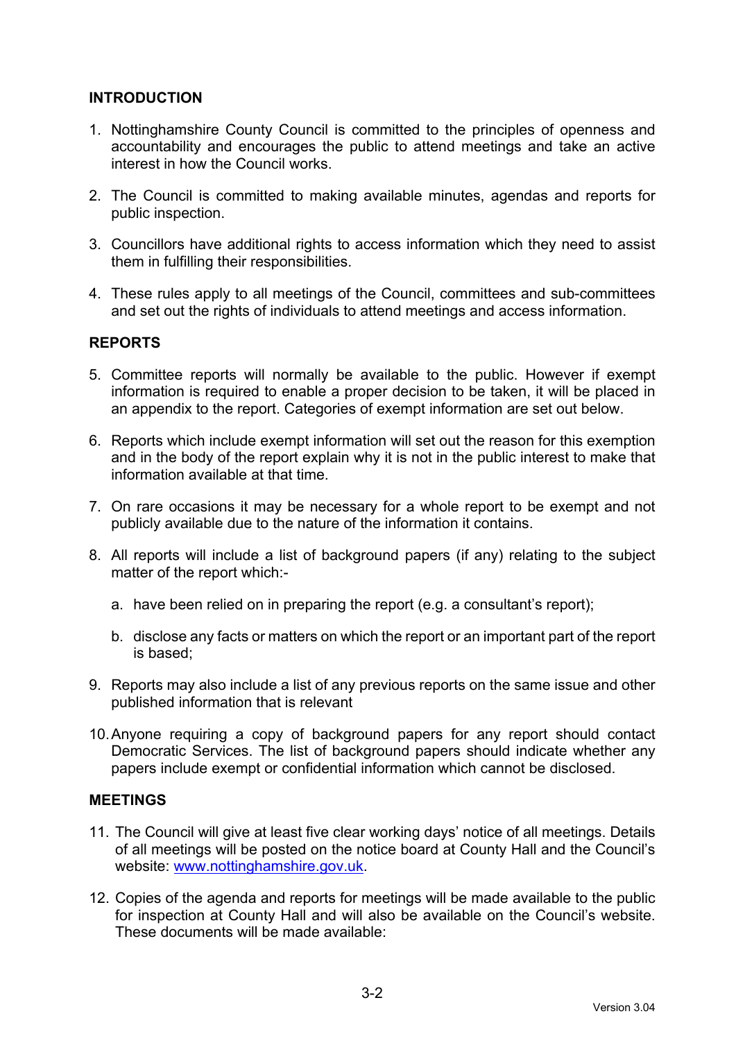## INTRODUCTION

1. Nottinghamshire County Council is committed to the principles of openness and accountability and encourages the public to attend meetings and take an active interest in how the Council works.

2. The Council is committed to making available minutes, agendas and reports for public inspection.

3. Councillors have additional rights to access information which they need to assist them in fulfilling their responsibilities.

4. These rules apply to all meetings of the Council, committees and sub-committees and set out the rights of individuals to attend meetings and access information.

## REPORTS

5. Committee reports will normally be available to the public. However if exempt information is required to enable a proper decision to be taken, it will be placed in an appendix to the report. Categories of exempt information are set out below.

6. Reports which include exempt information will set out the reason for this exemption and in the body of the report explain why it is not in the public interest to make that information available at that time.

7. On rare occasions it may be necessary for a whole report to be exempt and not publicly available due to the nature of the information it contains.

8. All reports will include a list of background papers (if any) relating to the subject matter of the report which:-

   a. have been relied on in preparing the report (e.g. a consultant's report);

   b. disclose any facts or matters on which the report or an important part of the report is based;

9. Reports may also include a list of any previous reports on the same issue and other published information that is relevant

10. Anyone requiring a copy of background papers for any report should contact Democratic Services. The list of background papers should indicate whether any papers include exempt or confidential information which cannot be disclosed.

## MEETINGS

11. The Council will give at least five clear working days' notice of all meetings. Details of all meetings will be posted on the notice board at County Hall and the Council's website: www.nottinghamshire.gov.uk.

12. Copies of the agenda and reports for meetings will be made available to the public for inspection at County Hall and will also be available on the Council's website. These documents will be made available: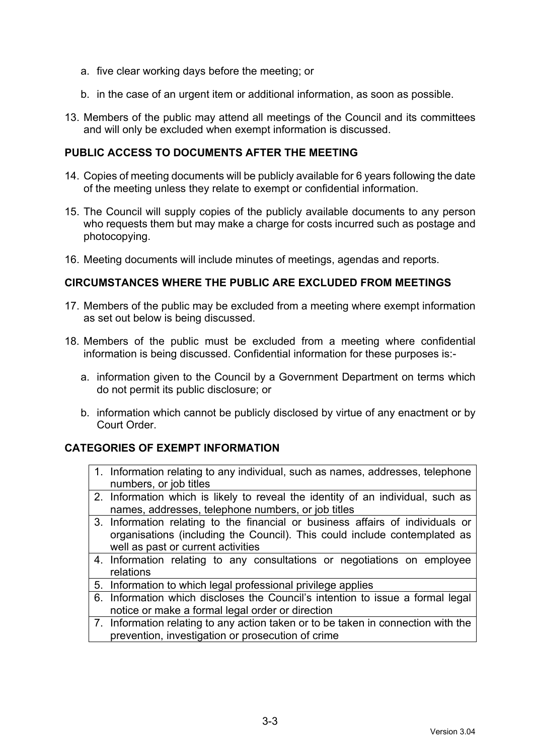a. five clear working days before the meeting; or

  b. in the case of an urgent item or additional information, as soon as possible.

13. Members of the public may attend all meetings of the Council and its committees and will only be excluded when exempt information is discussed.

### PUBLIC ACCESS TO DOCUMENTS AFTER THE MEETING

14. Copies of meeting documents will be publicly available for 6 years following the date of the meeting unless they relate to exempt or confidential information.

15. The Council will supply copies of the publicly available documents to any person who requests them but may make a charge for costs incurred such as postage and photocopying.

16. Meeting documents will include minutes of meetings, agendas and reports.

### CIRCUMSTANCES WHERE THE PUBLIC ARE EXCLUDED FROM MEETINGS

17. Members of the public may be excluded from a meeting where exempt information as set out below is being discussed.

18. Members of the public must be excluded from a meeting where confidential information is being discussed. Confidential information for these purposes is:-

    a. information given to the Council by a Government Department on terms which do not permit its public disclosure; or

    b. information which cannot be publicly disclosed by virtue of any enactment or by Court Order.

### CATEGORIES OF EXEMPT INFORMATION

| Categories |
|---|
| 1. Information relating to any individual, such as names, addresses, telephone numbers, or job titles |
| 2. Information which is likely to reveal the identity of an individual, such as names, addresses, telephone numbers, or job titles |
| 3. Information relating to the financial or business affairs of individuals or organisations (including the Council). This could include contemplated as well as past or current activities |
| 4. Information relating to any consultations or negotiations on employee relations |
| 5. Information to which legal professional privilege applies |
| 6. Information which discloses the Council's intention to issue a formal legal notice or make a formal legal order or direction |
| 7. Information relating to any action taken or to be taken in connection with the prevention, investigation or prosecution of crime |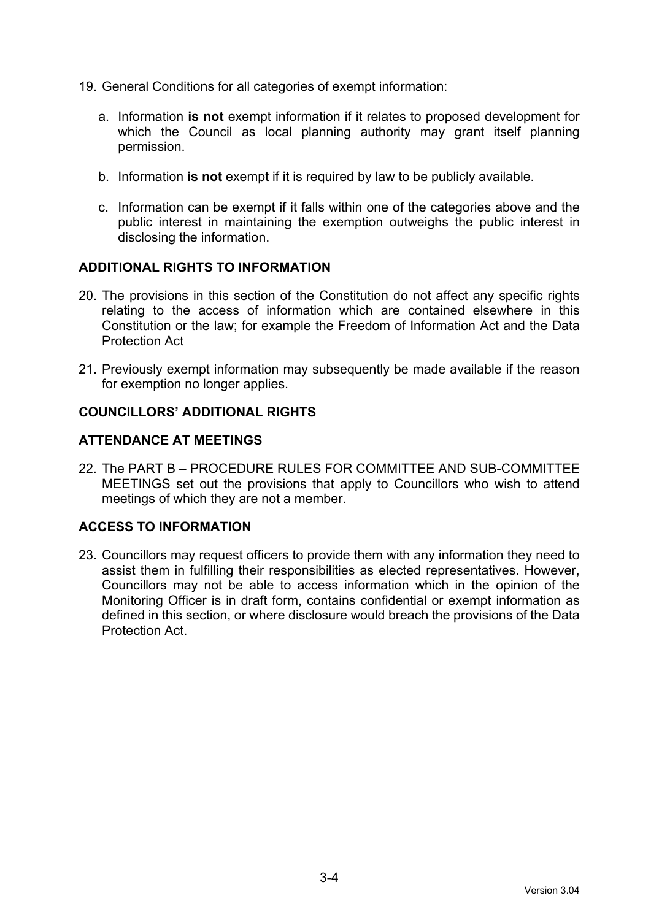19. General Conditions for all categories of exempt information:

    a. Information **is not** exempt information if it relates to proposed development for which the Council as local planning authority may grant itself planning permission.

    b. Information **is not** exempt if it is required by law to be publicly available.

    c. Information can be exempt if it falls within one of the categories above and the public interest in maintaining the exemption outweighs the public interest in disclosing the information.

**ADDITIONAL RIGHTS TO INFORMATION**

20. The provisions in this section of the Constitution do not affect any specific rights relating to the access of information which are contained elsewhere in this Constitution or the law; for example the Freedom of Information Act and the Data Protection Act

21. Previously exempt information may subsequently be made available if the reason for exemption no longer applies.

**COUNCILLORS' ADDITIONAL RIGHTS**

**ATTENDANCE AT MEETINGS**

22. The PART B – PROCEDURE RULES FOR COMMITTEE AND SUB-COMMITTEE MEETINGS set out the provisions that apply to Councillors who wish to attend meetings of which they are not a member.

**ACCESS TO INFORMATION**

23. Councillors may request officers to provide them with any information they need to assist them in fulfilling their responsibilities as elected representatives. However, Councillors may not be able to access information which in the opinion of the Monitoring Officer is in draft form, contains confidential or exempt information as defined in this section, or where disclosure would breach the provisions of the Data Protection Act.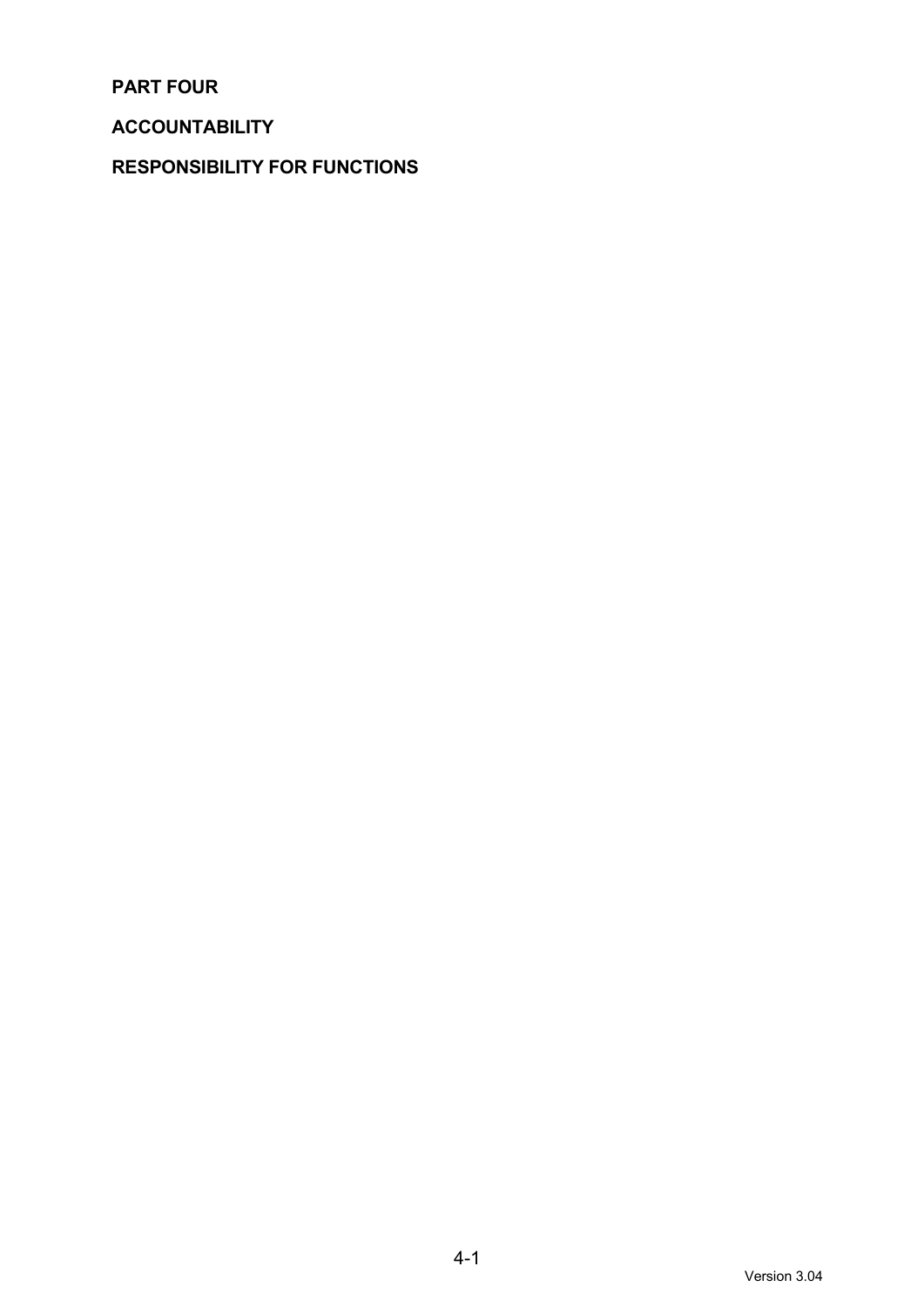# PART FOUR

## ACCOUNTABILITY

## RESPONSIBILITY FOR FUNCTIONS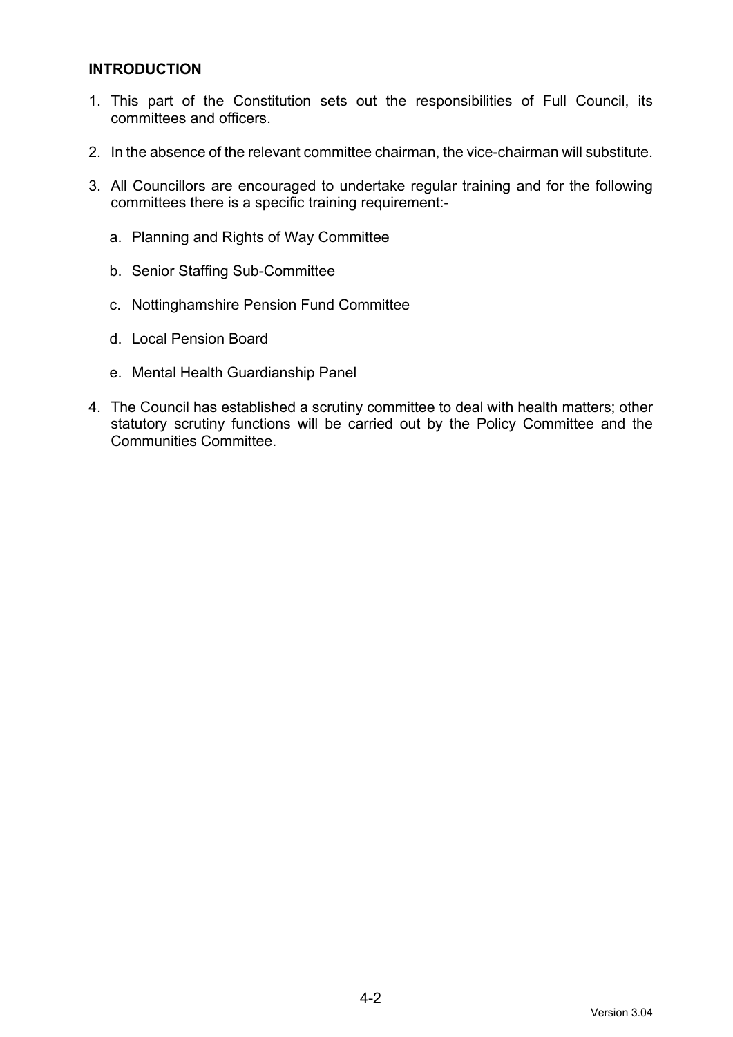## INTRODUCTION

1. This part of the Constitution sets out the responsibilities of Full Council, its committees and officers.

2. In the absence of the relevant committee chairman, the vice-chairman will substitute.

3. All Councillors are encouraged to undertake regular training and for the following committees there is a specific training requirement:-

   a. Planning and Rights of Way Committee

   b. Senior Staffing Sub-Committee

   c. Nottinghamshire Pension Fund Committee

   d. Local Pension Board

   e. Mental Health Guardianship Panel

4. The Council has established a scrutiny committee to deal with health matters; other statutory scrutiny functions will be carried out by the Policy Committee and the Communities Committee.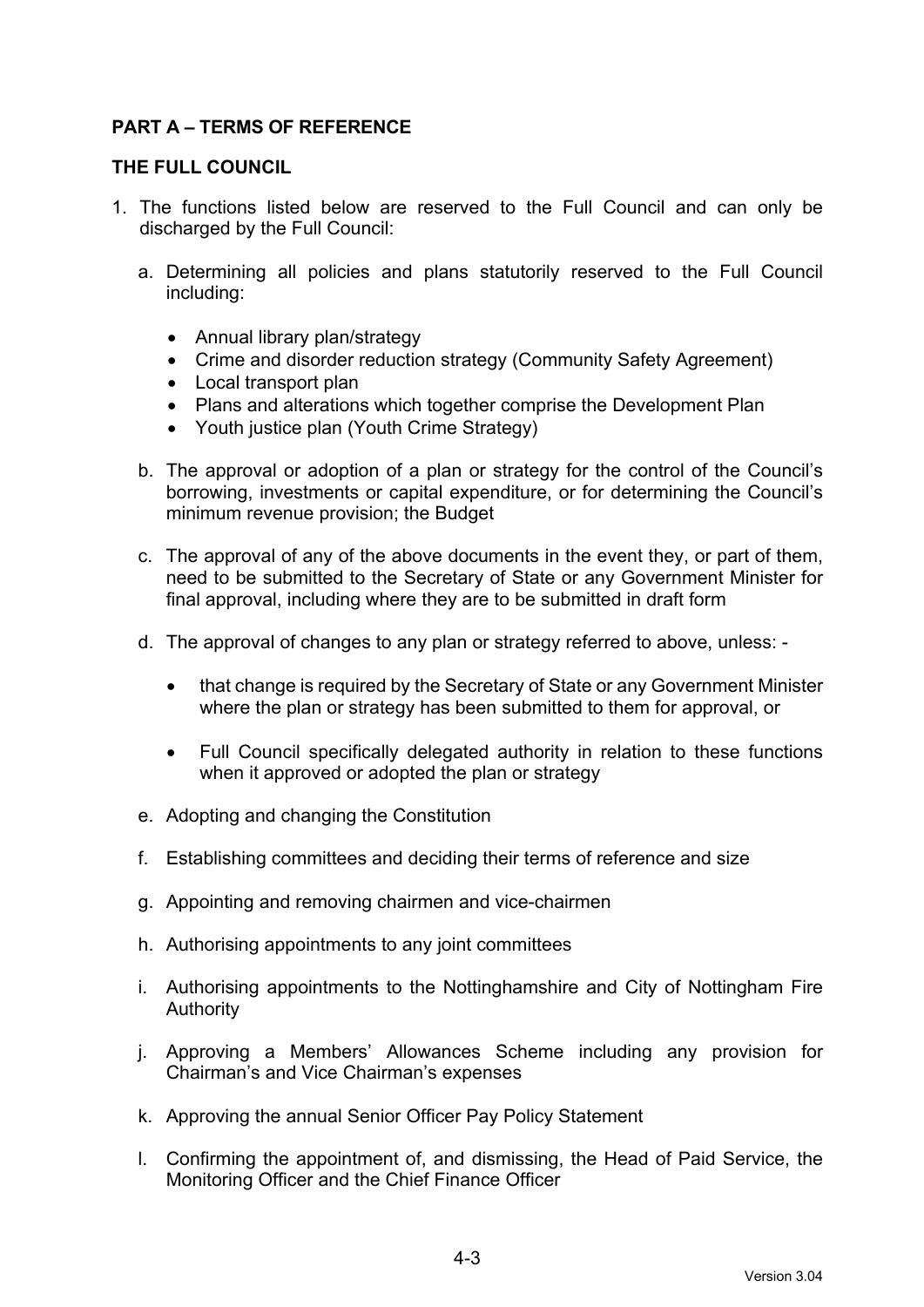## PART A – TERMS OF REFERENCE

### THE FULL COUNCIL

1. The functions listed below are reserved to the Full Council and can only be discharged by the Full Council:

   a. Determining all policies and plans statutorily reserved to the Full Council including:

      - Annual library plan/strategy
      - Crime and disorder reduction strategy (Community Safety Agreement)
      - Local transport plan
      - Plans and alterations which together comprise the Development Plan
      - Youth justice plan (Youth Crime Strategy)

   b. The approval or adoption of a plan or strategy for the control of the Council's borrowing, investments or capital expenditure, or for determining the Council's minimum revenue provision; the Budget

   c. The approval of any of the above documents in the event they, or part of them, need to be submitted to the Secretary of State or any Government Minister for final approval, including where they are to be submitted in draft form

   d. The approval of changes to any plan or strategy referred to above, unless: -

      - that change is required by the Secretary of State or any Government Minister where the plan or strategy has been submitted to them for approval, or

      - Full Council specifically delegated authority in relation to these functions when it approved or adopted the plan or strategy

   e. Adopting and changing the Constitution

   f. Establishing committees and deciding their terms of reference and size

   g. Appointing and removing chairmen and vice-chairmen

   h. Authorising appointments to any joint committees

   i. Authorising appointments to the Nottinghamshire and City of Nottingham Fire Authority

   j. Approving a Members' Allowances Scheme including any provision for Chairman's and Vice Chairman's expenses

   k. Approving the annual Senior Officer Pay Policy Statement

   l. Confirming the appointment of, and dismissing, the Head of Paid Service, the Monitoring Officer and the Chief Finance Officer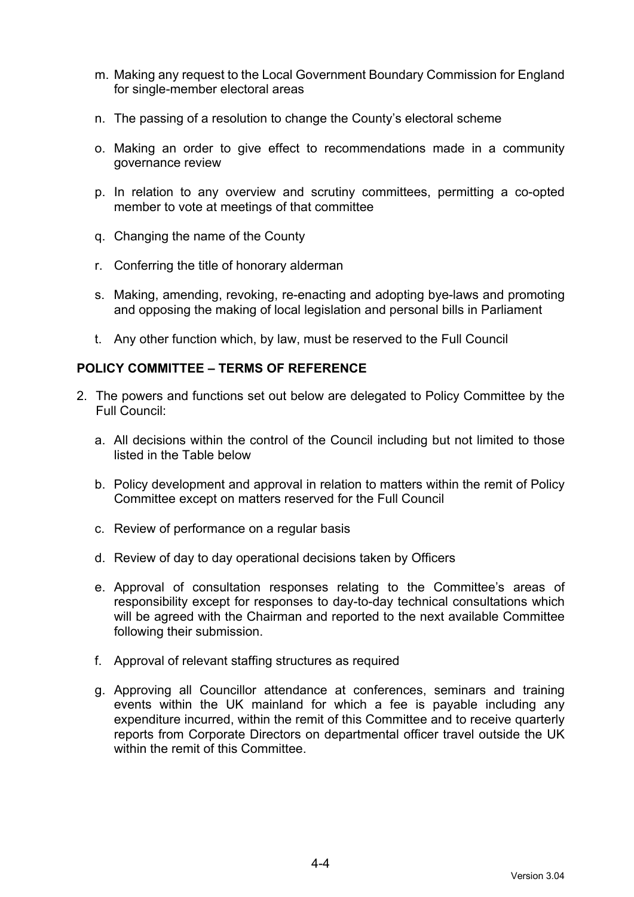m. Making any request to the Local Government Boundary Commission for England for single-member electoral areas

n. The passing of a resolution to change the County's electoral scheme

o. Making an order to give effect to recommendations made in a community governance review

p. In relation to any overview and scrutiny committees, permitting a co-opted member to vote at meetings of that committee

q. Changing the name of the County

r. Conferring the title of honorary alderman

s. Making, amending, revoking, re-enacting and adopting bye-laws and promoting and opposing the making of local legislation and personal bills in Parliament

t. Any other function which, by law, must be reserved to the Full Council

**POLICY COMMITTEE – TERMS OF REFERENCE**

2. The powers and functions set out below are delegated to Policy Committee by the Full Council:

   a. All decisions within the control of the Council including but not limited to those listed in the Table below

   b. Policy development and approval in relation to matters within the remit of Policy Committee except on matters reserved for the Full Council

   c. Review of performance on a regular basis

   d. Review of day to day operational decisions taken by Officers

   e. Approval of consultation responses relating to the Committee's areas of responsibility except for responses to day-to-day technical consultations which will be agreed with the Chairman and reported to the next available Committee following their submission.

   f. Approval of relevant staffing structures as required

   g. Approving all Councillor attendance at conferences, seminars and training events within the UK mainland for which a fee is payable including any expenditure incurred, within the remit of this Committee and to receive quarterly reports from Corporate Directors on departmental officer travel outside the UK within the remit of this Committee.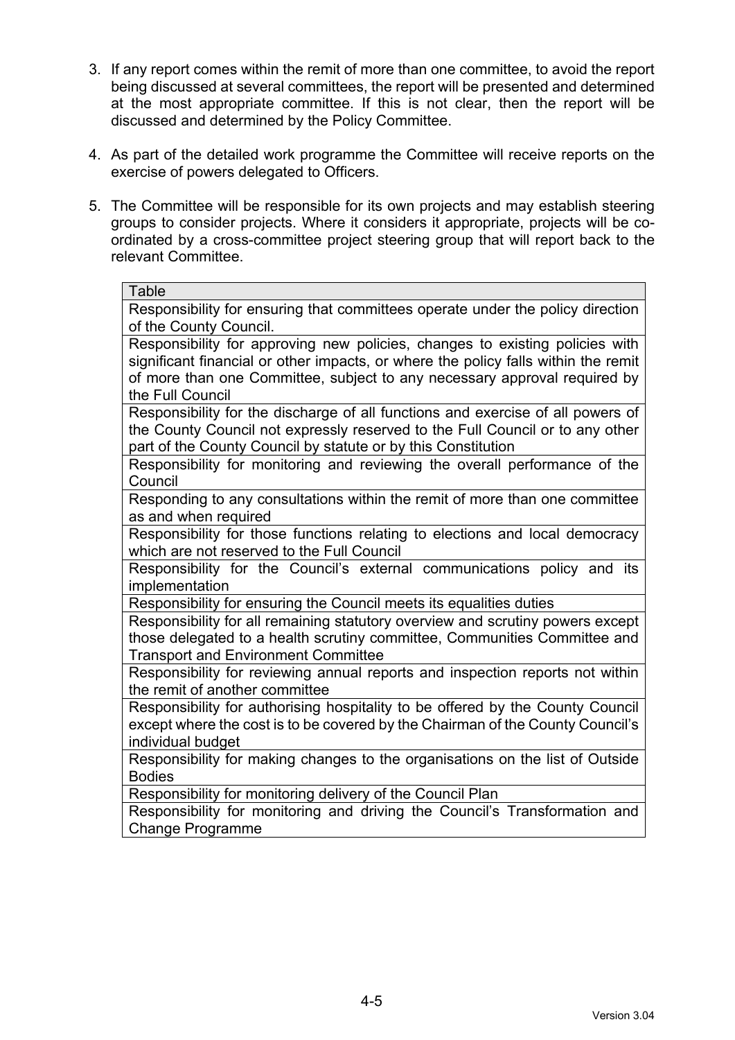3. If any report comes within the remit of more than one committee, to avoid the report being discussed at several committees, the report will be presented and determined at the most appropriate committee. If this is not clear, then the report will be discussed and determined by the Policy Committee.

4. As part of the detailed work programme the Committee will receive reports on the exercise of powers delegated to Officers.

5. The Committee will be responsible for its own projects and may establish steering groups to consider projects. Where it considers it appropriate, projects will be co-ordinated by a cross-committee project steering group that will report back to the relevant Committee.

| Table |
|---|
| Responsibility for ensuring that committees operate under the policy direction of the County Council. |
| Responsibility for approving new policies, changes to existing policies with significant financial or other impacts, or where the policy falls within the remit of more than one Committee, subject to any necessary approval required by the Full Council |
| Responsibility for the discharge of all functions and exercise of all powers of the County Council not expressly reserved to the Full Council or to any other part of the County Council by statute or by this Constitution |
| Responsibility for monitoring and reviewing the overall performance of the Council |
| Responding to any consultations within the remit of more than one committee as and when required |
| Responsibility for those functions relating to elections and local democracy which are not reserved to the Full Council |
| Responsibility for the Council's external communications policy and its implementation |
| Responsibility for ensuring the Council meets its equalities duties |
| Responsibility for all remaining statutory overview and scrutiny powers except those delegated to a health scrutiny committee, Communities Committee and Transport and Environment Committee |
| Responsibility for reviewing annual reports and inspection reports not within the remit of another committee |
| Responsibility for authorising hospitality to be offered by the County Council except where the cost is to be covered by the Chairman of the County Council's individual budget |
| Responsibility for making changes to the organisations on the list of Outside Bodies |
| Responsibility for monitoring delivery of the Council Plan |
| Responsibility for monitoring and driving the Council's Transformation and Change Programme |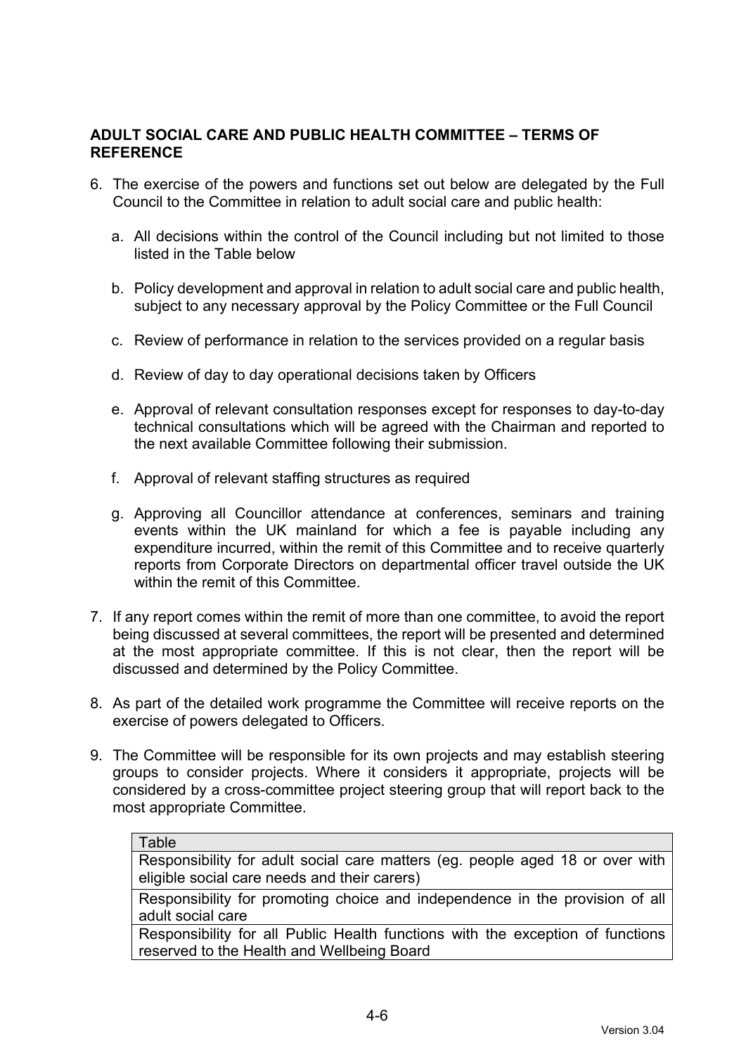**ADULT SOCIAL CARE AND PUBLIC HEALTH COMMITTEE – TERMS OF REFERENCE**

6. The exercise of the powers and functions set out below are delegated by the Full Council to the Committee in relation to adult social care and public health:

   a. All decisions within the control of the Council including but not limited to those listed in the Table below

   b. Policy development and approval in relation to adult social care and public health, subject to any necessary approval by the Policy Committee or the Full Council

   c. Review of performance in relation to the services provided on a regular basis

   d. Review of day to day operational decisions taken by Officers

   e. Approval of relevant consultation responses except for responses to day-to-day technical consultations which will be agreed with the Chairman and reported to the next available Committee following their submission.

   f. Approval of relevant staffing structures as required

   g. Approving all Councillor attendance at conferences, seminars and training events within the UK mainland for which a fee is payable including any expenditure incurred, within the remit of this Committee and to receive quarterly reports from Corporate Directors on departmental officer travel outside the UK within the remit of this Committee.

7. If any report comes within the remit of more than one committee, to avoid the report being discussed at several committees, the report will be presented and determined at the most appropriate committee. If this is not clear, then the report will be discussed and determined by the Policy Committee.

8. As part of the detailed work programme the Committee will receive reports on the exercise of powers delegated to Officers.

9. The Committee will be responsible for its own projects and may establish steering groups to consider projects. Where it considers it appropriate, projects will be considered by a cross-committee project steering group that will report back to the most appropriate Committee.

| Table |
|---|
| Responsibility for adult social care matters (eg. people aged 18 or over with eligible social care needs and their carers) |
| Responsibility for promoting choice and independence in the provision of all adult social care |
| Responsibility for all Public Health functions with the exception of functions reserved to the Health and Wellbeing Board |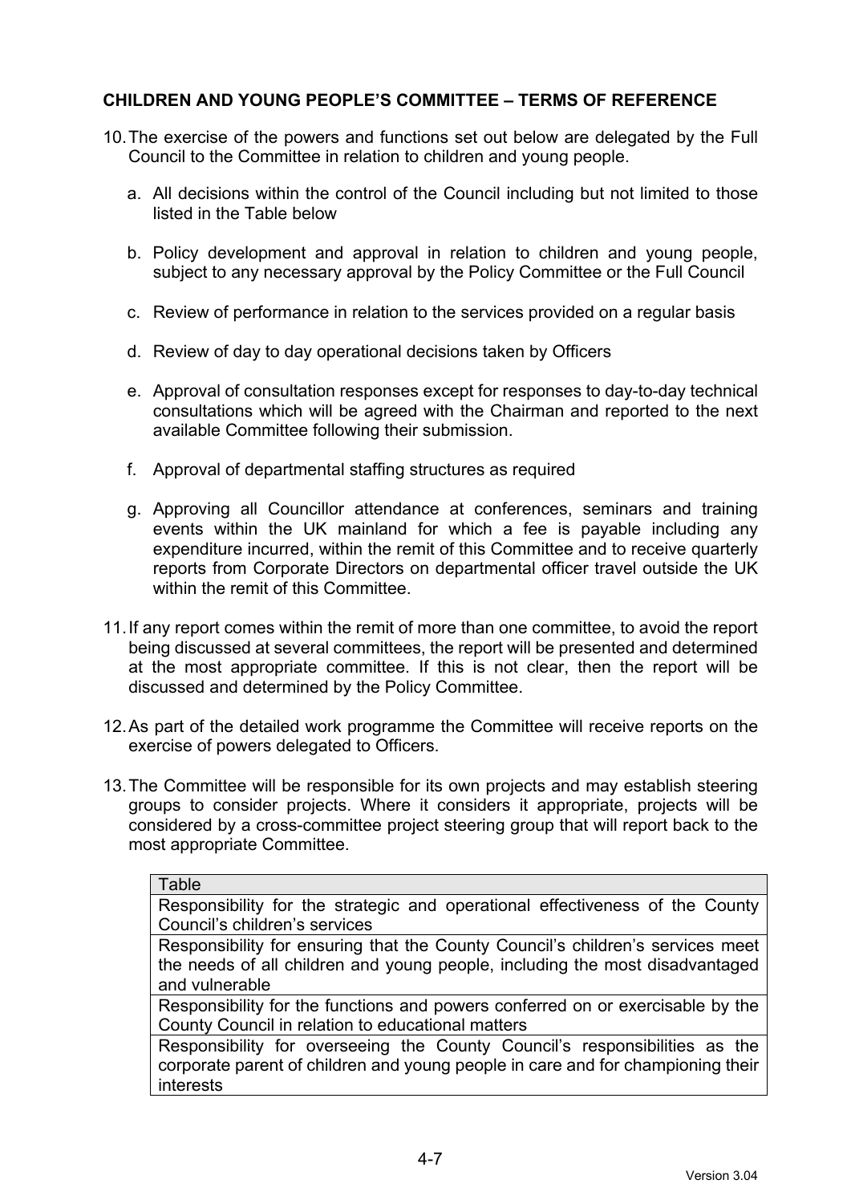**CHILDREN AND YOUNG PEOPLE'S COMMITTEE – TERMS OF REFERENCE**

10. The exercise of the powers and functions set out below are delegated by the Full Council to the Committee in relation to children and young people.

    a. All decisions within the control of the Council including but not limited to those listed in the Table below

    b. Policy development and approval in relation to children and young people, subject to any necessary approval by the Policy Committee or the Full Council

    c. Review of performance in relation to the services provided on a regular basis

    d. Review of day to day operational decisions taken by Officers

    e. Approval of consultation responses except for responses to day-to-day technical consultations which will be agreed with the Chairman and reported to the next available Committee following their submission.

    f. Approval of departmental staffing structures as required

    g. Approving all Councillor attendance at conferences, seminars and training events within the UK mainland for which a fee is payable including any expenditure incurred, within the remit of this Committee and to receive quarterly reports from Corporate Directors on departmental officer travel outside the UK within the remit of this Committee.

11. If any report comes within the remit of more than one committee, to avoid the report being discussed at several committees, the report will be presented and determined at the most appropriate committee. If this is not clear, then the report will be discussed and determined by the Policy Committee.

12. As part of the detailed work programme the Committee will receive reports on the exercise of powers delegated to Officers.

13. The Committee will be responsible for its own projects and may establish steering groups to consider projects. Where it considers it appropriate, projects will be considered by a cross-committee project steering group that will report back to the most appropriate Committee.

| Table |
|---|
| Responsibility for the strategic and operational effectiveness of the County Council's children's services |
| Responsibility for ensuring that the County Council's children's services meet the needs of all children and young people, including the most disadvantaged and vulnerable |
| Responsibility for the functions and powers conferred on or exercisable by the County Council in relation to educational matters |
| Responsibility for overseeing the County Council's responsibilities as the corporate parent of children and young people in care and for championing their interests |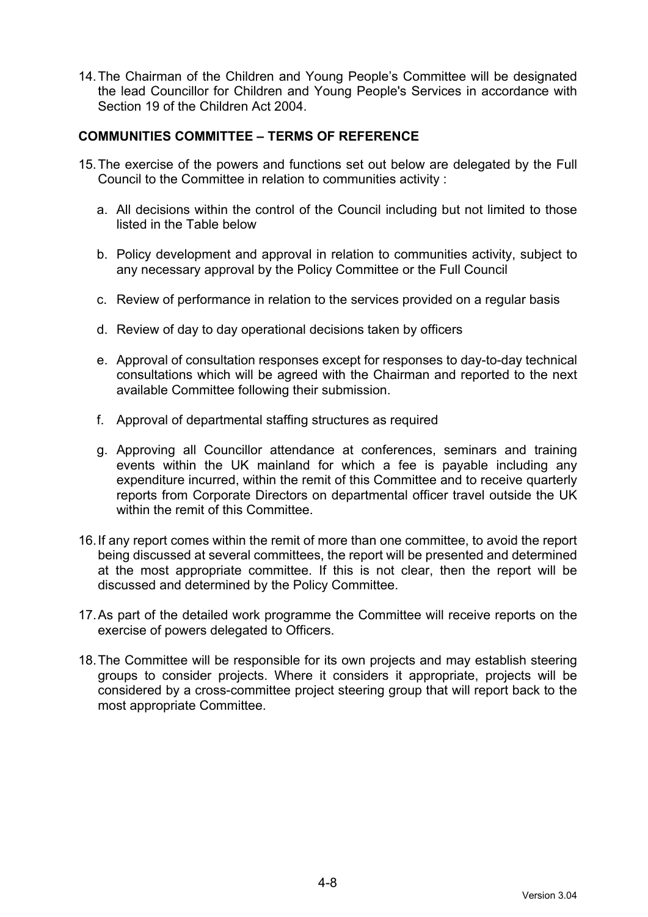14. The Chairman of the Children and Young People's Committee will be designated the lead Councillor for Children and Young People's Services in accordance with Section 19 of the Children Act 2004.

**COMMUNITIES COMMITTEE – TERMS OF REFERENCE**

15. The exercise of the powers and functions set out below are delegated by the Full Council to the Committee in relation to communities activity :

    a. All decisions within the control of the Council including but not limited to those listed in the Table below

    b. Policy development and approval in relation to communities activity, subject to any necessary approval by the Policy Committee or the Full Council

    c. Review of performance in relation to the services provided on a regular basis

    d. Review of day to day operational decisions taken by officers

    e. Approval of consultation responses except for responses to day-to-day technical consultations which will be agreed with the Chairman and reported to the next available Committee following their submission.

    f. Approval of departmental staffing structures as required

    g. Approving all Councillor attendance at conferences, seminars and training events within the UK mainland for which a fee is payable including any expenditure incurred, within the remit of this Committee and to receive quarterly reports from Corporate Directors on departmental officer travel outside the UK within the remit of this Committee.

16. If any report comes within the remit of more than one committee, to avoid the report being discussed at several committees, the report will be presented and determined at the most appropriate committee. If this is not clear, then the report will be discussed and determined by the Policy Committee.

17. As part of the detailed work programme the Committee will receive reports on the exercise of powers delegated to Officers.

18. The Committee will be responsible for its own projects and may establish steering groups to consider projects. Where it considers it appropriate, projects will be considered by a cross-committee project steering group that will report back to the most appropriate Committee.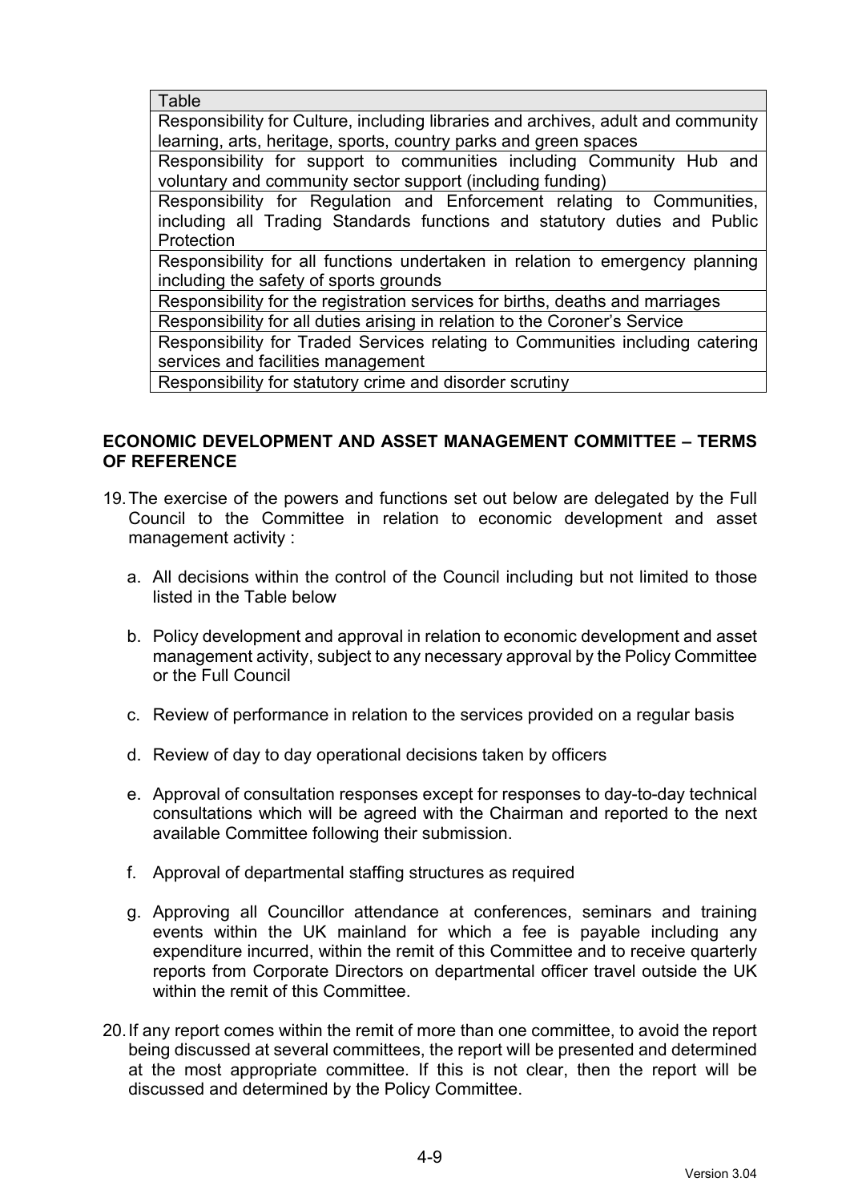| Table |
| --- |
| Responsibility for Culture, including libraries and archives, adult and community learning, arts, heritage, sports, country parks and green spaces |
| Responsibility for support to communities including Community Hub and voluntary and community sector support (including funding) |
| Responsibility for Regulation and Enforcement relating to Communities, including all Trading Standards functions and statutory duties and Public Protection |
| Responsibility for all functions undertaken in relation to emergency planning including the safety of sports grounds |
| Responsibility for the registration services for births, deaths and marriages |
| Responsibility for all duties arising in relation to the Coroner's Service |
| Responsibility for Traded Services relating to Communities including catering services and facilities management |
| Responsibility for statutory crime and disorder scrutiny |

**ECONOMIC DEVELOPMENT AND ASSET MANAGEMENT COMMITTEE – TERMS OF REFERENCE**

19. The exercise of the powers and functions set out below are delegated by the Full Council to the Committee in relation to economic development and asset management activity :

    a. All decisions within the control of the Council including but not limited to those listed in the Table below

    b. Policy development and approval in relation to economic development and asset management activity, subject to any necessary approval by the Policy Committee or the Full Council

    c. Review of performance in relation to the services provided on a regular basis

    d. Review of day to day operational decisions taken by officers

    e. Approval of consultation responses except for responses to day-to-day technical consultations which will be agreed with the Chairman and reported to the next available Committee following their submission.

    f. Approval of departmental staffing structures as required

    g. Approving all Councillor attendance at conferences, seminars and training events within the UK mainland for which a fee is payable including any expenditure incurred, within the remit of this Committee and to receive quarterly reports from Corporate Directors on departmental officer travel outside the UK within the remit of this Committee.

20. If any report comes within the remit of more than one committee, to avoid the report being discussed at several committees, the report will be presented and determined at the most appropriate committee. If this is not clear, then the report will be discussed and determined by the Policy Committee.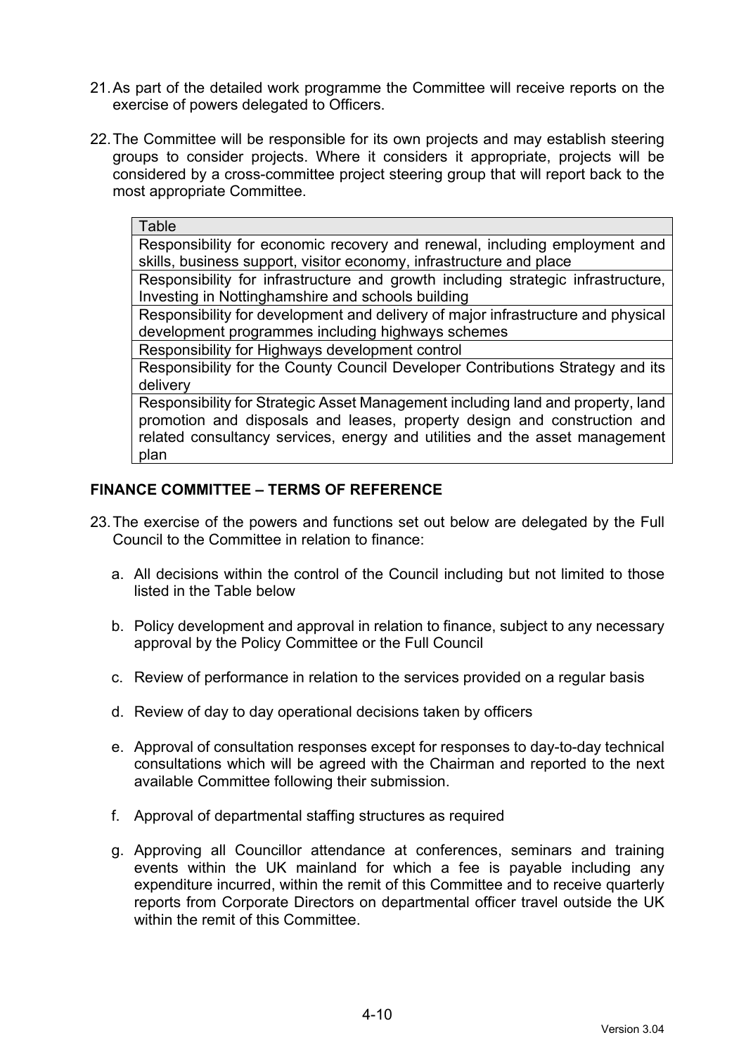21. As part of the detailed work programme the Committee will receive reports on the exercise of powers delegated to Officers.

22. The Committee will be responsible for its own projects and may establish steering groups to consider projects. Where it considers it appropriate, projects will be considered by a cross-committee project steering group that will report back to the most appropriate Committee.

| Table |
|---|
| Responsibility for economic recovery and renewal, including employment and skills, business support, visitor economy, infrastructure and place |
| Responsibility for infrastructure and growth including strategic infrastructure, Investing in Nottinghamshire and schools building |
| Responsibility for development and delivery of major infrastructure and physical development programmes including highways schemes |
| Responsibility for Highways development control |
| Responsibility for the County Council Developer Contributions Strategy and its delivery |
| Responsibility for Strategic Asset Management including land and property, land promotion and disposals and leases, property design and construction and related consultancy services, energy and utilities and the asset management plan |

## FINANCE COMMITTEE – TERMS OF REFERENCE

23. The exercise of the powers and functions set out below are delegated by the Full Council to the Committee in relation to finance:

    a. All decisions within the control of the Council including but not limited to those listed in the Table below

    b. Policy development and approval in relation to finance, subject to any necessary approval by the Policy Committee or the Full Council

    c. Review of performance in relation to the services provided on a regular basis

    d. Review of day to day operational decisions taken by officers

    e. Approval of consultation responses except for responses to day-to-day technical consultations which will be agreed with the Chairman and reported to the next available Committee following their submission.

    f. Approval of departmental staffing structures as required

    g. Approving all Councillor attendance at conferences, seminars and training events within the UK mainland for which a fee is payable including any expenditure incurred, within the remit of this Committee and to receive quarterly reports from Corporate Directors on departmental officer travel outside the UK within the remit of this Committee.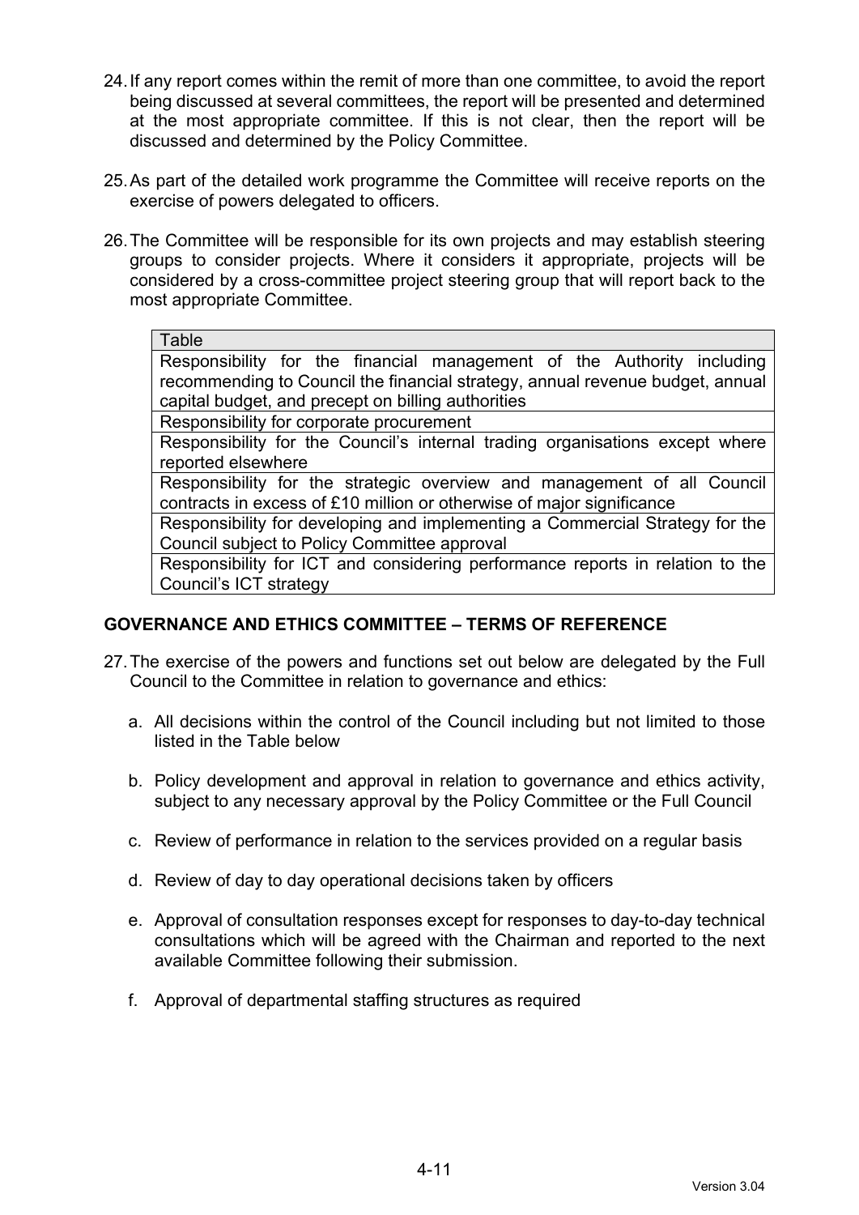24. If any report comes within the remit of more than one committee, to avoid the report being discussed at several committees, the report will be presented and determined at the most appropriate committee. If this is not clear, then the report will be discussed and determined by the Policy Committee.

25. As part of the detailed work programme the Committee will receive reports on the exercise of powers delegated to officers.

26. The Committee will be responsible for its own projects and may establish steering groups to consider projects. Where it considers it appropriate, projects will be considered by a cross-committee project steering group that will report back to the most appropriate Committee.

| Table |
|---|
| Responsibility for the financial management of the Authority including recommending to Council the financial strategy, annual revenue budget, annual capital budget, and precept on billing authorities |
| Responsibility for corporate procurement |
| Responsibility for the Council's internal trading organisations except where reported elsewhere |
| Responsibility for the strategic overview and management of all Council contracts in excess of £10 million or otherwise of major significance |
| Responsibility for developing and implementing a Commercial Strategy for the Council subject to Policy Committee approval |
| Responsibility for ICT and considering performance reports in relation to the Council's ICT strategy |

## GOVERNANCE AND ETHICS COMMITTEE – TERMS OF REFERENCE

27. The exercise of the powers and functions set out below are delegated by the Full Council to the Committee in relation to governance and ethics:

    a. All decisions within the control of the Council including but not limited to those listed in the Table below

    b. Policy development and approval in relation to governance and ethics activity, subject to any necessary approval by the Policy Committee or the Full Council

    c. Review of performance in relation to the services provided on a regular basis

    d. Review of day to day operational decisions taken by officers

    e. Approval of consultation responses except for responses to day-to-day technical consultations which will be agreed with the Chairman and reported to the next available Committee following their submission.

    f. Approval of departmental staffing structures as required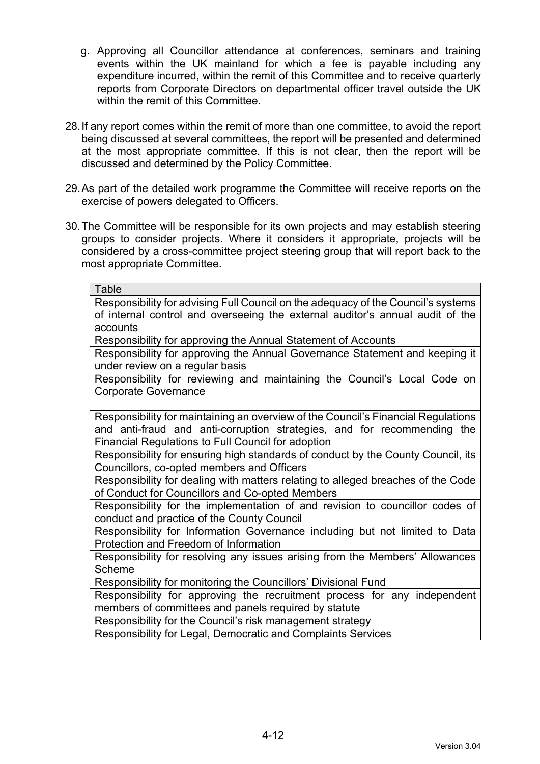g. Approving all Councillor attendance at conferences, seminars and training events within the UK mainland for which a fee is payable including any expenditure incurred, within the remit of this Committee and to receive quarterly reports from Corporate Directors on departmental officer travel outside the UK within the remit of this Committee.

28. If any report comes within the remit of more than one committee, to avoid the report being discussed at several committees, the report will be presented and determined at the most appropriate committee. If this is not clear, then the report will be discussed and determined by the Policy Committee.

29. As part of the detailed work programme the Committee will receive reports on the exercise of powers delegated to Officers.

30. The Committee will be responsible for its own projects and may establish steering groups to consider projects. Where it considers it appropriate, projects will be considered by a cross-committee project steering group that will report back to the most appropriate Committee.

| Table |
|---|
| Responsibility for advising Full Council on the adequacy of the Council's systems of internal control and overseeing the external auditor's annual audit of the accounts |
| Responsibility for approving the Annual Statement of Accounts |
| Responsibility for approving the Annual Governance Statement and keeping it under review on a regular basis |
| Responsibility for reviewing and maintaining the Council's Local Code on Corporate Governance |
| Responsibility for maintaining an overview of the Council's Financial Regulations and anti-fraud and anti-corruption strategies, and for recommending the Financial Regulations to Full Council for adoption |
| Responsibility for ensuring high standards of conduct by the County Council, its Councillors, co-opted members and Officers |
| Responsibility for dealing with matters relating to alleged breaches of the Code of Conduct for Councillors and Co-opted Members |
| Responsibility for the implementation of and revision to councillor codes of conduct and practice of the County Council |
| Responsibility for Information Governance including but not limited to Data Protection and Freedom of Information |
| Responsibility for resolving any issues arising from the Members' Allowances Scheme |
| Responsibility for monitoring the Councillors' Divisional Fund |
| Responsibility for approving the recruitment process for any independent members of committees and panels required by statute |
| Responsibility for the Council's risk management strategy |
| Responsibility for Legal, Democratic and Complaints Services |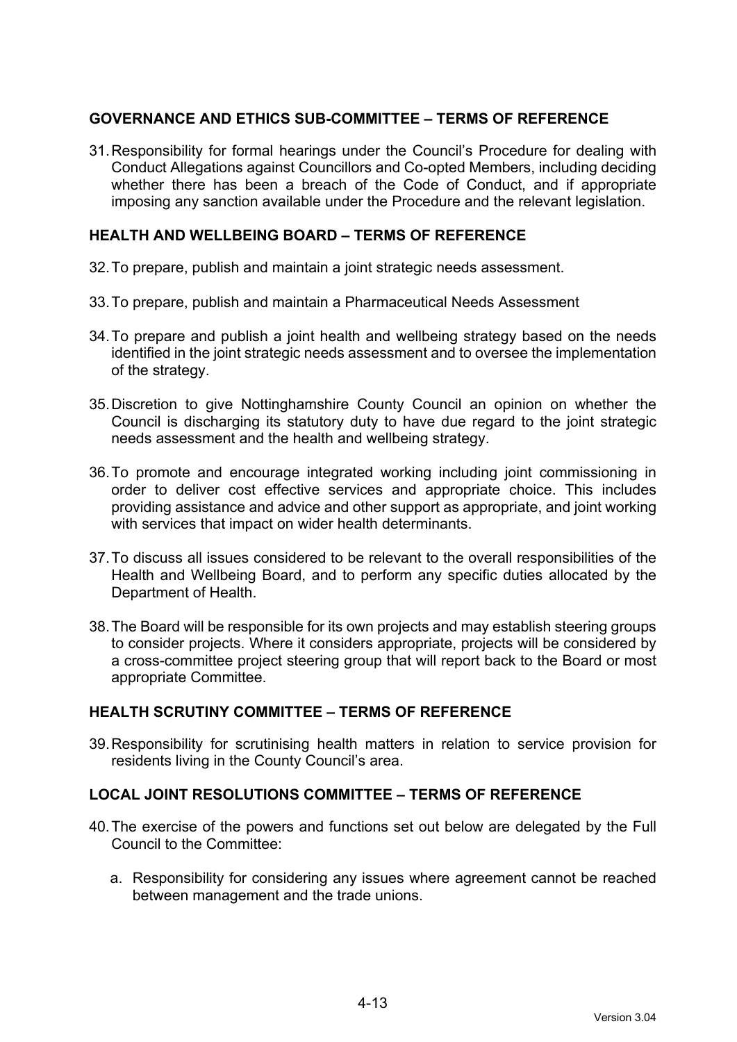### GOVERNANCE AND ETHICS SUB-COMMITTEE – TERMS OF REFERENCE

31. Responsibility for formal hearings under the Council's Procedure for dealing with Conduct Allegations against Councillors and Co-opted Members, including deciding whether there has been a breach of the Code of Conduct, and if appropriate imposing any sanction available under the Procedure and the relevant legislation.

### HEALTH AND WELLBEING BOARD – TERMS OF REFERENCE

32. To prepare, publish and maintain a joint strategic needs assessment.

33. To prepare, publish and maintain a Pharmaceutical Needs Assessment

34. To prepare and publish a joint health and wellbeing strategy based on the needs identified in the joint strategic needs assessment and to oversee the implementation of the strategy.

35. Discretion to give Nottinghamshire County Council an opinion on whether the Council is discharging its statutory duty to have due regard to the joint strategic needs assessment and the health and wellbeing strategy.

36. To promote and encourage integrated working including joint commissioning in order to deliver cost effective services and appropriate choice. This includes providing assistance and advice and other support as appropriate, and joint working with services that impact on wider health determinants.

37. To discuss all issues considered to be relevant to the overall responsibilities of the Health and Wellbeing Board, and to perform any specific duties allocated by the Department of Health.

38. The Board will be responsible for its own projects and may establish steering groups to consider projects. Where it considers appropriate, projects will be considered by a cross-committee project steering group that will report back to the Board or most appropriate Committee.

### HEALTH SCRUTINY COMMITTEE – TERMS OF REFERENCE

39. Responsibility for scrutinising health matters in relation to service provision for residents living in the County Council's area.

### LOCAL JOINT RESOLUTIONS COMMITTEE – TERMS OF REFERENCE

40. The exercise of the powers and functions set out below are delegated by the Full Council to the Committee:

    a. Responsibility for considering any issues where agreement cannot be reached between management and the trade unions.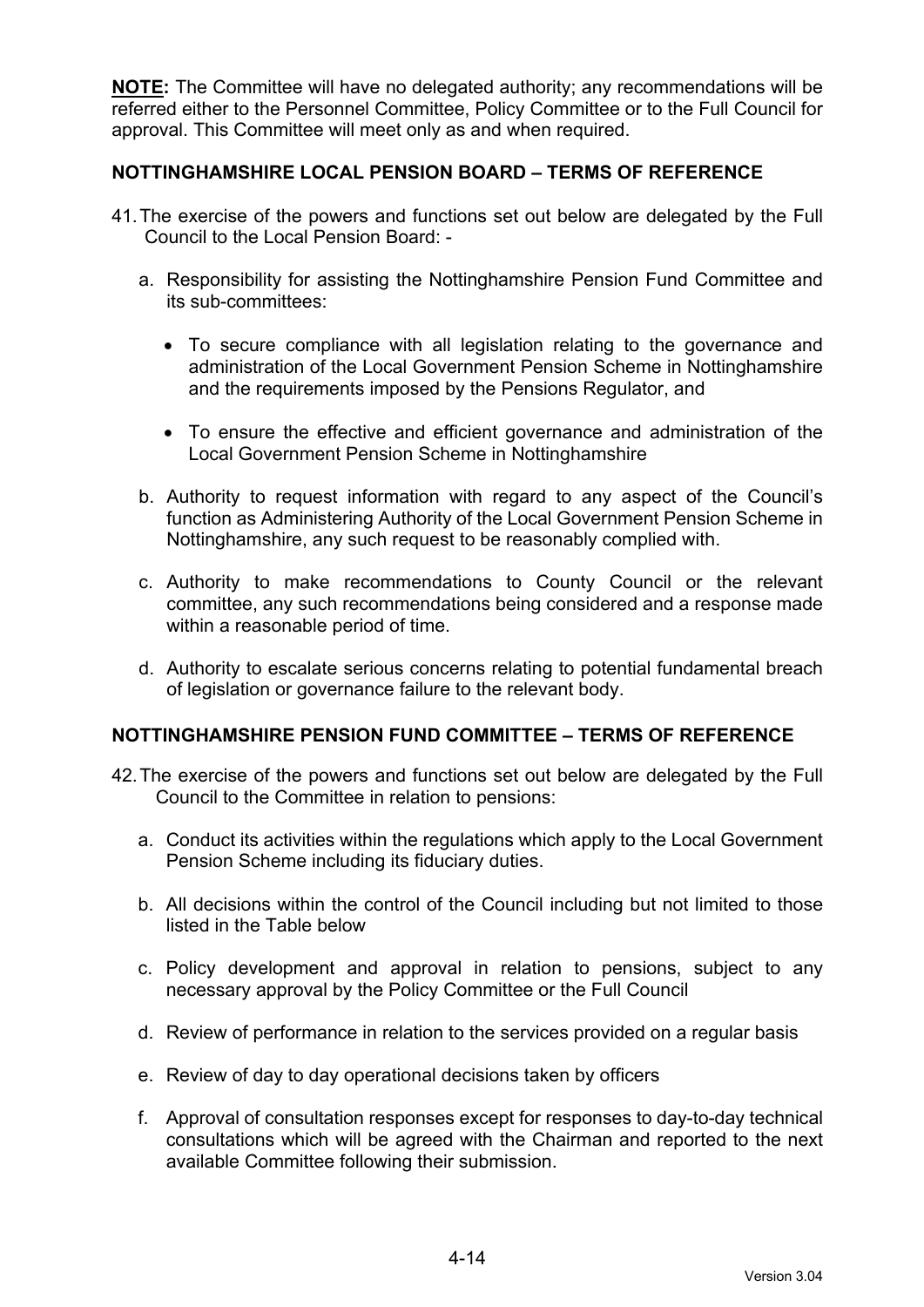**NOTE:** The Committee will have no delegated authority; any recommendations will be referred either to the Personnel Committee, Policy Committee or to the Full Council for approval. This Committee will meet only as and when required.

## NOTTINGHAMSHIRE LOCAL PENSION BOARD – TERMS OF REFERENCE

41. The exercise of the powers and functions set out below are delegated by the Full Council to the Local Pension Board: -

    a. Responsibility for assisting the Nottinghamshire Pension Fund Committee and its sub-committees:

    - To secure compliance with all legislation relating to the governance and administration of the Local Government Pension Scheme in Nottinghamshire and the requirements imposed by the Pensions Regulator, and
    - To ensure the effective and efficient governance and administration of the Local Government Pension Scheme in Nottinghamshire

    b. Authority to request information with regard to any aspect of the Council's function as Administering Authority of the Local Government Pension Scheme in Nottinghamshire, any such request to be reasonably complied with.

    c. Authority to make recommendations to County Council or the relevant committee, any such recommendations being considered and a response made within a reasonable period of time.

    d. Authority to escalate serious concerns relating to potential fundamental breach of legislation or governance failure to the relevant body.

## NOTTINGHAMSHIRE PENSION FUND COMMITTEE – TERMS OF REFERENCE

42. The exercise of the powers and functions set out below are delegated by the Full Council to the Committee in relation to pensions:

    a. Conduct its activities within the regulations which apply to the Local Government Pension Scheme including its fiduciary duties.

    b. All decisions within the control of the Council including but not limited to those listed in the Table below

    c. Policy development and approval in relation to pensions, subject to any necessary approval by the Policy Committee or the Full Council

    d. Review of performance in relation to the services provided on a regular basis

    e. Review of day to day operational decisions taken by officers

    f. Approval of consultation responses except for responses to day-to-day technical consultations which will be agreed with the Chairman and reported to the next available Committee following their submission.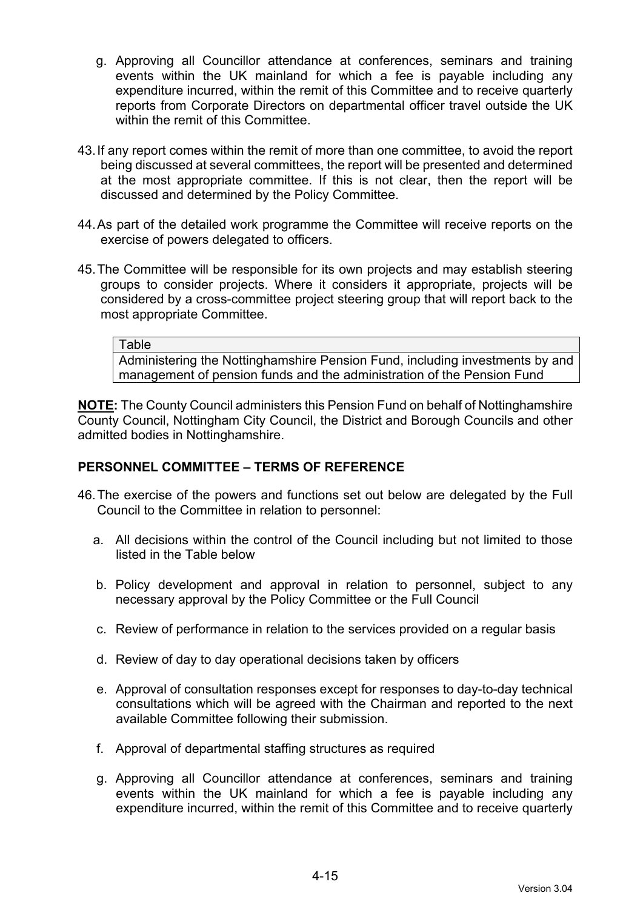g. Approving all Councillor attendance at conferences, seminars and training events within the UK mainland for which a fee is payable including any expenditure incurred, within the remit of this Committee and to receive quarterly reports from Corporate Directors on departmental officer travel outside the UK within the remit of this Committee.

43. If any report comes within the remit of more than one committee, to avoid the report being discussed at several committees, the report will be presented and determined at the most appropriate committee. If this is not clear, then the report will be discussed and determined by the Policy Committee.

44. As part of the detailed work programme the Committee will receive reports on the exercise of powers delegated to officers.

45. The Committee will be responsible for its own projects and may establish steering groups to consider projects. Where it considers it appropriate, projects will be considered by a cross-committee project steering group that will report back to the most appropriate Committee.

| Table |
| --- |
| Administering the Nottinghamshire Pension Fund, including investments by and management of pension funds and the administration of the Pension Fund |

**NOTE:** The County Council administers this Pension Fund on behalf of Nottinghamshire County Council, Nottingham City Council, the District and Borough Councils and other admitted bodies in Nottinghamshire.

## PERSONNEL COMMITTEE – TERMS OF REFERENCE

46. The exercise of the powers and functions set out below are delegated by the Full Council to the Committee in relation to personnel:

    a. All decisions within the control of the Council including but not limited to those listed in the Table below

    b. Policy development and approval in relation to personnel, subject to any necessary approval by the Policy Committee or the Full Council

    c. Review of performance in relation to the services provided on a regular basis

    d. Review of day to day operational decisions taken by officers

    e. Approval of consultation responses except for responses to day-to-day technical consultations which will be agreed with the Chairman and reported to the next available Committee following their submission.

    f. Approval of departmental staffing structures as required

    g. Approving all Councillor attendance at conferences, seminars and training events within the UK mainland for which a fee is payable including any expenditure incurred, within the remit of this Committee and to receive quarterly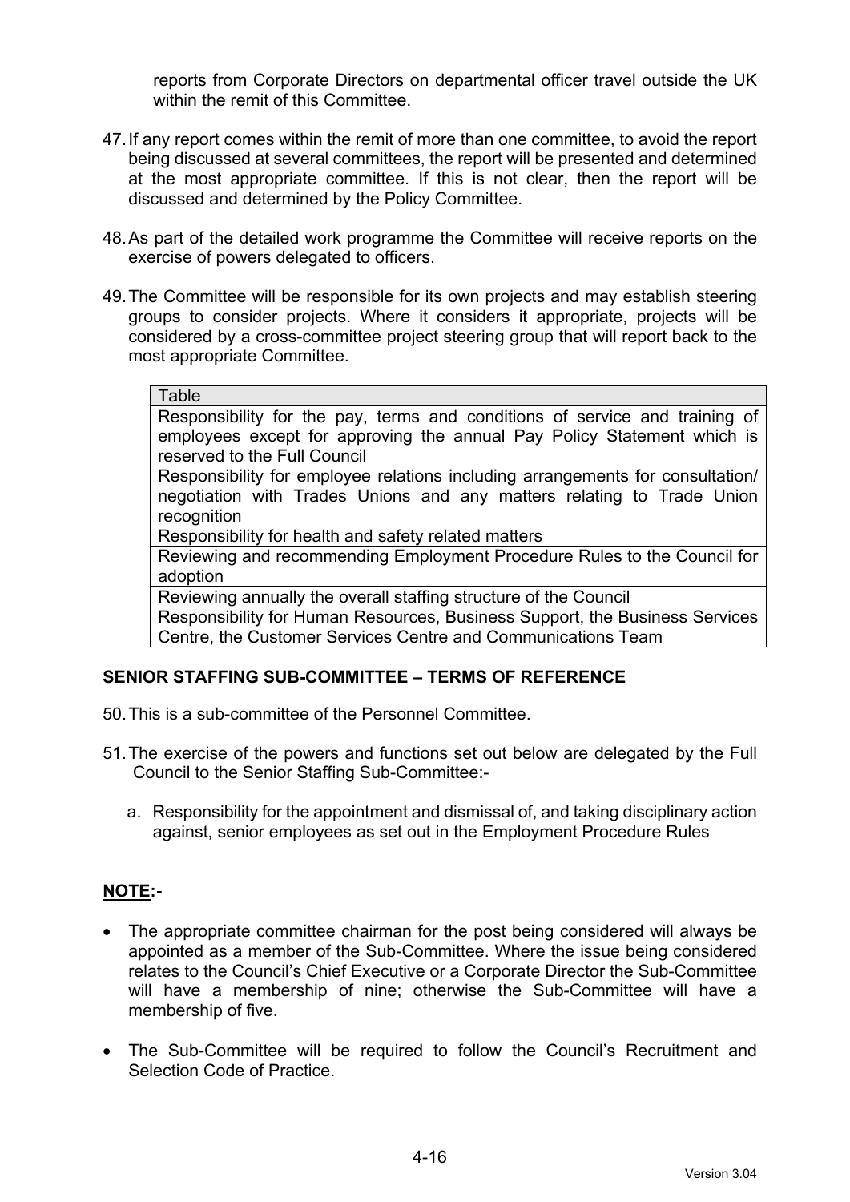reports from Corporate Directors on departmental officer travel outside the UK within the remit of this Committee.

47. If any report comes within the remit of more than one committee, to avoid the report being discussed at several committees, the report will be presented and determined at the most appropriate committee. If this is not clear, then the report will be discussed and determined by the Policy Committee.

48. As part of the detailed work programme the Committee will receive reports on the exercise of powers delegated to officers.

49. The Committee will be responsible for its own projects and may establish steering groups to consider projects. Where it considers it appropriate, projects will be considered by a cross-committee project steering group that will report back to the most appropriate Committee.

| Table |
|---|
| Responsibility for the pay, terms and conditions of service and training of employees except for approving the annual Pay Policy Statement which is reserved to the Full Council |
| Responsibility for employee relations including arrangements for consultation/ negotiation with Trades Unions and any matters relating to Trade Union recognition |
| Responsibility for health and safety related matters |
| Reviewing and recommending Employment Procedure Rules to the Council for adoption |
| Reviewing annually the overall staffing structure of the Council |
| Responsibility for Human Resources, Business Support, the Business Services Centre, the Customer Services Centre and Communications Team |

## SENIOR STAFFING SUB-COMMITTEE – TERMS OF REFERENCE

50. This is a sub-committee of the Personnel Committee.

51. The exercise of the powers and functions set out below are delegated by the Full Council to the Senior Staffing Sub-Committee:-

    a. Responsibility for the appointment and dismissal of, and taking disciplinary action against, senior employees as set out in the Employment Procedure Rules

**NOTE:-**

- The appropriate committee chairman for the post being considered will always be appointed as a member of the Sub-Committee. Where the issue being considered relates to the Council's Chief Executive or a Corporate Director the Sub-Committee will have a membership of nine; otherwise the Sub-Committee will have a membership of five.

- The Sub-Committee will be required to follow the Council's Recruitment and Selection Code of Practice.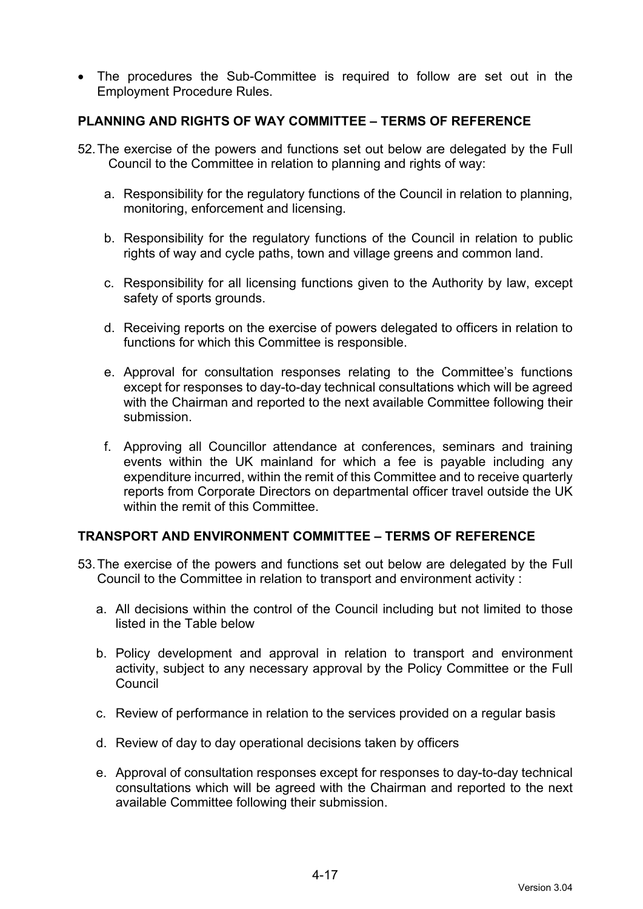- The procedures the Sub-Committee is required to follow are set out in the Employment Procedure Rules.

## PLANNING AND RIGHTS OF WAY COMMITTEE – TERMS OF REFERENCE

52. The exercise of the powers and functions set out below are delegated by the Full Council to the Committee in relation to planning and rights of way:

    a. Responsibility for the regulatory functions of the Council in relation to planning, monitoring, enforcement and licensing.

    b. Responsibility for the regulatory functions of the Council in relation to public rights of way and cycle paths, town and village greens and common land.

    c. Responsibility for all licensing functions given to the Authority by law, except safety of sports grounds.

    d. Receiving reports on the exercise of powers delegated to officers in relation to functions for which this Committee is responsible.

    e. Approval for consultation responses relating to the Committee's functions except for responses to day-to-day technical consultations which will be agreed with the Chairman and reported to the next available Committee following their submission.

    f. Approving all Councillor attendance at conferences, seminars and training events within the UK mainland for which a fee is payable including any expenditure incurred, within the remit of this Committee and to receive quarterly reports from Corporate Directors on departmental officer travel outside the UK within the remit of this Committee.

## TRANSPORT AND ENVIRONMENT COMMITTEE – TERMS OF REFERENCE

53. The exercise of the powers and functions set out below are delegated by the Full Council to the Committee in relation to transport and environment activity :

    a. All decisions within the control of the Council including but not limited to those listed in the Table below

    b. Policy development and approval in relation to transport and environment activity, subject to any necessary approval by the Policy Committee or the Full Council

    c. Review of performance in relation to the services provided on a regular basis

    d. Review of day to day operational decisions taken by officers

    e. Approval of consultation responses except for responses to day-to-day technical consultations which will be agreed with the Chairman and reported to the next available Committee following their submission.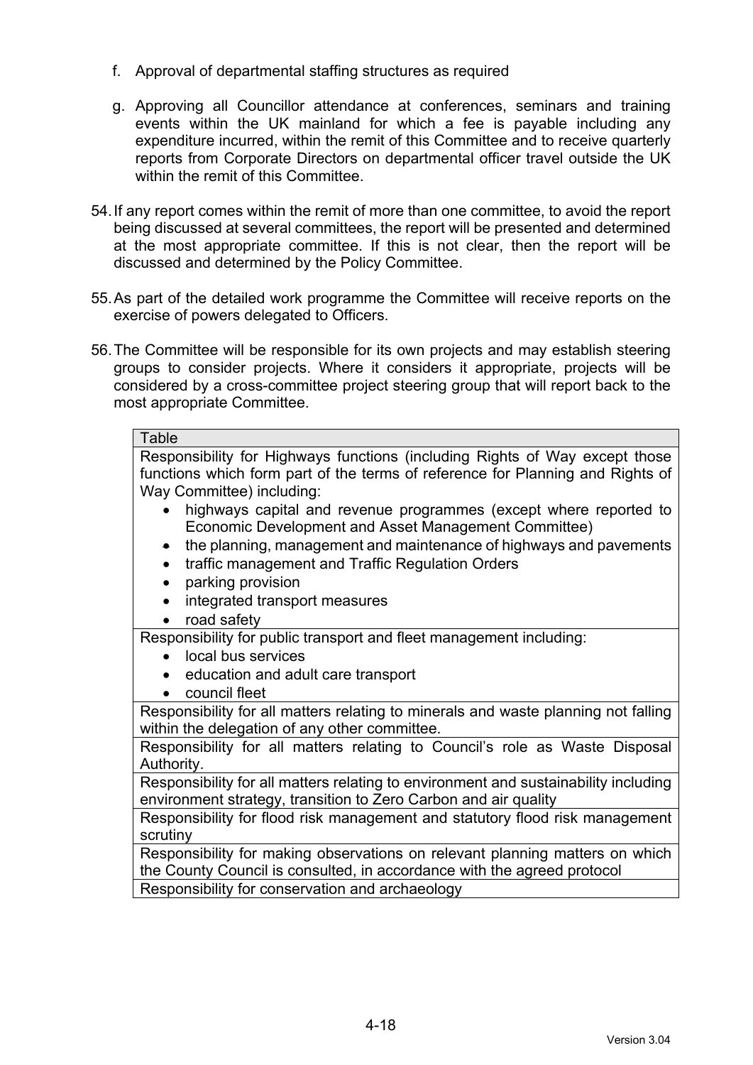f. Approval of departmental staffing structures as required

g. Approving all Councillor attendance at conferences, seminars and training events within the UK mainland for which a fee is payable including any expenditure incurred, within the remit of this Committee and to receive quarterly reports from Corporate Directors on departmental officer travel outside the UK within the remit of this Committee.

54. If any report comes within the remit of more than one committee, to avoid the report being discussed at several committees, the report will be presented and determined at the most appropriate committee. If this is not clear, then the report will be discussed and determined by the Policy Committee.

55. As part of the detailed work programme the Committee will receive reports on the exercise of powers delegated to Officers.

56. The Committee will be responsible for its own projects and may establish steering groups to consider projects. Where it considers it appropriate, projects will be considered by a cross-committee project steering group that will report back to the most appropriate Committee.

| Table |
|---|
| Responsibility for Highways functions (including Rights of Way except those functions which form part of the terms of reference for Planning and Rights of Way Committee) including:<br>• highways capital and revenue programmes (except where reported to Economic Development and Asset Management Committee)<br>• the planning, management and maintenance of highways and pavements<br>• traffic management and Traffic Regulation Orders<br>• parking provision<br>• integrated transport measures<br>• road safety |
| Responsibility for public transport and fleet management including:<br>• local bus services<br>• education and adult care transport<br>• council fleet |
| Responsibility for all matters relating to minerals and waste planning not falling within the delegation of any other committee. |
| Responsibility for all matters relating to Council's role as Waste Disposal Authority. |
| Responsibility for all matters relating to environment and sustainability including environment strategy, transition to Zero Carbon and air quality |
| Responsibility for flood risk management and statutory flood risk management scrutiny |
| Responsibility for making observations on relevant planning matters on which the County Council is consulted, in accordance with the agreed protocol |
| Responsibility for conservation and archaeology |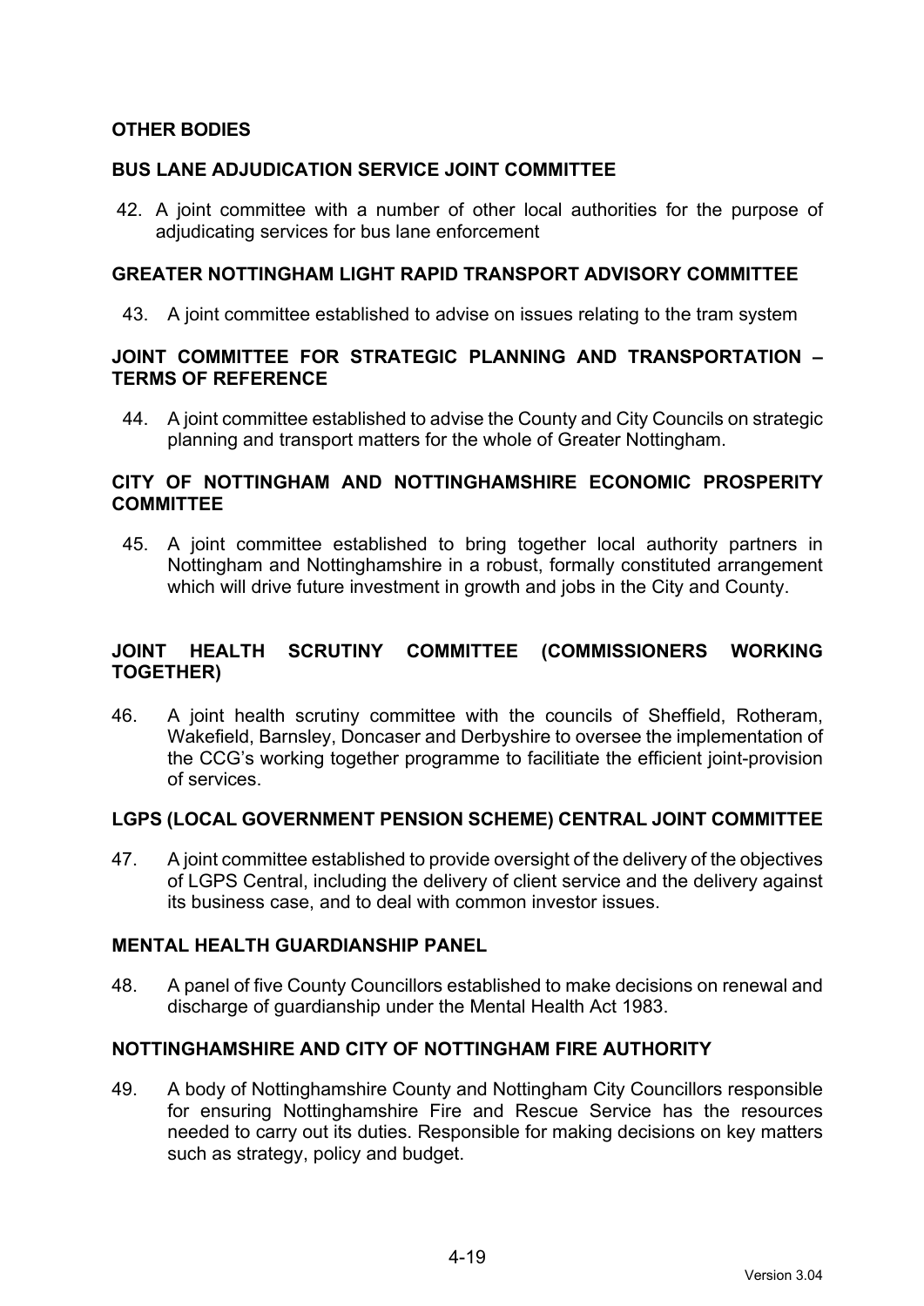## OTHER BODIES

### BUS LANE ADJUDICATION SERVICE JOINT COMMITTEE

42. A joint committee with a number of other local authorities for the purpose of adjudicating services for bus lane enforcement

### GREATER NOTTINGHAM LIGHT RAPID TRANSPORT ADVISORY COMMITTEE

43. A joint committee established to advise on issues relating to the tram system

### JOINT COMMITTEE FOR STRATEGIC PLANNING AND TRANSPORTATION – TERMS OF REFERENCE

44. A joint committee established to advise the County and City Councils on strategic planning and transport matters for the whole of Greater Nottingham.

### CITY OF NOTTINGHAM AND NOTTINGHAMSHIRE ECONOMIC PROSPERITY COMMITTEE

45. A joint committee established to bring together local authority partners in Nottingham and Nottinghamshire in a robust, formally constituted arrangement which will drive future investment in growth and jobs in the City and County.

### JOINT HEALTH SCRUTINY COMMITTEE (COMMISSIONERS WORKING TOGETHER)

46. A joint health scrutiny committee with the councils of Sheffield, Rotheram, Wakefield, Barnsley, Doncaser and Derbyshire to oversee the implementation of the CCG's working together programme to facilitiate the efficient joint-provision of services.

### LGPS (LOCAL GOVERNMENT PENSION SCHEME) CENTRAL JOINT COMMITTEE

47. A joint committee established to provide oversight of the delivery of the objectives of LGPS Central, including the delivery of client service and the delivery against its business case, and to deal with common investor issues.

### MENTAL HEALTH GUARDIANSHIP PANEL

48. A panel of five County Councillors established to make decisions on renewal and discharge of guardianship under the Mental Health Act 1983.

### NOTTINGHAMSHIRE AND CITY OF NOTTINGHAM FIRE AUTHORITY

49. A body of Nottinghamshire County and Nottingham City Councillors responsible for ensuring Nottinghamshire Fire and Rescue Service has the resources needed to carry out its duties. Responsible for making decisions on key matters such as strategy, policy and budget.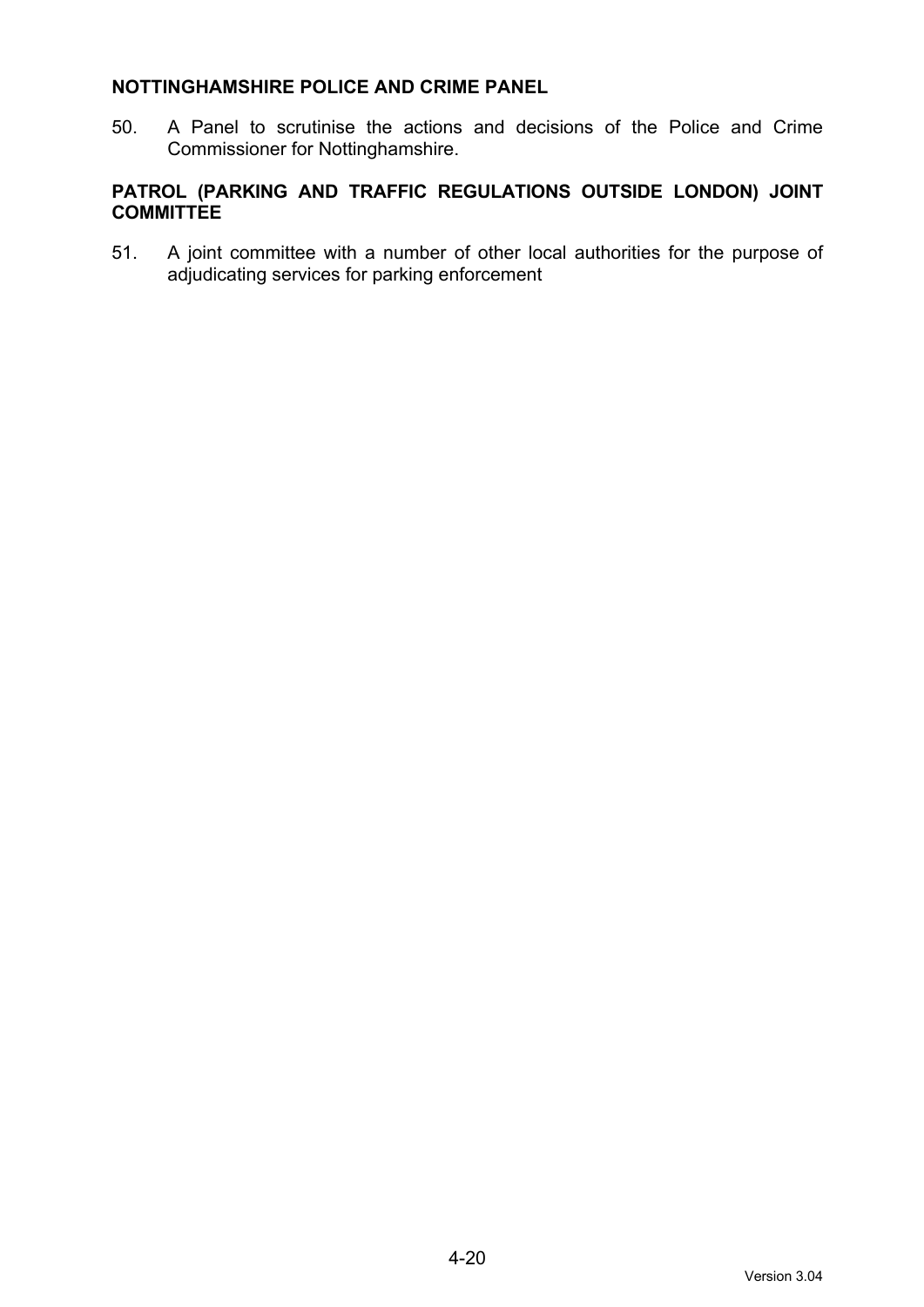**NOTTINGHAMSHIRE POLICE AND CRIME PANEL**

50. A Panel to scrutinise the actions and decisions of the Police and Crime Commissioner for Nottinghamshire.

**PATROL (PARKING AND TRAFFIC REGULATIONS OUTSIDE LONDON) JOINT COMMITTEE**

51. A joint committee with a number of other local authorities for the purpose of adjudicating services for parking enforcement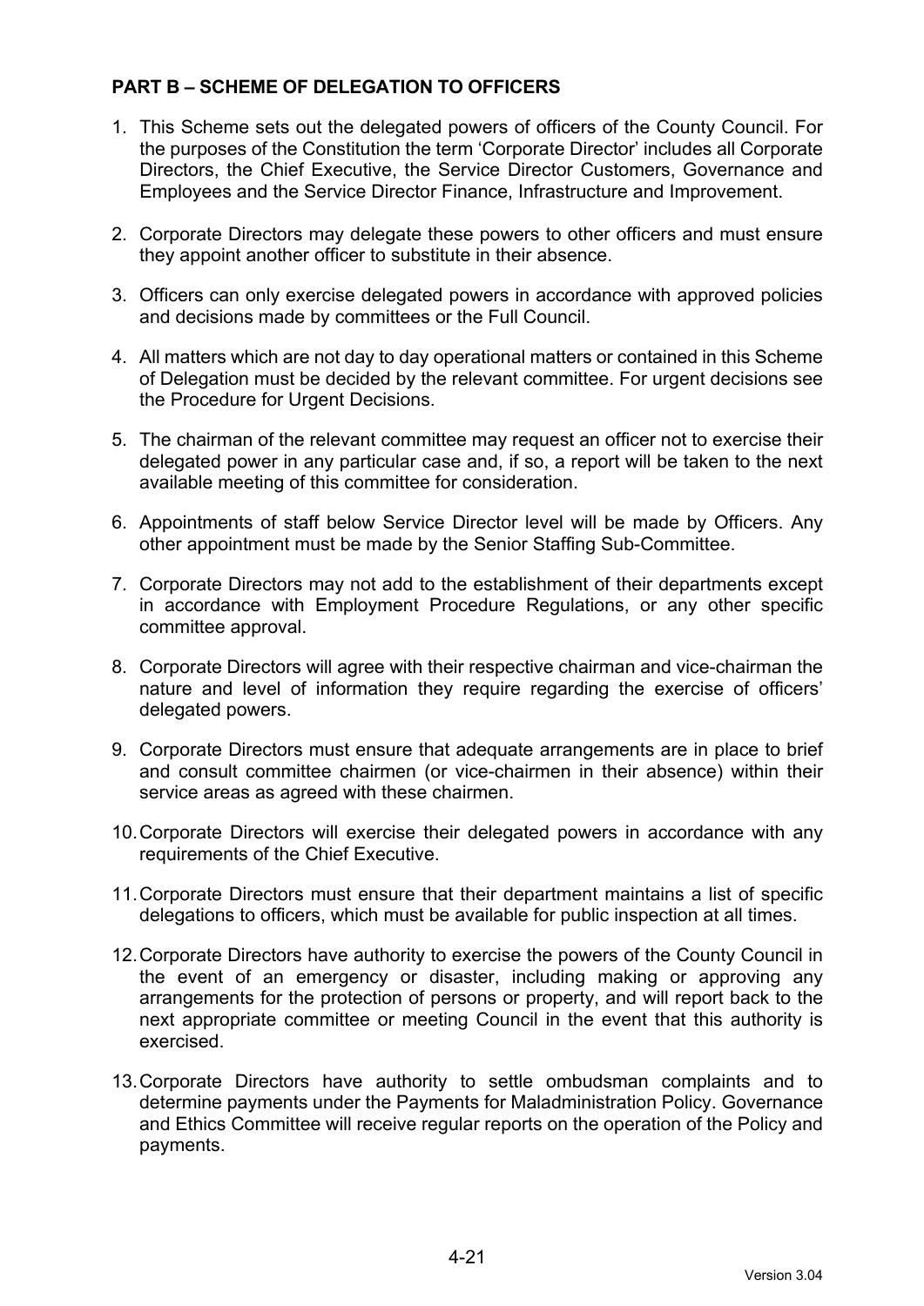## PART B – SCHEME OF DELEGATION TO OFFICERS

1. This Scheme sets out the delegated powers of officers of the County Council. For the purposes of the Constitution the term 'Corporate Director' includes all Corporate Directors, the Chief Executive, the Service Director Customers, Governance and Employees and the Service Director Finance, Infrastructure and Improvement.

2. Corporate Directors may delegate these powers to other officers and must ensure they appoint another officer to substitute in their absence.

3. Officers can only exercise delegated powers in accordance with approved policies and decisions made by committees or the Full Council.

4. All matters which are not day to day operational matters or contained in this Scheme of Delegation must be decided by the relevant committee. For urgent decisions see the Procedure for Urgent Decisions.

5. The chairman of the relevant committee may request an officer not to exercise their delegated power in any particular case and, if so, a report will be taken to the next available meeting of this committee for consideration.

6. Appointments of staff below Service Director level will be made by Officers. Any other appointment must be made by the Senior Staffing Sub-Committee.

7. Corporate Directors may not add to the establishment of their departments except in accordance with Employment Procedure Regulations, or any other specific committee approval.

8. Corporate Directors will agree with their respective chairman and vice-chairman the nature and level of information they require regarding the exercise of officers' delegated powers.

9. Corporate Directors must ensure that adequate arrangements are in place to brief and consult committee chairmen (or vice-chairmen in their absence) within their service areas as agreed with these chairmen.

10. Corporate Directors will exercise their delegated powers in accordance with any requirements of the Chief Executive.

11. Corporate Directors must ensure that their department maintains a list of specific delegations to officers, which must be available for public inspection at all times.

12. Corporate Directors have authority to exercise the powers of the County Council in the event of an emergency or disaster, including making or approving any arrangements for the protection of persons or property, and will report back to the next appropriate committee or meeting Council in the event that this authority is exercised.

13. Corporate Directors have authority to settle ombudsman complaints and to determine payments under the Payments for Maladministration Policy. Governance and Ethics Committee will receive regular reports on the operation of the Policy and payments.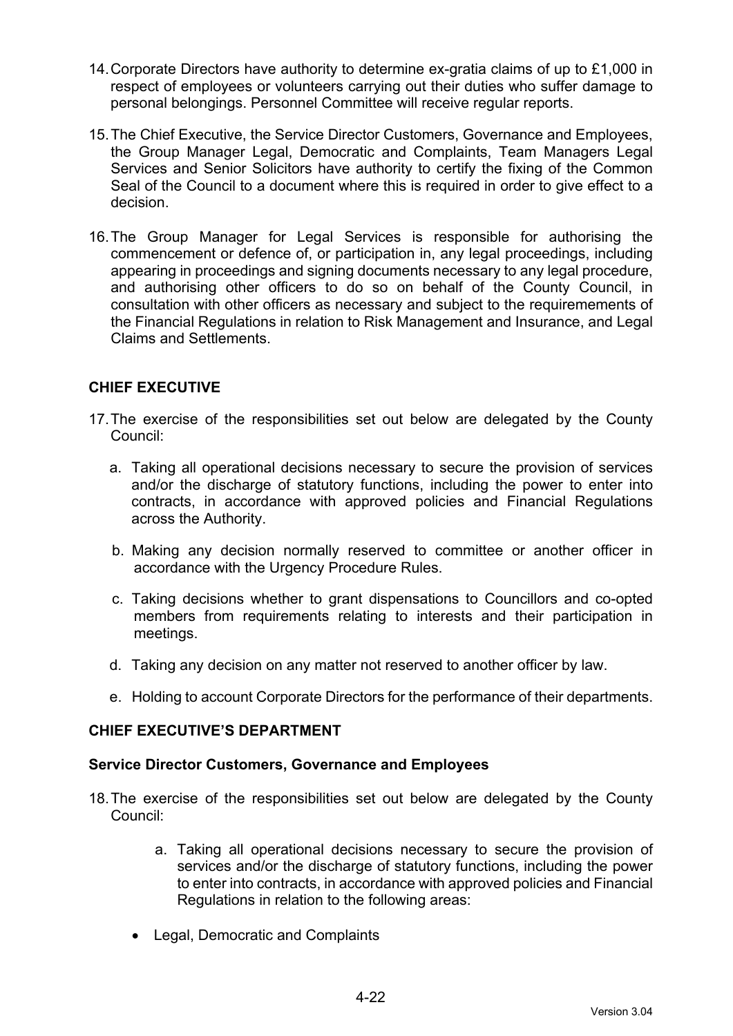14. Corporate Directors have authority to determine ex-gratia claims of up to £1,000 in respect of employees or volunteers carrying out their duties who suffer damage to personal belongings. Personnel Committee will receive regular reports.

15. The Chief Executive, the Service Director Customers, Governance and Employees, the Group Manager Legal, Democratic and Complaints, Team Managers Legal Services and Senior Solicitors have authority to certify the fixing of the Common Seal of the Council to a document where this is required in order to give effect to a decision.

16. The Group Manager for Legal Services is responsible for authorising the commencement or defence of, or participation in, any legal proceedings, including appearing in proceedings and signing documents necessary to any legal procedure, and authorising other officers to do so on behalf of the County Council, in consultation with other officers as necessary and subject to the requirememets of the Financial Regulations in relation to Risk Management and Insurance, and Legal Claims and Settlements.

## CHIEF EXECUTIVE

17. The exercise of the responsibilities set out below are delegated by the County Council:

    a. Taking all operational decisions necessary to secure the provision of services and/or the discharge of statutory functions, including the power to enter into contracts, in accordance with approved policies and Financial Regulations across the Authority.

    b. Making any decision normally reserved to committee or another officer in accordance with the Urgency Procedure Rules.

    c. Taking decisions whether to grant dispensations to Councillors and co-opted members from requirements relating to interests and their participation in meetings.

    d. Taking any decision on any matter not reserved to another officer by law.

    e. Holding to account Corporate Directors for the performance of their departments.

## CHIEF EXECUTIVE'S DEPARTMENT

### Service Director Customers, Governance and Employees

18. The exercise of the responsibilities set out below are delegated by the County Council:

    a. Taking all operational decisions necessary to secure the provision of services and/or the discharge of statutory functions, including the power to enter into contracts, in accordance with approved policies and Financial Regulations in relation to the following areas:

    - Legal, Democratic and Complaints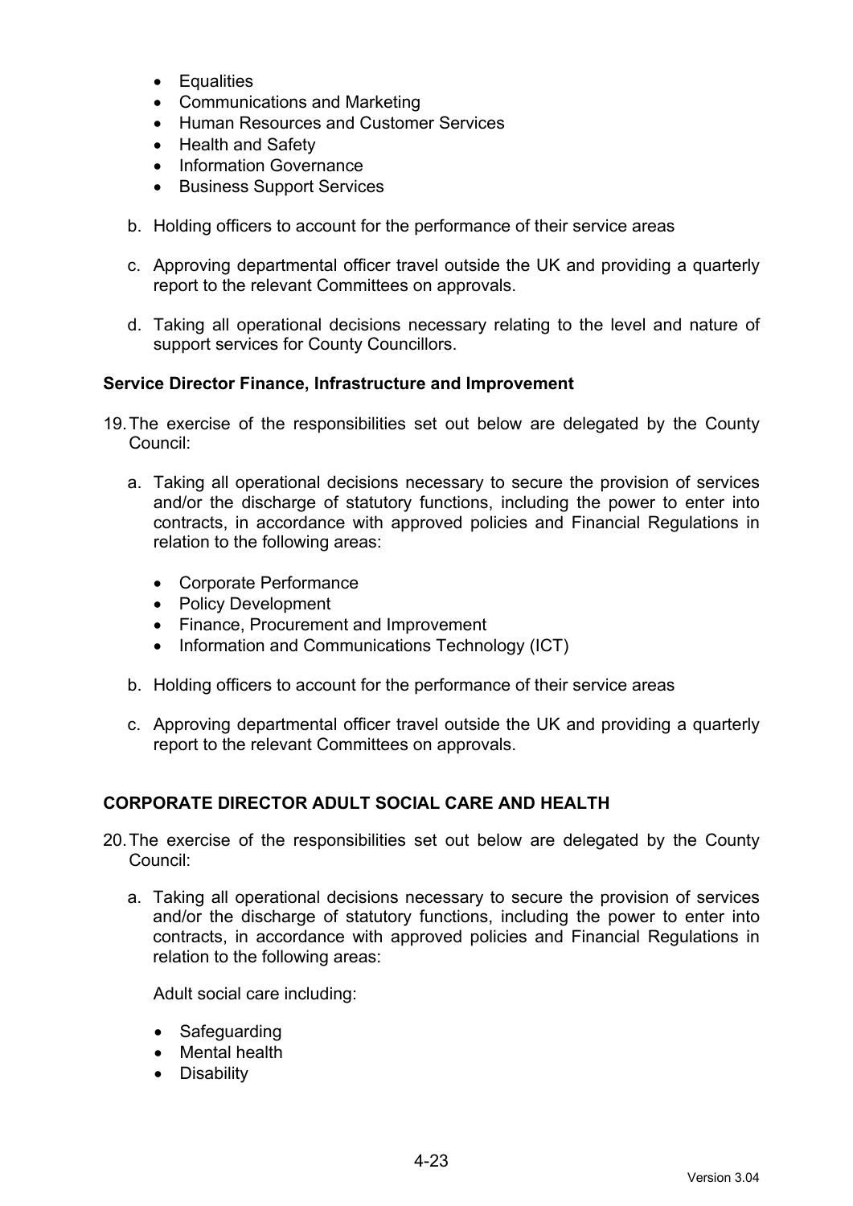- Equalities
- Communications and Marketing
- Human Resources and Customer Services
- Health and Safety
- Information Governance
- Business Support Services

b. Holding officers to account for the performance of their service areas

c. Approving departmental officer travel outside the UK and providing a quarterly report to the relevant Committees on approvals.

d. Taking all operational decisions necessary relating to the level and nature of support services for County Councillors.

**Service Director Finance, Infrastructure and Improvement**

19. The exercise of the responsibilities set out below are delegated by the County Council:

    a. Taking all operational decisions necessary to secure the provision of services and/or the discharge of statutory functions, including the power to enter into contracts, in accordance with approved policies and Financial Regulations in relation to the following areas:

    - Corporate Performance
    - Policy Development
    - Finance, Procurement and Improvement
    - Information and Communications Technology (ICT)

    b. Holding officers to account for the performance of their service areas

    c. Approving departmental officer travel outside the UK and providing a quarterly report to the relevant Committees on approvals.

## CORPORATE DIRECTOR ADULT SOCIAL CARE AND HEALTH

20. The exercise of the responsibilities set out below are delegated by the County Council:

    a. Taking all operational decisions necessary to secure the provision of services and/or the discharge of statutory functions, including the power to enter into contracts, in accordance with approved policies and Financial Regulations in relation to the following areas:

    Adult social care including:

    - Safeguarding
    - Mental health
    - Disability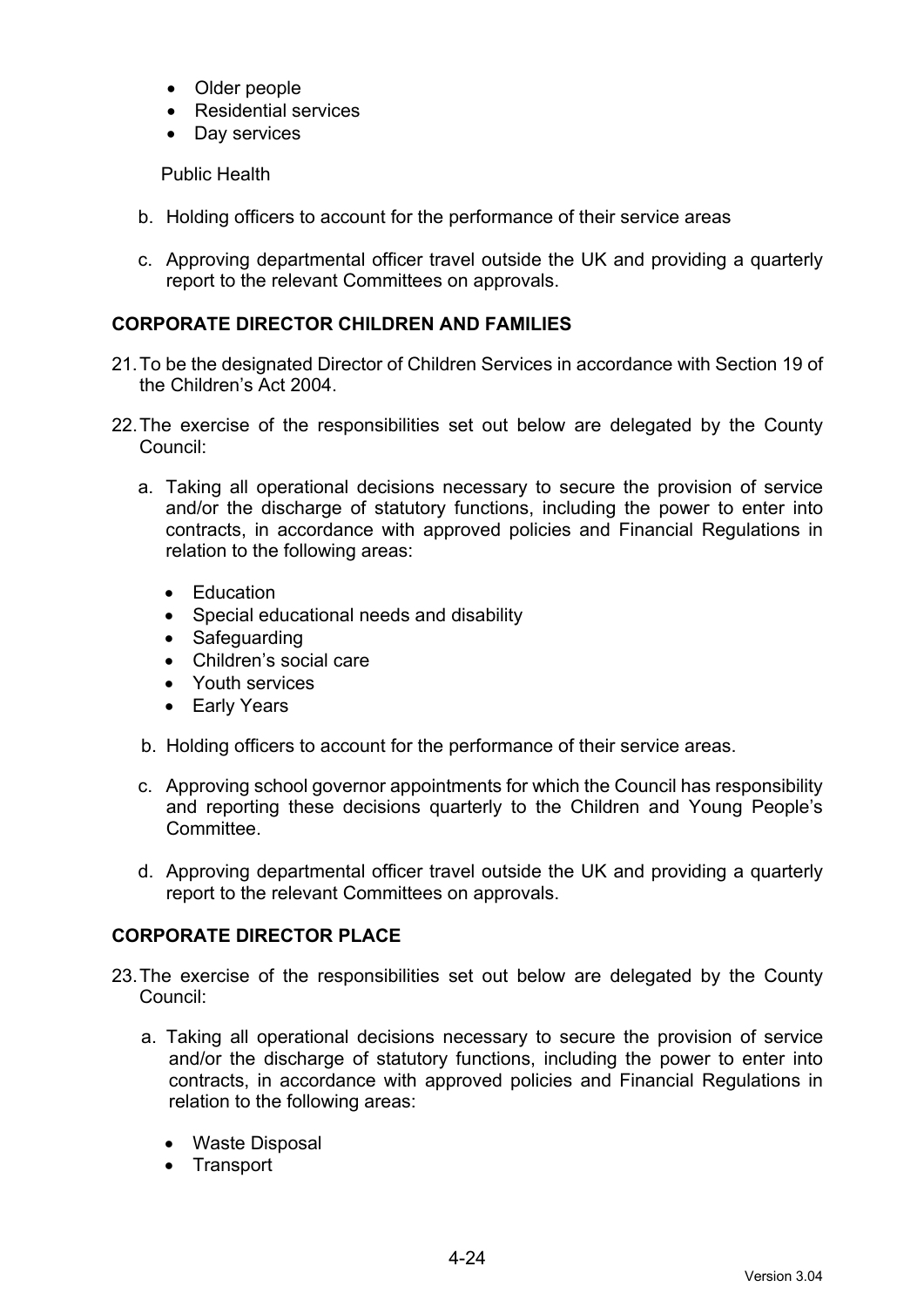- Older people
- Residential services
- Day services

Public Health

b. Holding officers to account for the performance of their service areas

c. Approving departmental officer travel outside the UK and providing a quarterly report to the relevant Committees on approvals.

**CORPORATE DIRECTOR CHILDREN AND FAMILIES**

21. To be the designated Director of Children Services in accordance with Section 19 of the Children's Act 2004.

22. The exercise of the responsibilities set out below are delegated by the County Council:

    a. Taking all operational decisions necessary to secure the provision of service and/or the discharge of statutory functions, including the power to enter into contracts, in accordance with approved policies and Financial Regulations in relation to the following areas:

    - Education
    - Special educational needs and disability
    - Safeguarding
    - Children's social care
    - Youth services
    - Early Years

    b. Holding officers to account for the performance of their service areas.

    c. Approving school governor appointments for which the Council has responsibility and reporting these decisions quarterly to the Children and Young People's Committee.

    d. Approving departmental officer travel outside the UK and providing a quarterly report to the relevant Committees on approvals.

**CORPORATE DIRECTOR PLACE**

23. The exercise of the responsibilities set out below are delegated by the County Council:

    a. Taking all operational decisions necessary to secure the provision of service and/or the discharge of statutory functions, including the power to enter into contracts, in accordance with approved policies and Financial Regulations in relation to the following areas:

    - Waste Disposal
    - Transport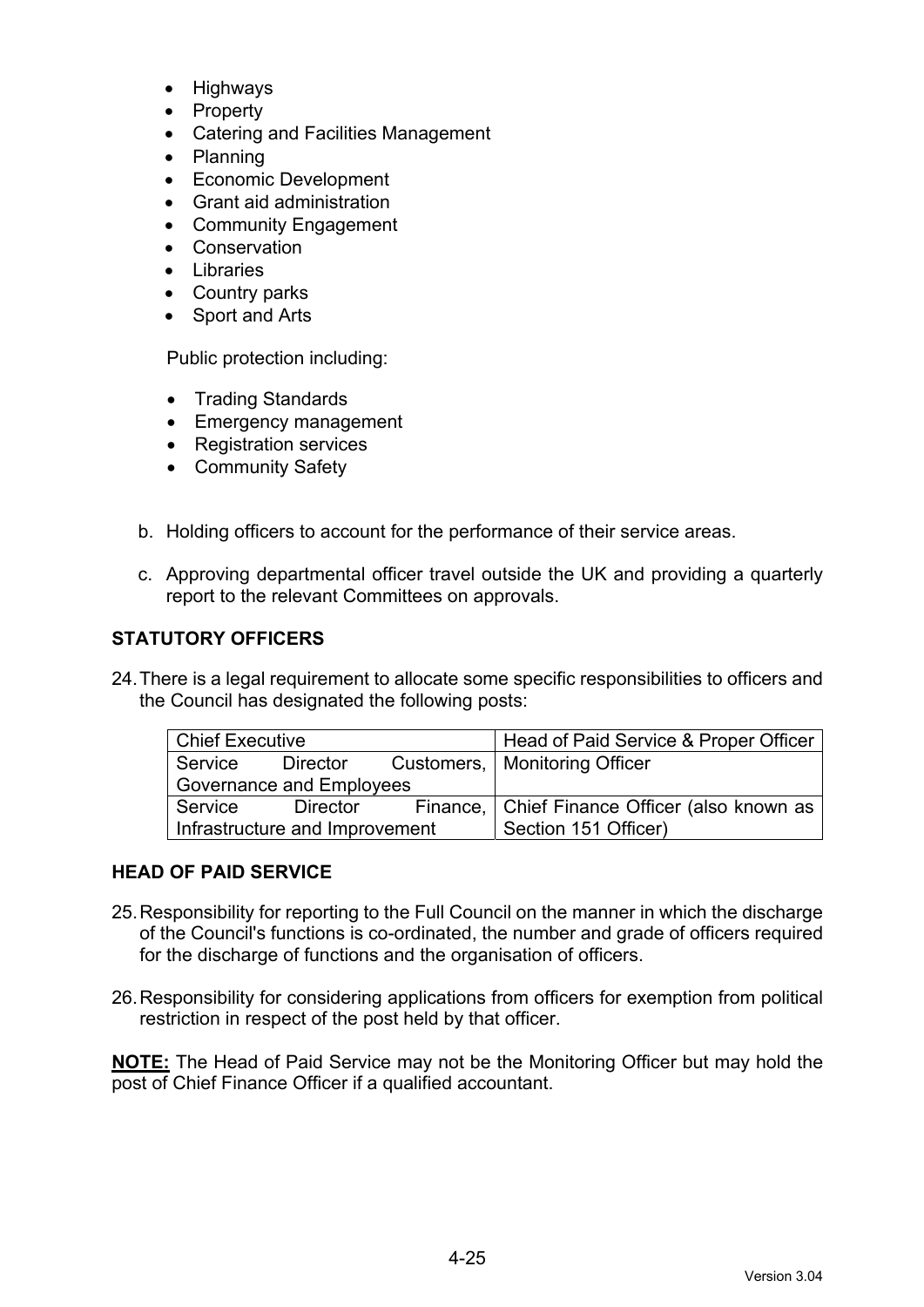- Highways
- Property
- Catering and Facilities Management
- Planning
- Economic Development
- Grant aid administration
- Community Engagement
- Conservation
- Libraries
- Country parks
- Sport and Arts

Public protection including:

- Trading Standards
- Emergency management
- Registration services
- Community Safety

b. Holding officers to account for the performance of their service areas.

c. Approving departmental officer travel outside the UK and providing a quarterly report to the relevant Committees on approvals.

**STATUTORY OFFICERS**

24. There is a legal requirement to allocate some specific responsibilities to officers and the Council has designated the following posts:

| | |
|---|---|
| Chief Executive | Head of Paid Service & Proper Officer |
| Service Director Customers, Governance and Employees | Monitoring Officer |
| Service Director Finance, Infrastructure and Improvement | Chief Finance Officer (also known as Section 151 Officer) |

**HEAD OF PAID SERVICE**

25. Responsibility for reporting to the Full Council on the manner in which the discharge of the Council's functions is co-ordinated, the number and grade of officers required for the discharge of functions and the organisation of officers.

26. Responsibility for considering applications from officers for exemption from political restriction in respect of the post held by that officer.

**NOTE:** The Head of Paid Service may not be the Monitoring Officer but may hold the post of Chief Finance Officer if a qualified accountant.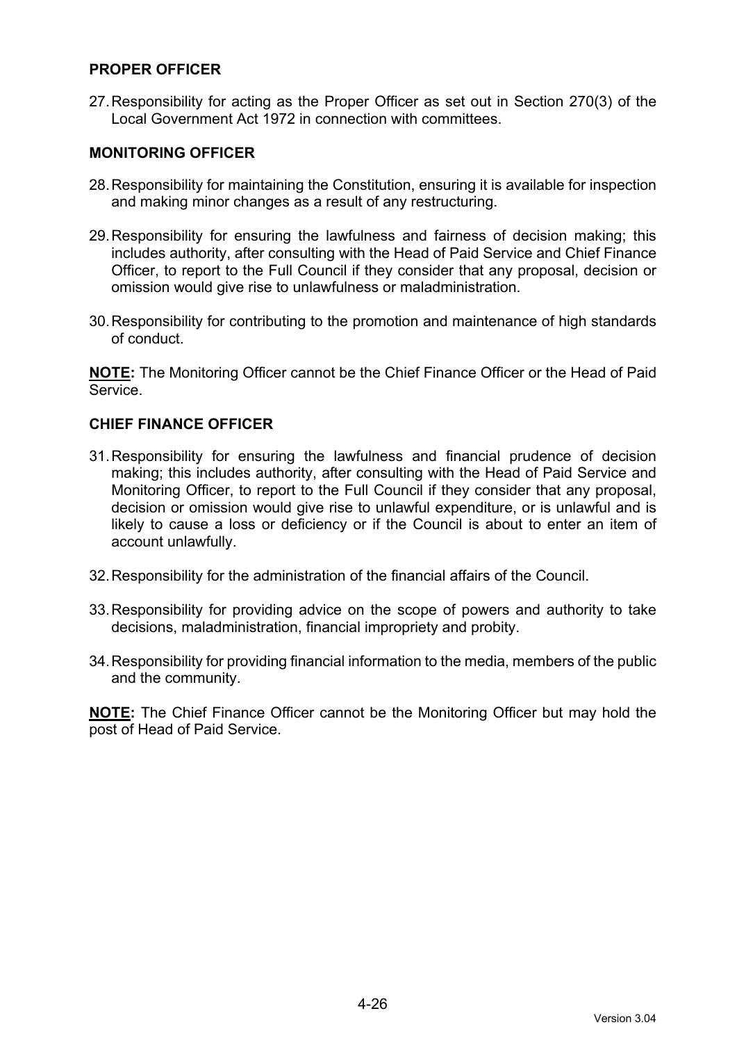**PROPER OFFICER**

27. Responsibility for acting as the Proper Officer as set out in Section 270(3) of the Local Government Act 1972 in connection with committees.

**MONITORING OFFICER**

28. Responsibility for maintaining the Constitution, ensuring it is available for inspection and making minor changes as a result of any restructuring.

29. Responsibility for ensuring the lawfulness and fairness of decision making; this includes authority, after consulting with the Head of Paid Service and Chief Finance Officer, to report to the Full Council if they consider that any proposal, decision or omission would give rise to unlawfulness or maladministration.

30. Responsibility for contributing to the promotion and maintenance of high standards of conduct.

**NOTE:** The Monitoring Officer cannot be the Chief Finance Officer or the Head of Paid Service.

**CHIEF FINANCE OFFICER**

31. Responsibility for ensuring the lawfulness and financial prudence of decision making; this includes authority, after consulting with the Head of Paid Service and Monitoring Officer, to report to the Full Council if they consider that any proposal, decision or omission would give rise to unlawful expenditure, or is unlawful and is likely to cause a loss or deficiency or if the Council is about to enter an item of account unlawfully.

32. Responsibility for the administration of the financial affairs of the Council.

33. Responsibility for providing advice on the scope of powers and authority to take decisions, maladministration, financial impropriety and probity.

34. Responsibility for providing financial information to the media, members of the public and the community.

**NOTE:** The Chief Finance Officer cannot be the Monitoring Officer but may hold the post of Head of Paid Service.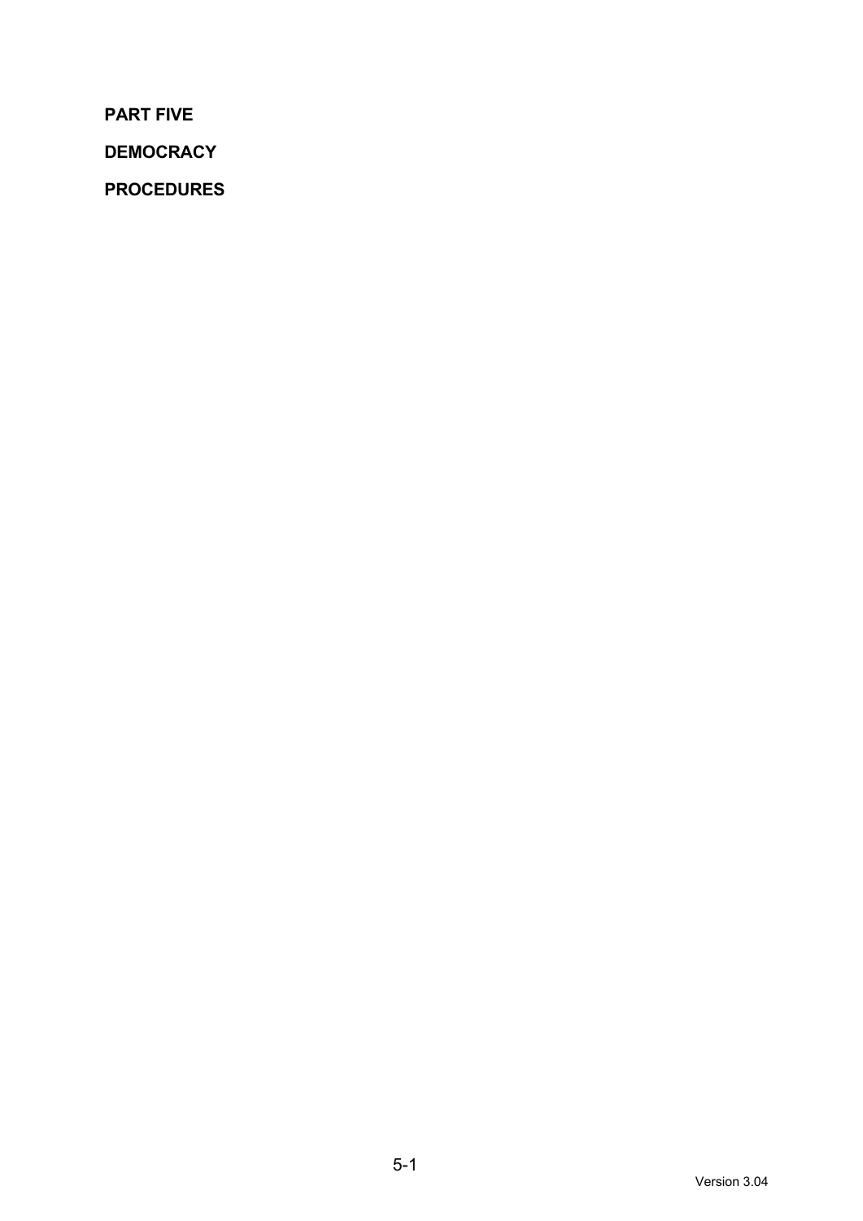**PART FIVE**

**DEMOCRACY**

**PROCEDURES**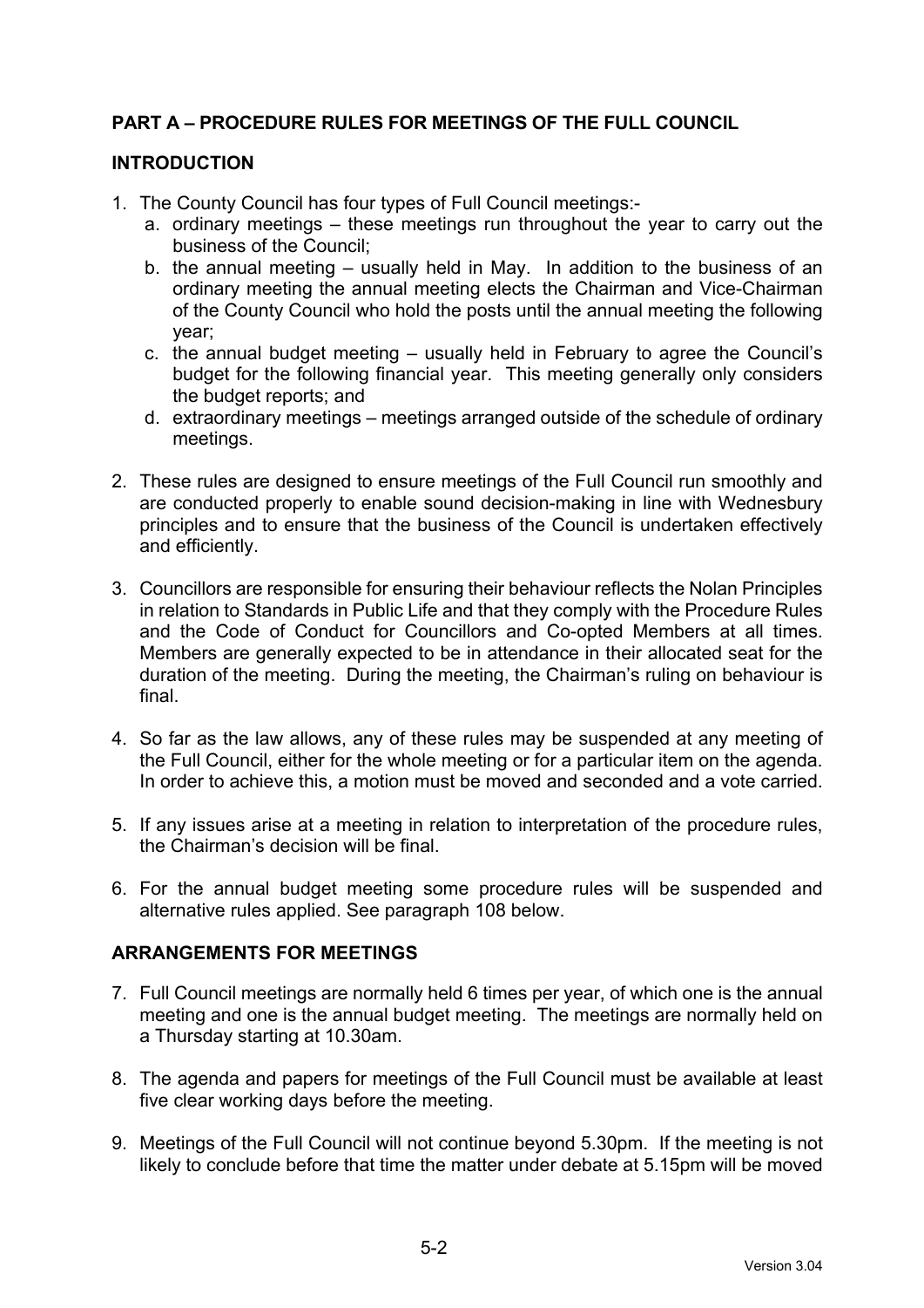## PART A – PROCEDURE RULES FOR MEETINGS OF THE FULL COUNCIL

### INTRODUCTION

1. The County Council has four types of Full Council meetings:-
   a. ordinary meetings – these meetings run throughout the year to carry out the business of the Council;
   b. the annual meeting – usually held in May. In addition to the business of an ordinary meeting the annual meeting elects the Chairman and Vice-Chairman of the County Council who hold the posts until the annual meeting the following year;
   c. the annual budget meeting – usually held in February to agree the Council's budget for the following financial year. This meeting generally only considers the budget reports; and
   d. extraordinary meetings – meetings arranged outside of the schedule of ordinary meetings.

2. These rules are designed to ensure meetings of the Full Council run smoothly and are conducted properly to enable sound decision-making in line with Wednesbury principles and to ensure that the business of the Council is undertaken effectively and efficiently.

3. Councillors are responsible for ensuring their behaviour reflects the Nolan Principles in relation to Standards in Public Life and that they comply with the Procedure Rules and the Code of Conduct for Councillors and Co-opted Members at all times. Members are generally expected to be in attendance in their allocated seat for the duration of the meeting. During the meeting, the Chairman's ruling on behaviour is final.

4. So far as the law allows, any of these rules may be suspended at any meeting of the Full Council, either for the whole meeting or for a particular item on the agenda. In order to achieve this, a motion must be moved and seconded and a vote carried.

5. If any issues arise at a meeting in relation to interpretation of the procedure rules, the Chairman's decision will be final.

6. For the annual budget meeting some procedure rules will be suspended and alternative rules applied. See paragraph 108 below.

### ARRANGEMENTS FOR MEETINGS

7. Full Council meetings are normally held 6 times per year, of which one is the annual meeting and one is the annual budget meeting. The meetings are normally held on a Thursday starting at 10.30am.

8. The agenda and papers for meetings of the Full Council must be available at least five clear working days before the meeting.

9. Meetings of the Full Council will not continue beyond 5.30pm. If the meeting is not likely to conclude before that time the matter under debate at 5.15pm will be moved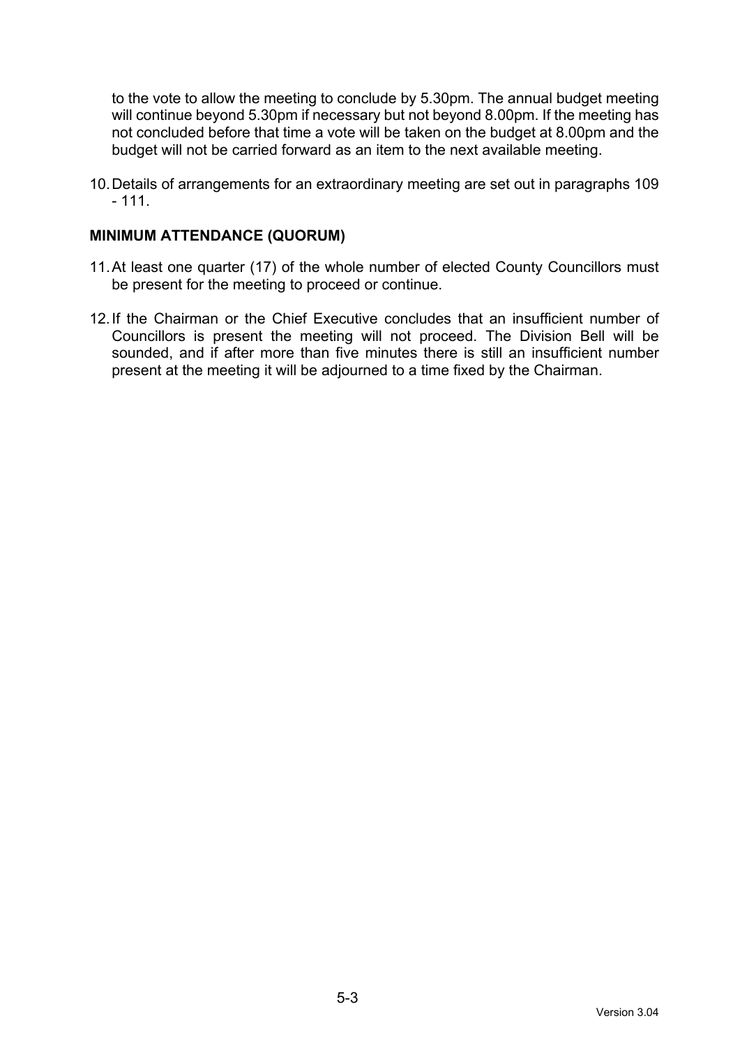to the vote to allow the meeting to conclude by 5.30pm. The annual budget meeting will continue beyond 5.30pm if necessary but not beyond 8.00pm. If the meeting has not concluded before that time a vote will be taken on the budget at 8.00pm and the budget will not be carried forward as an item to the next available meeting.

10. Details of arrangements for an extraordinary meeting are set out in paragraphs 109 - 111.

**MINIMUM ATTENDANCE (QUORUM)**

11. At least one quarter (17) of the whole number of elected County Councillors must be present for the meeting to proceed or continue.

12. If the Chairman or the Chief Executive concludes that an insufficient number of Councillors is present the meeting will not proceed. The Division Bell will be sounded, and if after more than five minutes there is still an insufficient number present at the meeting it will be adjourned to a time fixed by the Chairman.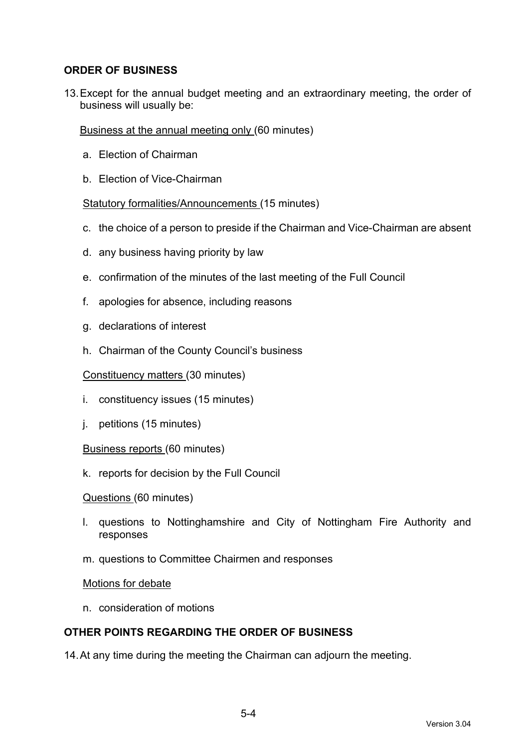## ORDER OF BUSINESS

13. Except for the annual budget meeting and an extraordinary meeting, the order of business will usually be:

    Business at the annual meeting only (60 minutes)

    a. Election of Chairman

    b. Election of Vice-Chairman

    Statutory formalities/Announcements (15 minutes)

    c. the choice of a person to preside if the Chairman and Vice-Chairman are absent

    d. any business having priority by law

    e. confirmation of the minutes of the last meeting of the Full Council

    f. apologies for absence, including reasons

    g. declarations of interest

    h. Chairman of the County Council's business

    Constituency matters (30 minutes)

    i. constituency issues (15 minutes)

    j. petitions (15 minutes)

    Business reports (60 minutes)

    k. reports for decision by the Full Council

    Questions (60 minutes)

    l. questions to Nottinghamshire and City of Nottingham Fire Authority and responses

    m. questions to Committee Chairmen and responses

    Motions for debate

    n. consideration of motions

## OTHER POINTS REGARDING THE ORDER OF BUSINESS

14. At any time during the meeting the Chairman can adjourn the meeting.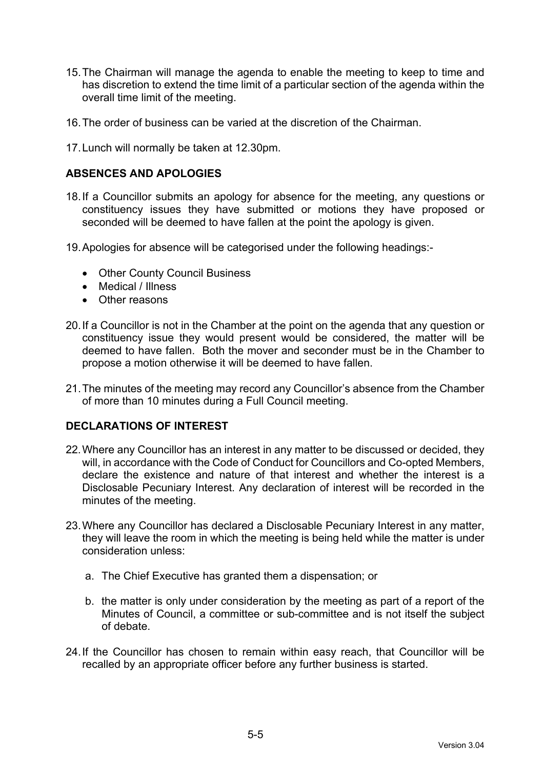15. The Chairman will manage the agenda to enable the meeting to keep to time and has discretion to extend the time limit of a particular section of the agenda within the overall time limit of the meeting.

16. The order of business can be varied at the discretion of the Chairman.

17. Lunch will normally be taken at 12.30pm.

## ABSENCES AND APOLOGIES

18. If a Councillor submits an apology for absence for the meeting, any questions or constituency issues they have submitted or motions they have proposed or seconded will be deemed to have fallen at the point the apology is given.

19. Apologies for absence will be categorised under the following headings:-

    - Other County Council Business
    - Medical / Illness
    - Other reasons

20. If a Councillor is not in the Chamber at the point on the agenda that any question or constituency issue they would present would be considered, the matter will be deemed to have fallen. Both the mover and seconder must be in the Chamber to propose a motion otherwise it will be deemed to have fallen.

21. The minutes of the meeting may record any Councillor's absence from the Chamber of more than 10 minutes during a Full Council meeting.

## DECLARATIONS OF INTEREST

22. Where any Councillor has an interest in any matter to be discussed or decided, they will, in accordance with the Code of Conduct for Councillors and Co-opted Members, declare the existence and nature of that interest and whether the interest is a Disclosable Pecuniary Interest. Any declaration of interest will be recorded in the minutes of the meeting.

23. Where any Councillor has declared a Disclosable Pecuniary Interest in any matter, they will leave the room in which the meeting is being held while the matter is under consideration unless:

    a. The Chief Executive has granted them a dispensation; or

    b. the matter is only under consideration by the meeting as part of a report of the Minutes of Council, a committee or sub-committee and is not itself the subject of debate.

24. If the Councillor has chosen to remain within easy reach, that Councillor will be recalled by an appropriate officer before any further business is started.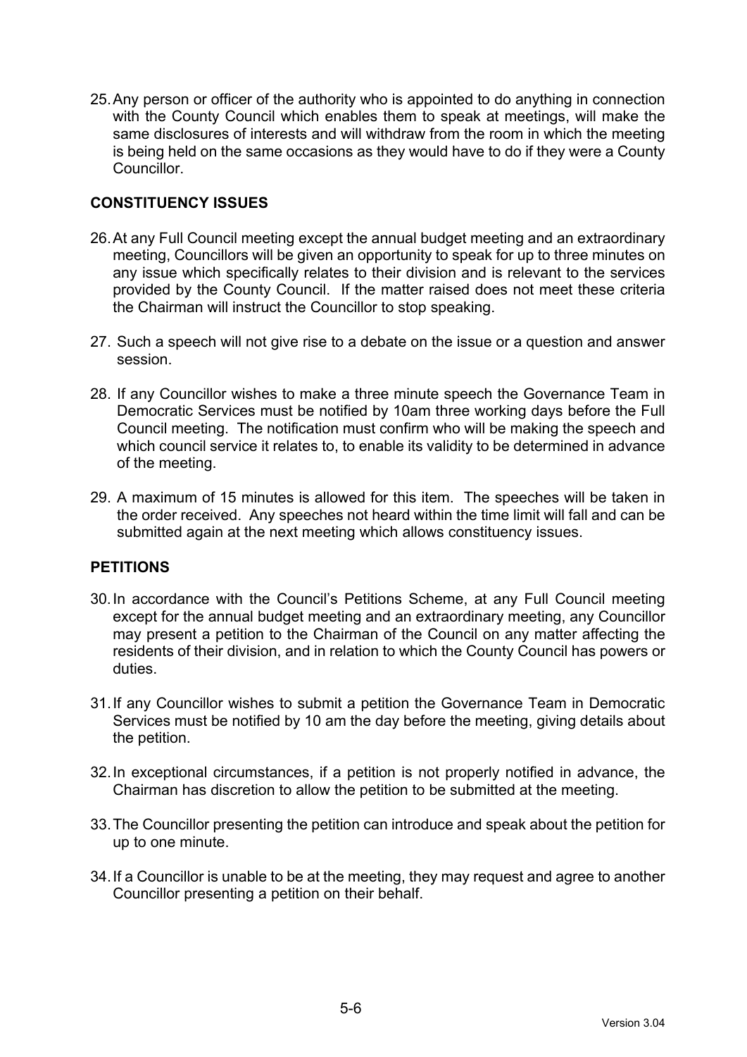25. Any person or officer of the authority who is appointed to do anything in connection with the County Council which enables them to speak at meetings, will make the same disclosures of interests and will withdraw from the room in which the meeting is being held on the same occasions as they would have to do if they were a County Councillor.

**CONSTITUENCY ISSUES**

26. At any Full Council meeting except the annual budget meeting and an extraordinary meeting, Councillors will be given an opportunity to speak for up to three minutes on any issue which specifically relates to their division and is relevant to the services provided by the County Council. If the matter raised does not meet these criteria the Chairman will instruct the Councillor to stop speaking.

27. Such a speech will not give rise to a debate on the issue or a question and answer session.

28. If any Councillor wishes to make a three minute speech the Governance Team in Democratic Services must be notified by 10am three working days before the Full Council meeting. The notification must confirm who will be making the speech and which council service it relates to, to enable its validity to be determined in advance of the meeting.

29. A maximum of 15 minutes is allowed for this item. The speeches will be taken in the order received. Any speeches not heard within the time limit will fall and can be submitted again at the next meeting which allows constituency issues.

**PETITIONS**

30. In accordance with the Council's Petitions Scheme, at any Full Council meeting except for the annual budget meeting and an extraordinary meeting, any Councillor may present a petition to the Chairman of the Council on any matter affecting the residents of their division, and in relation to which the County Council has powers or duties.

31. If any Councillor wishes to submit a petition the Governance Team in Democratic Services must be notified by 10 am the day before the meeting, giving details about the petition.

32. In exceptional circumstances, if a petition is not properly notified in advance, the Chairman has discretion to allow the petition to be submitted at the meeting.

33. The Councillor presenting the petition can introduce and speak about the petition for up to one minute.

34. If a Councillor is unable to be at the meeting, they may request and agree to another Councillor presenting a petition on their behalf.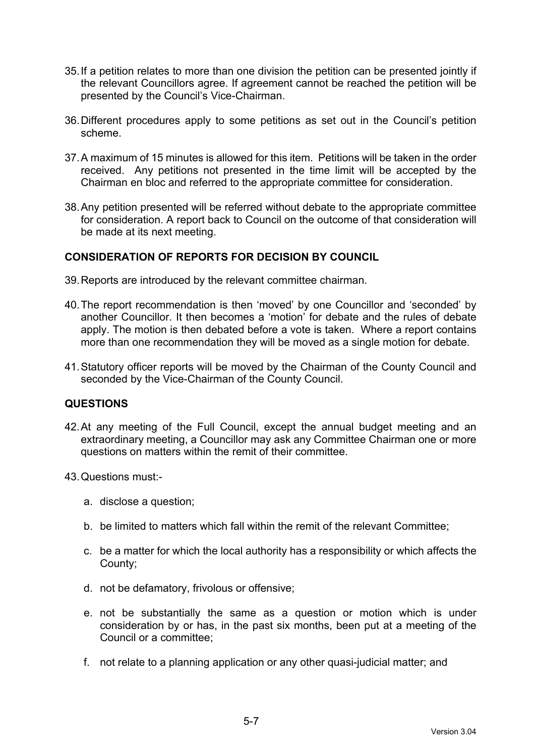35. If a petition relates to more than one division the petition can be presented jointly if the relevant Councillors agree. If agreement cannot be reached the petition will be presented by the Council's Vice-Chairman.

36. Different procedures apply to some petitions as set out in the Council's petition scheme.

37. A maximum of 15 minutes is allowed for this item. Petitions will be taken in the order received. Any petitions not presented in the time limit will be accepted by the Chairman en bloc and referred to the appropriate committee for consideration.

38. Any petition presented will be referred without debate to the appropriate committee for consideration. A report back to Council on the outcome of that consideration will be made at its next meeting.

## CONSIDERATION OF REPORTS FOR DECISION BY COUNCIL

39. Reports are introduced by the relevant committee chairman.

40. The report recommendation is then 'moved' by one Councillor and 'seconded' by another Councillor. It then becomes a 'motion' for debate and the rules of debate apply. The motion is then debated before a vote is taken. Where a report contains more than one recommendation they will be moved as a single motion for debate.

41. Statutory officer reports will be moved by the Chairman of the County Council and seconded by the Vice-Chairman of the County Council.

## QUESTIONS

42. At any meeting of the Full Council, except the annual budget meeting and an extraordinary meeting, a Councillor may ask any Committee Chairman one or more questions on matters within the remit of their committee.

43. Questions must:-

    a. disclose a question;

    b. be limited to matters which fall within the remit of the relevant Committee;

    c. be a matter for which the local authority has a responsibility or which affects the County;

    d. not be defamatory, frivolous or offensive;

    e. not be substantially the same as a question or motion which is under consideration by or has, in the past six months, been put at a meeting of the Council or a committee;

    f. not relate to a planning application or any other quasi-judicial matter; and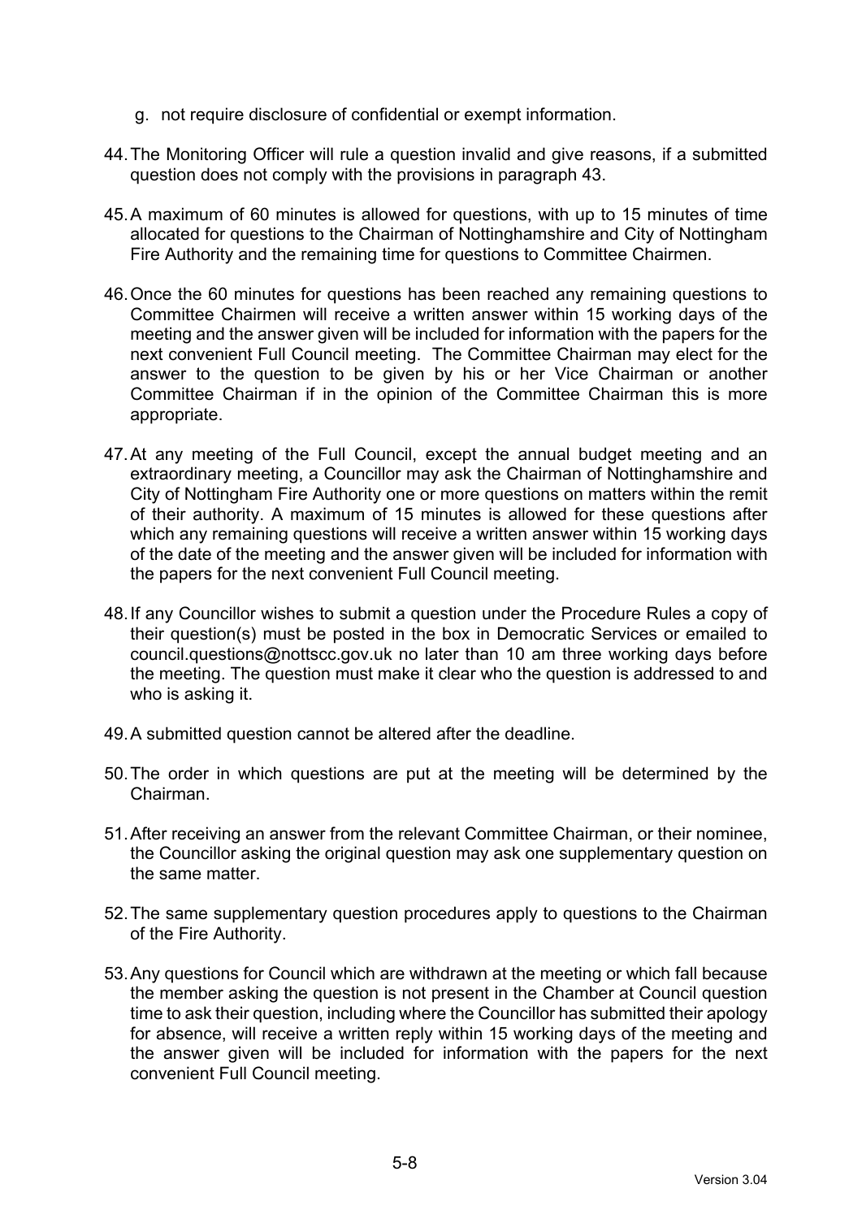g. not require disclosure of confidential or exempt information.

44. The Monitoring Officer will rule a question invalid and give reasons, if a submitted question does not comply with the provisions in paragraph 43.

45. A maximum of 60 minutes is allowed for questions, with up to 15 minutes of time allocated for questions to the Chairman of Nottinghamshire and City of Nottingham Fire Authority and the remaining time for questions to Committee Chairmen.

46. Once the 60 minutes for questions has been reached any remaining questions to Committee Chairmen will receive a written answer within 15 working days of the meeting and the answer given will be included for information with the papers for the next convenient Full Council meeting. The Committee Chairman may elect for the answer to the question to be given by his or her Vice Chairman or another Committee Chairman if in the opinion of the Committee Chairman this is more appropriate.

47. At any meeting of the Full Council, except the annual budget meeting and an extraordinary meeting, a Councillor may ask the Chairman of Nottinghamshire and City of Nottingham Fire Authority one or more questions on matters within the remit of their authority. A maximum of 15 minutes is allowed for these questions after which any remaining questions will receive a written answer within 15 working days of the date of the meeting and the answer given will be included for information with the papers for the next convenient Full Council meeting.

48. If any Councillor wishes to submit a question under the Procedure Rules a copy of their question(s) must be posted in the box in Democratic Services or emailed to council.questions@nottscc.gov.uk no later than 10 am three working days before the meeting. The question must make it clear who the question is addressed to and who is asking it.

49. A submitted question cannot be altered after the deadline.

50. The order in which questions are put at the meeting will be determined by the Chairman.

51. After receiving an answer from the relevant Committee Chairman, or their nominee, the Councillor asking the original question may ask one supplementary question on the same matter.

52. The same supplementary question procedures apply to questions to the Chairman of the Fire Authority.

53. Any questions for Council which are withdrawn at the meeting or which fall because the member asking the question is not present in the Chamber at Council question time to ask their question, including where the Councillor has submitted their apology for absence, will receive a written reply within 15 working days of the meeting and the answer given will be included for information with the papers for the next convenient Full Council meeting.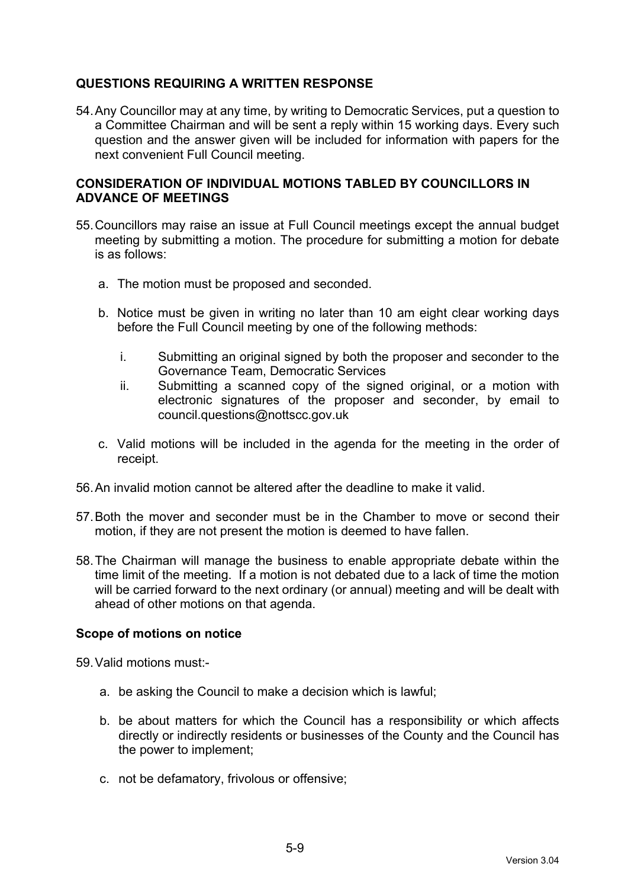## QUESTIONS REQUIRING A WRITTEN RESPONSE

54. Any Councillor may at any time, by writing to Democratic Services, put a question to a Committee Chairman and will be sent a reply within 15 working days. Every such question and the answer given will be included for information with papers for the next convenient Full Council meeting.

## CONSIDERATION OF INDIVIDUAL MOTIONS TABLED BY COUNCILLORS IN ADVANCE OF MEETINGS

55. Councillors may raise an issue at Full Council meetings except the annual budget meeting by submitting a motion. The procedure for submitting a motion for debate is as follows:

    a. The motion must be proposed and seconded.

    b. Notice must be given in writing no later than 10 am eight clear working days before the Full Council meeting by one of the following methods:

        i. Submitting an original signed by both the proposer and seconder to the Governance Team, Democratic Services
        ii. Submitting a scanned copy of the signed original, or a motion with electronic signatures of the proposer and seconder, by email to council.questions@nottscc.gov.uk

    c. Valid motions will be included in the agenda for the meeting in the order of receipt.

56. An invalid motion cannot be altered after the deadline to make it valid.

57. Both the mover and seconder must be in the Chamber to move or second their motion, if they are not present the motion is deemed to have fallen.

58. The Chairman will manage the business to enable appropriate debate within the time limit of the meeting. If a motion is not debated due to a lack of time the motion will be carried forward to the next ordinary (or annual) meeting and will be dealt with ahead of other motions on that agenda.

### Scope of motions on notice

59. Valid motions must:-

    a. be asking the Council to make a decision which is lawful;

    b. be about matters for which the Council has a responsibility or which affects directly or indirectly residents or businesses of the County and the Council has the power to implement;

    c. not be defamatory, frivolous or offensive;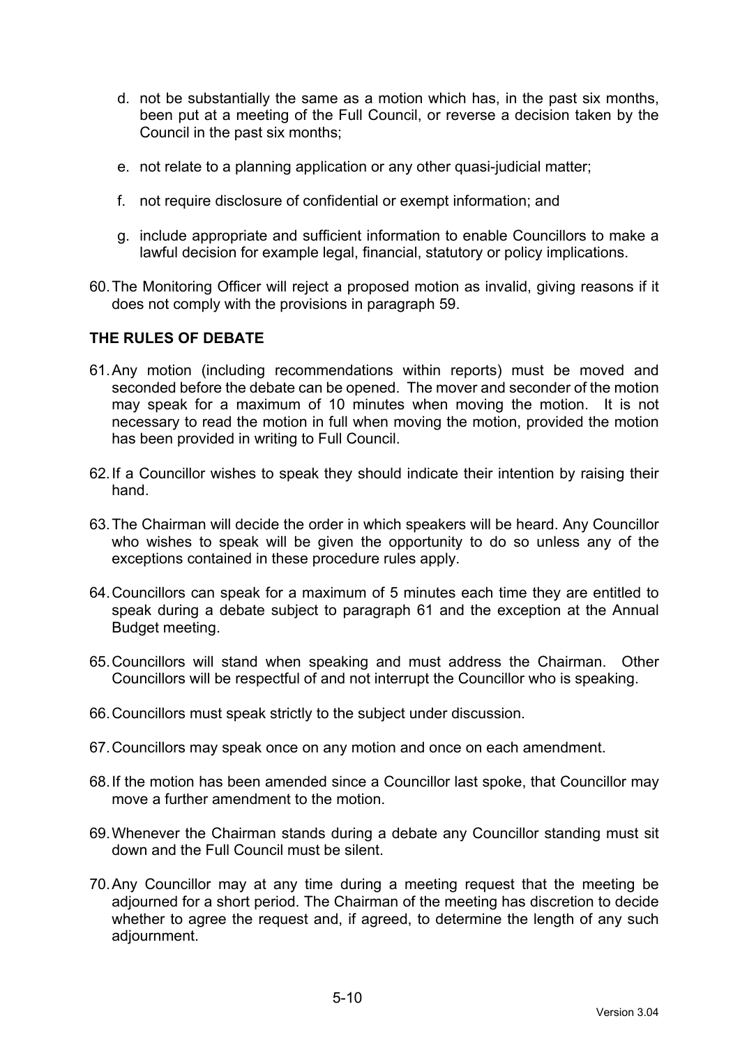d. not be substantially the same as a motion which has, in the past six months, been put at a meeting of the Full Council, or reverse a decision taken by the Council in the past six months;

e. not relate to a planning application or any other quasi-judicial matter;

f. not require disclosure of confidential or exempt information; and

g. include appropriate and sufficient information to enable Councillors to make a lawful decision for example legal, financial, statutory or policy implications.

60. The Monitoring Officer will reject a proposed motion as invalid, giving reasons if it does not comply with the provisions in paragraph 59.

**THE RULES OF DEBATE**

61. Any motion (including recommendations within reports) must be moved and seconded before the debate can be opened. The mover and seconder of the motion may speak for a maximum of 10 minutes when moving the motion. It is not necessary to read the motion in full when moving the motion, provided the motion has been provided in writing to Full Council.

62. If a Councillor wishes to speak they should indicate their intention by raising their hand.

63. The Chairman will decide the order in which speakers will be heard. Any Councillor who wishes to speak will be given the opportunity to do so unless any of the exceptions contained in these procedure rules apply.

64. Councillors can speak for a maximum of 5 minutes each time they are entitled to speak during a debate subject to paragraph 61 and the exception at the Annual Budget meeting.

65. Councillors will stand when speaking and must address the Chairman. Other Councillors will be respectful of and not interrupt the Councillor who is speaking.

66. Councillors must speak strictly to the subject under discussion.

67. Councillors may speak once on any motion and once on each amendment.

68. If the motion has been amended since a Councillor last spoke, that Councillor may move a further amendment to the motion.

69. Whenever the Chairman stands during a debate any Councillor standing must sit down and the Full Council must be silent.

70. Any Councillor may at any time during a meeting request that the meeting be adjourned for a short period. The Chairman of the meeting has discretion to decide whether to agree the request and, if agreed, to determine the length of any such adjournment.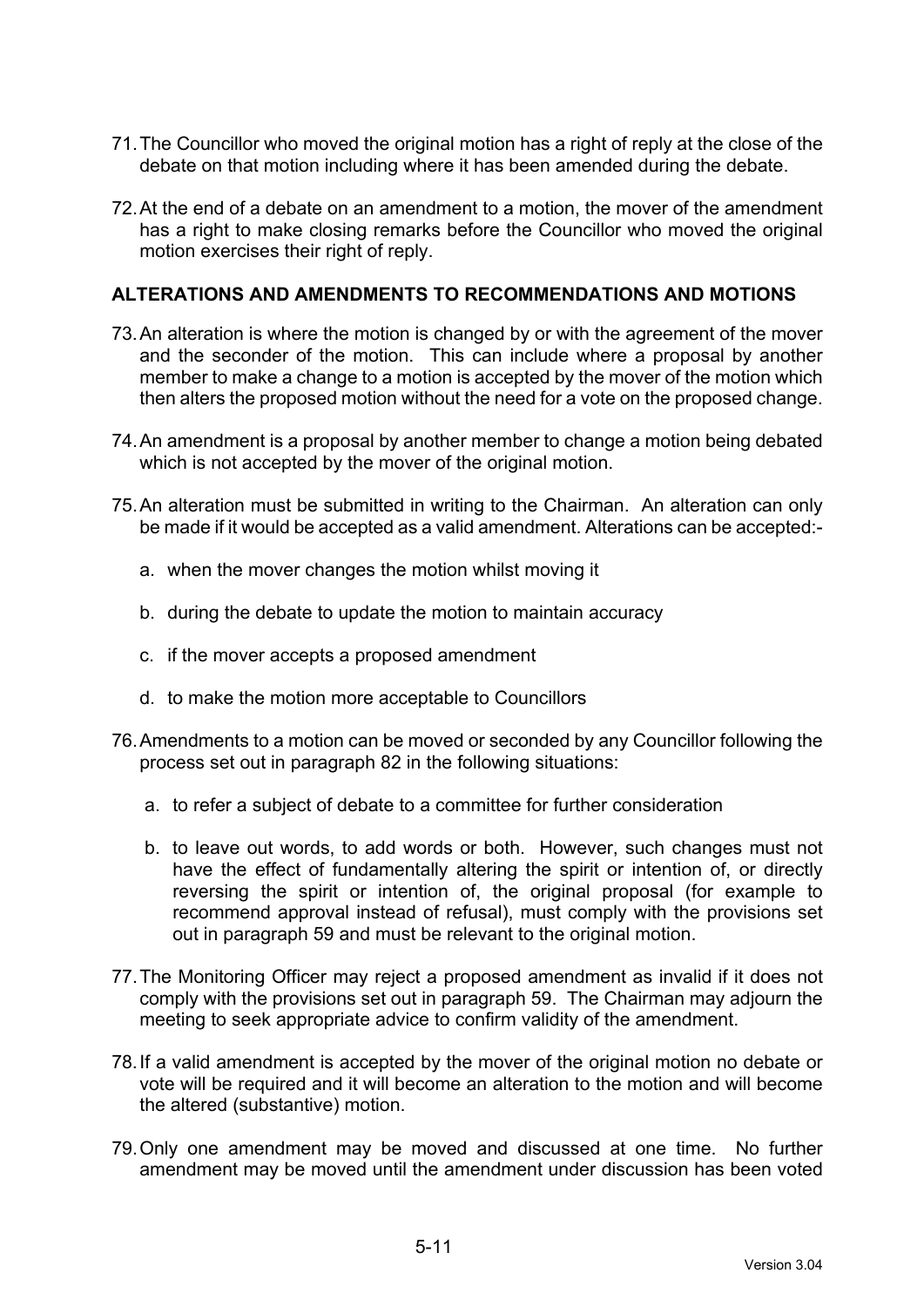71. The Councillor who moved the original motion has a right of reply at the close of the debate on that motion including where it has been amended during the debate.

72. At the end of a debate on an amendment to a motion, the mover of the amendment has a right to make closing remarks before the Councillor who moved the original motion exercises their right of reply.

**ALTERATIONS AND AMENDMENTS TO RECOMMENDATIONS AND MOTIONS**

73. An alteration is where the motion is changed by or with the agreement of the mover and the seconder of the motion. This can include where a proposal by another member to make a change to a motion is accepted by the mover of the motion which then alters the proposed motion without the need for a vote on the proposed change.

74. An amendment is a proposal by another member to change a motion being debated which is not accepted by the mover of the original motion.

75. An alteration must be submitted in writing to the Chairman. An alteration can only be made if it would be accepted as a valid amendment. Alterations can be accepted:-

    a. when the mover changes the motion whilst moving it

    b. during the debate to update the motion to maintain accuracy

    c. if the mover accepts a proposed amendment

    d. to make the motion more acceptable to Councillors

76. Amendments to a motion can be moved or seconded by any Councillor following the process set out in paragraph 82 in the following situations:

    a. to refer a subject of debate to a committee for further consideration

    b. to leave out words, to add words or both. However, such changes must not have the effect of fundamentally altering the spirit or intention of, or directly reversing the spirit or intention of, the original proposal (for example to recommend approval instead of refusal), must comply with the provisions set out in paragraph 59 and must be relevant to the original motion.

77. The Monitoring Officer may reject a proposed amendment as invalid if it does not comply with the provisions set out in paragraph 59. The Chairman may adjourn the meeting to seek appropriate advice to confirm validity of the amendment.

78. If a valid amendment is accepted by the mover of the original motion no debate or vote will be required and it will become an alteration to the motion and will become the altered (substantive) motion.

79. Only one amendment may be moved and discussed at one time. No further amendment may be moved until the amendment under discussion has been voted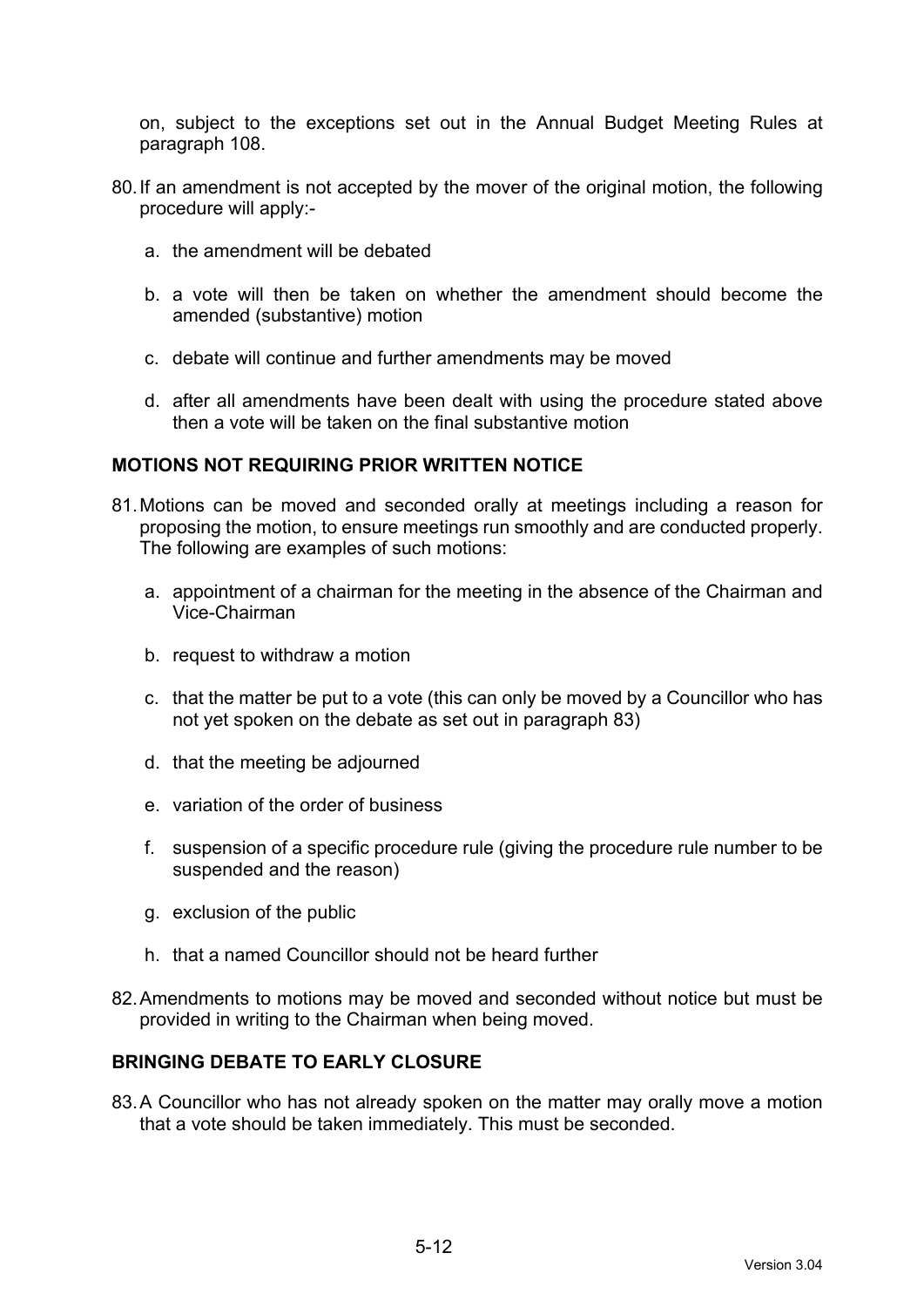on, subject to the exceptions set out in the Annual Budget Meeting Rules at paragraph 108.

80. If an amendment is not accepted by the mover of the original motion, the following procedure will apply:-

    a. the amendment will be debated

    b. a vote will then be taken on whether the amendment should become the amended (substantive) motion

    c. debate will continue and further amendments may be moved

    d. after all amendments have been dealt with using the procedure stated above then a vote will be taken on the final substantive motion

**MOTIONS NOT REQUIRING PRIOR WRITTEN NOTICE**

81. Motions can be moved and seconded orally at meetings including a reason for proposing the motion, to ensure meetings run smoothly and are conducted properly. The following are examples of such motions:

    a. appointment of a chairman for the meeting in the absence of the Chairman and Vice-Chairman

    b. request to withdraw a motion

    c. that the matter be put to a vote (this can only be moved by a Councillor who has not yet spoken on the debate as set out in paragraph 83)

    d. that the meeting be adjourned

    e. variation of the order of business

    f. suspension of a specific procedure rule (giving the procedure rule number to be suspended and the reason)

    g. exclusion of the public

    h. that a named Councillor should not be heard further

82. Amendments to motions may be moved and seconded without notice but must be provided in writing to the Chairman when being moved.

**BRINGING DEBATE TO EARLY CLOSURE**

83. A Councillor who has not already spoken on the matter may orally move a motion that a vote should be taken immediately. This must be seconded.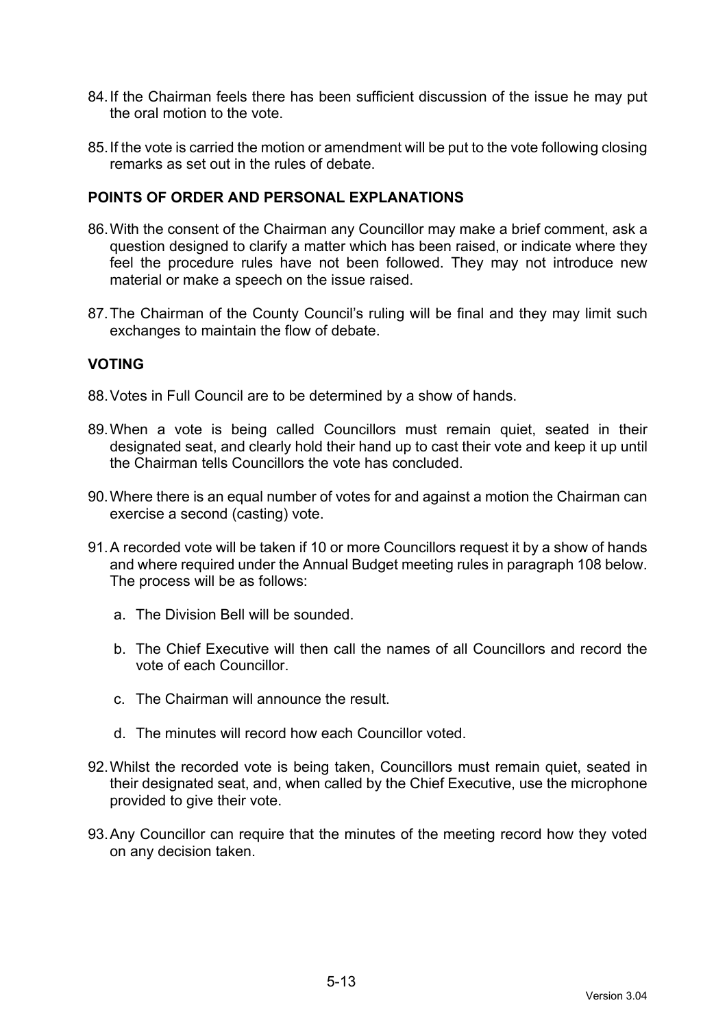84. If the Chairman feels there has been sufficient discussion of the issue he may put the oral motion to the vote.

85. If the vote is carried the motion or amendment will be put to the vote following closing remarks as set out in the rules of debate.

**POINTS OF ORDER AND PERSONAL EXPLANATIONS**

86. With the consent of the Chairman any Councillor may make a brief comment, ask a question designed to clarify a matter which has been raised, or indicate where they feel the procedure rules have not been followed. They may not introduce new material or make a speech on the issue raised.

87. The Chairman of the County Council's ruling will be final and they may limit such exchanges to maintain the flow of debate.

**VOTING**

88. Votes in Full Council are to be determined by a show of hands.

89. When a vote is being called Councillors must remain quiet, seated in their designated seat, and clearly hold their hand up to cast their vote and keep it up until the Chairman tells Councillors the vote has concluded.

90. Where there is an equal number of votes for and against a motion the Chairman can exercise a second (casting) vote.

91. A recorded vote will be taken if 10 or more Councillors request it by a show of hands and where required under the Annual Budget meeting rules in paragraph 108 below. The process will be as follows:

    a. The Division Bell will be sounded.

    b. The Chief Executive will then call the names of all Councillors and record the vote of each Councillor.

    c. The Chairman will announce the result.

    d. The minutes will record how each Councillor voted.

92. Whilst the recorded vote is being taken, Councillors must remain quiet, seated in their designated seat, and, when called by the Chief Executive, use the microphone provided to give their vote.

93. Any Councillor can require that the minutes of the meeting record how they voted on any decision taken.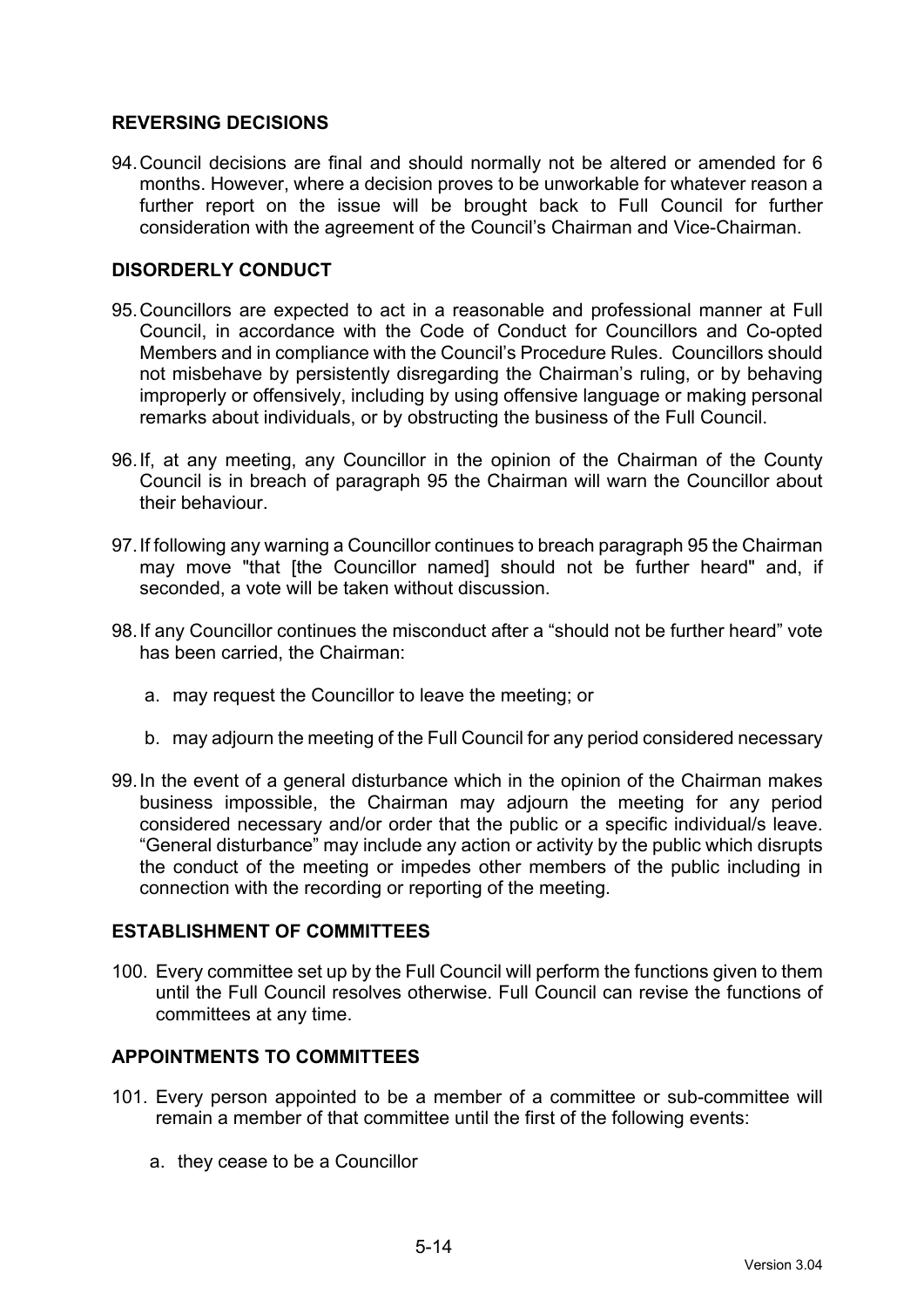## REVERSING DECISIONS

94. Council decisions are final and should normally not be altered or amended for 6 months. However, where a decision proves to be unworkable for whatever reason a further report on the issue will be brought back to Full Council for further consideration with the agreement of the Council's Chairman and Vice-Chairman.

## DISORDERLY CONDUCT

95. Councillors are expected to act in a reasonable and professional manner at Full Council, in accordance with the Code of Conduct for Councillors and Co-opted Members and in compliance with the Council's Procedure Rules. Councillors should not misbehave by persistently disregarding the Chairman's ruling, or by behaving improperly or offensively, including by using offensive language or making personal remarks about individuals, or by obstructing the business of the Full Council.

96. If, at any meeting, any Councillor in the opinion of the Chairman of the County Council is in breach of paragraph 95 the Chairman will warn the Councillor about their behaviour.

97. If following any warning a Councillor continues to breach paragraph 95 the Chairman may move "that [the Councillor named] should not be further heard" and, if seconded, a vote will be taken without discussion.

98. If any Councillor continues the misconduct after a "should not be further heard" vote has been carried, the Chairman:

    a. may request the Councillor to leave the meeting; or

    b. may adjourn the meeting of the Full Council for any period considered necessary

99. In the event of a general disturbance which in the opinion of the Chairman makes business impossible, the Chairman may adjourn the meeting for any period considered necessary and/or order that the public or a specific individual/s leave. "General disturbance" may include any action or activity by the public which disrupts the conduct of the meeting or impedes other members of the public including in connection with the recording or reporting of the meeting.

## ESTABLISHMENT OF COMMITTEES

100. Every committee set up by the Full Council will perform the functions given to them until the Full Council resolves otherwise. Full Council can revise the functions of committees at any time.

## APPOINTMENTS TO COMMITTEES

101. Every person appointed to be a member of a committee or sub-committee will remain a member of that committee until the first of the following events:

    a. they cease to be a Councillor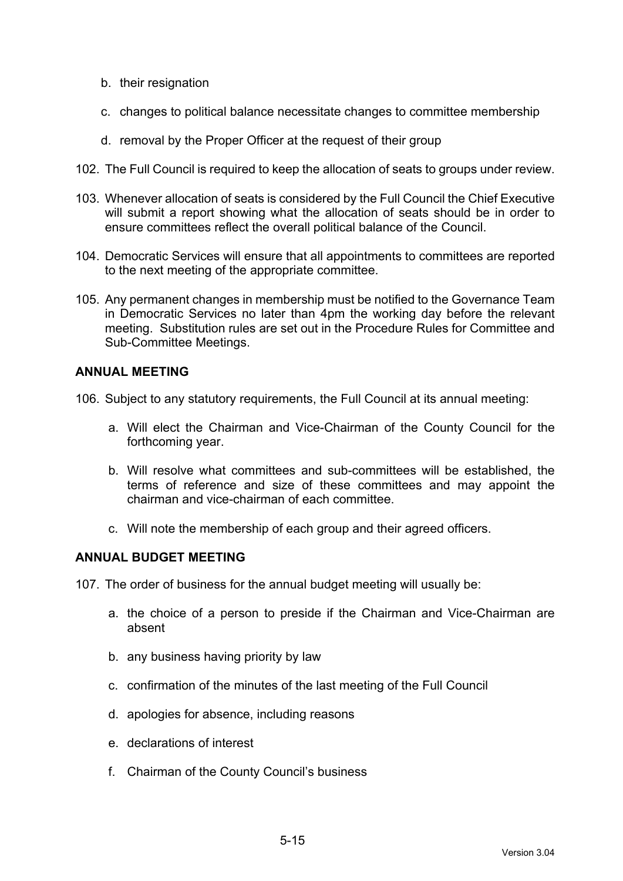b. their resignation

c. changes to political balance necessitate changes to committee membership

d. removal by the Proper Officer at the request of their group

102. The Full Council is required to keep the allocation of seats to groups under review.

103. Whenever allocation of seats is considered by the Full Council the Chief Executive will submit a report showing what the allocation of seats should be in order to ensure committees reflect the overall political balance of the Council.

104. Democratic Services will ensure that all appointments to committees are reported to the next meeting of the appropriate committee.

105. Any permanent changes in membership must be notified to the Governance Team in Democratic Services no later than 4pm the working day before the relevant meeting. Substitution rules are set out in the Procedure Rules for Committee and Sub-Committee Meetings.

**ANNUAL MEETING**

106. Subject to any statutory requirements, the Full Council at its annual meeting:

a. Will elect the Chairman and Vice-Chairman of the County Council for the forthcoming year.

b. Will resolve what committees and sub-committees will be established, the terms of reference and size of these committees and may appoint the chairman and vice-chairman of each committee.

c. Will note the membership of each group and their agreed officers.

**ANNUAL BUDGET MEETING**

107. The order of business for the annual budget meeting will usually be:

a. the choice of a person to preside if the Chairman and Vice-Chairman are absent

b. any business having priority by law

c. confirmation of the minutes of the last meeting of the Full Council

d. apologies for absence, including reasons

e. declarations of interest

f. Chairman of the County Council's business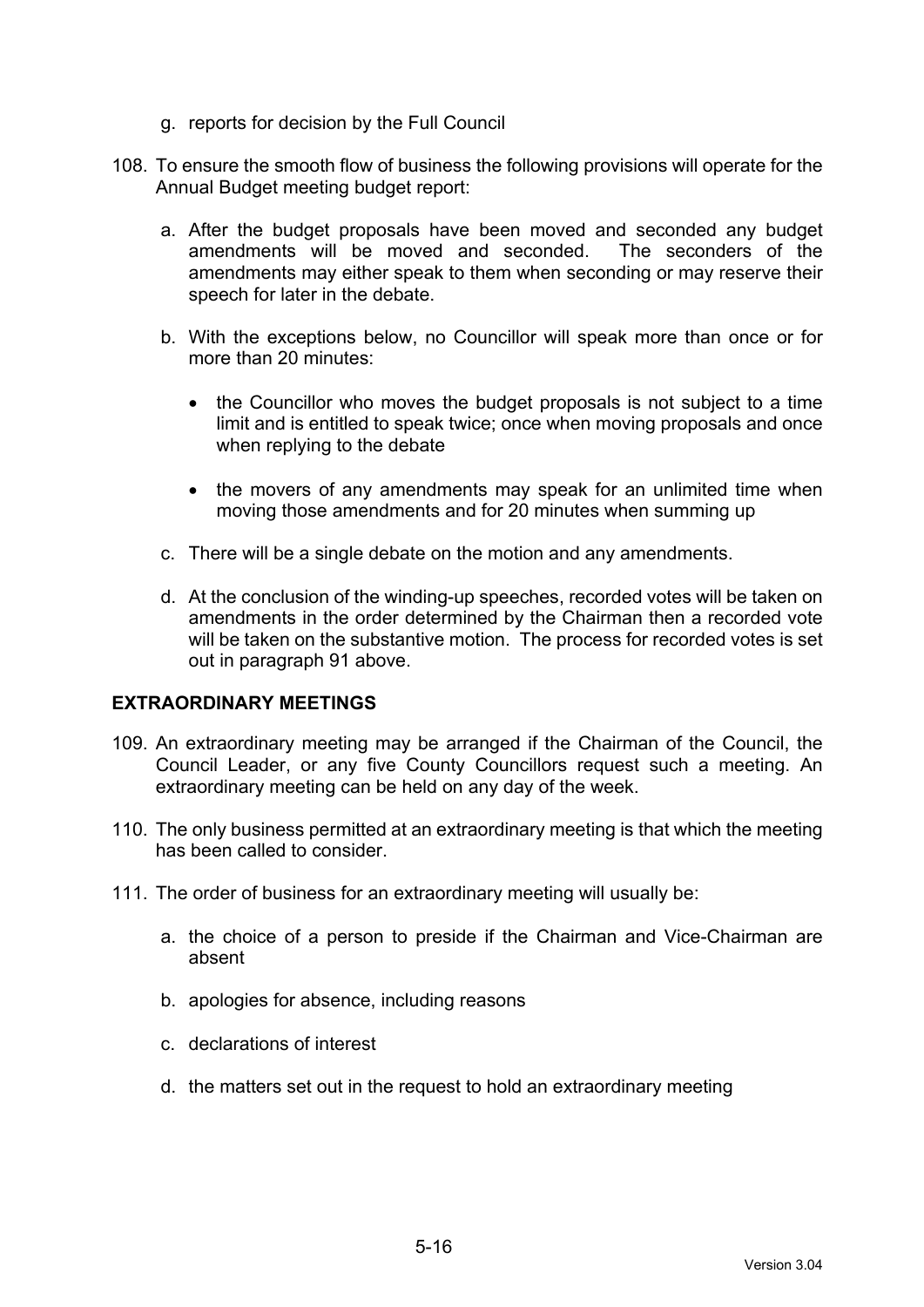g. reports for decision by the Full Council

108. To ensure the smooth flow of business the following provisions will operate for the Annual Budget meeting budget report:

    a. After the budget proposals have been moved and seconded any budget amendments will be moved and seconded. The seconders of the amendments may either speak to them when seconding or may reserve their speech for later in the debate.

    b. With the exceptions below, no Councillor will speak more than once or for more than 20 minutes:

        - the Councillor who moves the budget proposals is not subject to a time limit and is entitled to speak twice; once when moving proposals and once when replying to the debate

        - the movers of any amendments may speak for an unlimited time when moving those amendments and for 20 minutes when summing up

    c. There will be a single debate on the motion and any amendments.

    d. At the conclusion of the winding-up speeches, recorded votes will be taken on amendments in the order determined by the Chairman then a recorded vote will be taken on the substantive motion. The process for recorded votes is set out in paragraph 91 above.

## EXTRAORDINARY MEETINGS

109. An extraordinary meeting may be arranged if the Chairman of the Council, the Council Leader, or any five County Councillors request such a meeting. An extraordinary meeting can be held on any day of the week.

110. The only business permitted at an extraordinary meeting is that which the meeting has been called to consider.

111. The order of business for an extraordinary meeting will usually be:

    a. the choice of a person to preside if the Chairman and Vice-Chairman are absent

    b. apologies for absence, including reasons

    c. declarations of interest

    d. the matters set out in the request to hold an extraordinary meeting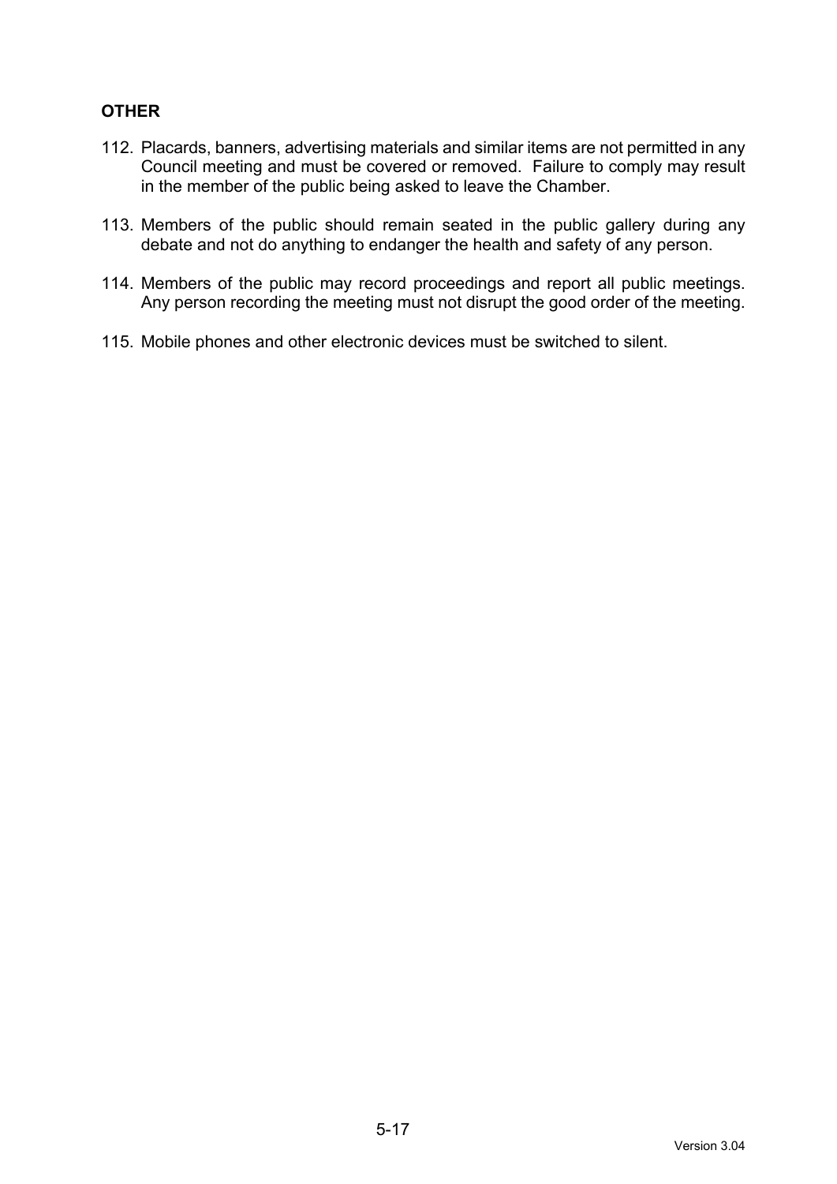**OTHER**

112. Placards, banners, advertising materials and similar items are not permitted in any Council meeting and must be covered or removed.  Failure to comply may result in the member of the public being asked to leave the Chamber.

113. Members of the public should remain seated in the public gallery during any debate and not do anything to endanger the health and safety of any person.

114. Members of the public may record proceedings and report all public meetings. Any person recording the meeting must not disrupt the good order of the meeting.

115. Mobile phones and other electronic devices must be switched to silent.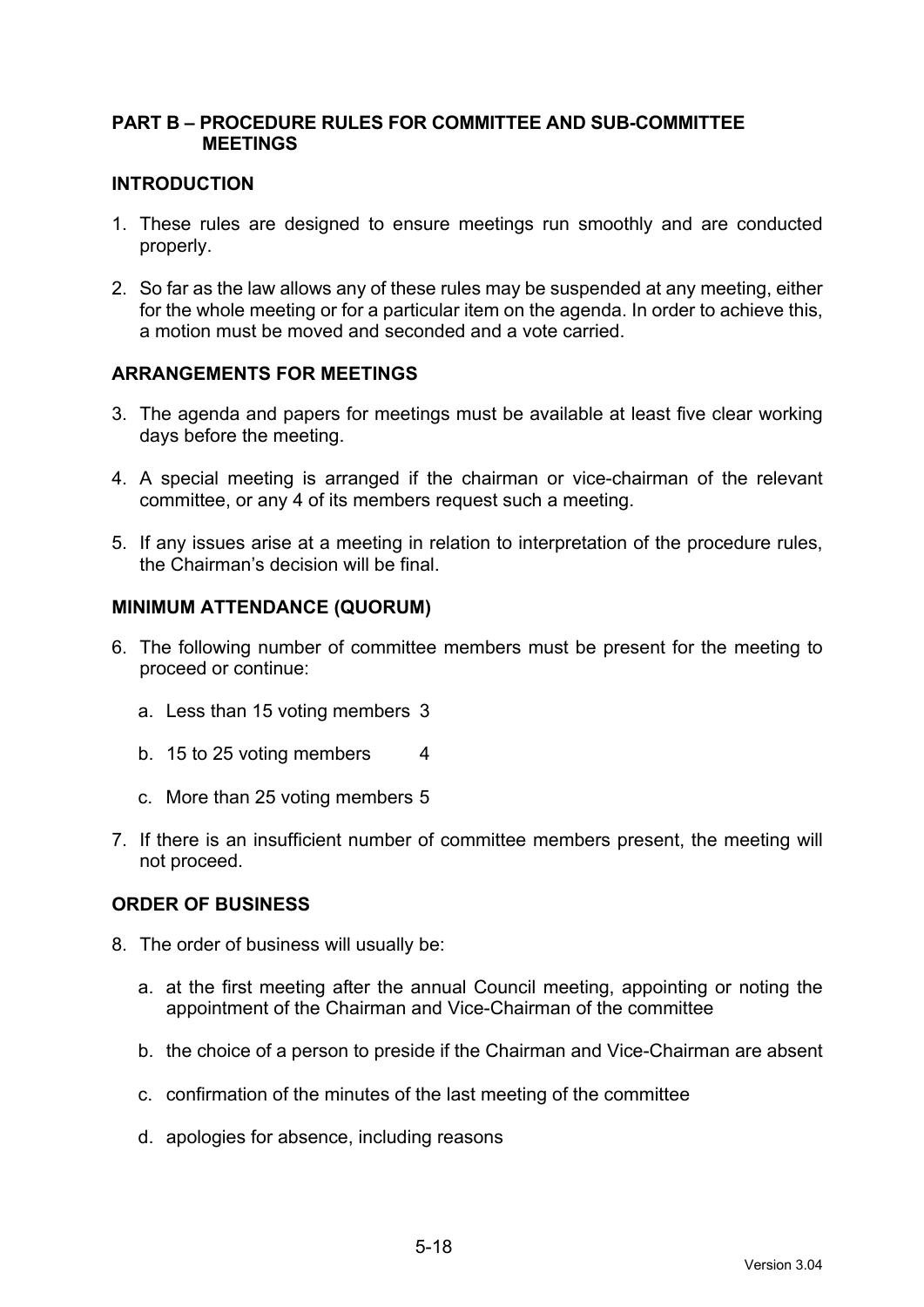## PART B – PROCEDURE RULES FOR COMMITTEE AND SUB-COMMITTEE MEETINGS

### INTRODUCTION

1. These rules are designed to ensure meetings run smoothly and are conducted properly.

2. So far as the law allows any of these rules may be suspended at any meeting, either for the whole meeting or for a particular item on the agenda. In order to achieve this, a motion must be moved and seconded and a vote carried.

### ARRANGEMENTS FOR MEETINGS

3. The agenda and papers for meetings must be available at least five clear working days before the meeting.

4. A special meeting is arranged if the chairman or vice-chairman of the relevant committee, or any 4 of its members request such a meeting.

5. If any issues arise at a meeting in relation to interpretation of the procedure rules, the Chairman's decision will be final.

### MINIMUM ATTENDANCE (QUORUM)

6. The following number of committee members must be present for the meeting to proceed or continue:

   a. Less than 15 voting members 3

   b. 15 to 25 voting members 4

   c. More than 25 voting members 5

7. If there is an insufficient number of committee members present, the meeting will not proceed.

### ORDER OF BUSINESS

8. The order of business will usually be:

   a. at the first meeting after the annual Council meeting, appointing or noting the appointment of the Chairman and Vice-Chairman of the committee

   b. the choice of a person to preside if the Chairman and Vice-Chairman are absent

   c. confirmation of the minutes of the last meeting of the committee

   d. apologies for absence, including reasons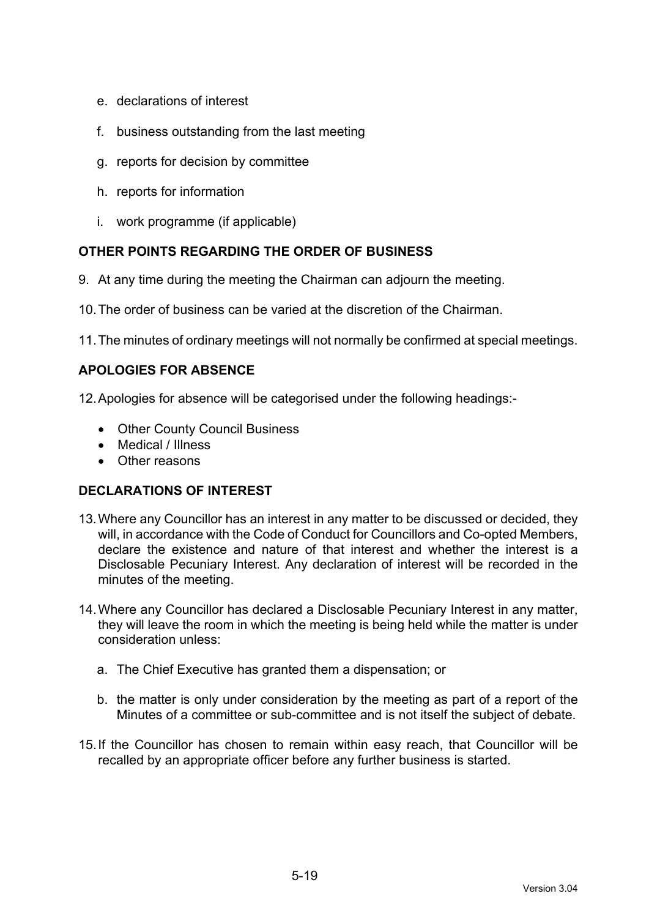e. declarations of interest

f. business outstanding from the last meeting

g. reports for decision by committee

h. reports for information

i. work programme (if applicable)

**OTHER POINTS REGARDING THE ORDER OF BUSINESS**

9. At any time during the meeting the Chairman can adjourn the meeting.

10. The order of business can be varied at the discretion of the Chairman.

11. The minutes of ordinary meetings will not normally be confirmed at special meetings.

**APOLOGIES FOR ABSENCE**

12. Apologies for absence will be categorised under the following headings:-

- Other County Council Business
- Medical / Illness
- Other reasons

**DECLARATIONS OF INTEREST**

13. Where any Councillor has an interest in any matter to be discussed or decided, they will, in accordance with the Code of Conduct for Councillors and Co-opted Members, declare the existence and nature of that interest and whether the interest is a Disclosable Pecuniary Interest. Any declaration of interest will be recorded in the minutes of the meeting.

14. Where any Councillor has declared a Disclosable Pecuniary Interest in any matter, they will leave the room in which the meeting is being held while the matter is under consideration unless:

    a. The Chief Executive has granted them a dispensation; or

    b. the matter is only under consideration by the meeting as part of a report of the Minutes of a committee or sub-committee and is not itself the subject of debate.

15. If the Councillor has chosen to remain within easy reach, that Councillor will be recalled by an appropriate officer before any further business is started.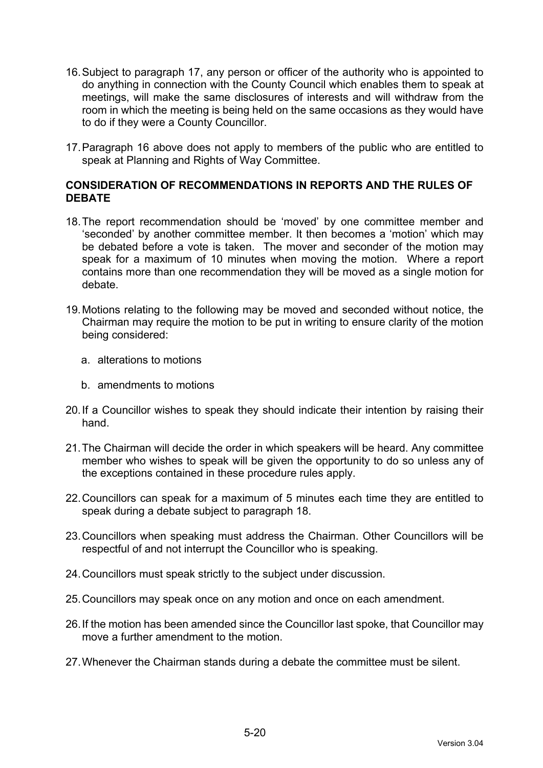16. Subject to paragraph 17, any person or officer of the authority who is appointed to do anything in connection with the County Council which enables them to speak at meetings, will make the same disclosures of interests and will withdraw from the room in which the meeting is being held on the same occasions as they would have to do if they were a County Councillor.

17. Paragraph 16 above does not apply to members of the public who are entitled to speak at Planning and Rights of Way Committee.

**CONSIDERATION OF RECOMMENDATIONS IN REPORTS AND THE RULES OF DEBATE**

18. The report recommendation should be 'moved' by one committee member and 'seconded' by another committee member. It then becomes a 'motion' which may be debated before a vote is taken. The mover and seconder of the motion may speak for a maximum of 10 minutes when moving the motion. Where a report contains more than one recommendation they will be moved as a single motion for debate.

19. Motions relating to the following may be moved and seconded without notice, the Chairman may require the motion to be put in writing to ensure clarity of the motion being considered:

    a. alterations to motions

    b. amendments to motions

20. If a Councillor wishes to speak they should indicate their intention by raising their hand.

21. The Chairman will decide the order in which speakers will be heard. Any committee member who wishes to speak will be given the opportunity to do so unless any of the exceptions contained in these procedure rules apply.

22. Councillors can speak for a maximum of 5 minutes each time they are entitled to speak during a debate subject to paragraph 18.

23. Councillors when speaking must address the Chairman. Other Councillors will be respectful of and not interrupt the Councillor who is speaking.

24. Councillors must speak strictly to the subject under discussion.

25. Councillors may speak once on any motion and once on each amendment.

26. If the motion has been amended since the Councillor last spoke, that Councillor may move a further amendment to the motion.

27. Whenever the Chairman stands during a debate the committee must be silent.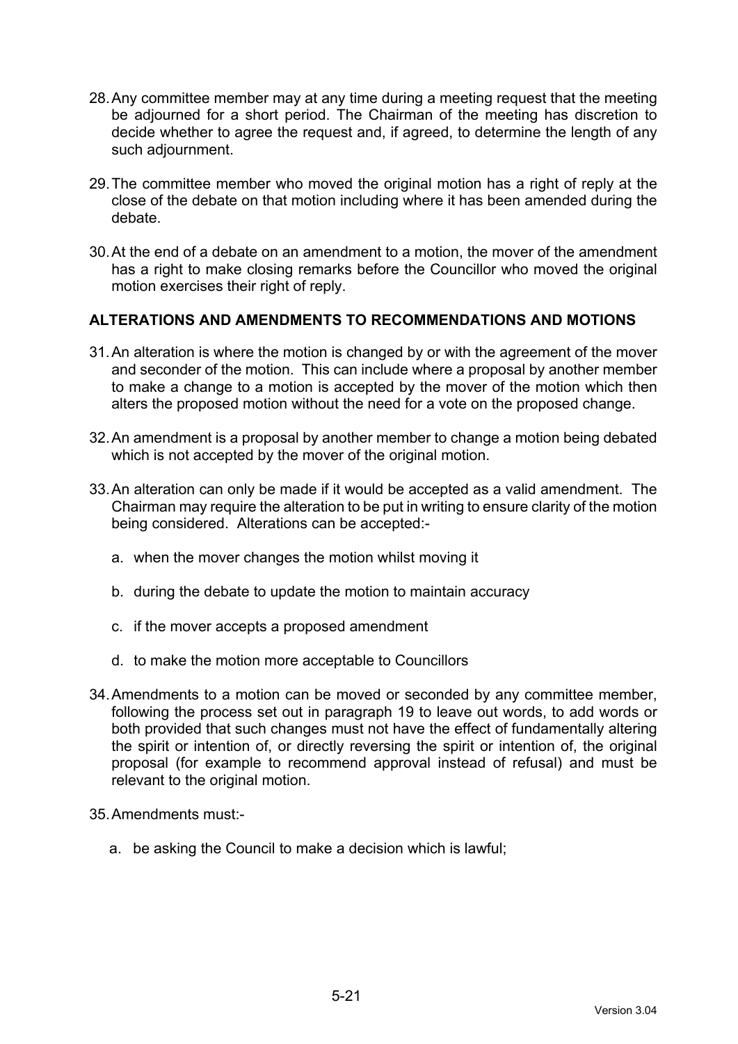28. Any committee member may at any time during a meeting request that the meeting be adjourned for a short period. The Chairman of the meeting has discretion to decide whether to agree the request and, if agreed, to determine the length of any such adjournment.

29. The committee member who moved the original motion has a right of reply at the close of the debate on that motion including where it has been amended during the debate.

30. At the end of a debate on an amendment to a motion, the mover of the amendment has a right to make closing remarks before the Councillor who moved the original motion exercises their right of reply.

### ALTERATIONS AND AMENDMENTS TO RECOMMENDATIONS AND MOTIONS

31. An alteration is where the motion is changed by or with the agreement of the mover and seconder of the motion. This can include where a proposal by another member to make a change to a motion is accepted by the mover of the motion which then alters the proposed motion without the need for a vote on the proposed change.

32. An amendment is a proposal by another member to change a motion being debated which is not accepted by the mover of the original motion.

33. An alteration can only be made if it would be accepted as a valid amendment. The Chairman may require the alteration to be put in writing to ensure clarity of the motion being considered. Alterations can be accepted:-

    a. when the mover changes the motion whilst moving it

    b. during the debate to update the motion to maintain accuracy

    c. if the mover accepts a proposed amendment

    d. to make the motion more acceptable to Councillors

34. Amendments to a motion can be moved or seconded by any committee member, following the process set out in paragraph 19 to leave out words, to add words or both provided that such changes must not have the effect of fundamentally altering the spirit or intention of, or directly reversing the spirit or intention of, the original proposal (for example to recommend approval instead of refusal) and must be relevant to the original motion.

35. Amendments must:-

    a. be asking the Council to make a decision which is lawful;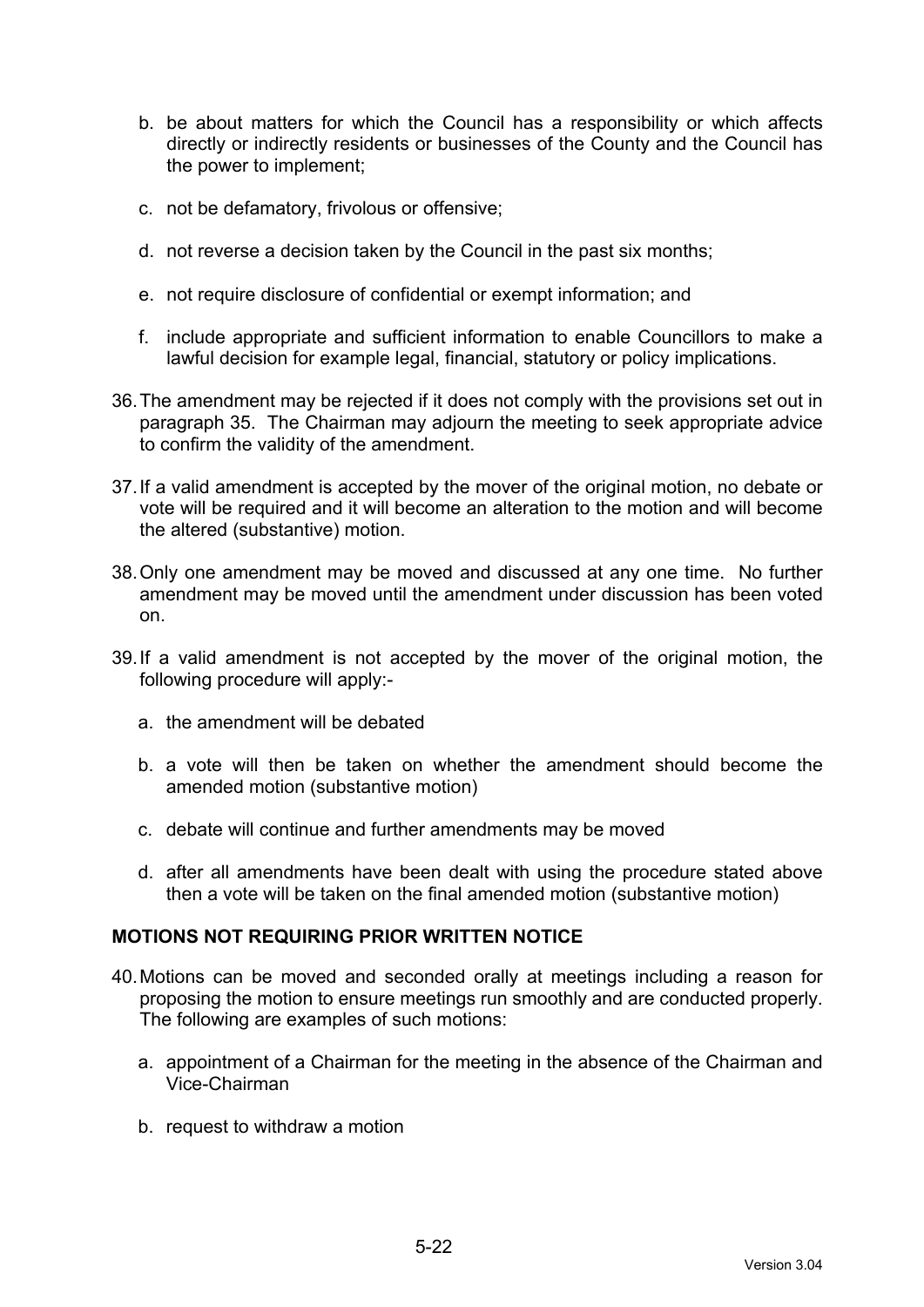b. be about matters for which the Council has a responsibility or which affects directly or indirectly residents or businesses of the County and the Council has the power to implement;

c. not be defamatory, frivolous or offensive;

d. not reverse a decision taken by the Council in the past six months;

e. not require disclosure of confidential or exempt information; and

f. include appropriate and sufficient information to enable Councillors to make a lawful decision for example legal, financial, statutory or policy implications.

36. The amendment may be rejected if it does not comply with the provisions set out in paragraph 35. The Chairman may adjourn the meeting to seek appropriate advice to confirm the validity of the amendment.

37. If a valid amendment is accepted by the mover of the original motion, no debate or vote will be required and it will become an alteration to the motion and will become the altered (substantive) motion.

38. Only one amendment may be moved and discussed at any one time. No further amendment may be moved until the amendment under discussion has been voted on.

39. If a valid amendment is not accepted by the mover of the original motion, the following procedure will apply:-

   a. the amendment will be debated

   b. a vote will then be taken on whether the amendment should become the amended motion (substantive motion)

   c. debate will continue and further amendments may be moved

   d. after all amendments have been dealt with using the procedure stated above then a vote will be taken on the final amended motion (substantive motion)

**MOTIONS NOT REQUIRING PRIOR WRITTEN NOTICE**

40. Motions can be moved and seconded orally at meetings including a reason for proposing the motion to ensure meetings run smoothly and are conducted properly. The following are examples of such motions:

   a. appointment of a Chairman for the meeting in the absence of the Chairman and Vice-Chairman

   b. request to withdraw a motion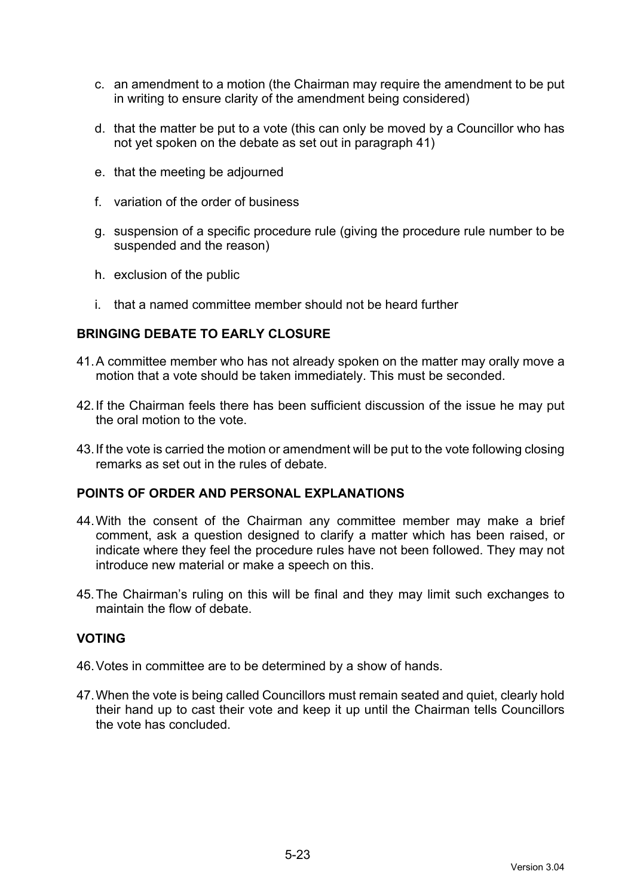c. an amendment to a motion (the Chairman may require the amendment to be put in writing to ensure clarity of the amendment being considered)

d. that the matter be put to a vote (this can only be moved by a Councillor who has not yet spoken on the debate as set out in paragraph 41)

e. that the meeting be adjourned

f. variation of the order of business

g. suspension of a specific procedure rule (giving the procedure rule number to be suspended and the reason)

h. exclusion of the public

i. that a named committee member should not be heard further

## BRINGING DEBATE TO EARLY CLOSURE

41. A committee member who has not already spoken on the matter may orally move a motion that a vote should be taken immediately. This must be seconded.

42. If the Chairman feels there has been sufficient discussion of the issue he may put the oral motion to the vote.

43. If the vote is carried the motion or amendment will be put to the vote following closing remarks as set out in the rules of debate.

## POINTS OF ORDER AND PERSONAL EXPLANATIONS

44. With the consent of the Chairman any committee member may make a brief comment, ask a question designed to clarify a matter which has been raised, or indicate where they feel the procedure rules have not been followed. They may not introduce new material or make a speech on this.

45. The Chairman's ruling on this will be final and they may limit such exchanges to maintain the flow of debate.

## VOTING

46. Votes in committee are to be determined by a show of hands.

47. When the vote is being called Councillors must remain seated and quiet, clearly hold their hand up to cast their vote and keep it up until the Chairman tells Councillors the vote has concluded.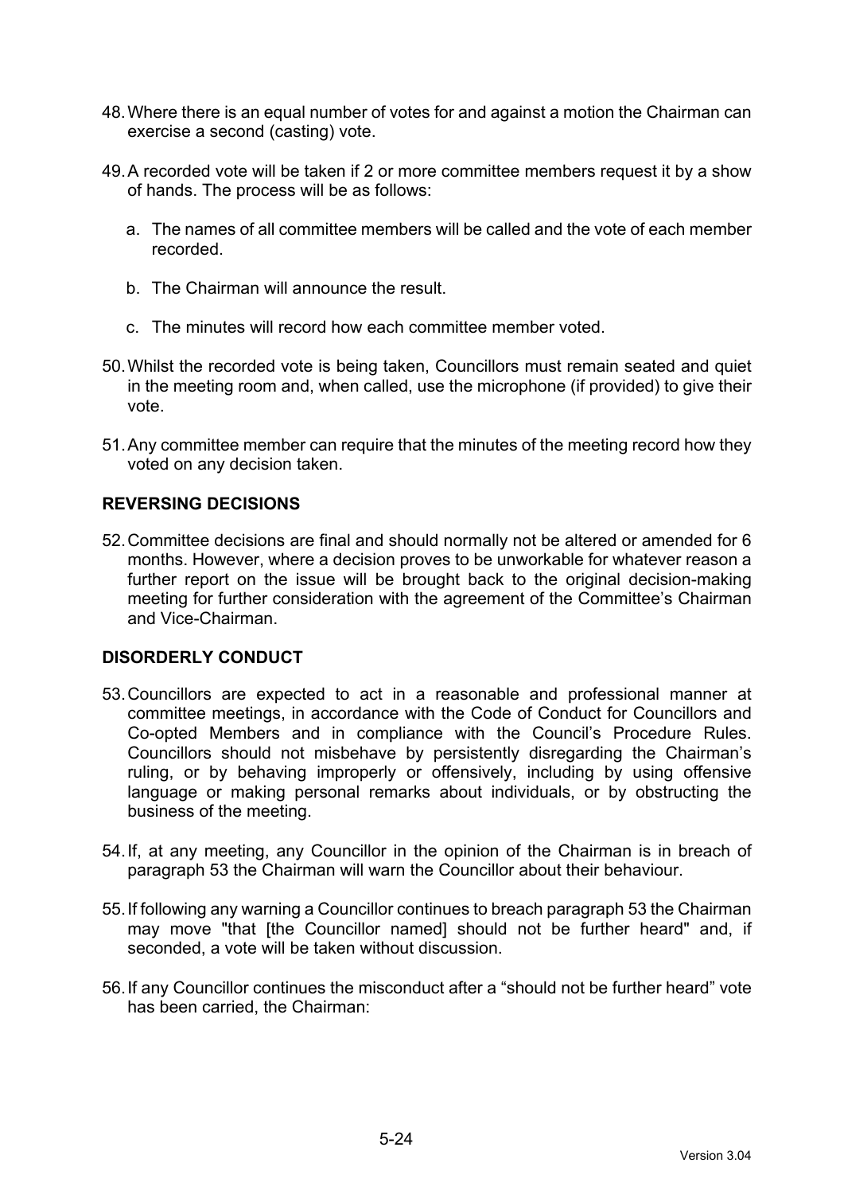48. Where there is an equal number of votes for and against a motion the Chairman can exercise a second (casting) vote.

49. A recorded vote will be taken if 2 or more committee members request it by a show of hands. The process will be as follows:

    a. The names of all committee members will be called and the vote of each member recorded.

    b. The Chairman will announce the result.

    c. The minutes will record how each committee member voted.

50. Whilst the recorded vote is being taken, Councillors must remain seated and quiet in the meeting room and, when called, use the microphone (if provided) to give their vote.

51. Any committee member can require that the minutes of the meeting record how they voted on any decision taken.

**REVERSING DECISIONS**

52. Committee decisions are final and should normally not be altered or amended for 6 months. However, where a decision proves to be unworkable for whatever reason a further report on the issue will be brought back to the original decision-making meeting for further consideration with the agreement of the Committee's Chairman and Vice-Chairman.

**DISORDERLY CONDUCT**

53. Councillors are expected to act in a reasonable and professional manner at committee meetings, in accordance with the Code of Conduct for Councillors and Co-opted Members and in compliance with the Council's Procedure Rules. Councillors should not misbehave by persistently disregarding the Chairman's ruling, or by behaving improperly or offensively, including by using offensive language or making personal remarks about individuals, or by obstructing the business of the meeting.

54. If, at any meeting, any Councillor in the opinion of the Chairman is in breach of paragraph 53 the Chairman will warn the Councillor about their behaviour.

55. If following any warning a Councillor continues to breach paragraph 53 the Chairman may move "that [the Councillor named] should not be further heard" and, if seconded, a vote will be taken without discussion.

56. If any Councillor continues the misconduct after a "should not be further heard" vote has been carried, the Chairman: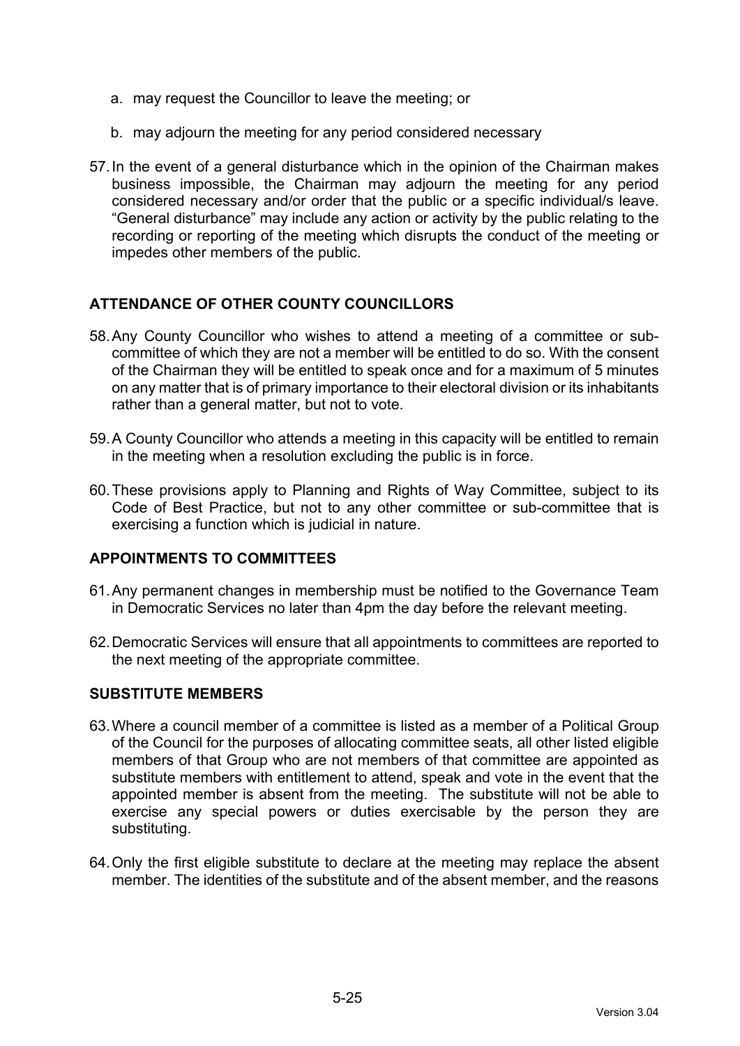a. may request the Councillor to leave the meeting; or

b. may adjourn the meeting for any period considered necessary

57. In the event of a general disturbance which in the opinion of the Chairman makes business impossible, the Chairman may adjourn the meeting for any period considered necessary and/or order that the public or a specific individual/s leave. "General disturbance" may include any action or activity by the public relating to the recording or reporting of the meeting which disrupts the conduct of the meeting or impedes other members of the public.

## ATTENDANCE OF OTHER COUNTY COUNCILLORS

58. Any County Councillor who wishes to attend a meeting of a committee or sub-committee of which they are not a member will be entitled to do so. With the consent of the Chairman they will be entitled to speak once and for a maximum of 5 minutes on any matter that is of primary importance to their electoral division or its inhabitants rather than a general matter, but not to vote.

59. A County Councillor who attends a meeting in this capacity will be entitled to remain in the meeting when a resolution excluding the public is in force.

60. These provisions apply to Planning and Rights of Way Committee, subject to its Code of Best Practice, but not to any other committee or sub-committee that is exercising a function which is judicial in nature.

## APPOINTMENTS TO COMMITTEES

61. Any permanent changes in membership must be notified to the Governance Team in Democratic Services no later than 4pm the day before the relevant meeting.

62. Democratic Services will ensure that all appointments to committees are reported to the next meeting of the appropriate committee.

## SUBSTITUTE MEMBERS

63. Where a council member of a committee is listed as a member of a Political Group of the Council for the purposes of allocating committee seats, all other listed eligible members of that Group who are not members of that committee are appointed as substitute members with entitlement to attend, speak and vote in the event that the appointed member is absent from the meeting. The substitute will not be able to exercise any special powers or duties exercisable by the person they are substituting.

64. Only the first eligible substitute to declare at the meeting may replace the absent member. The identities of the substitute and of the absent member, and the reasons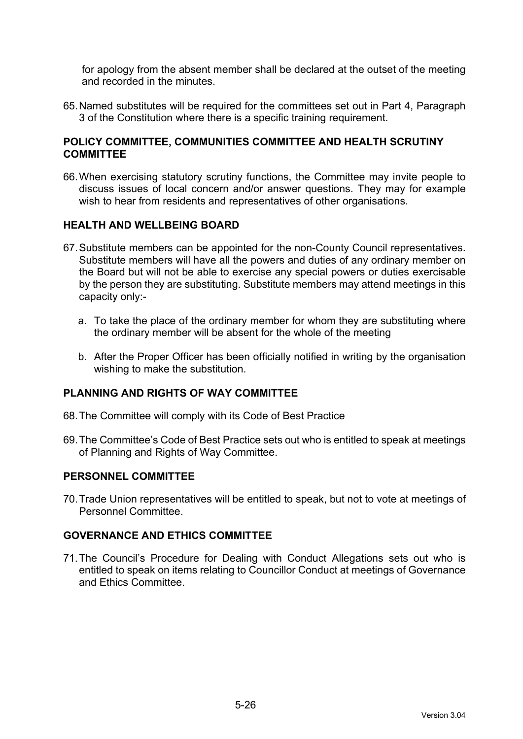for apology from the absent member shall be declared at the outset of the meeting and recorded in the minutes.

65. Named substitutes will be required for the committees set out in Part 4, Paragraph 3 of the Constitution where there is a specific training requirement.

### POLICY COMMITTEE, COMMUNITIES COMMITTEE AND HEALTH SCRUTINY COMMITTEE

66. When exercising statutory scrutiny functions, the Committee may invite people to discuss issues of local concern and/or answer questions. They may for example wish to hear from residents and representatives of other organisations.

### HEALTH AND WELLBEING BOARD

67. Substitute members can be appointed for the non-County Council representatives. Substitute members will have all the powers and duties of any ordinary member on the Board but will not be able to exercise any special powers or duties exercisable by the person they are substituting. Substitute members may attend meetings in this capacity only:-

    a. To take the place of the ordinary member for whom they are substituting where the ordinary member will be absent for the whole of the meeting

    b. After the Proper Officer has been officially notified in writing by the organisation wishing to make the substitution.

### PLANNING AND RIGHTS OF WAY COMMITTEE

68. The Committee will comply with its Code of Best Practice

69. The Committee's Code of Best Practice sets out who is entitled to speak at meetings of Planning and Rights of Way Committee.

### PERSONNEL COMMITTEE

70. Trade Union representatives will be entitled to speak, but not to vote at meetings of Personnel Committee.

### GOVERNANCE AND ETHICS COMMITTEE

71. The Council's Procedure for Dealing with Conduct Allegations sets out who is entitled to speak on items relating to Councillor Conduct at meetings of Governance and Ethics Committee.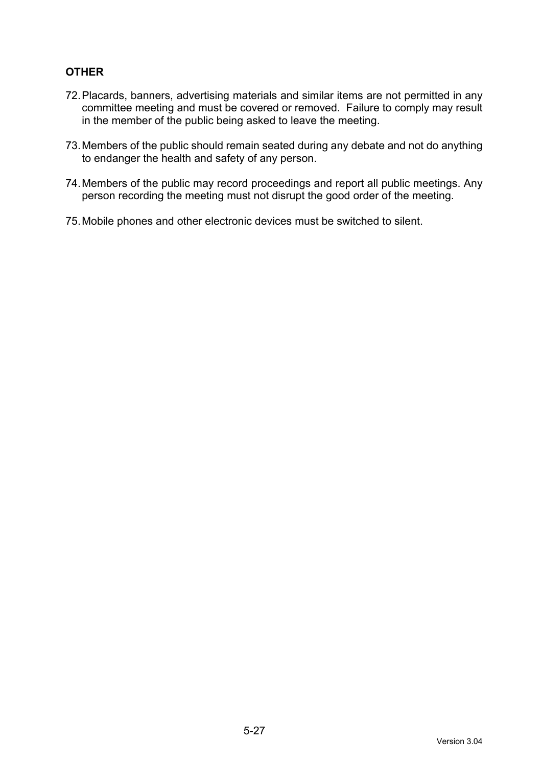**OTHER**

72. Placards, banners, advertising materials and similar items are not permitted in any committee meeting and must be covered or removed. Failure to comply may result in the member of the public being asked to leave the meeting.

73. Members of the public should remain seated during any debate and not do anything to endanger the health and safety of any person.

74. Members of the public may record proceedings and report all public meetings. Any person recording the meeting must not disrupt the good order of the meeting.

75. Mobile phones and other electronic devices must be switched to silent.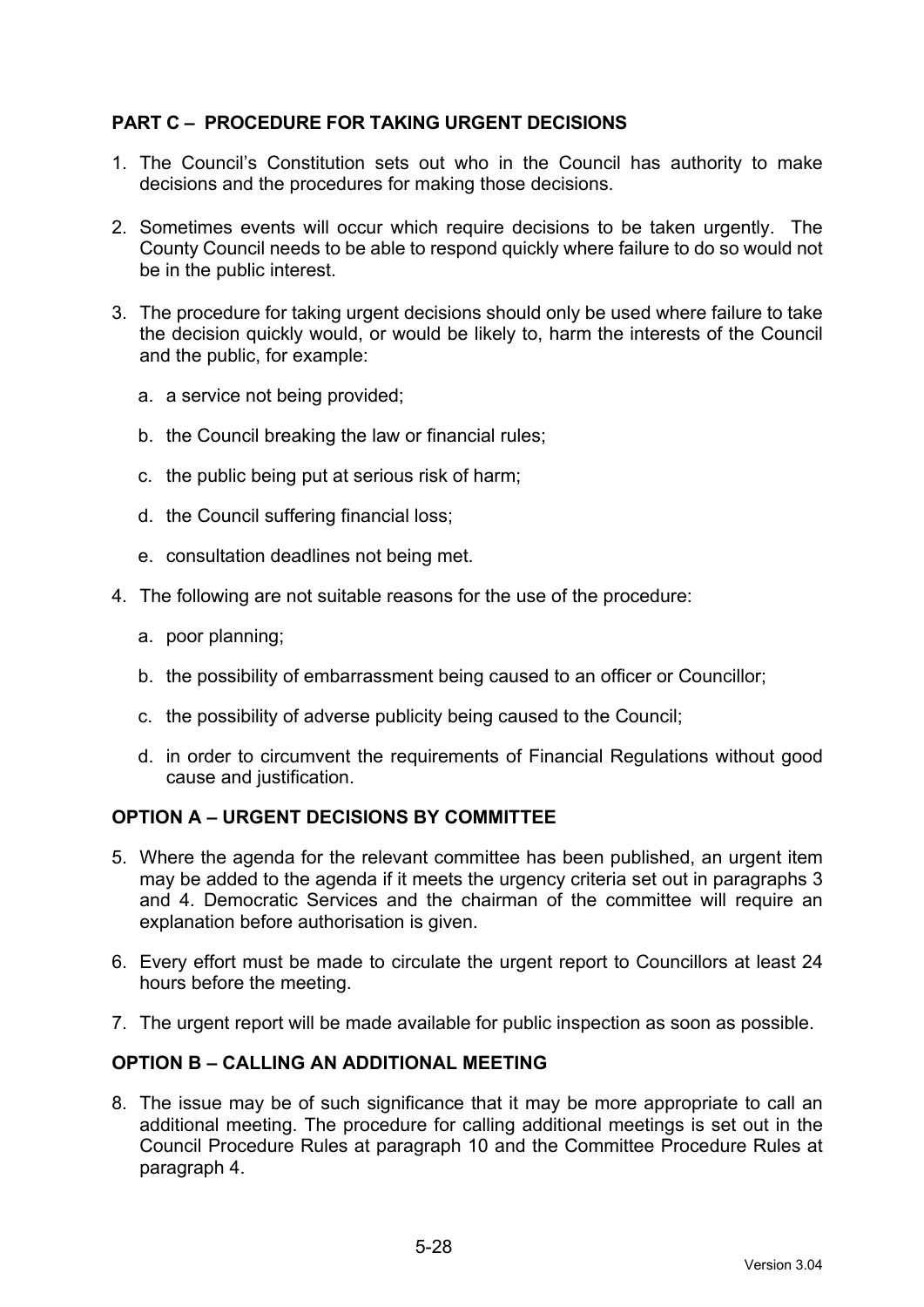## PART C – PROCEDURE FOR TAKING URGENT DECISIONS

1. The Council's Constitution sets out who in the Council has authority to make decisions and the procedures for making those decisions.

2. Sometimes events will occur which require decisions to be taken urgently. The County Council needs to be able to respond quickly where failure to do so would not be in the public interest.

3. The procedure for taking urgent decisions should only be used where failure to take the decision quickly would, or would be likely to, harm the interests of the Council and the public, for example:

   a. a service not being provided;

   b. the Council breaking the law or financial rules;

   c. the public being put at serious risk of harm;

   d. the Council suffering financial loss;

   e. consultation deadlines not being met.

4. The following are not suitable reasons for the use of the procedure:

   a. poor planning;

   b. the possibility of embarrassment being caused to an officer or Councillor;

   c. the possibility of adverse publicity being caused to the Council;

   d. in order to circumvent the requirements of Financial Regulations without good cause and justification.

### OPTION A – URGENT DECISIONS BY COMMITTEE

5. Where the agenda for the relevant committee has been published, an urgent item may be added to the agenda if it meets the urgency criteria set out in paragraphs 3 and 4. Democratic Services and the chairman of the committee will require an explanation before authorisation is given.

6. Every effort must be made to circulate the urgent report to Councillors at least 24 hours before the meeting.

7. The urgent report will be made available for public inspection as soon as possible.

### OPTION B – CALLING AN ADDITIONAL MEETING

8. The issue may be of such significance that it may be more appropriate to call an additional meeting. The procedure for calling additional meetings is set out in the Council Procedure Rules at paragraph 10 and the Committee Procedure Rules at paragraph 4.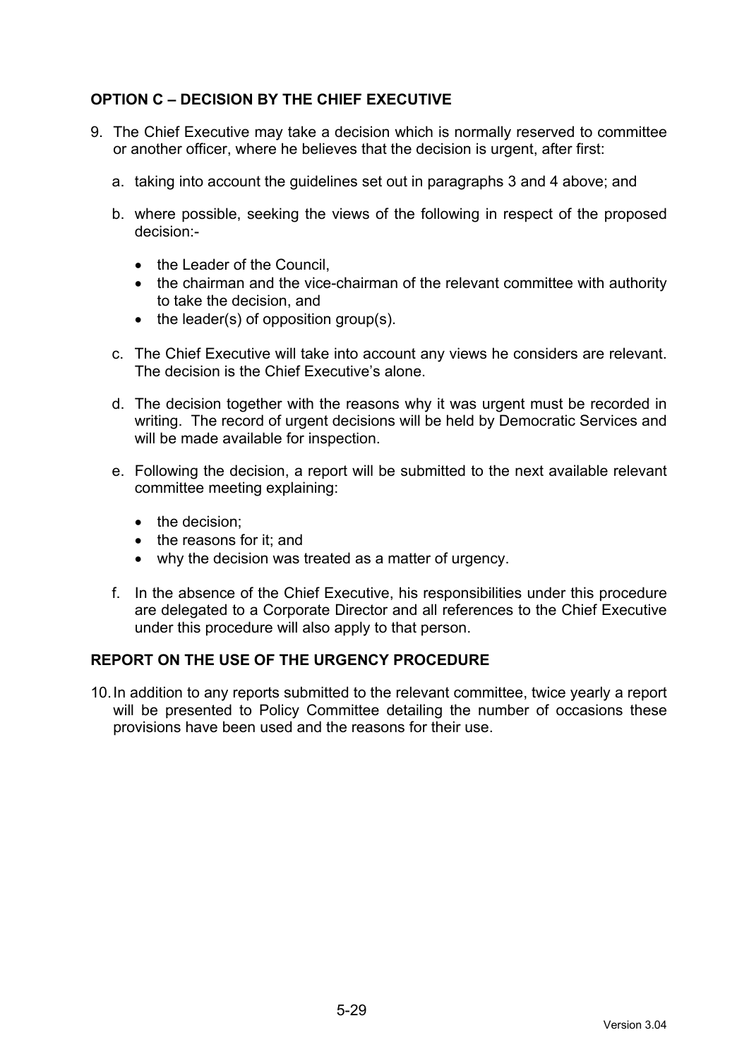### OPTION C – DECISION BY THE CHIEF EXECUTIVE

9. The Chief Executive may take a decision which is normally reserved to committee or another officer, where he believes that the decision is urgent, after first:

   a. taking into account the guidelines set out in paragraphs 3 and 4 above; and

   b. where possible, seeking the views of the following in respect of the proposed decision:-

      - the Leader of the Council,
      - the chairman and the vice-chairman of the relevant committee with authority to take the decision, and
      - the leader(s) of opposition group(s).

   c. The Chief Executive will take into account any views he considers are relevant. The decision is the Chief Executive's alone.

   d. The decision together with the reasons why it was urgent must be recorded in writing. The record of urgent decisions will be held by Democratic Services and will be made available for inspection.

   e. Following the decision, a report will be submitted to the next available relevant committee meeting explaining:

      - the decision;
      - the reasons for it; and
      - why the decision was treated as a matter of urgency.

   f. In the absence of the Chief Executive, his responsibilities under this procedure are delegated to a Corporate Director and all references to the Chief Executive under this procedure will also apply to that person.

### REPORT ON THE USE OF THE URGENCY PROCEDURE

10. In addition to any reports submitted to the relevant committee, twice yearly a report will be presented to Policy Committee detailing the number of occasions these provisions have been used and the reasons for their use.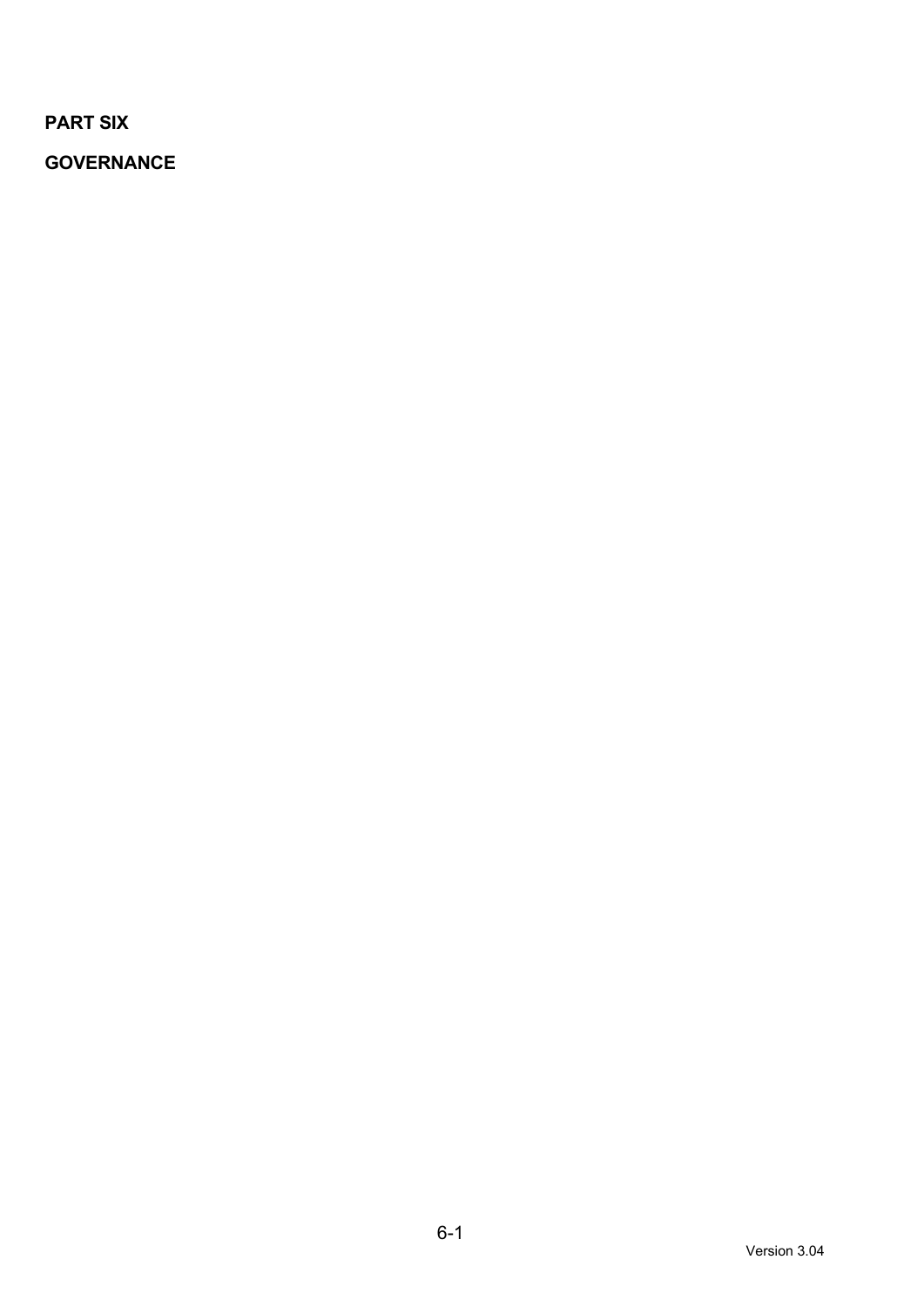**PART SIX**

**GOVERNANCE**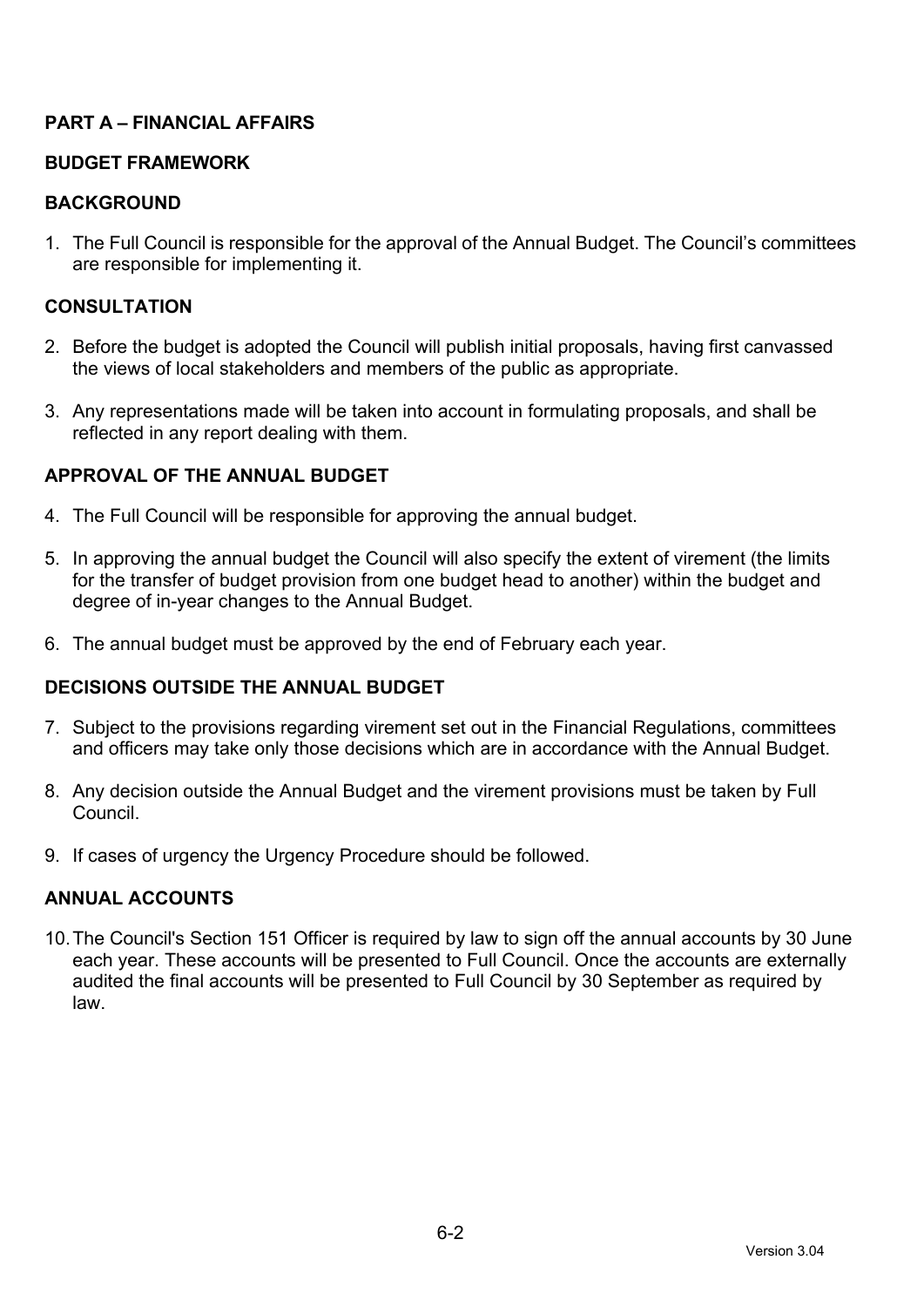## PART A – FINANCIAL AFFAIRS

### BUDGET FRAMEWORK

### BACKGROUND

1. The Full Council is responsible for the approval of the Annual Budget. The Council's committees are responsible for implementing it.

### CONSULTATION

2. Before the budget is adopted the Council will publish initial proposals, having first canvassed the views of local stakeholders and members of the public as appropriate.

3. Any representations made will be taken into account in formulating proposals, and shall be reflected in any report dealing with them.

### APPROVAL OF THE ANNUAL BUDGET

4. The Full Council will be responsible for approving the annual budget.

5. In approving the annual budget the Council will also specify the extent of virement (the limits for the transfer of budget provision from one budget head to another) within the budget and degree of in-year changes to the Annual Budget.

6. The annual budget must be approved by the end of February each year.

### DECISIONS OUTSIDE THE ANNUAL BUDGET

7. Subject to the provisions regarding virement set out in the Financial Regulations, committees and officers may take only those decisions which are in accordance with the Annual Budget.

8. Any decision outside the Annual Budget and the virement provisions must be taken by Full Council.

9. If cases of urgency the Urgency Procedure should be followed.

### ANNUAL ACCOUNTS

10. The Council's Section 151 Officer is required by law to sign off the annual accounts by 30 June each year. These accounts will be presented to Full Council. Once the accounts are externally audited the final accounts will be presented to Full Council by 30 September as required by law.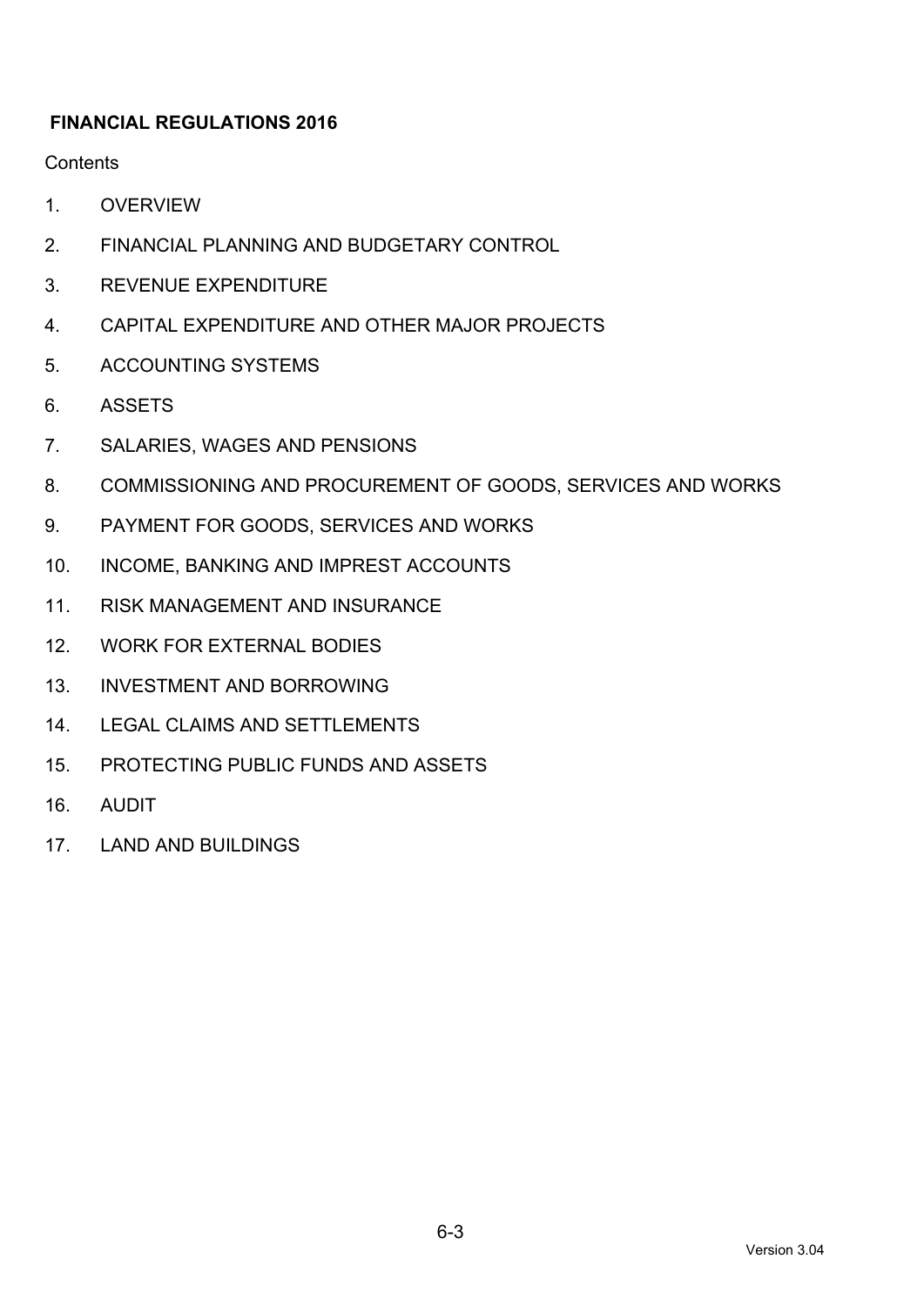**FINANCIAL REGULATIONS 2016**

Contents

1. OVERVIEW
2. FINANCIAL PLANNING AND BUDGETARY CONTROL
3. REVENUE EXPENDITURE
4. CAPITAL EXPENDITURE AND OTHER MAJOR PROJECTS
5. ACCOUNTING SYSTEMS
6. ASSETS
7. SALARIES, WAGES AND PENSIONS
8. COMMISSIONING AND PROCUREMENT OF GOODS, SERVICES AND WORKS
9. PAYMENT FOR GOODS, SERVICES AND WORKS
10. INCOME, BANKING AND IMPREST ACCOUNTS
11. RISK MANAGEMENT AND INSURANCE
12. WORK FOR EXTERNAL BODIES
13. INVESTMENT AND BORROWING
14. LEGAL CLAIMS AND SETTLEMENTS
15. PROTECTING PUBLIC FUNDS AND ASSETS
16. AUDIT
17. LAND AND BUILDINGS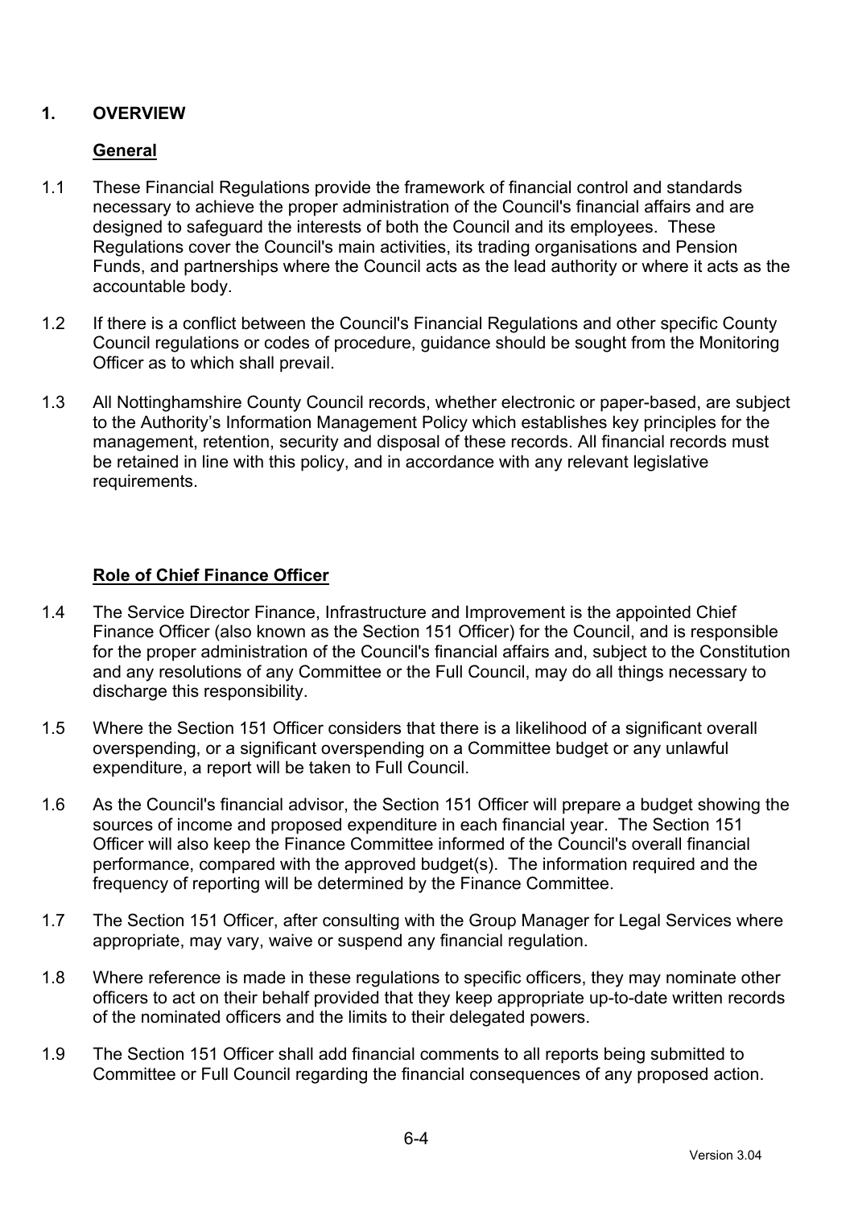## 1. OVERVIEW

### General

1.1 These Financial Regulations provide the framework of financial control and standards necessary to achieve the proper administration of the Council's financial affairs and are designed to safeguard the interests of both the Council and its employees. These Regulations cover the Council's main activities, its trading organisations and Pension Funds, and partnerships where the Council acts as the lead authority or where it acts as the accountable body.

1.2 If there is a conflict between the Council's Financial Regulations and other specific County Council regulations or codes of procedure, guidance should be sought from the Monitoring Officer as to which shall prevail.

1.3 All Nottinghamshire County Council records, whether electronic or paper-based, are subject to the Authority's Information Management Policy which establishes key principles for the management, retention, security and disposal of these records. All financial records must be retained in line with this policy, and in accordance with any relevant legislative requirements.

### Role of Chief Finance Officer

1.4 The Service Director Finance, Infrastructure and Improvement is the appointed Chief Finance Officer (also known as the Section 151 Officer) for the Council, and is responsible for the proper administration of the Council's financial affairs and, subject to the Constitution and any resolutions of any Committee or the Full Council, may do all things necessary to discharge this responsibility.

1.5 Where the Section 151 Officer considers that there is a likelihood of a significant overall overspending, or a significant overspending on a Committee budget or any unlawful expenditure, a report will be taken to Full Council.

1.6 As the Council's financial advisor, the Section 151 Officer will prepare a budget showing the sources of income and proposed expenditure in each financial year. The Section 151 Officer will also keep the Finance Committee informed of the Council's overall financial performance, compared with the approved budget(s). The information required and the frequency of reporting will be determined by the Finance Committee.

1.7 The Section 151 Officer, after consulting with the Group Manager for Legal Services where appropriate, may vary, waive or suspend any financial regulation.

1.8 Where reference is made in these regulations to specific officers, they may nominate other officers to act on their behalf provided that they keep appropriate up-to-date written records of the nominated officers and the limits to their delegated powers.

1.9 The Section 151 Officer shall add financial comments to all reports being submitted to Committee or Full Council regarding the financial consequences of any proposed action.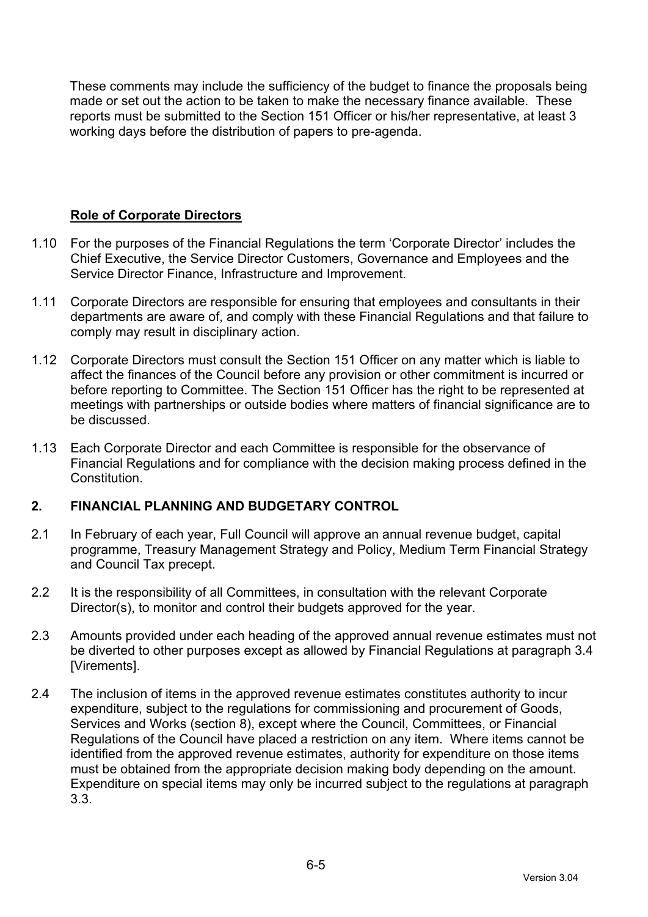These comments may include the sufficiency of the budget to finance the proposals being made or set out the action to be taken to make the necessary finance available. These reports must be submitted to the Section 151 Officer or his/her representative, at least 3 working days before the distribution of papers to pre-agenda.

**Role of Corporate Directors**

1.10 For the purposes of the Financial Regulations the term 'Corporate Director' includes the Chief Executive, the Service Director Customers, Governance and Employees and the Service Director Finance, Infrastructure and Improvement.

1.11 Corporate Directors are responsible for ensuring that employees and consultants in their departments are aware of, and comply with these Financial Regulations and that failure to comply may result in disciplinary action.

1.12 Corporate Directors must consult the Section 151 Officer on any matter which is liable to affect the finances of the Council before any provision or other commitment is incurred or before reporting to Committee. The Section 151 Officer has the right to be represented at meetings with partnerships or outside bodies where matters of financial significance are to be discussed.

1.13 Each Corporate Director and each Committee is responsible for the observance of Financial Regulations and for compliance with the decision making process defined in the Constitution.

## 2. FINANCIAL PLANNING AND BUDGETARY CONTROL

2.1 In February of each year, Full Council will approve an annual revenue budget, capital programme, Treasury Management Strategy and Policy, Medium Term Financial Strategy and Council Tax precept.

2.2 It is the responsibility of all Committees, in consultation with the relevant Corporate Director(s), to monitor and control their budgets approved for the year.

2.3 Amounts provided under each heading of the approved annual revenue estimates must not be diverted to other purposes except as allowed by Financial Regulations at paragraph 3.4 [Virements].

2.4 The inclusion of items in the approved revenue estimates constitutes authority to incur expenditure, subject to the regulations for commissioning and procurement of Goods, Services and Works (section 8), except where the Council, Committees, or Financial Regulations of the Council have placed a restriction on any item. Where items cannot be identified from the approved revenue estimates, authority for expenditure on those items must be obtained from the appropriate decision making body depending on the amount. Expenditure on special items may only be incurred subject to the regulations at paragraph 3.3.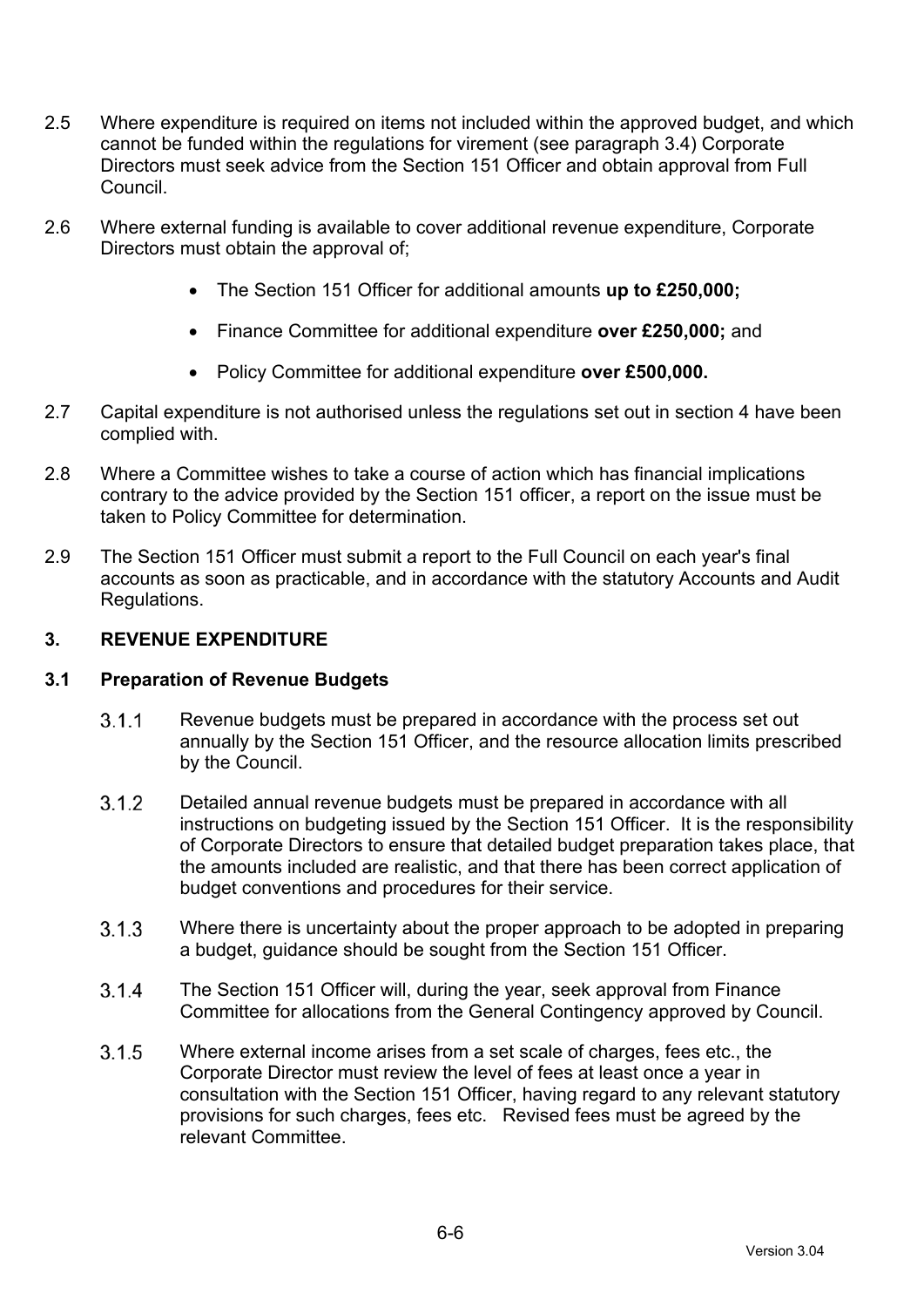2.5 Where expenditure is required on items not included within the approved budget, and which cannot be funded within the regulations for virement (see paragraph 3.4) Corporate Directors must seek advice from the Section 151 Officer and obtain approval from Full Council.

2.6 Where external funding is available to cover additional revenue expenditure, Corporate Directors must obtain the approval of;

- The Section 151 Officer for additional amounts **up to £250,000;**
- Finance Committee for additional expenditure **over £250,000;** and
- Policy Committee for additional expenditure **over £500,000.**

2.7 Capital expenditure is not authorised unless the regulations set out in section 4 have been complied with.

2.8 Where a Committee wishes to take a course of action which has financial implications contrary to the advice provided by the Section 151 officer, a report on the issue must be taken to Policy Committee for determination.

2.9 The Section 151 Officer must submit a report to the Full Council on each year's final accounts as soon as practicable, and in accordance with the statutory Accounts and Audit Regulations.

## 3. REVENUE EXPENDITURE

### 3.1 Preparation of Revenue Budgets

3.1.1 Revenue budgets must be prepared in accordance with the process set out annually by the Section 151 Officer, and the resource allocation limits prescribed by the Council.

3.1.2 Detailed annual revenue budgets must be prepared in accordance with all instructions on budgeting issued by the Section 151 Officer. It is the responsibility of Corporate Directors to ensure that detailed budget preparation takes place, that the amounts included are realistic, and that there has been correct application of budget conventions and procedures for their service.

3.1.3 Where there is uncertainty about the proper approach to be adopted in preparing a budget, guidance should be sought from the Section 151 Officer.

3.1.4 The Section 151 Officer will, during the year, seek approval from Finance Committee for allocations from the General Contingency approved by Council.

3.1.5 Where external income arises from a set scale of charges, fees etc., the Corporate Director must review the level of fees at least once a year in consultation with the Section 151 Officer, having regard to any relevant statutory provisions for such charges, fees etc. Revised fees must be agreed by the relevant Committee.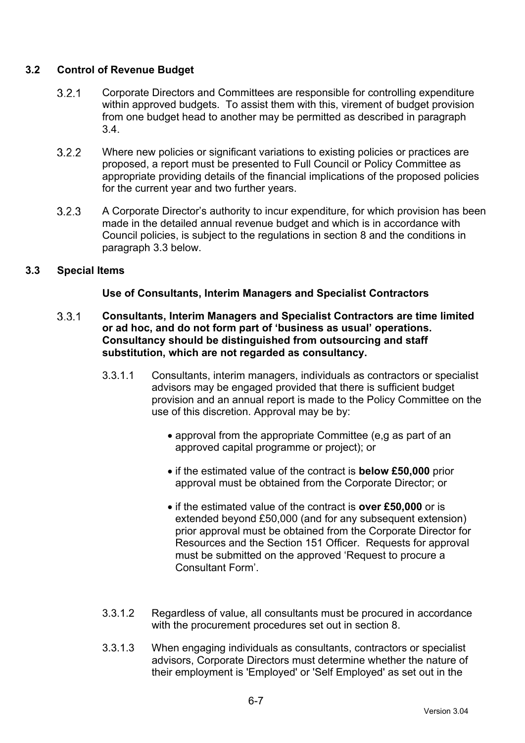### 3.2 Control of Revenue Budget

3.2.1 Corporate Directors and Committees are responsible for controlling expenditure within approved budgets. To assist them with this, virement of budget provision from one budget head to another may be permitted as described in paragraph 3.4.

3.2.2 Where new policies or significant variations to existing policies or practices are proposed, a report must be presented to Full Council or Policy Committee as appropriate providing details of the financial implications of the proposed policies for the current year and two further years.

3.2.3 A Corporate Director's authority to incur expenditure, for which provision has been made in the detailed annual revenue budget and which is in accordance with Council policies, is subject to the regulations in section 8 and the conditions in paragraph 3.3 below.

### 3.3 Special Items

**Use of Consultants, Interim Managers and Specialist Contractors**

3.3.1 **Consultants, Interim Managers and Specialist Contractors are time limited or ad hoc, and do not form part of 'business as usual' operations. Consultancy should be distinguished from outsourcing and staff substitution, which are not regarded as consultancy.**

3.3.1.1 Consultants, interim managers, individuals as contractors or specialist advisors may be engaged provided that there is sufficient budget provision and an annual report is made to the Policy Committee on the use of this discretion. Approval may be by:

- approval from the appropriate Committee (e,g as part of an approved capital programme or project); or
- if the estimated value of the contract is **below £50,000** prior approval must be obtained from the Corporate Director; or
- if the estimated value of the contract is **over £50,000** or is extended beyond £50,000 (and for any subsequent extension) prior approval must be obtained from the Corporate Director for Resources and the Section 151 Officer. Requests for approval must be submitted on the approved 'Request to procure a Consultant Form'.

3.3.1.2 Regardless of value, all consultants must be procured in accordance with the procurement procedures set out in section 8.

3.3.1.3 When engaging individuals as consultants, contractors or specialist advisors, Corporate Directors must determine whether the nature of their employment is 'Employed' or 'Self Employed' as set out in the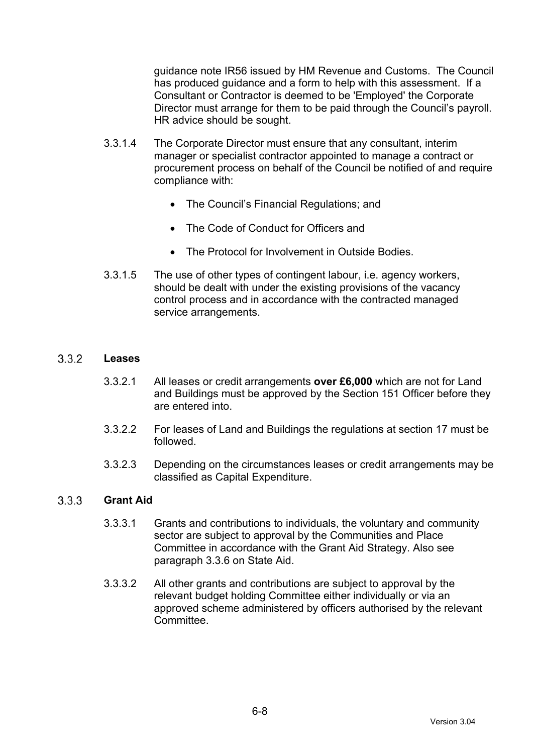guidance note IR56 issued by HM Revenue and Customs. The Council has produced guidance and a form to help with this assessment. If a Consultant or Contractor is deemed to be 'Employed' the Corporate Director must arrange for them to be paid through the Council's payroll. HR advice should be sought.

3.3.1.4 The Corporate Director must ensure that any consultant, interim manager or specialist contractor appointed to manage a contract or procurement process on behalf of the Council be notified of and require compliance with:

- The Council's Financial Regulations; and
- The Code of Conduct for Officers and
- The Protocol for Involvement in Outside Bodies.

3.3.1.5 The use of other types of contingent labour, i.e. agency workers, should be dealt with under the existing provisions of the vacancy control process and in accordance with the contracted managed service arrangements.

### 3.3.2 Leases

3.3.2.1 All leases or credit arrangements **over £6,000** which are not for Land and Buildings must be approved by the Section 151 Officer before they are entered into.

3.3.2.2 For leases of Land and Buildings the regulations at section 17 must be followed.

3.3.2.3 Depending on the circumstances leases or credit arrangements may be classified as Capital Expenditure.

### 3.3.3 Grant Aid

3.3.3.1 Grants and contributions to individuals, the voluntary and community sector are subject to approval by the Communities and Place Committee in accordance with the Grant Aid Strategy. Also see paragraph 3.3.6 on State Aid.

3.3.3.2 All other grants and contributions are subject to approval by the relevant budget holding Committee either individually or via an approved scheme administered by officers authorised by the relevant Committee.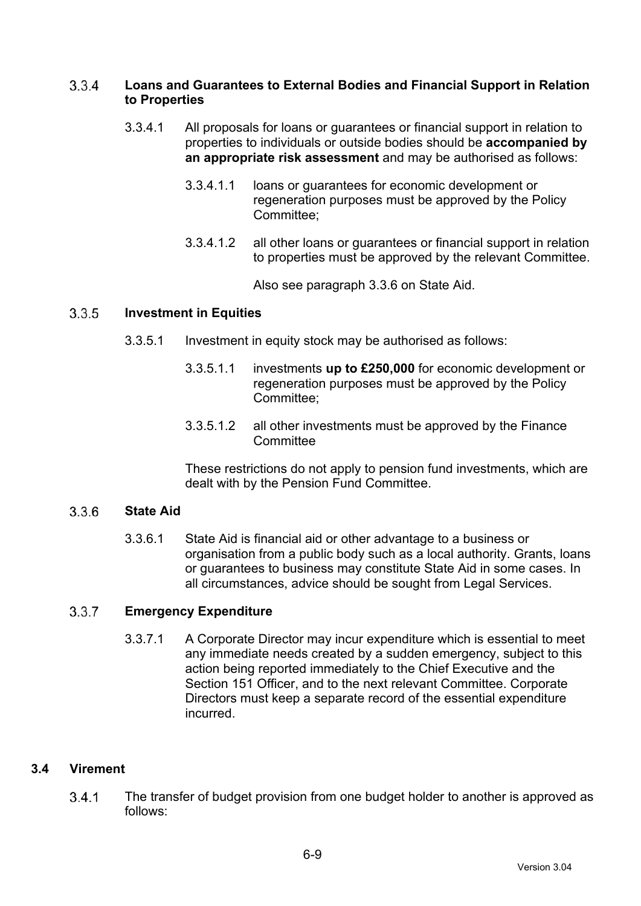### 3.3.4 Loans and Guarantees to External Bodies and Financial Support in Relation to Properties

3.3.4.1 All proposals for loans or guarantees or financial support in relation to properties to individuals or outside bodies should be **accompanied by an appropriate risk assessment** and may be authorised as follows:

3.3.4.1.1 loans or guarantees for economic development or regeneration purposes must be approved by the Policy Committee;

3.3.4.1.2 all other loans or guarantees or financial support in relation to properties must be approved by the relevant Committee.

Also see paragraph 3.3.6 on State Aid.

### 3.3.5 Investment in Equities

3.3.5.1 Investment in equity stock may be authorised as follows:

3.3.5.1.1 investments **up to £250,000** for economic development or regeneration purposes must be approved by the Policy Committee;

3.3.5.1.2 all other investments must be approved by the Finance Committee

These restrictions do not apply to pension fund investments, which are dealt with by the Pension Fund Committee.

### 3.3.6 State Aid

3.3.6.1 State Aid is financial aid or other advantage to a business or organisation from a public body such as a local authority. Grants, loans or guarantees to business may constitute State Aid in some cases. In all circumstances, advice should be sought from Legal Services.

### 3.3.7 Emergency Expenditure

3.3.7.1 A Corporate Director may incur expenditure which is essential to meet any immediate needs created by a sudden emergency, subject to this action being reported immediately to the Chief Executive and the Section 151 Officer, and to the next relevant Committee. Corporate Directors must keep a separate record of the essential expenditure incurred.

## 3.4 Virement

3.4.1 The transfer of budget provision from one budget holder to another is approved as follows: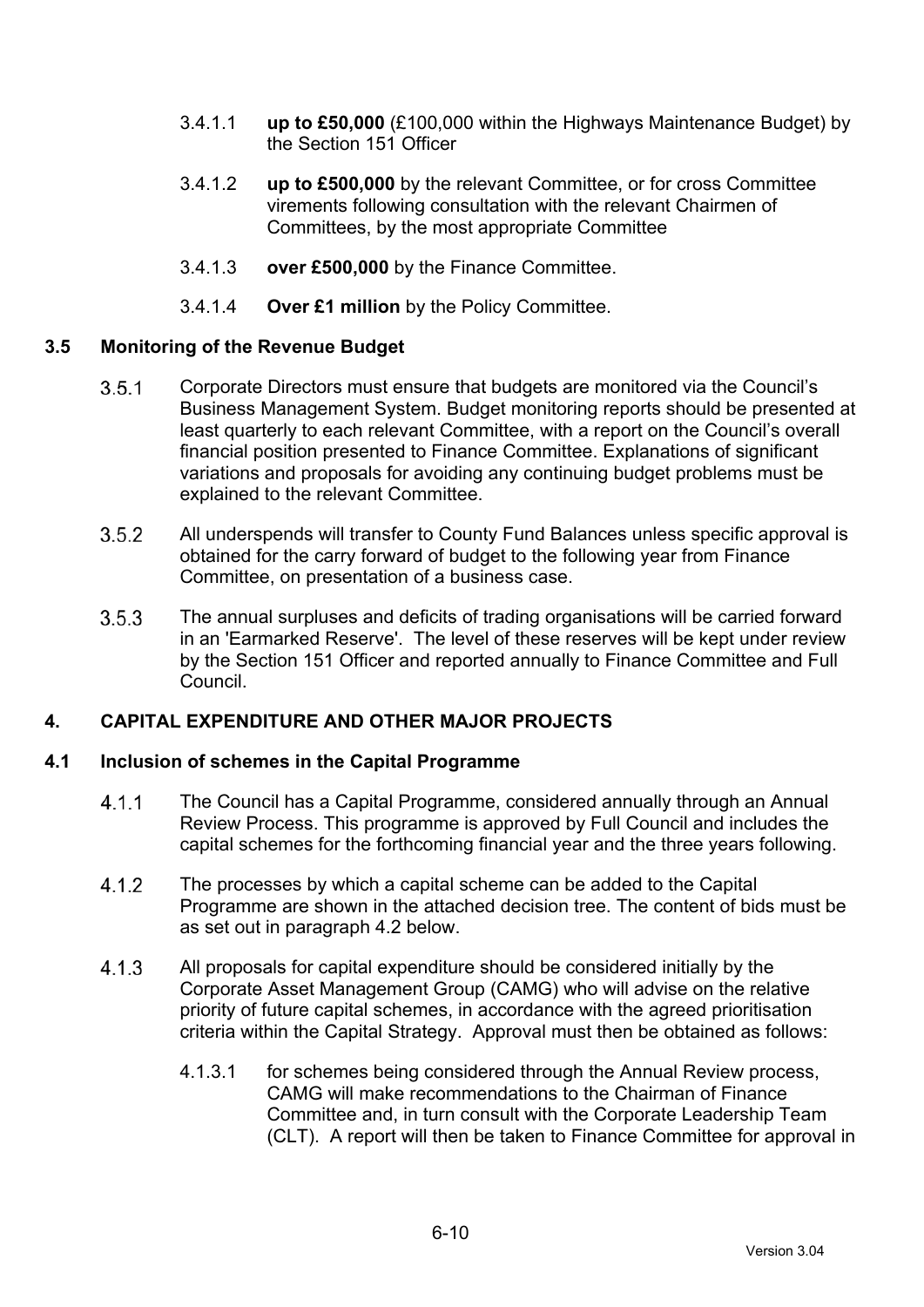3.4.1.1 **up to £50,000** (£100,000 within the Highways Maintenance Budget) by the Section 151 Officer

3.4.1.2 **up to £500,000** by the relevant Committee, or for cross Committee virements following consultation with the relevant Chairmen of Committees, by the most appropriate Committee

3.4.1.3 **over £500,000** by the Finance Committee.

3.4.1.4 **Over £1 million** by the Policy Committee.

### 3.5 Monitoring of the Revenue Budget

3.5.1 Corporate Directors must ensure that budgets are monitored via the Council's Business Management System. Budget monitoring reports should be presented at least quarterly to each relevant Committee, with a report on the Council's overall financial position presented to Finance Committee. Explanations of significant variations and proposals for avoiding any continuing budget problems must be explained to the relevant Committee.

3.5.2 All underspends will transfer to County Fund Balances unless specific approval is obtained for the carry forward of budget to the following year from Finance Committee, on presentation of a business case.

3.5.3 The annual surpluses and deficits of trading organisations will be carried forward in an 'Earmarked Reserve'. The level of these reserves will be kept under review by the Section 151 Officer and reported annually to Finance Committee and Full Council.

## 4. CAPITAL EXPENDITURE AND OTHER MAJOR PROJECTS

### 4.1 Inclusion of schemes in the Capital Programme

4.1.1 The Council has a Capital Programme, considered annually through an Annual Review Process. This programme is approved by Full Council and includes the capital schemes for the forthcoming financial year and the three years following.

4.1.2 The processes by which a capital scheme can be added to the Capital Programme are shown in the attached decision tree. The content of bids must be as set out in paragraph 4.2 below.

4.1.3 All proposals for capital expenditure should be considered initially by the Corporate Asset Management Group (CAMG) who will advise on the relative priority of future capital schemes, in accordance with the agreed prioritisation criteria within the Capital Strategy. Approval must then be obtained as follows:

4.1.3.1 for schemes being considered through the Annual Review process, CAMG will make recommendations to the Chairman of Finance Committee and, in turn consult with the Corporate Leadership Team (CLT). A report will then be taken to Finance Committee for approval in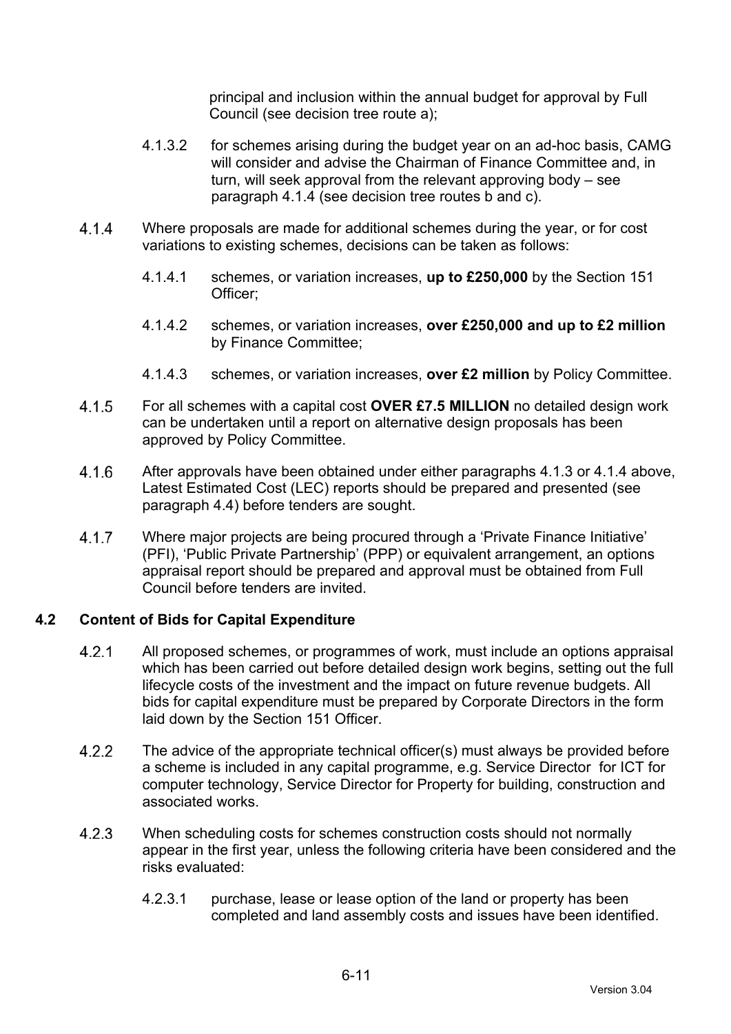principal and inclusion within the annual budget for approval by Full Council (see decision tree route a);

4.1.3.2 for schemes arising during the budget year on an ad-hoc basis, CAMG will consider and advise the Chairman of Finance Committee and, in turn, will seek approval from the relevant approving body – see paragraph 4.1.4 (see decision tree routes b and c).

4.1.4 Where proposals are made for additional schemes during the year, or for cost variations to existing schemes, decisions can be taken as follows:

4.1.4.1 schemes, or variation increases, **up to £250,000** by the Section 151 Officer;

4.1.4.2 schemes, or variation increases, **over £250,000 and up to £2 million** by Finance Committee;

4.1.4.3 schemes, or variation increases, **over £2 million** by Policy Committee.

4.1.5 For all schemes with a capital cost **OVER £7.5 MILLION** no detailed design work can be undertaken until a report on alternative design proposals has been approved by Policy Committee.

4.1.6 After approvals have been obtained under either paragraphs 4.1.3 or 4.1.4 above, Latest Estimated Cost (LEC) reports should be prepared and presented (see paragraph 4.4) before tenders are sought.

4.1.7 Where major projects are being procured through a 'Private Finance Initiative' (PFI), 'Public Private Partnership' (PPP) or equivalent arrangement, an options appraisal report should be prepared and approval must be obtained from Full Council before tenders are invited.

## 4.2 Content of Bids for Capital Expenditure

4.2.1 All proposed schemes, or programmes of work, must include an options appraisal which has been carried out before detailed design work begins, setting out the full lifecycle costs of the investment and the impact on future revenue budgets. All bids for capital expenditure must be prepared by Corporate Directors in the form laid down by the Section 151 Officer.

4.2.2 The advice of the appropriate technical officer(s) must always be provided before a scheme is included in any capital programme, e.g. Service Director for ICT for computer technology, Service Director for Property for building, construction and associated works.

4.2.3 When scheduling costs for schemes construction costs should not normally appear in the first year, unless the following criteria have been considered and the risks evaluated:

4.2.3.1 purchase, lease or lease option of the land or property has been completed and land assembly costs and issues have been identified.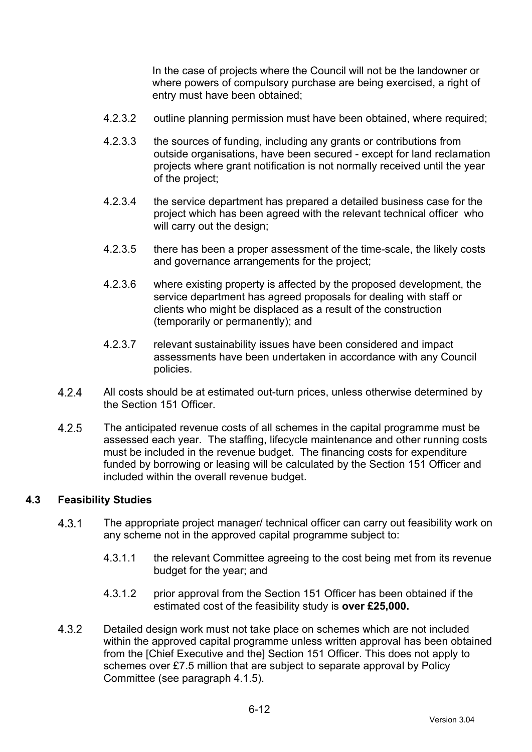In the case of projects where the Council will not be the landowner or where powers of compulsory purchase are being exercised, a right of entry must have been obtained;

4.2.3.2 outline planning permission must have been obtained, where required;

4.2.3.3 the sources of funding, including any grants or contributions from outside organisations, have been secured - except for land reclamation projects where grant notification is not normally received until the year of the project;

4.2.3.4 the service department has prepared a detailed business case for the project which has been agreed with the relevant technical officer who will carry out the design;

4.2.3.5 there has been a proper assessment of the time-scale, the likely costs and governance arrangements for the project;

4.2.3.6 where existing property is affected by the proposed development, the service department has agreed proposals for dealing with staff or clients who might be displaced as a result of the construction (temporarily or permanently); and

4.2.3.7 relevant sustainability issues have been considered and impact assessments have been undertaken in accordance with any Council policies.

4.2.4 All costs should be at estimated out-turn prices, unless otherwise determined by the Section 151 Officer.

4.2.5 The anticipated revenue costs of all schemes in the capital programme must be assessed each year. The staffing, lifecycle maintenance and other running costs must be included in the revenue budget. The financing costs for expenditure funded by borrowing or leasing will be calculated by the Section 151 Officer and included within the overall revenue budget.

## 4.3 Feasibility Studies

4.3.1 The appropriate project manager/ technical officer can carry out feasibility work on any scheme not in the approved capital programme subject to:

4.3.1.1 the relevant Committee agreeing to the cost being met from its revenue budget for the year; and

4.3.1.2 prior approval from the Section 151 Officer has been obtained if the estimated cost of the feasibility study is **over £25,000.**

4.3.2 Detailed design work must not take place on schemes which are not included within the approved capital programme unless written approval has been obtained from the [Chief Executive and the] Section 151 Officer. This does not apply to schemes over £7.5 million that are subject to separate approval by Policy Committee (see paragraph 4.1.5).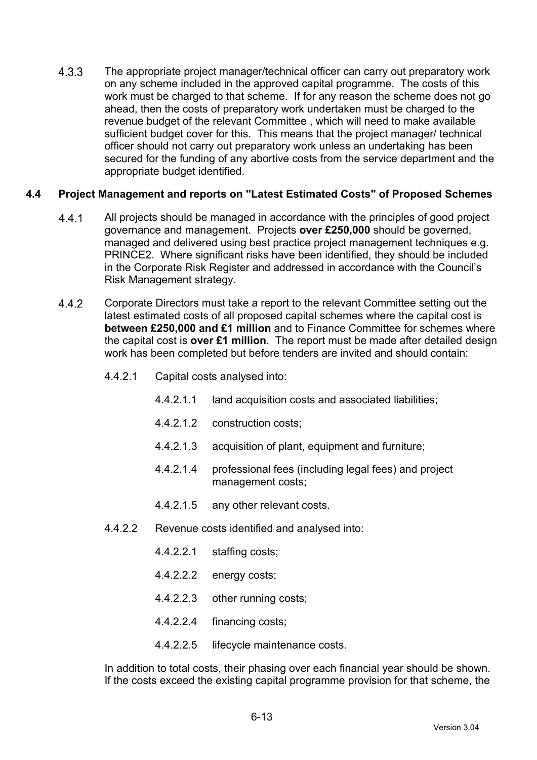4.3.3 The appropriate project manager/technical officer can carry out preparatory work on any scheme included in the approved capital programme. The costs of this work must be charged to that scheme. If for any reason the scheme does not go ahead, then the costs of preparatory work undertaken must be charged to the revenue budget of the relevant Committee , which will need to make available sufficient budget cover for this. This means that the project manager/ technical officer should not carry out preparatory work unless an undertaking has been secured for the funding of any abortive costs from the service department and the appropriate budget identified.

### 4.4 Project Management and reports on "Latest Estimated Costs" of Proposed Schemes

4.4.1 All projects should be managed in accordance with the principles of good project governance and management. Projects **over £250,000** should be governed, managed and delivered using best practice project management techniques e.g. PRINCE2. Where significant risks have been identified, they should be included in the Corporate Risk Register and addressed in accordance with the Council's Risk Management strategy.

4.4.2 Corporate Directors must take a report to the relevant Committee setting out the latest estimated costs of all proposed capital schemes where the capital cost is **between £250,000 and £1 million** and to Finance Committee for schemes where the capital cost is **over £1 million**. The report must be made after detailed design work has been completed but before tenders are invited and should contain:

- 4.4.2.1 Capital costs analysed into:
  - 4.4.2.1.1 land acquisition costs and associated liabilities;
  - 4.4.2.1.2 construction costs;
  - 4.4.2.1.3 acquisition of plant, equipment and furniture;
  - 4.4.2.1.4 professional fees (including legal fees) and project management costs;
  - 4.4.2.1.5 any other relevant costs.
- 4.4.2.2 Revenue costs identified and analysed into:
  - 4.4.2.2.1 staffing costs;
  - 4.4.2.2.2 energy costs;
  - 4.4.2.2.3 other running costs;
  - 4.4.2.2.4 financing costs;
  - 4.4.2.2.5 lifecycle maintenance costs.

In addition to total costs, their phasing over each financial year should be shown. If the costs exceed the existing capital programme provision for that scheme, the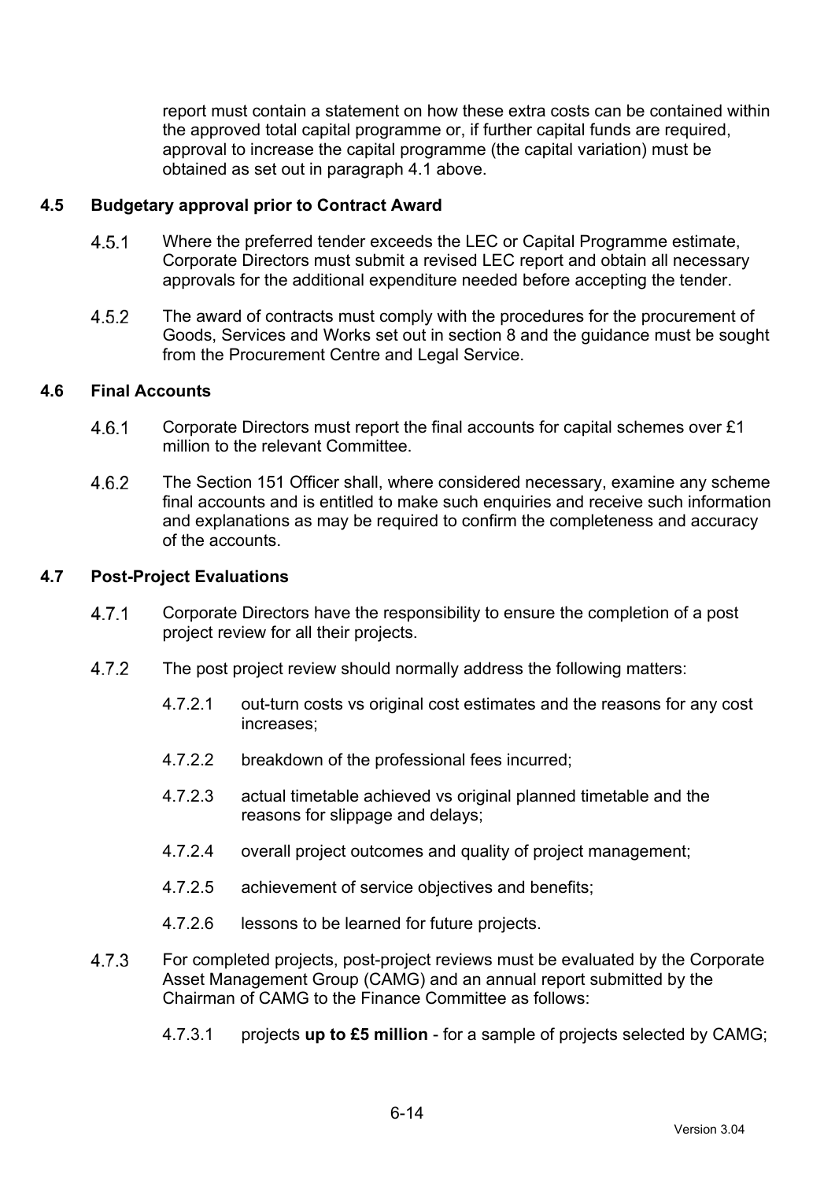report must contain a statement on how these extra costs can be contained within the approved total capital programme or, if further capital funds are required, approval to increase the capital programme (the capital variation) must be obtained as set out in paragraph 4.1 above.

### 4.5 Budgetary approval prior to Contract Award

4.5.1 Where the preferred tender exceeds the LEC or Capital Programme estimate, Corporate Directors must submit a revised LEC report and obtain all necessary approvals for the additional expenditure needed before accepting the tender.

4.5.2 The award of contracts must comply with the procedures for the procurement of Goods, Services and Works set out in section 8 and the guidance must be sought from the Procurement Centre and Legal Service.

### 4.6 Final Accounts

4.6.1 Corporate Directors must report the final accounts for capital schemes over £1 million to the relevant Committee.

4.6.2 The Section 151 Officer shall, where considered necessary, examine any scheme final accounts and is entitled to make such enquiries and receive such information and explanations as may be required to confirm the completeness and accuracy of the accounts.

### 4.7 Post-Project Evaluations

4.7.1 Corporate Directors have the responsibility to ensure the completion of a post project review for all their projects.

4.7.2 The post project review should normally address the following matters:

- 4.7.2.1 out-turn costs vs original cost estimates and the reasons for any cost increases;
- 4.7.2.2 breakdown of the professional fees incurred;
- 4.7.2.3 actual timetable achieved vs original planned timetable and the reasons for slippage and delays;
- 4.7.2.4 overall project outcomes and quality of project management;
- 4.7.2.5 achievement of service objectives and benefits;
- 4.7.2.6 lessons to be learned for future projects.

4.7.3 For completed projects, post-project reviews must be evaluated by the Corporate Asset Management Group (CAMG) and an annual report submitted by the Chairman of CAMG to the Finance Committee as follows:

- 4.7.3.1 projects **up to £5 million** - for a sample of projects selected by CAMG;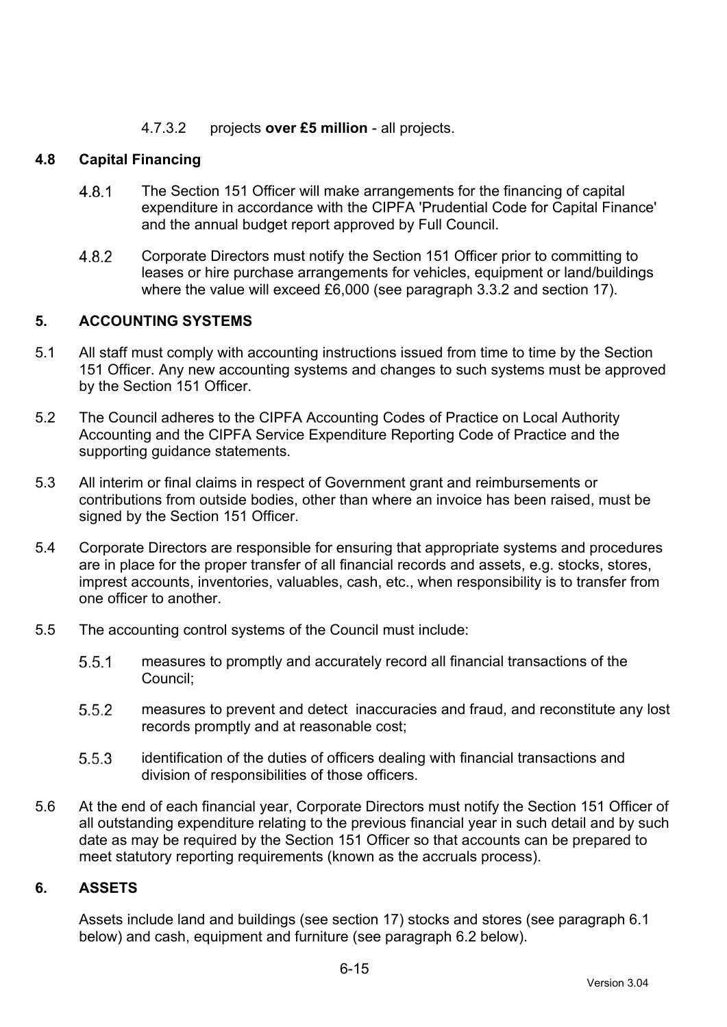4.7.3.2 projects **over £5 million** - all projects.

## 4.8 Capital Financing

4.8.1 The Section 151 Officer will make arrangements for the financing of capital expenditure in accordance with the CIPFA 'Prudential Code for Capital Finance' and the annual budget report approved by Full Council.

4.8.2 Corporate Directors must notify the Section 151 Officer prior to committing to leases or hire purchase arrangements for vehicles, equipment or land/buildings where the value will exceed £6,000 (see paragraph 3.3.2 and section 17).

## 5. ACCOUNTING SYSTEMS

5.1 All staff must comply with accounting instructions issued from time to time by the Section 151 Officer. Any new accounting systems and changes to such systems must be approved by the Section 151 Officer.

5.2 The Council adheres to the CIPFA Accounting Codes of Practice on Local Authority Accounting and the CIPFA Service Expenditure Reporting Code of Practice and the supporting guidance statements.

5.3 All interim or final claims in respect of Government grant and reimbursements or contributions from outside bodies, other than where an invoice has been raised, must be signed by the Section 151 Officer.

5.4 Corporate Directors are responsible for ensuring that appropriate systems and procedures are in place for the proper transfer of all financial records and assets, e.g. stocks, stores, imprest accounts, inventories, valuables, cash, etc., when responsibility is to transfer from one officer to another.

5.5 The accounting control systems of the Council must include:

5.5.1 measures to promptly and accurately record all financial transactions of the Council;

5.5.2 measures to prevent and detect inaccuracies and fraud, and reconstitute any lost records promptly and at reasonable cost;

5.5.3 identification of the duties of officers dealing with financial transactions and division of responsibilities of those officers.

5.6 At the end of each financial year, Corporate Directors must notify the Section 151 Officer of all outstanding expenditure relating to the previous financial year in such detail and by such date as may be required by the Section 151 Officer so that accounts can be prepared to meet statutory reporting requirements (known as the accruals process).

## 6. ASSETS

Assets include land and buildings (see section 17) stocks and stores (see paragraph 6.1 below) and cash, equipment and furniture (see paragraph 6.2 below).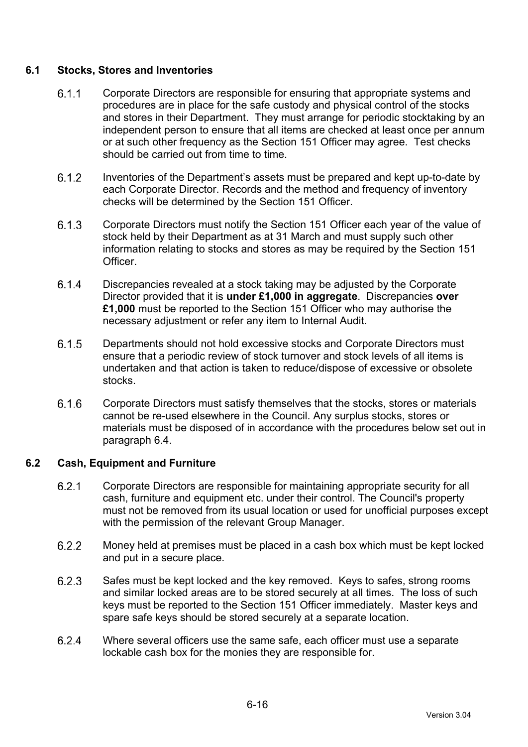### 6.1 Stocks, Stores and Inventories

6.1.1 Corporate Directors are responsible for ensuring that appropriate systems and procedures are in place for the safe custody and physical control of the stocks and stores in their Department. They must arrange for periodic stocktaking by an independent person to ensure that all items are checked at least once per annum or at such other frequency as the Section 151 Officer may agree. Test checks should be carried out from time to time.

6.1.2 Inventories of the Department's assets must be prepared and kept up-to-date by each Corporate Director. Records and the method and frequency of inventory checks will be determined by the Section 151 Officer.

6.1.3 Corporate Directors must notify the Section 151 Officer each year of the value of stock held by their Department as at 31 March and must supply such other information relating to stocks and stores as may be required by the Section 151 Officer.

6.1.4 Discrepancies revealed at a stock taking may be adjusted by the Corporate Director provided that it is **under £1,000 in aggregate**. Discrepancies **over £1,000** must be reported to the Section 151 Officer who may authorise the necessary adjustment or refer any item to Internal Audit.

6.1.5 Departments should not hold excessive stocks and Corporate Directors must ensure that a periodic review of stock turnover and stock levels of all items is undertaken and that action is taken to reduce/dispose of excessive or obsolete stocks.

6.1.6 Corporate Directors must satisfy themselves that the stocks, stores or materials cannot be re-used elsewhere in the Council. Any surplus stocks, stores or materials must be disposed of in accordance with the procedures below set out in paragraph 6.4.

### 6.2 Cash, Equipment and Furniture

6.2.1 Corporate Directors are responsible for maintaining appropriate security for all cash, furniture and equipment etc. under their control. The Council's property must not be removed from its usual location or used for unofficial purposes except with the permission of the relevant Group Manager.

6.2.2 Money held at premises must be placed in a cash box which must be kept locked and put in a secure place.

6.2.3 Safes must be kept locked and the key removed. Keys to safes, strong rooms and similar locked areas are to be stored securely at all times. The loss of such keys must be reported to the Section 151 Officer immediately. Master keys and spare safe keys should be stored securely at a separate location.

6.2.4 Where several officers use the same safe, each officer must use a separate lockable cash box for the monies they are responsible for.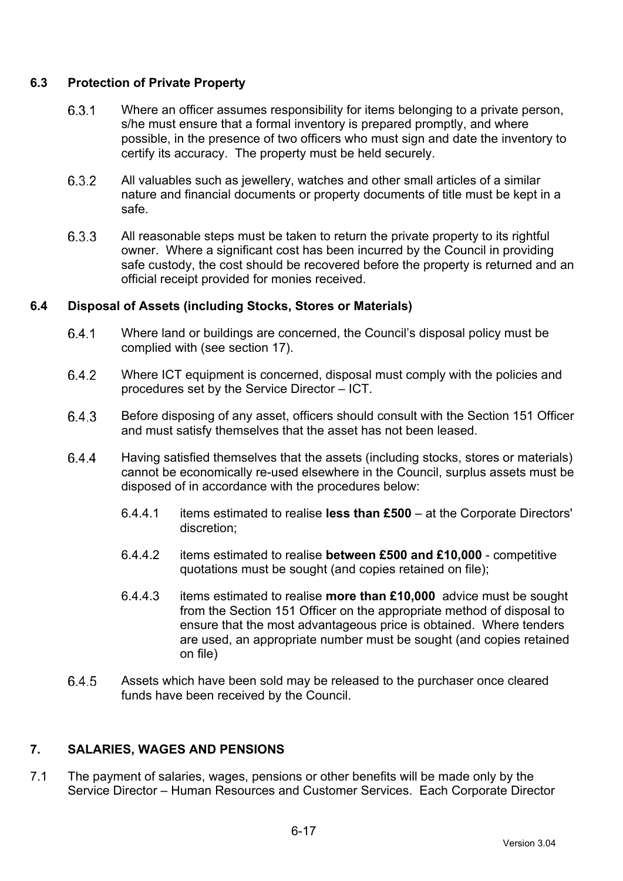### 6.3 Protection of Private Property

6.3.1 Where an officer assumes responsibility for items belonging to a private person, s/he must ensure that a formal inventory is prepared promptly, and where possible, in the presence of two officers who must sign and date the inventory to certify its accuracy. The property must be held securely.

6.3.2 All valuables such as jewellery, watches and other small articles of a similar nature and financial documents or property documents of title must be kept in a safe.

6.3.3 All reasonable steps must be taken to return the private property to its rightful owner. Where a significant cost has been incurred by the Council in providing safe custody, the cost should be recovered before the property is returned and an official receipt provided for monies received.

### 6.4 Disposal of Assets (including Stocks, Stores or Materials)

6.4.1 Where land or buildings are concerned, the Council's disposal policy must be complied with (see section 17).

6.4.2 Where ICT equipment is concerned, disposal must comply with the policies and procedures set by the Service Director – ICT.

6.4.3 Before disposing of any asset, officers should consult with the Section 151 Officer and must satisfy themselves that the asset has not been leased.

6.4.4 Having satisfied themselves that the assets (including stocks, stores or materials) cannot be economically re-used elsewhere in the Council, surplus assets must be disposed of in accordance with the procedures below:

6.4.4.1 items estimated to realise **less than £500** – at the Corporate Directors' discretion;

6.4.4.2 items estimated to realise **between £500 and £10,000** - competitive quotations must be sought (and copies retained on file);

6.4.4.3 items estimated to realise **more than £10,000** advice must be sought from the Section 151 Officer on the appropriate method of disposal to ensure that the most advantageous price is obtained. Where tenders are used, an appropriate number must be sought (and copies retained on file)

6.4.5 Assets which have been sold may be released to the purchaser once cleared funds have been received by the Council.

## 7. SALARIES, WAGES AND PENSIONS

7.1 The payment of salaries, wages, pensions or other benefits will be made only by the Service Director – Human Resources and Customer Services. Each Corporate Director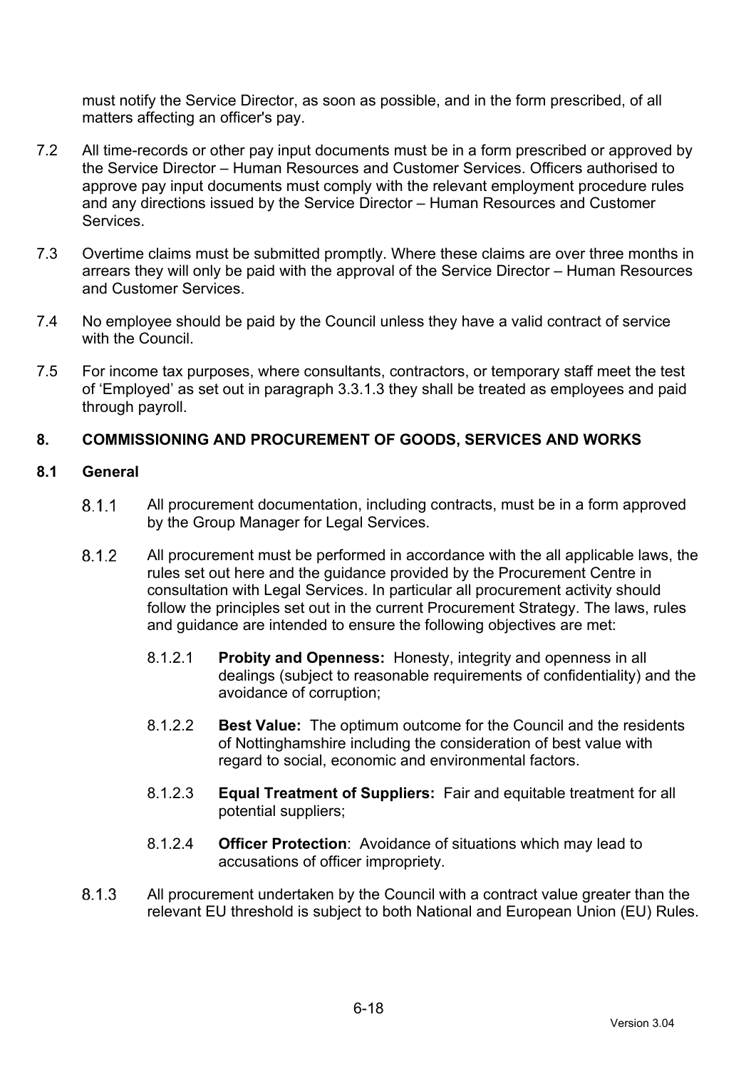must notify the Service Director, as soon as possible, and in the form prescribed, of all matters affecting an officer's pay.

7.2 All time-records or other pay input documents must be in a form prescribed or approved by the Service Director – Human Resources and Customer Services. Officers authorised to approve pay input documents must comply with the relevant employment procedure rules and any directions issued by the Service Director – Human Resources and Customer Services.

7.3 Overtime claims must be submitted promptly. Where these claims are over three months in arrears they will only be paid with the approval of the Service Director – Human Resources and Customer Services.

7.4 No employee should be paid by the Council unless they have a valid contract of service with the Council.

7.5 For income tax purposes, where consultants, contractors, or temporary staff meet the test of 'Employed' as set out in paragraph 3.3.1.3 they shall be treated as employees and paid through payroll.

## 8. COMMISSIONING AND PROCUREMENT OF GOODS, SERVICES AND WORKS

### 8.1 General

8.1.1 All procurement documentation, including contracts, must be in a form approved by the Group Manager for Legal Services.

8.1.2 All procurement must be performed in accordance with the all applicable laws, the rules set out here and the guidance provided by the Procurement Centre in consultation with Legal Services. In particular all procurement activity should follow the principles set out in the current Procurement Strategy. The laws, rules and guidance are intended to ensure the following objectives are met:

8.1.2.1 **Probity and Openness:** Honesty, integrity and openness in all dealings (subject to reasonable requirements of confidentiality) and the avoidance of corruption;

8.1.2.2 **Best Value:** The optimum outcome for the Council and the residents of Nottinghamshire including the consideration of best value with regard to social, economic and environmental factors.

8.1.2.3 **Equal Treatment of Suppliers:** Fair and equitable treatment for all potential suppliers;

8.1.2.4 **Officer Protection**: Avoidance of situations which may lead to accusations of officer impropriety.

8.1.3 All procurement undertaken by the Council with a contract value greater than the relevant EU threshold is subject to both National and European Union (EU) Rules.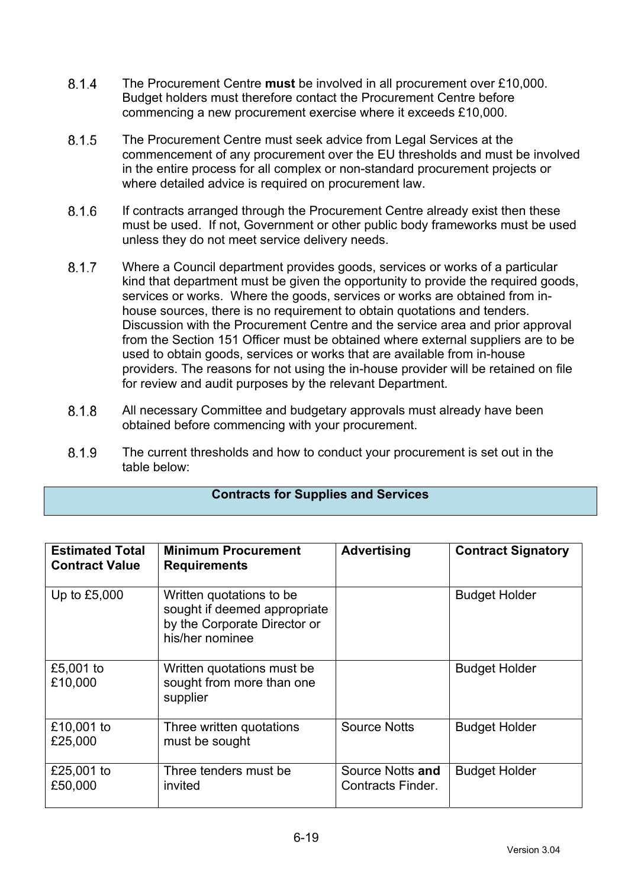8.1.4 The Procurement Centre **must** be involved in all procurement over £10,000. Budget holders must therefore contact the Procurement Centre before commencing a new procurement exercise where it exceeds £10,000.

8.1.5 The Procurement Centre must seek advice from Legal Services at the commencement of any procurement over the EU thresholds and must be involved in the entire process for all complex or non-standard procurement projects or where detailed advice is required on procurement law.

8.1.6 If contracts arranged through the Procurement Centre already exist then these must be used. If not, Government or other public body frameworks must be used unless they do not meet service delivery needs.

8.1.7 Where a Council department provides goods, services or works of a particular kind that department must be given the opportunity to provide the required goods, services or works. Where the goods, services or works are obtained from in-house sources, there is no requirement to obtain quotations and tenders. Discussion with the Procurement Centre and the service area and prior approval from the Section 151 Officer must be obtained where external suppliers are to be used to obtain goods, services or works that are available from in-house providers. The reasons for not using the in-house provider will be retained on file for review and audit purposes by the relevant Department.

8.1.8 All necessary Committee and budgetary approvals must already have been obtained before commencing with your procurement.

8.1.9 The current thresholds and how to conduct your procurement is set out in the table below:

**Contracts for Supplies and Services**

| Estimated Total Contract Value | Minimum Procurement Requirements | Advertising | Contract Signatory |
|---|---|---|---|
| Up to £5,000 | Written quotations to be sought if deemed appropriate by the Corporate Director or his/her nominee | | Budget Holder |
| £5,001 to £10,000 | Written quotations must be sought from more than one supplier | | Budget Holder |
| £10,001 to £25,000 | Three written quotations must be sought | Source Notts | Budget Holder |
| £25,001 to £50,000 | Three tenders must be invited | Source Notts **and** Contracts Finder. | Budget Holder |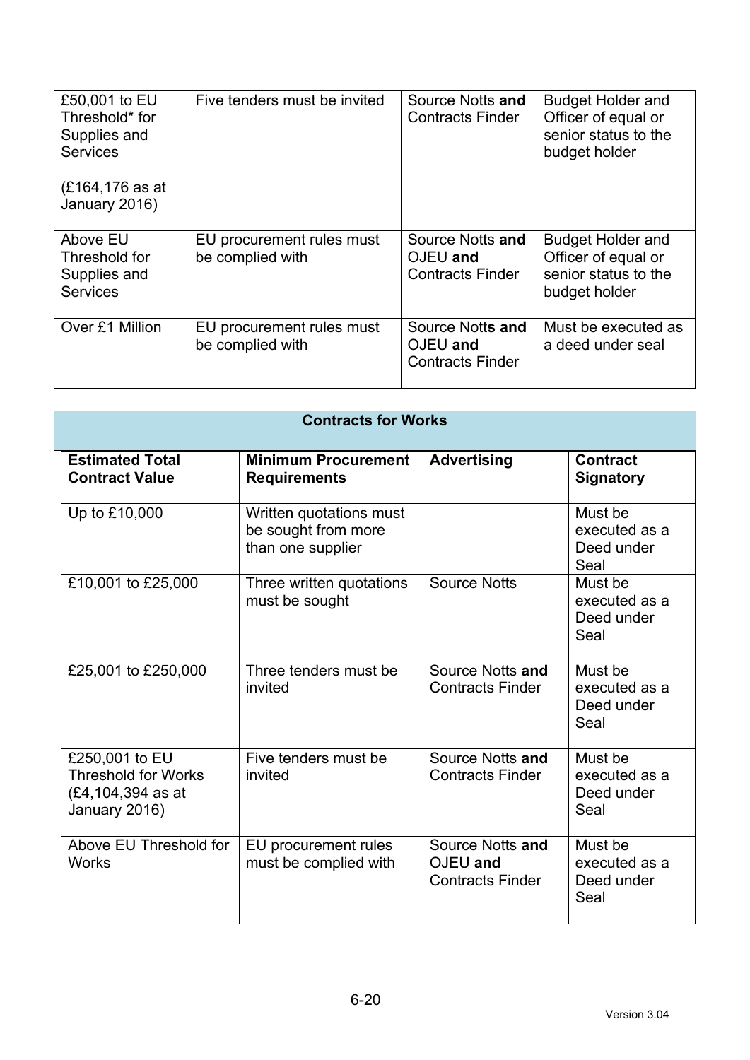| | | | |
|---|---|---|---|
| £50,001 to EU Threshold* for Supplies and Services<br><br>(£164,176 as at January 2016) | Five tenders must be invited | Source Notts **and** Contracts Finder | Budget Holder and Officer of equal or senior status to the budget holder |
| Above EU Threshold for Supplies and Services | EU procurement rules must be complied with | Source Notts **and** OJEU **and** Contracts Finder | Budget Holder and Officer of equal or senior status to the budget holder |
| Over £1 Million | EU procurement rules must be complied with | Source Notts **and** OJEU **and** Contracts Finder | Must be executed as a deed under seal |

| **Contracts for Works** | | | |
|---|---|---|---|
| **Estimated Total Contract Value** | **Minimum Procurement Requirements** | **Advertising** | **Contract Signatory** |
| Up to £10,000 | Written quotations must be sought from more than one supplier | | Must be executed as a Deed under Seal |
| £10,001 to £25,000 | Three written quotations must be sought | Source Notts | Must be executed as a Deed under Seal |
| £25,001 to £250,000 | Three tenders must be invited | Source Notts **and** Contracts Finder | Must be executed as a Deed under Seal |
| £250,001 to EU Threshold for Works (£4,104,394 as at January 2016) | Five tenders must be invited | Source Notts **and** Contracts Finder | Must be executed as a Deed under Seal |
| Above EU Threshold for Works | EU procurement rules must be complied with | Source Notts **and** OJEU **and** Contracts Finder | Must be executed as a Deed under Seal |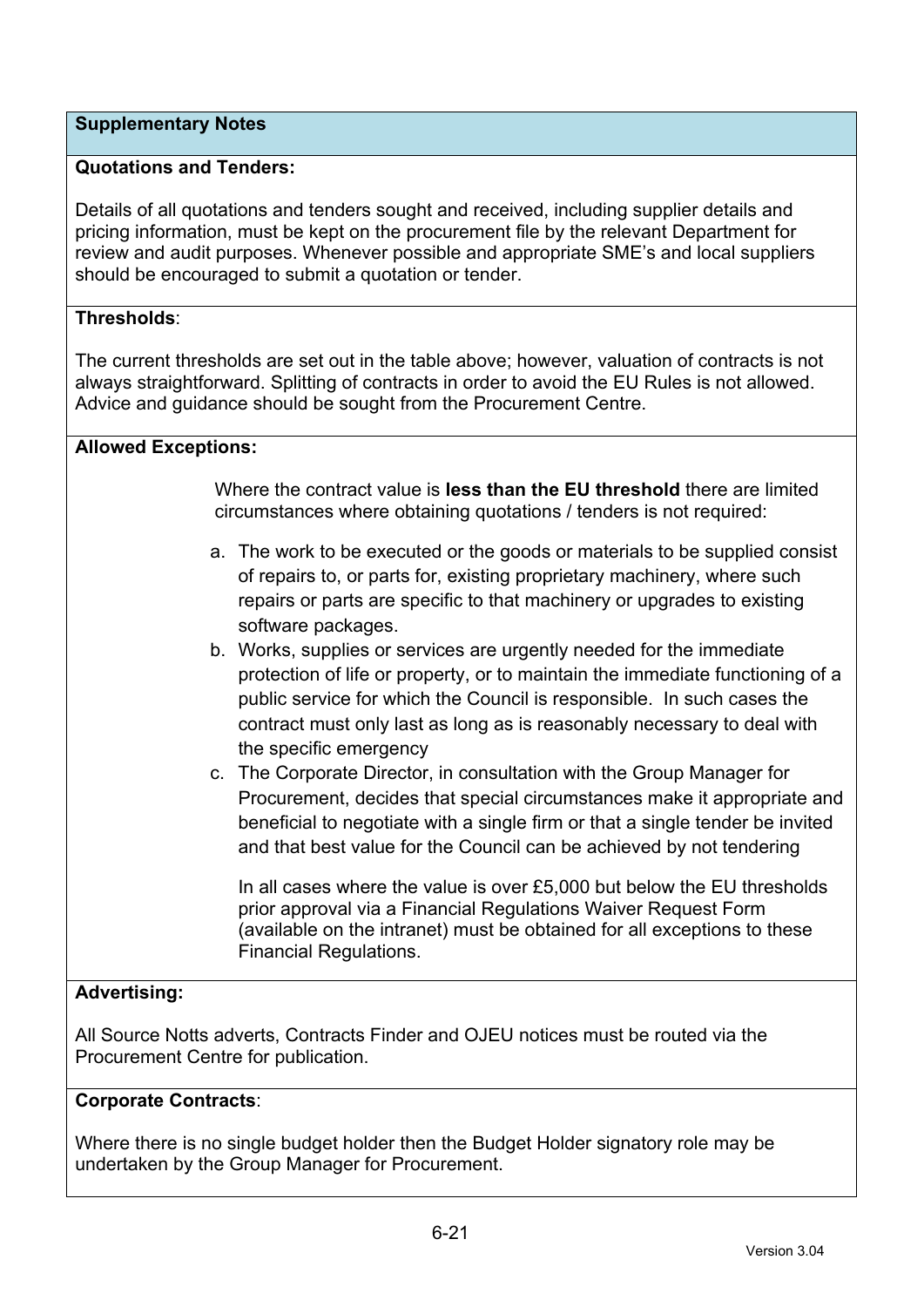## Supplementary Notes

**Quotations and Tenders:**

Details of all quotations and tenders sought and received, including supplier details and pricing information, must be kept on the procurement file by the relevant Department for review and audit purposes. Whenever possible and appropriate SME's and local suppliers should be encouraged to submit a quotation or tender.

**Thresholds**:

The current thresholds are set out in the table above; however, valuation of contracts is not always straightforward. Splitting of contracts in order to avoid the EU Rules is not allowed. Advice and guidance should be sought from the Procurement Centre.

**Allowed Exceptions:**

Where the contract value is **less than the EU threshold** there are limited circumstances where obtaining quotations / tenders is not required:

a. The work to be executed or the goods or materials to be supplied consist of repairs to, or parts for, existing proprietary machinery, where such repairs or parts are specific to that machinery or upgrades to existing software packages.
b. Works, supplies or services are urgently needed for the immediate protection of life or property, or to maintain the immediate functioning of a public service for which the Council is responsible. In such cases the contract must only last as long as is reasonably necessary to deal with the specific emergency
c. The Corporate Director, in consultation with the Group Manager for Procurement, decides that special circumstances make it appropriate and beneficial to negotiate with a single firm or that a single tender be invited and that best value for the Council can be achieved by not tendering

In all cases where the value is over £5,000 but below the EU thresholds prior approval via a Financial Regulations Waiver Request Form (available on the intranet) must be obtained for all exceptions to these Financial Regulations.

**Advertising:**

All Source Notts adverts, Contracts Finder and OJEU notices must be routed via the Procurement Centre for publication.

**Corporate Contracts**:

Where there is no single budget holder then the Budget Holder signatory role may be undertaken by the Group Manager for Procurement.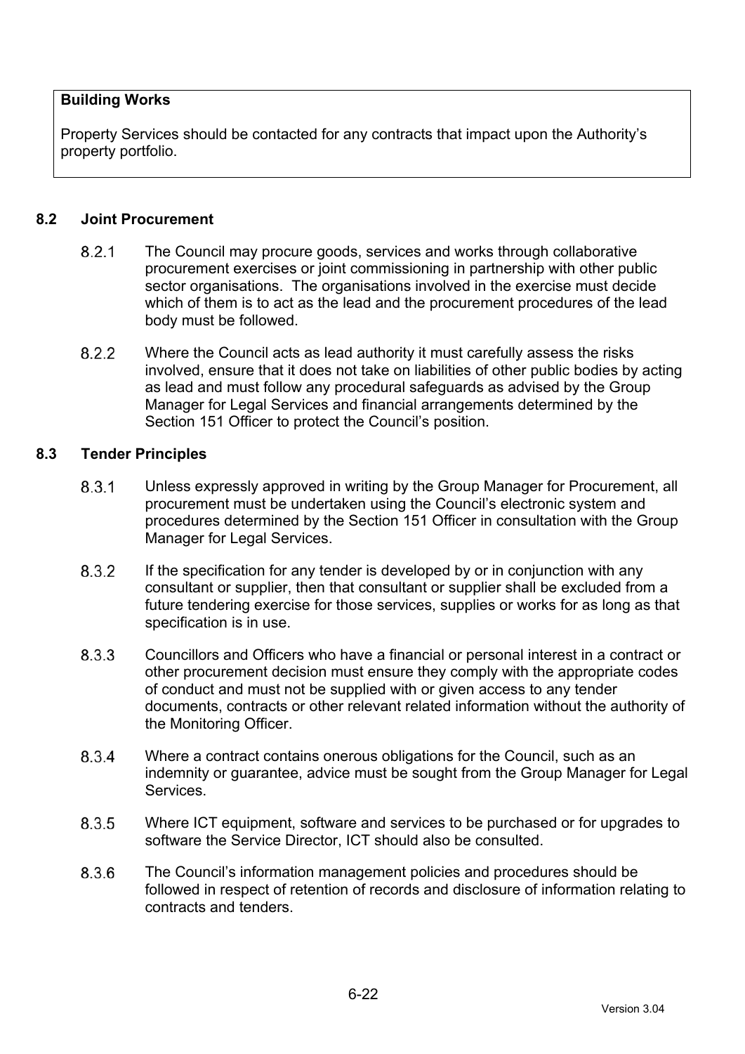**Building Works**

Property Services should be contacted for any contracts that impact upon the Authority's property portfolio.

### 8.2 Joint Procurement

8.2.1 The Council may procure goods, services and works through collaborative procurement exercises or joint commissioning in partnership with other public sector organisations. The organisations involved in the exercise must decide which of them is to act as the lead and the procurement procedures of the lead body must be followed.

8.2.2 Where the Council acts as lead authority it must carefully assess the risks involved, ensure that it does not take on liabilities of other public bodies by acting as lead and must follow any procedural safeguards as advised by the Group Manager for Legal Services and financial arrangements determined by the Section 151 Officer to protect the Council's position.

### 8.3 Tender Principles

8.3.1 Unless expressly approved in writing by the Group Manager for Procurement, all procurement must be undertaken using the Council's electronic system and procedures determined by the Section 151 Officer in consultation with the Group Manager for Legal Services.

8.3.2 If the specification for any tender is developed by or in conjunction with any consultant or supplier, then that consultant or supplier shall be excluded from a future tendering exercise for those services, supplies or works for as long as that specification is in use.

8.3.3 Councillors and Officers who have a financial or personal interest in a contract or other procurement decision must ensure they comply with the appropriate codes of conduct and must not be supplied with or given access to any tender documents, contracts or other relevant related information without the authority of the Monitoring Officer.

8.3.4 Where a contract contains onerous obligations for the Council, such as an indemnity or guarantee, advice must be sought from the Group Manager for Legal Services.

8.3.5 Where ICT equipment, software and services to be purchased or for upgrades to software the Service Director, ICT should also be consulted.

8.3.6 The Council's information management policies and procedures should be followed in respect of retention of records and disclosure of information relating to contracts and tenders.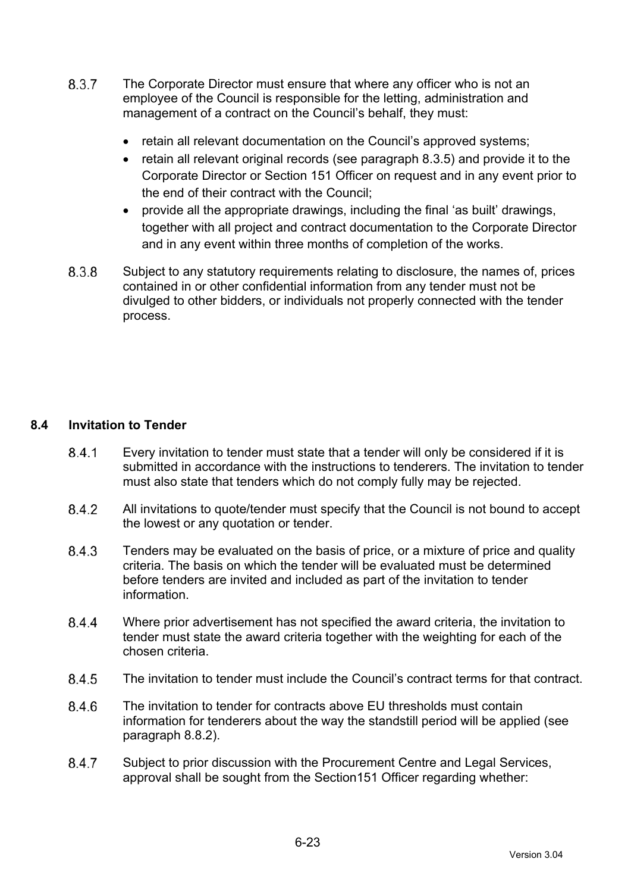8.3.7 The Corporate Director must ensure that where any officer who is not an employee of the Council is responsible for the letting, administration and management of a contract on the Council's behalf, they must:

- retain all relevant documentation on the Council's approved systems;
- retain all relevant original records (see paragraph 8.3.5) and provide it to the Corporate Director or Section 151 Officer on request and in any event prior to the end of their contract with the Council;
- provide all the appropriate drawings, including the final 'as built' drawings, together with all project and contract documentation to the Corporate Director and in any event within three months of completion of the works.

8.3.8 Subject to any statutory requirements relating to disclosure, the names of, prices contained in or other confidential information from any tender must not be divulged to other bidders, or individuals not properly connected with the tender process.

## 8.4 Invitation to Tender

8.4.1 Every invitation to tender must state that a tender will only be considered if it is submitted in accordance with the instructions to tenderers. The invitation to tender must also state that tenders which do not comply fully may be rejected.

8.4.2 All invitations to quote/tender must specify that the Council is not bound to accept the lowest or any quotation or tender.

8.4.3 Tenders may be evaluated on the basis of price, or a mixture of price and quality criteria. The basis on which the tender will be evaluated must be determined before tenders are invited and included as part of the invitation to tender information.

8.4.4 Where prior advertisement has not specified the award criteria, the invitation to tender must state the award criteria together with the weighting for each of the chosen criteria.

8.4.5 The invitation to tender must include the Council's contract terms for that contract.

8.4.6 The invitation to tender for contracts above EU thresholds must contain information for tenderers about the way the standstill period will be applied (see paragraph 8.8.2).

8.4.7 Subject to prior discussion with the Procurement Centre and Legal Services, approval shall be sought from the Section151 Officer regarding whether: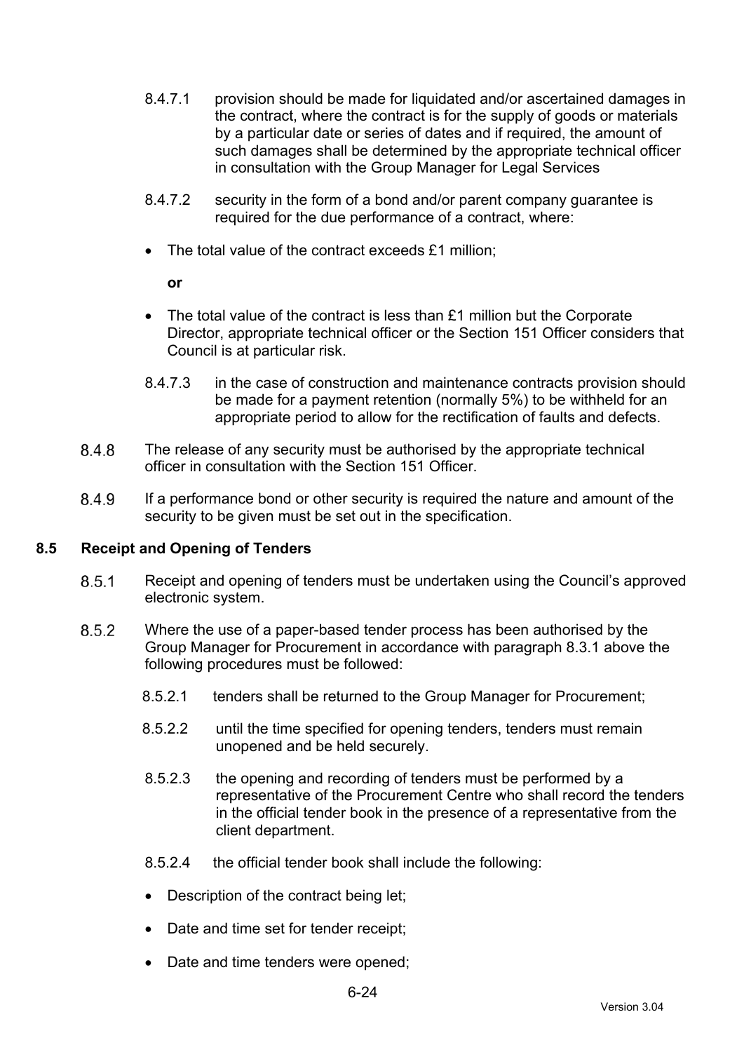8.4.7.1 provision should be made for liquidated and/or ascertained damages in the contract, where the contract is for the supply of goods or materials by a particular date or series of dates and if required, the amount of such damages shall be determined by the appropriate technical officer in consultation with the Group Manager for Legal Services

8.4.7.2 security in the form of a bond and/or parent company guarantee is required for the due performance of a contract, where:

- The total value of the contract exceeds £1 million;

**or**

- The total value of the contract is less than £1 million but the Corporate Director, appropriate technical officer or the Section 151 Officer considers that Council is at particular risk.

8.4.7.3 in the case of construction and maintenance contracts provision should be made for a payment retention (normally 5%) to be withheld for an appropriate period to allow for the rectification of faults and defects.

8.4.8 The release of any security must be authorised by the appropriate technical officer in consultation with the Section 151 Officer.

8.4.9 If a performance bond or other security is required the nature and amount of the security to be given must be set out in the specification.

## 8.5 Receipt and Opening of Tenders

8.5.1 Receipt and opening of tenders must be undertaken using the Council's approved electronic system.

8.5.2 Where the use of a paper-based tender process has been authorised by the Group Manager for Procurement in accordance with paragraph 8.3.1 above the following procedures must be followed:

8.5.2.1 tenders shall be returned to the Group Manager for Procurement;

8.5.2.2 until the time specified for opening tenders, tenders must remain unopened and be held securely.

8.5.2.3 the opening and recording of tenders must be performed by a representative of the Procurement Centre who shall record the tenders in the official tender book in the presence of a representative from the client department.

8.5.2.4 the official tender book shall include the following:

- Description of the contract being let;
- Date and time set for tender receipt;
- Date and time tenders were opened;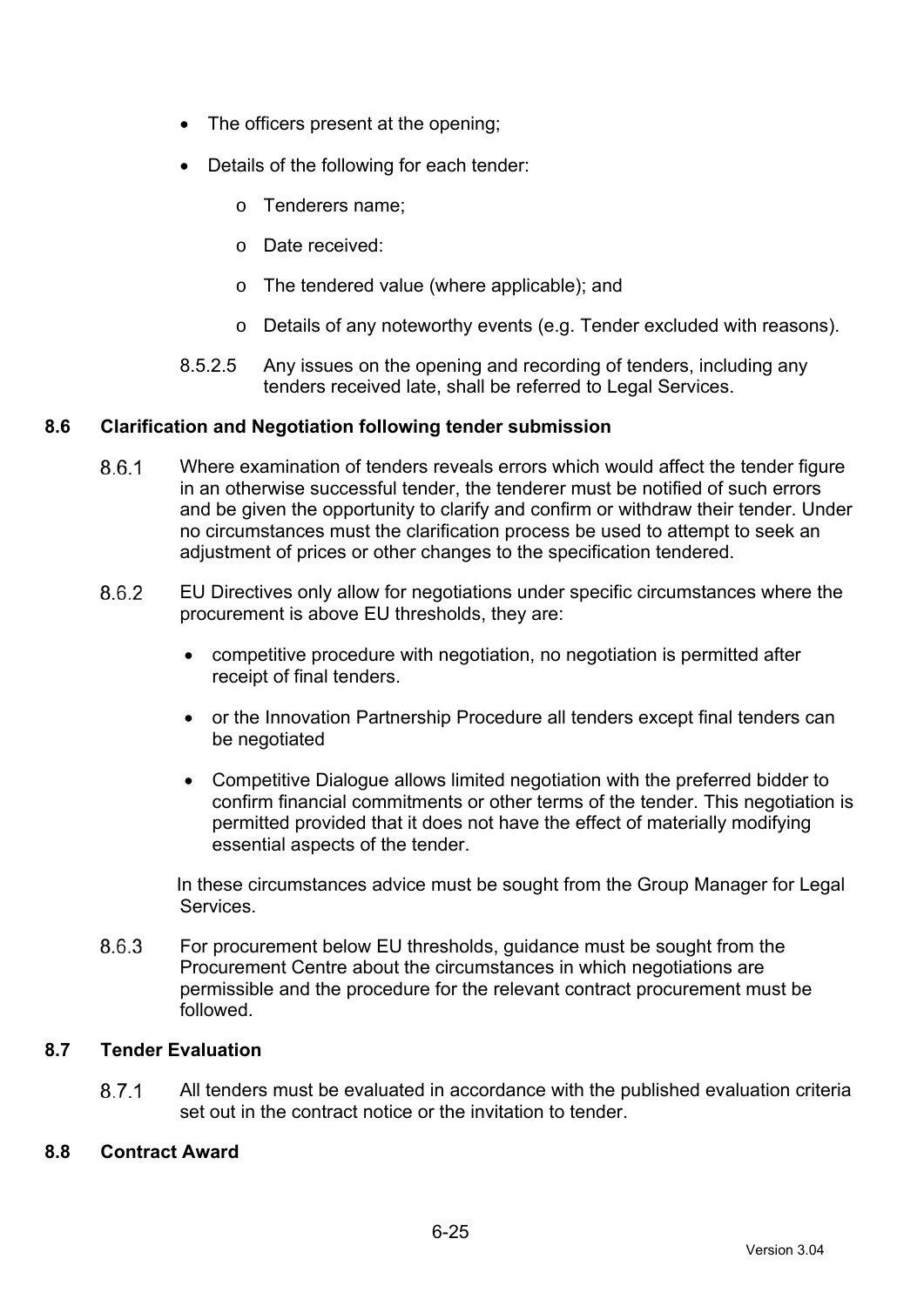- The officers present at the opening;
- Details of the following for each tender:
  - Tenderers name;
  - Date received:
  - The tendered value (where applicable); and
  - Details of any noteworthy events (e.g. Tender excluded with reasons).

8.5.2.5 Any issues on the opening and recording of tenders, including any tenders received late, shall be referred to Legal Services.

## 8.6 Clarification and Negotiation following tender submission

8.6.1 Where examination of tenders reveals errors which would affect the tender figure in an otherwise successful tender, the tenderer must be notified of such errors and be given the opportunity to clarify and confirm or withdraw their tender. Under no circumstances must the clarification process be used to attempt to seek an adjustment of prices or other changes to the specification tendered.

8.6.2 EU Directives only allow for negotiations under specific circumstances where the procurement is above EU thresholds, they are:

- competitive procedure with negotiation, no negotiation is permitted after receipt of final tenders.
- or the Innovation Partnership Procedure all tenders except final tenders can be negotiated
- Competitive Dialogue allows limited negotiation with the preferred bidder to confirm financial commitments or other terms of the tender. This negotiation is permitted provided that it does not have the effect of materially modifying essential aspects of the tender.

In these circumstances advice must be sought from the Group Manager for Legal Services.

8.6.3 For procurement below EU thresholds, guidance must be sought from the Procurement Centre about the circumstances in which negotiations are permissible and the procedure for the relevant contract procurement must be followed.

## 8.7 Tender Evaluation

8.7.1 All tenders must be evaluated in accordance with the published evaluation criteria set out in the contract notice or the invitation to tender.

## 8.8 Contract Award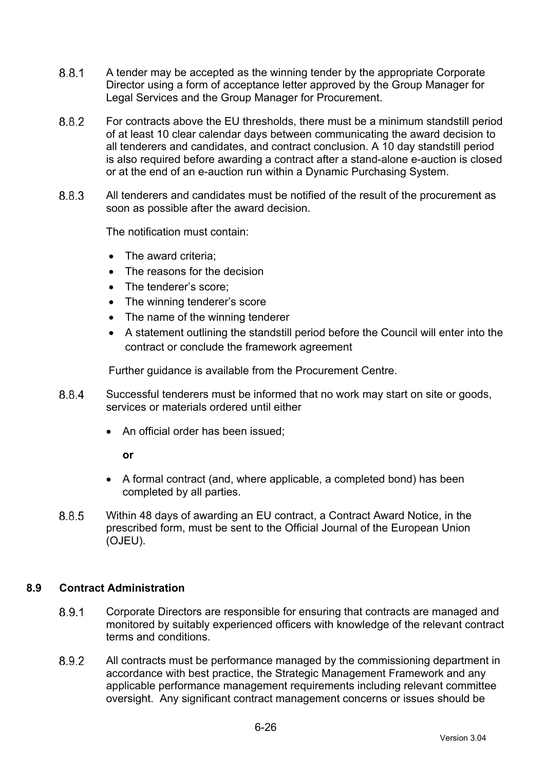8.8.1 A tender may be accepted as the winning tender by the appropriate Corporate Director using a form of acceptance letter approved by the Group Manager for Legal Services and the Group Manager for Procurement.

8.8.2 For contracts above the EU thresholds, there must be a minimum standstill period of at least 10 clear calendar days between communicating the award decision to all tenderers and candidates, and contract conclusion. A 10 day standstill period is also required before awarding a contract after a stand-alone e-auction is closed or at the end of an e-auction run within a Dynamic Purchasing System.

8.8.3 All tenderers and candidates must be notified of the result of the procurement as soon as possible after the award decision.

The notification must contain:

- The award criteria;
- The reasons for the decision
- The tenderer's score;
- The winning tenderer's score
- The name of the winning tenderer
- A statement outlining the standstill period before the Council will enter into the contract or conclude the framework agreement

Further guidance is available from the Procurement Centre.

8.8.4 Successful tenderers must be informed that no work may start on site or goods, services or materials ordered until either

- An official order has been issued;

**or**

- A formal contract (and, where applicable, a completed bond) has been completed by all parties.

8.8.5 Within 48 days of awarding an EU contract, a Contract Award Notice, in the prescribed form, must be sent to the Official Journal of the European Union (OJEU).

## 8.9 Contract Administration

8.9.1 Corporate Directors are responsible for ensuring that contracts are managed and monitored by suitably experienced officers with knowledge of the relevant contract terms and conditions.

8.9.2 All contracts must be performance managed by the commissioning department in accordance with best practice, the Strategic Management Framework and any applicable performance management requirements including relevant committee oversight. Any significant contract management concerns or issues should be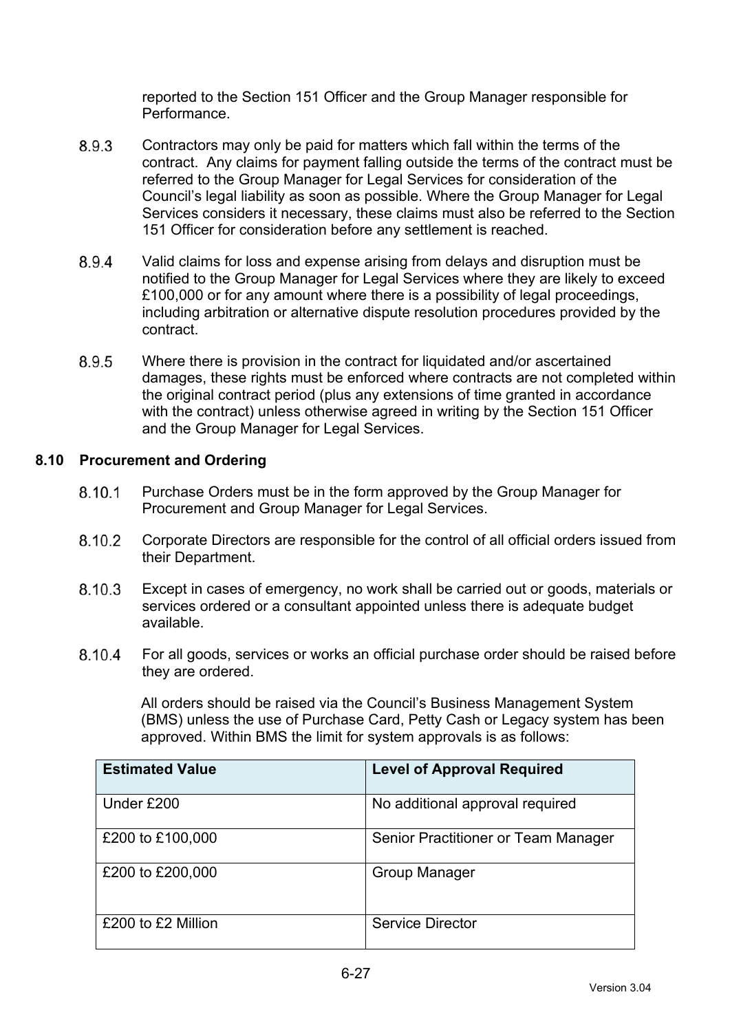reported to the Section 151 Officer and the Group Manager responsible for Performance.

8.9.3 Contractors may only be paid for matters which fall within the terms of the contract. Any claims for payment falling outside the terms of the contract must be referred to the Group Manager for Legal Services for consideration of the Council's legal liability as soon as possible. Where the Group Manager for Legal Services considers it necessary, these claims must also be referred to the Section 151 Officer for consideration before any settlement is reached.

8.9.4 Valid claims for loss and expense arising from delays and disruption must be notified to the Group Manager for Legal Services where they are likely to exceed £100,000 or for any amount where there is a possibility of legal proceedings, including arbitration or alternative dispute resolution procedures provided by the contract.

8.9.5 Where there is provision in the contract for liquidated and/or ascertained damages, these rights must be enforced where contracts are not completed within the original contract period (plus any extensions of time granted in accordance with the contract) unless otherwise agreed in writing by the Section 151 Officer and the Group Manager for Legal Services.

### 8.10 Procurement and Ordering

8.10.1 Purchase Orders must be in the form approved by the Group Manager for Procurement and Group Manager for Legal Services.

8.10.2 Corporate Directors are responsible for the control of all official orders issued from their Department.

8.10.3 Except in cases of emergency, no work shall be carried out or goods, materials or services ordered or a consultant appointed unless there is adequate budget available.

8.10.4 For all goods, services or works an official purchase order should be raised before they are ordered.

All orders should be raised via the Council's Business Management System (BMS) unless the use of Purchase Card, Petty Cash or Legacy system has been approved. Within BMS the limit for system approvals is as follows:

| Estimated Value | Level of Approval Required |
|---|---|
| Under £200 | No additional approval required |
| £200 to £100,000 | Senior Practitioner or Team Manager |
| £200 to £200,000 | Group Manager |
| £200 to £2 Million | Service Director |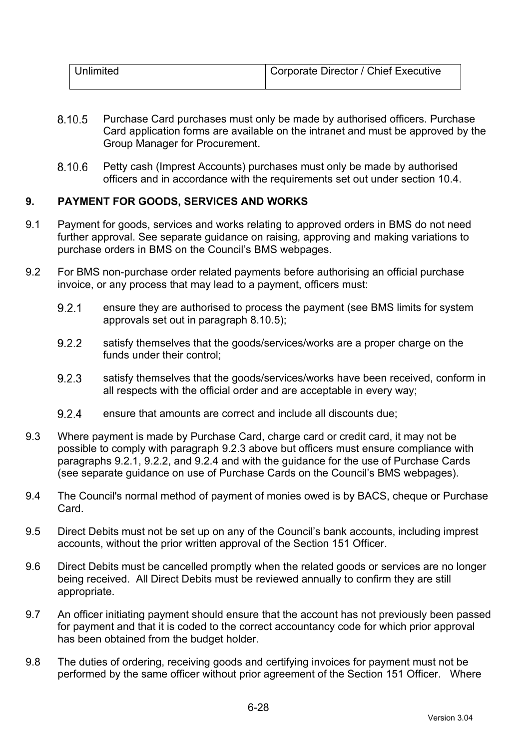| Unlimited | Corporate Director / Chief Executive |
|---|---|

8.10.5 Purchase Card purchases must only be made by authorised officers. Purchase Card application forms are available on the intranet and must be approved by the Group Manager for Procurement.

8.10.6 Petty cash (Imprest Accounts) purchases must only be made by authorised officers and in accordance with the requirements set out under section 10.4.

## 9. PAYMENT FOR GOODS, SERVICES AND WORKS

9.1 Payment for goods, services and works relating to approved orders in BMS do not need further approval. See separate guidance on raising, approving and making variations to purchase orders in BMS on the Council's BMS webpages.

9.2 For BMS non-purchase order related payments before authorising an official purchase invoice, or any process that may lead to a payment, officers must:

9.2.1 ensure they are authorised to process the payment (see BMS limits for system approvals set out in paragraph 8.10.5);

9.2.2 satisfy themselves that the goods/services/works are a proper charge on the funds under their control;

9.2.3 satisfy themselves that the goods/services/works have been received, conform in all respects with the official order and are acceptable in every way;

9.2.4 ensure that amounts are correct and include all discounts due;

9.3 Where payment is made by Purchase Card, charge card or credit card, it may not be possible to comply with paragraph 9.2.3 above but officers must ensure compliance with paragraphs 9.2.1, 9.2.2, and 9.2.4 and with the guidance for the use of Purchase Cards (see separate guidance on use of Purchase Cards on the Council's BMS webpages).

9.4 The Council's normal method of payment of monies owed is by BACS, cheque or Purchase Card.

9.5 Direct Debits must not be set up on any of the Council's bank accounts, including imprest accounts, without the prior written approval of the Section 151 Officer.

9.6 Direct Debits must be cancelled promptly when the related goods or services are no longer being received. All Direct Debits must be reviewed annually to confirm they are still appropriate.

9.7 An officer initiating payment should ensure that the account has not previously been passed for payment and that it is coded to the correct accountancy code for which prior approval has been obtained from the budget holder.

9.8 The duties of ordering, receiving goods and certifying invoices for payment must not be performed by the same officer without prior agreement of the Section 151 Officer. Where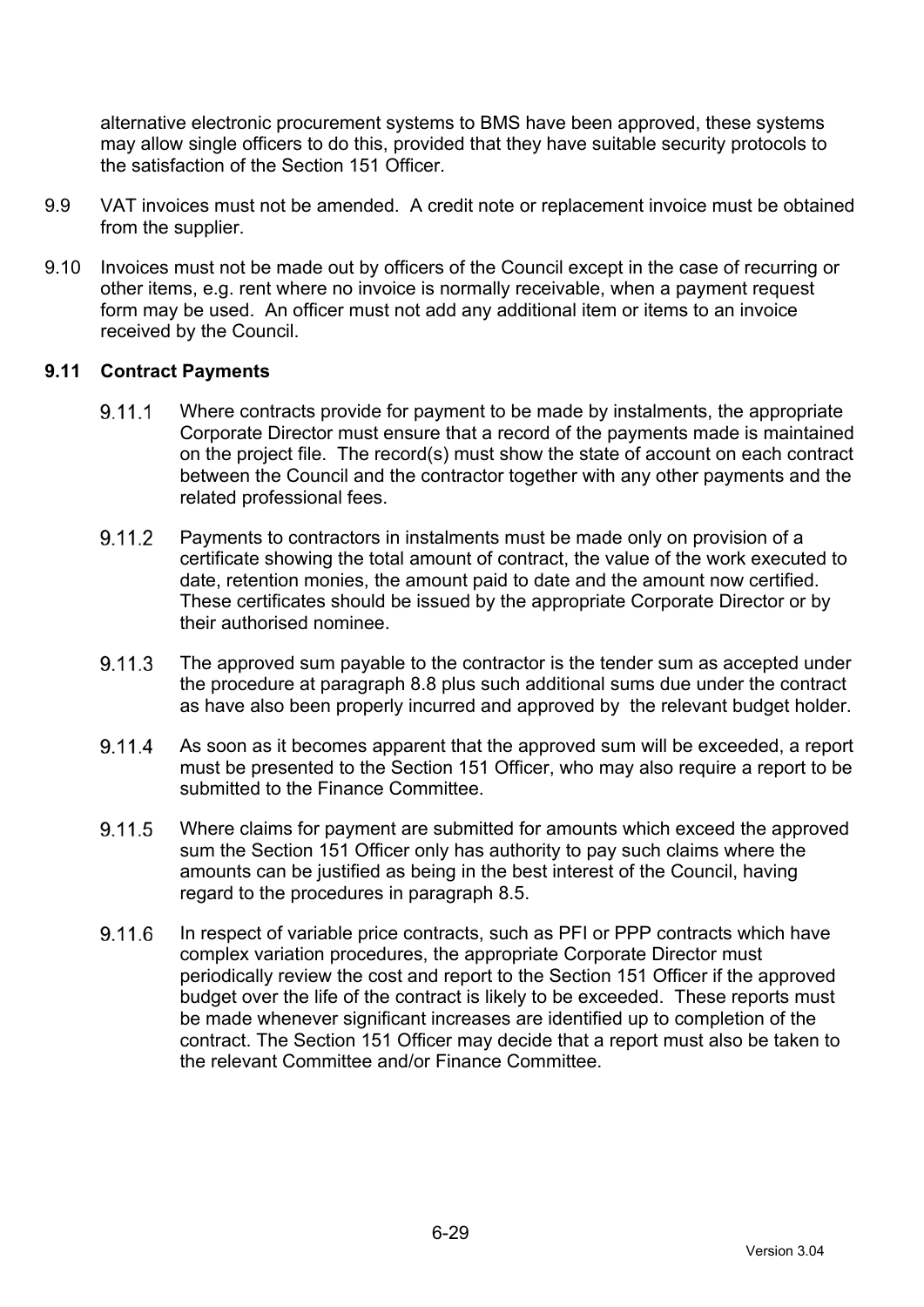alternative electronic procurement systems to BMS have been approved, these systems may allow single officers to do this, provided that they have suitable security protocols to the satisfaction of the Section 151 Officer.

9.9 VAT invoices must not be amended. A credit note or replacement invoice must be obtained from the supplier.

9.10 Invoices must not be made out by officers of the Council except in the case of recurring or other items, e.g. rent where no invoice is normally receivable, when a payment request form may be used. An officer must not add any additional item or items to an invoice received by the Council.

**9.11 Contract Payments**

9.11.1 Where contracts provide for payment to be made by instalments, the appropriate Corporate Director must ensure that a record of the payments made is maintained on the project file. The record(s) must show the state of account on each contract between the Council and the contractor together with any other payments and the related professional fees.

9.11.2 Payments to contractors in instalments must be made only on provision of a certificate showing the total amount of contract, the value of the work executed to date, retention monies, the amount paid to date and the amount now certified. These certificates should be issued by the appropriate Corporate Director or by their authorised nominee.

9.11.3 The approved sum payable to the contractor is the tender sum as accepted under the procedure at paragraph 8.8 plus such additional sums due under the contract as have also been properly incurred and approved by the relevant budget holder.

9.11.4 As soon as it becomes apparent that the approved sum will be exceeded, a report must be presented to the Section 151 Officer, who may also require a report to be submitted to the Finance Committee.

9.11.5 Where claims for payment are submitted for amounts which exceed the approved sum the Section 151 Officer only has authority to pay such claims where the amounts can be justified as being in the best interest of the Council, having regard to the procedures in paragraph 8.5.

9.11.6 In respect of variable price contracts, such as PFI or PPP contracts which have complex variation procedures, the appropriate Corporate Director must periodically review the cost and report to the Section 151 Officer if the approved budget over the life of the contract is likely to be exceeded. These reports must be made whenever significant increases are identified up to completion of the contract. The Section 151 Officer may decide that a report must also be taken to the relevant Committee and/or Finance Committee.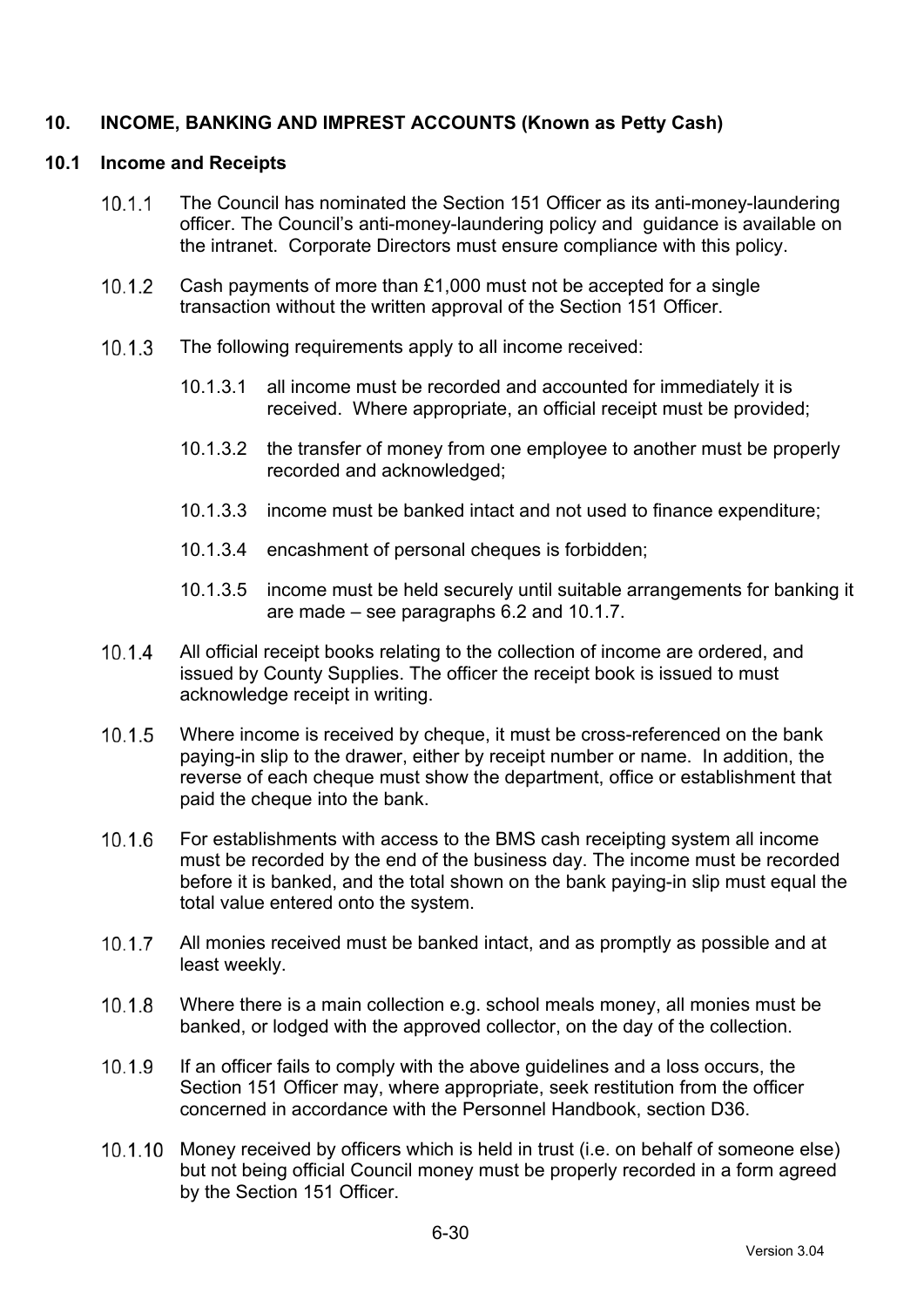## 10. INCOME, BANKING AND IMPREST ACCOUNTS (Known as Petty Cash)

### 10.1 Income and Receipts

10.1.1 The Council has nominated the Section 151 Officer as its anti-money-laundering officer. The Council's anti-money-laundering policy and guidance is available on the intranet. Corporate Directors must ensure compliance with this policy.

10.1.2 Cash payments of more than £1,000 must not be accepted for a single transaction without the written approval of the Section 151 Officer.

10.1.3 The following requirements apply to all income received:

10.1.3.1 all income must be recorded and accounted for immediately it is received. Where appropriate, an official receipt must be provided;

10.1.3.2 the transfer of money from one employee to another must be properly recorded and acknowledged;

10.1.3.3 income must be banked intact and not used to finance expenditure;

10.1.3.4 encashment of personal cheques is forbidden;

10.1.3.5 income must be held securely until suitable arrangements for banking it are made – see paragraphs 6.2 and 10.1.7.

10.1.4 All official receipt books relating to the collection of income are ordered, and issued by County Supplies. The officer the receipt book is issued to must acknowledge receipt in writing.

10.1.5 Where income is received by cheque, it must be cross-referenced on the bank paying-in slip to the drawer, either by receipt number or name. In addition, the reverse of each cheque must show the department, office or establishment that paid the cheque into the bank.

10.1.6 For establishments with access to the BMS cash receipting system all income must be recorded by the end of the business day. The income must be recorded before it is banked, and the total shown on the bank paying-in slip must equal the total value entered onto the system.

10.1.7 All monies received must be banked intact, and as promptly as possible and at least weekly.

10.1.8 Where there is a main collection e.g. school meals money, all monies must be banked, or lodged with the approved collector, on the day of the collection.

10.1.9 If an officer fails to comply with the above guidelines and a loss occurs, the Section 151 Officer may, where appropriate, seek restitution from the officer concerned in accordance with the Personnel Handbook, section D36.

10.1.10 Money received by officers which is held in trust (i.e. on behalf of someone else) but not being official Council money must be properly recorded in a form agreed by the Section 151 Officer.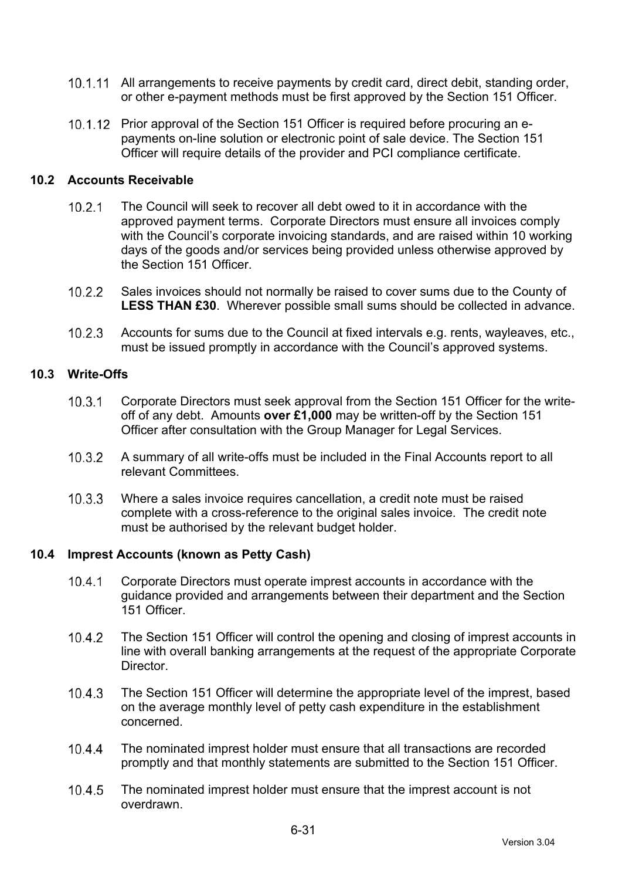10.1.11 All arrangements to receive payments by credit card, direct debit, standing order, or other e-payment methods must be first approved by the Section 151 Officer.

10.1.12 Prior approval of the Section 151 Officer is required before procuring an e-payments on-line solution or electronic point of sale device. The Section 151 Officer will require details of the provider and PCI compliance certificate.

### 10.2 Accounts Receivable

10.2.1 The Council will seek to recover all debt owed to it in accordance with the approved payment terms. Corporate Directors must ensure all invoices comply with the Council's corporate invoicing standards, and are raised within 10 working days of the goods and/or services being provided unless otherwise approved by the Section 151 Officer.

10.2.2 Sales invoices should not normally be raised to cover sums due to the County of **LESS THAN £30**. Wherever possible small sums should be collected in advance.

10.2.3 Accounts for sums due to the Council at fixed intervals e.g. rents, wayleaves, etc., must be issued promptly in accordance with the Council's approved systems.

### 10.3 Write-Offs

10.3.1 Corporate Directors must seek approval from the Section 151 Officer for the write-off of any debt. Amounts **over £1,000** may be written-off by the Section 151 Officer after consultation with the Group Manager for Legal Services.

10.3.2 A summary of all write-offs must be included in the Final Accounts report to all relevant Committees.

10.3.3 Where a sales invoice requires cancellation, a credit note must be raised complete with a cross-reference to the original sales invoice. The credit note must be authorised by the relevant budget holder.

### 10.4 Imprest Accounts (known as Petty Cash)

10.4.1 Corporate Directors must operate imprest accounts in accordance with the guidance provided and arrangements between their department and the Section 151 Officer.

10.4.2 The Section 151 Officer will control the opening and closing of imprest accounts in line with overall banking arrangements at the request of the appropriate Corporate Director.

10.4.3 The Section 151 Officer will determine the appropriate level of the imprest, based on the average monthly level of petty cash expenditure in the establishment concerned.

10.4.4 The nominated imprest holder must ensure that all transactions are recorded promptly and that monthly statements are submitted to the Section 151 Officer.

10.4.5 The nominated imprest holder must ensure that the imprest account is not overdrawn.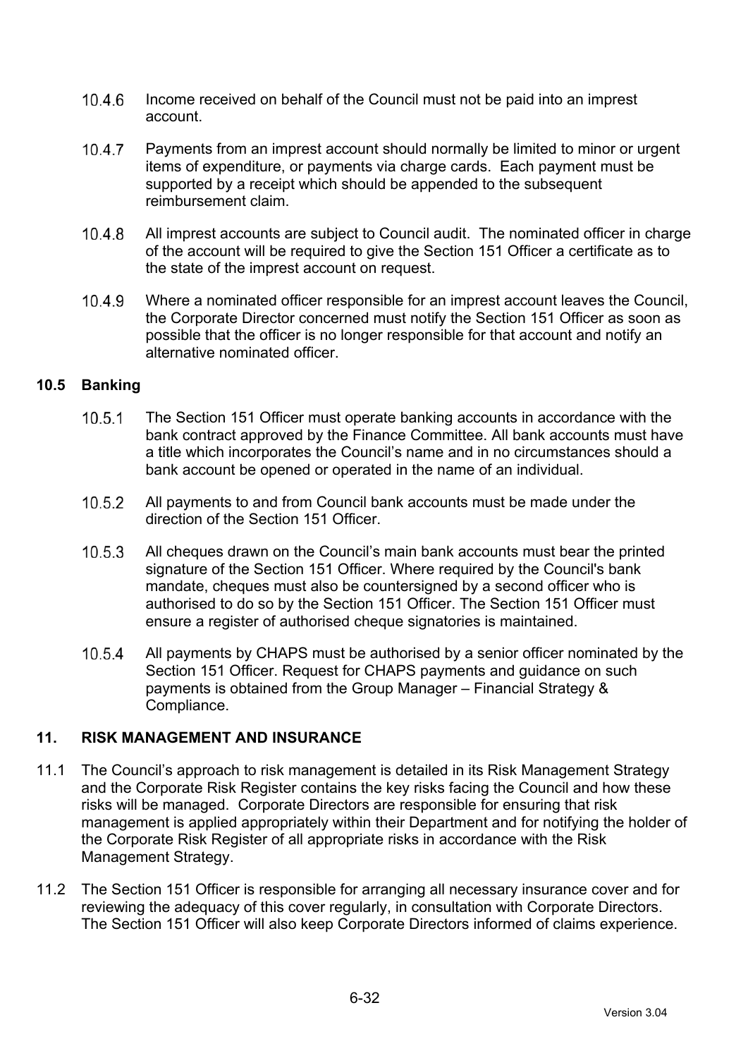10.4.6 Income received on behalf of the Council must not be paid into an imprest account.

10.4.7 Payments from an imprest account should normally be limited to minor or urgent items of expenditure, or payments via charge cards. Each payment must be supported by a receipt which should be appended to the subsequent reimbursement claim.

10.4.8 All imprest accounts are subject to Council audit. The nominated officer in charge of the account will be required to give the Section 151 Officer a certificate as to the state of the imprest account on request.

10.4.9 Where a nominated officer responsible for an imprest account leaves the Council, the Corporate Director concerned must notify the Section 151 Officer as soon as possible that the officer is no longer responsible for that account and notify an alternative nominated officer.

### 10.5 Banking

10.5.1 The Section 151 Officer must operate banking accounts in accordance with the bank contract approved by the Finance Committee. All bank accounts must have a title which incorporates the Council's name and in no circumstances should a bank account be opened or operated in the name of an individual.

10.5.2 All payments to and from Council bank accounts must be made under the direction of the Section 151 Officer.

10.5.3 All cheques drawn on the Council's main bank accounts must bear the printed signature of the Section 151 Officer. Where required by the Council's bank mandate, cheques must also be countersigned by a second officer who is authorised to do so by the Section 151 Officer. The Section 151 Officer must ensure a register of authorised cheque signatories is maintained.

10.5.4 All payments by CHAPS must be authorised by a senior officer nominated by the Section 151 Officer. Request for CHAPS payments and guidance on such payments is obtained from the Group Manager – Financial Strategy & Compliance.

## 11. RISK MANAGEMENT AND INSURANCE

11.1 The Council's approach to risk management is detailed in its Risk Management Strategy and the Corporate Risk Register contains the key risks facing the Council and how these risks will be managed. Corporate Directors are responsible for ensuring that risk management is applied appropriately within their Department and for notifying the holder of the Corporate Risk Register of all appropriate risks in accordance with the Risk Management Strategy.

11.2 The Section 151 Officer is responsible for arranging all necessary insurance cover and for reviewing the adequacy of this cover regularly, in consultation with Corporate Directors. The Section 151 Officer will also keep Corporate Directors informed of claims experience.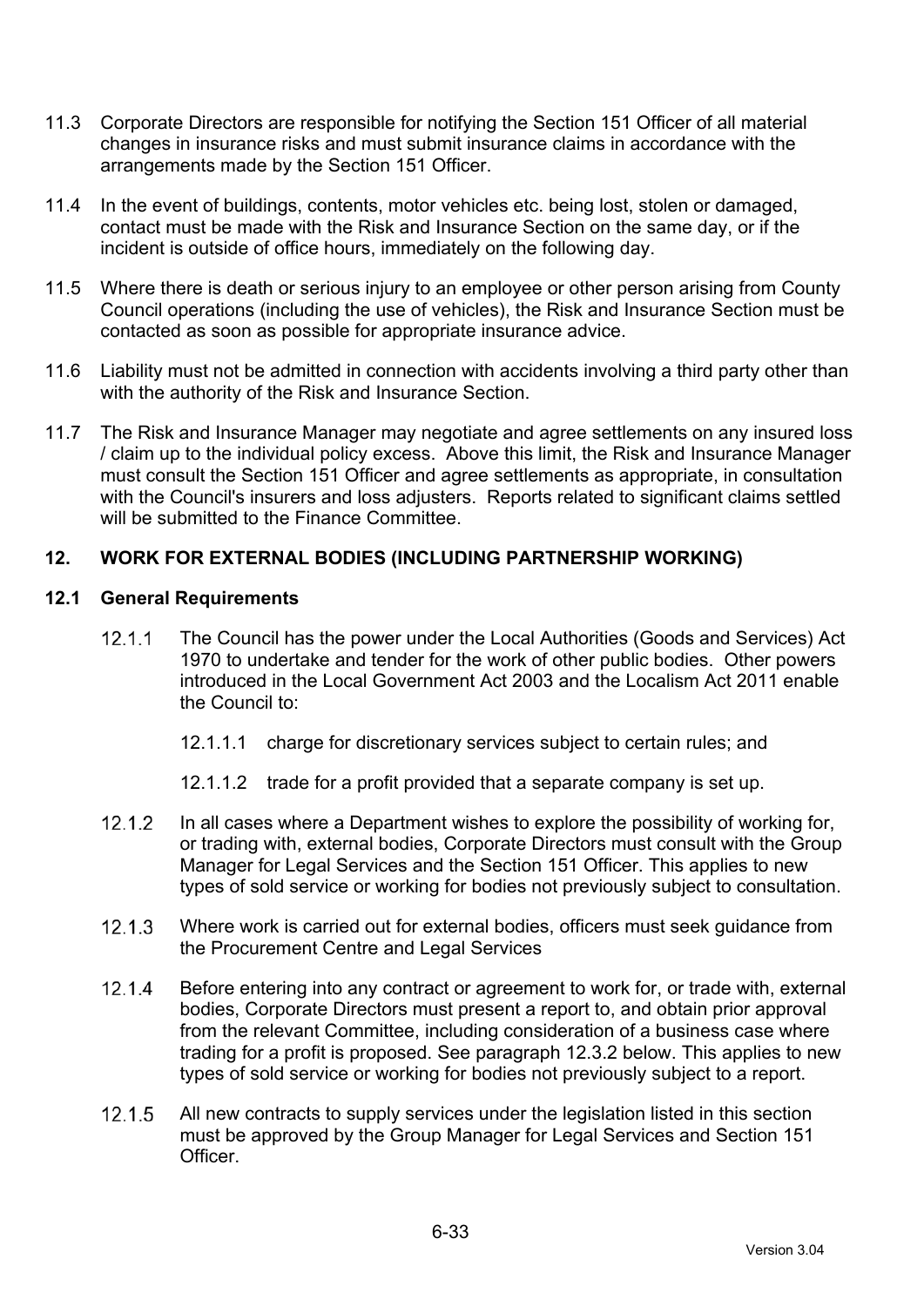11.3 Corporate Directors are responsible for notifying the Section 151 Officer of all material changes in insurance risks and must submit insurance claims in accordance with the arrangements made by the Section 151 Officer.

11.4 In the event of buildings, contents, motor vehicles etc. being lost, stolen or damaged, contact must be made with the Risk and Insurance Section on the same day, or if the incident is outside of office hours, immediately on the following day.

11.5 Where there is death or serious injury to an employee or other person arising from County Council operations (including the use of vehicles), the Risk and Insurance Section must be contacted as soon as possible for appropriate insurance advice.

11.6 Liability must not be admitted in connection with accidents involving a third party other than with the authority of the Risk and Insurance Section.

11.7 The Risk and Insurance Manager may negotiate and agree settlements on any insured loss / claim up to the individual policy excess. Above this limit, the Risk and Insurance Manager must consult the Section 151 Officer and agree settlements as appropriate, in consultation with the Council's insurers and loss adjusters. Reports related to significant claims settled will be submitted to the Finance Committee.

## 12. WORK FOR EXTERNAL BODIES (INCLUDING PARTNERSHIP WORKING)

### 12.1 General Requirements

12.1.1 The Council has the power under the Local Authorities (Goods and Services) Act 1970 to undertake and tender for the work of other public bodies. Other powers introduced in the Local Government Act 2003 and the Localism Act 2011 enable the Council to:

12.1.1.1 charge for discretionary services subject to certain rules; and

12.1.1.2 trade for a profit provided that a separate company is set up.

12.1.2 In all cases where a Department wishes to explore the possibility of working for, or trading with, external bodies, Corporate Directors must consult with the Group Manager for Legal Services and the Section 151 Officer. This applies to new types of sold service or working for bodies not previously subject to consultation.

12.1.3 Where work is carried out for external bodies, officers must seek guidance from the Procurement Centre and Legal Services

12.1.4 Before entering into any contract or agreement to work for, or trade with, external bodies, Corporate Directors must present a report to, and obtain prior approval from the relevant Committee, including consideration of a business case where trading for a profit is proposed. See paragraph 12.3.2 below. This applies to new types of sold service or working for bodies not previously subject to a report.

12.1.5 All new contracts to supply services under the legislation listed in this section must be approved by the Group Manager for Legal Services and Section 151 Officer.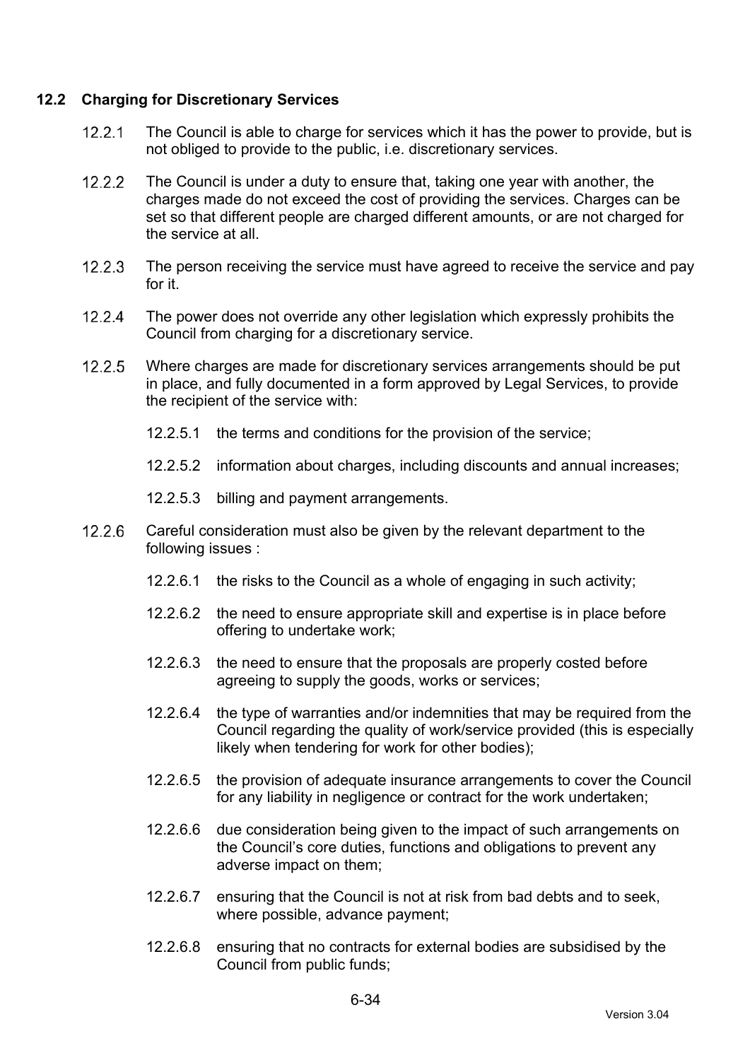## 12.2 Charging for Discretionary Services

12.2.1 The Council is able to charge for services which it has the power to provide, but is not obliged to provide to the public, i.e. discretionary services.

12.2.2 The Council is under a duty to ensure that, taking one year with another, the charges made do not exceed the cost of providing the services. Charges can be set so that different people are charged different amounts, or are not charged for the service at all.

12.2.3 The person receiving the service must have agreed to receive the service and pay for it.

12.2.4 The power does not override any other legislation which expressly prohibits the Council from charging for a discretionary service.

12.2.5 Where charges are made for discretionary services arrangements should be put in place, and fully documented in a form approved by Legal Services, to provide the recipient of the service with:

- 12.2.5.1 the terms and conditions for the provision of the service;
- 12.2.5.2 information about charges, including discounts and annual increases;
- 12.2.5.3 billing and payment arrangements.

12.2.6 Careful consideration must also be given by the relevant department to the following issues :

- 12.2.6.1 the risks to the Council as a whole of engaging in such activity;
- 12.2.6.2 the need to ensure appropriate skill and expertise is in place before offering to undertake work;
- 12.2.6.3 the need to ensure that the proposals are properly costed before agreeing to supply the goods, works or services;
- 12.2.6.4 the type of warranties and/or indemnities that may be required from the Council regarding the quality of work/service provided (this is especially likely when tendering for work for other bodies);
- 12.2.6.5 the provision of adequate insurance arrangements to cover the Council for any liability in negligence or contract for the work undertaken;
- 12.2.6.6 due consideration being given to the impact of such arrangements on the Council's core duties, functions and obligations to prevent any adverse impact on them;
- 12.2.6.7 ensuring that the Council is not at risk from bad debts and to seek, where possible, advance payment;
- 12.2.6.8 ensuring that no contracts for external bodies are subsidised by the Council from public funds;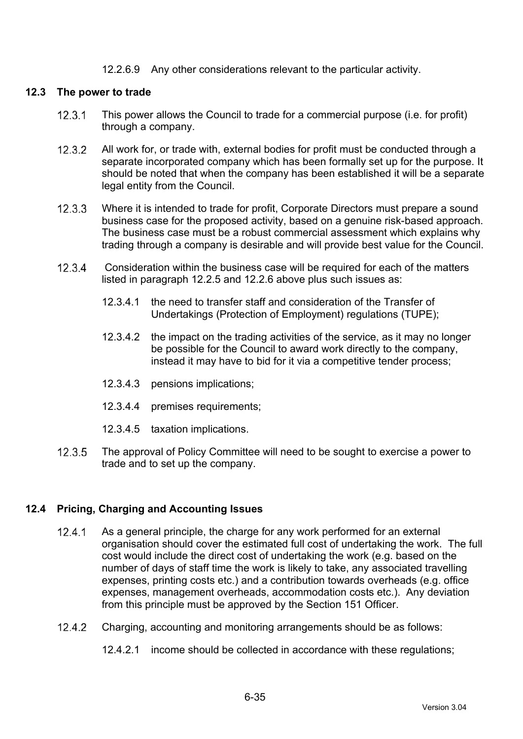12.2.6.9 Any other considerations relevant to the particular activity.

### 12.3 The power to trade

12.3.1 This power allows the Council to trade for a commercial purpose (i.e. for profit) through a company.

12.3.2 All work for, or trade with, external bodies for profit must be conducted through a separate incorporated company which has been formally set up for the purpose. It should be noted that when the company has been established it will be a separate legal entity from the Council.

12.3.3 Where it is intended to trade for profit, Corporate Directors must prepare a sound business case for the proposed activity, based on a genuine risk-based approach. The business case must be a robust commercial assessment which explains why trading through a company is desirable and will provide best value for the Council.

12.3.4 Consideration within the business case will be required for each of the matters listed in paragraph 12.2.5 and 12.2.6 above plus such issues as:

12.3.4.1 the need to transfer staff and consideration of the Transfer of Undertakings (Protection of Employment) regulations (TUPE);

12.3.4.2 the impact on the trading activities of the service, as it may no longer be possible for the Council to award work directly to the company, instead it may have to bid for it via a competitive tender process;

12.3.4.3 pensions implications;

12.3.4.4 premises requirements;

12.3.4.5 taxation implications.

12.3.5 The approval of Policy Committee will need to be sought to exercise a power to trade and to set up the company.

### 12.4 Pricing, Charging and Accounting Issues

12.4.1 As a general principle, the charge for any work performed for an external organisation should cover the estimated full cost of undertaking the work. The full cost would include the direct cost of undertaking the work (e.g. based on the number of days of staff time the work is likely to take, any associated travelling expenses, printing costs etc.) and a contribution towards overheads (e.g. office expenses, management overheads, accommodation costs etc.). Any deviation from this principle must be approved by the Section 151 Officer.

12.4.2 Charging, accounting and monitoring arrangements should be as follows:

12.4.2.1 income should be collected in accordance with these regulations;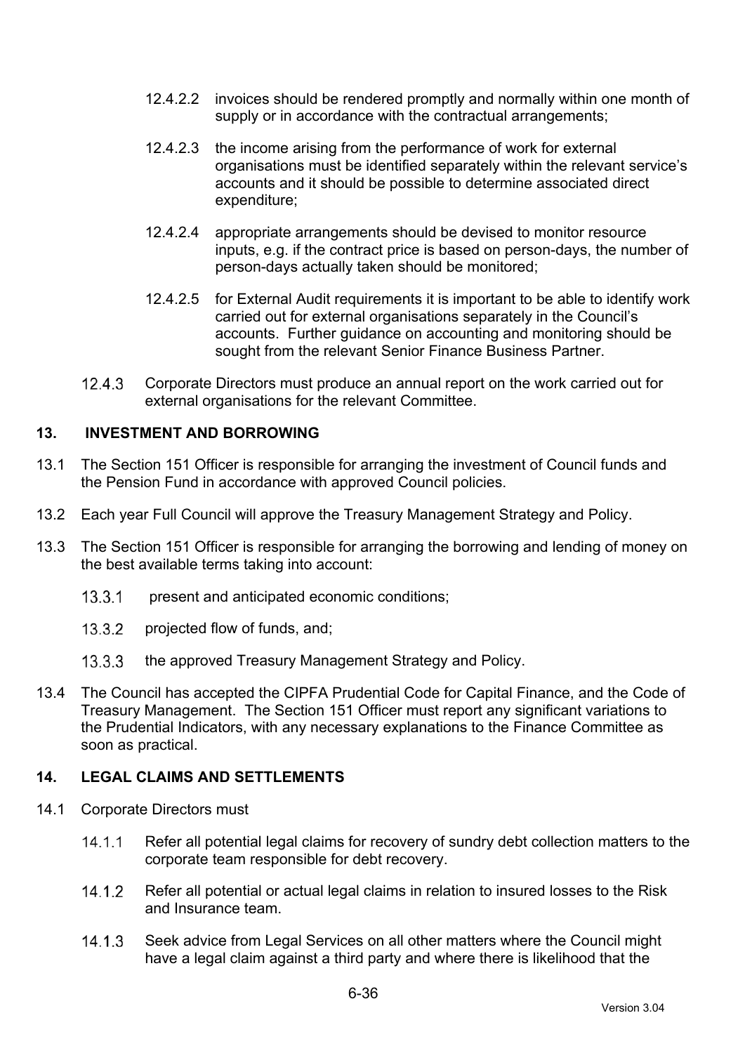12.4.2.2 invoices should be rendered promptly and normally within one month of supply or in accordance with the contractual arrangements;

12.4.2.3 the income arising from the performance of work for external organisations must be identified separately within the relevant service's accounts and it should be possible to determine associated direct expenditure;

12.4.2.4 appropriate arrangements should be devised to monitor resource inputs, e.g. if the contract price is based on person-days, the number of person-days actually taken should be monitored;

12.4.2.5 for External Audit requirements it is important to be able to identify work carried out for external organisations separately in the Council's accounts. Further guidance on accounting and monitoring should be sought from the relevant Senior Finance Business Partner.

12.4.3 Corporate Directors must produce an annual report on the work carried out for external organisations for the relevant Committee.

## 13. INVESTMENT AND BORROWING

13.1 The Section 151 Officer is responsible for arranging the investment of Council funds and the Pension Fund in accordance with approved Council policies.

13.2 Each year Full Council will approve the Treasury Management Strategy and Policy.

13.3 The Section 151 Officer is responsible for arranging the borrowing and lending of money on the best available terms taking into account:

13.3.1 present and anticipated economic conditions;

13.3.2 projected flow of funds, and;

13.3.3 the approved Treasury Management Strategy and Policy.

13.4 The Council has accepted the CIPFA Prudential Code for Capital Finance, and the Code of Treasury Management. The Section 151 Officer must report any significant variations to the Prudential Indicators, with any necessary explanations to the Finance Committee as soon as practical.

## 14. LEGAL CLAIMS AND SETTLEMENTS

14.1 Corporate Directors must

14.1.1 Refer all potential legal claims for recovery of sundry debt collection matters to the corporate team responsible for debt recovery.

14.1.2 Refer all potential or actual legal claims in relation to insured losses to the Risk and Insurance team.

14.1.3 Seek advice from Legal Services on all other matters where the Council might have a legal claim against a third party and where there is likelihood that the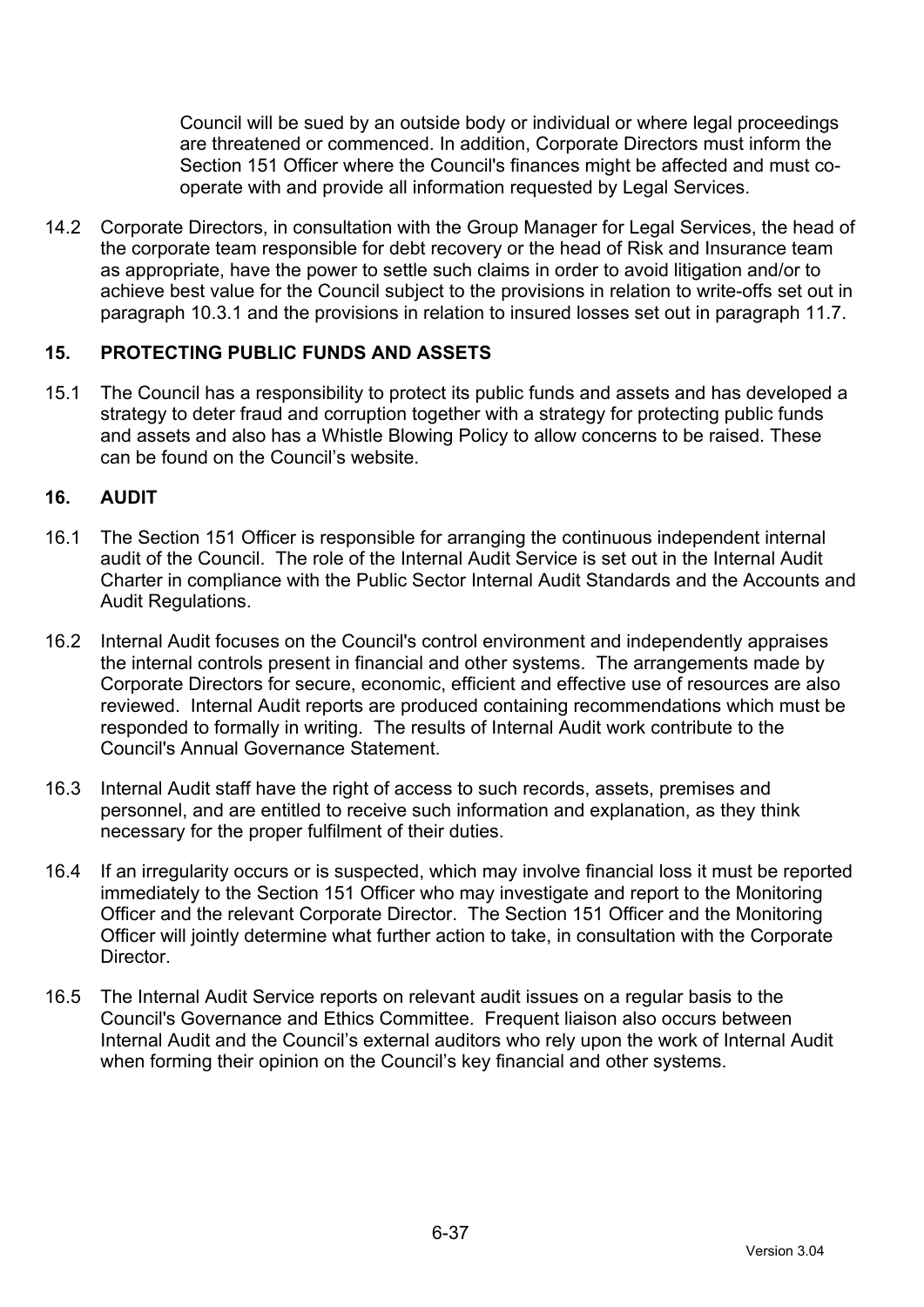Council will be sued by an outside body or individual or where legal proceedings are threatened or commenced. In addition, Corporate Directors must inform the Section 151 Officer where the Council's finances might be affected and must co-operate with and provide all information requested by Legal Services.

14.2 Corporate Directors, in consultation with the Group Manager for Legal Services, the head of the corporate team responsible for debt recovery or the head of Risk and Insurance team as appropriate, have the power to settle such claims in order to avoid litigation and/or to achieve best value for the Council subject to the provisions in relation to write-offs set out in paragraph 10.3.1 and the provisions in relation to insured losses set out in paragraph 11.7.

## 15. PROTECTING PUBLIC FUNDS AND ASSETS

15.1 The Council has a responsibility to protect its public funds and assets and has developed a strategy to deter fraud and corruption together with a strategy for protecting public funds and assets and also has a Whistle Blowing Policy to allow concerns to be raised. These can be found on the Council's website.

## 16. AUDIT

16.1 The Section 151 Officer is responsible for arranging the continuous independent internal audit of the Council. The role of the Internal Audit Service is set out in the Internal Audit Charter in compliance with the Public Sector Internal Audit Standards and the Accounts and Audit Regulations.

16.2 Internal Audit focuses on the Council's control environment and independently appraises the internal controls present in financial and other systems. The arrangements made by Corporate Directors for secure, economic, efficient and effective use of resources are also reviewed. Internal Audit reports are produced containing recommendations which must be responded to formally in writing. The results of Internal Audit work contribute to the Council's Annual Governance Statement.

16.3 Internal Audit staff have the right of access to such records, assets, premises and personnel, and are entitled to receive such information and explanation, as they think necessary for the proper fulfilment of their duties.

16.4 If an irregularity occurs or is suspected, which may involve financial loss it must be reported immediately to the Section 151 Officer who may investigate and report to the Monitoring Officer and the relevant Corporate Director. The Section 151 Officer and the Monitoring Officer will jointly determine what further action to take, in consultation with the Corporate Director.

16.5 The Internal Audit Service reports on relevant audit issues on a regular basis to the Council's Governance and Ethics Committee. Frequent liaison also occurs between Internal Audit and the Council's external auditors who rely upon the work of Internal Audit when forming their opinion on the Council's key financial and other systems.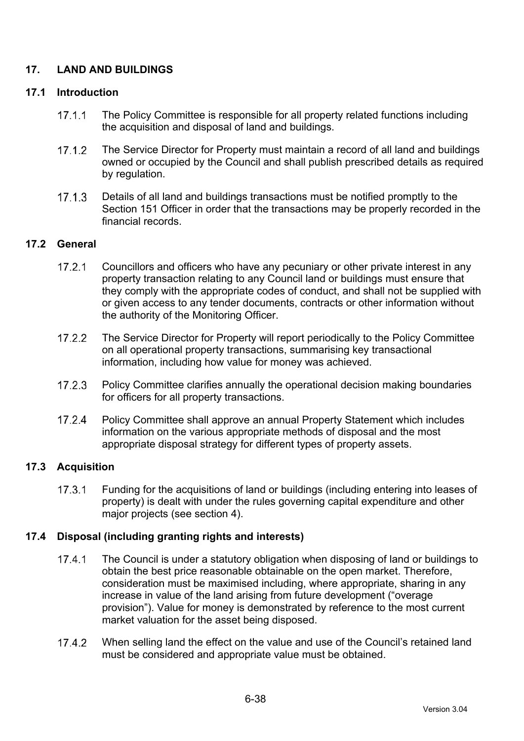## 17. LAND AND BUILDINGS

### 17.1 Introduction

17.1.1 The Policy Committee is responsible for all property related functions including the acquisition and disposal of land and buildings.

17.1.2 The Service Director for Property must maintain a record of all land and buildings owned or occupied by the Council and shall publish prescribed details as required by regulation.

17.1.3 Details of all land and buildings transactions must be notified promptly to the Section 151 Officer in order that the transactions may be properly recorded in the financial records.

### 17.2 General

17.2.1 Councillors and officers who have any pecuniary or other private interest in any property transaction relating to any Council land or buildings must ensure that they comply with the appropriate codes of conduct, and shall not be supplied with or given access to any tender documents, contracts or other information without the authority of the Monitoring Officer.

17.2.2 The Service Director for Property will report periodically to the Policy Committee on all operational property transactions, summarising key transactional information, including how value for money was achieved.

17.2.3 Policy Committee clarifies annually the operational decision making boundaries for officers for all property transactions.

17.2.4 Policy Committee shall approve an annual Property Statement which includes information on the various appropriate methods of disposal and the most appropriate disposal strategy for different types of property assets.

### 17.3 Acquisition

17.3.1 Funding for the acquisitions of land or buildings (including entering into leases of property) is dealt with under the rules governing capital expenditure and other major projects (see section 4).

### 17.4 Disposal (including granting rights and interests)

17.4.1 The Council is under a statutory obligation when disposing of land or buildings to obtain the best price reasonable obtainable on the open market. Therefore, consideration must be maximised including, where appropriate, sharing in any increase in value of the land arising from future development (“overage provision”). Value for money is demonstrated by reference to the most current market valuation for the asset being disposed.

17.4.2 When selling land the effect on the value and use of the Council’s retained land must be considered and appropriate value must be obtained.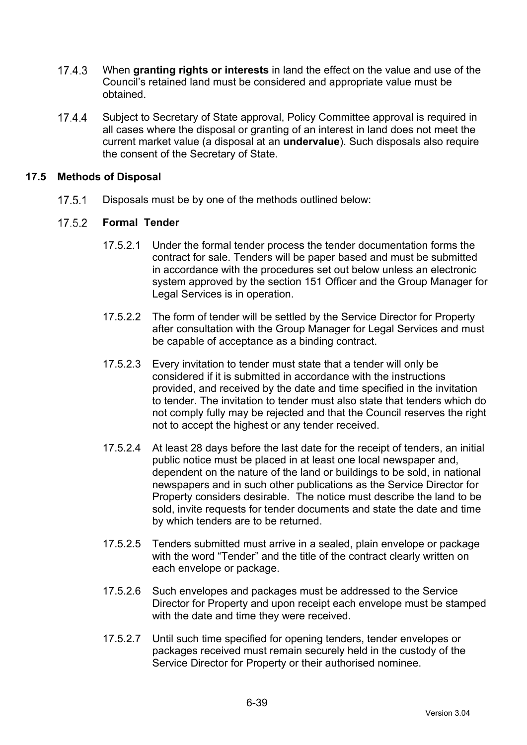17.4.3 When **granting rights or interests** in land the effect on the value and use of the Council's retained land must be considered and appropriate value must be obtained.

17.4.4 Subject to Secretary of State approval, Policy Committee approval is required in all cases where the disposal or granting of an interest in land does not meet the current market value (a disposal at an **undervalue**). Such disposals also require the consent of the Secretary of State.

## 17.5 Methods of Disposal

17.5.1 Disposals must be by one of the methods outlined below:

17.5.2 **Formal Tender**

17.5.2.1 Under the formal tender process the tender documentation forms the contract for sale. Tenders will be paper based and must be submitted in accordance with the procedures set out below unless an electronic system approved by the section 151 Officer and the Group Manager for Legal Services is in operation.

17.5.2.2 The form of tender will be settled by the Service Director for Property after consultation with the Group Manager for Legal Services and must be capable of acceptance as a binding contract.

17.5.2.3 Every invitation to tender must state that a tender will only be considered if it is submitted in accordance with the instructions provided, and received by the date and time specified in the invitation to tender. The invitation to tender must also state that tenders which do not comply fully may be rejected and that the Council reserves the right not to accept the highest or any tender received.

17.5.2.4 At least 28 days before the last date for the receipt of tenders, an initial public notice must be placed in at least one local newspaper and, dependent on the nature of the land or buildings to be sold, in national newspapers and in such other publications as the Service Director for Property considers desirable. The notice must describe the land to be sold, invite requests for tender documents and state the date and time by which tenders are to be returned.

17.5.2.5 Tenders submitted must arrive in a sealed, plain envelope or package with the word "Tender" and the title of the contract clearly written on each envelope or package.

17.5.2.6 Such envelopes and packages must be addressed to the Service Director for Property and upon receipt each envelope must be stamped with the date and time they were received.

17.5.2.7 Until such time specified for opening tenders, tender envelopes or packages received must remain securely held in the custody of the Service Director for Property or their authorised nominee.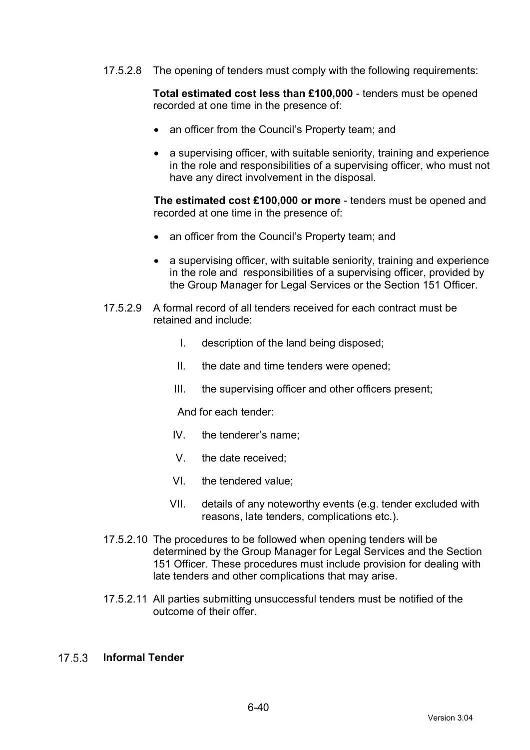17.5.2.8 The opening of tenders must comply with the following requirements:

**Total estimated cost less than £100,000** - tenders must be opened recorded at one time in the presence of:

- an officer from the Council's Property team; and
- a supervising officer, with suitable seniority, training and experience in the role and responsibilities of a supervising officer, who must not have any direct involvement in the disposal.

**The estimated cost £100,000 or more** - tenders must be opened and recorded at one time in the presence of:

- an officer from the Council's Property team; and
- a supervising officer, with suitable seniority, training and experience in the role and responsibilities of a supervising officer, provided by the Group Manager for Legal Services or the Section 151 Officer.

17.5.2.9 A formal record of all tenders received for each contract must be retained and include:

I. description of the land being disposed;

II. the date and time tenders were opened;

III. the supervising officer and other officers present;

And for each tender:

IV. the tenderer's name;

V. the date received;

VI. the tendered value;

VII. details of any noteworthy events (e.g. tender excluded with reasons, late tenders, complications etc.).

17.5.2.10 The procedures to be followed when opening tenders will be determined by the Group Manager for Legal Services and the Section 151 Officer. These procedures must include provision for dealing with late tenders and other complications that may arise.

17.5.2.11 All parties submitting unsuccessful tenders must be notified of the outcome of their offer.

### 17.5.3 Informal Tender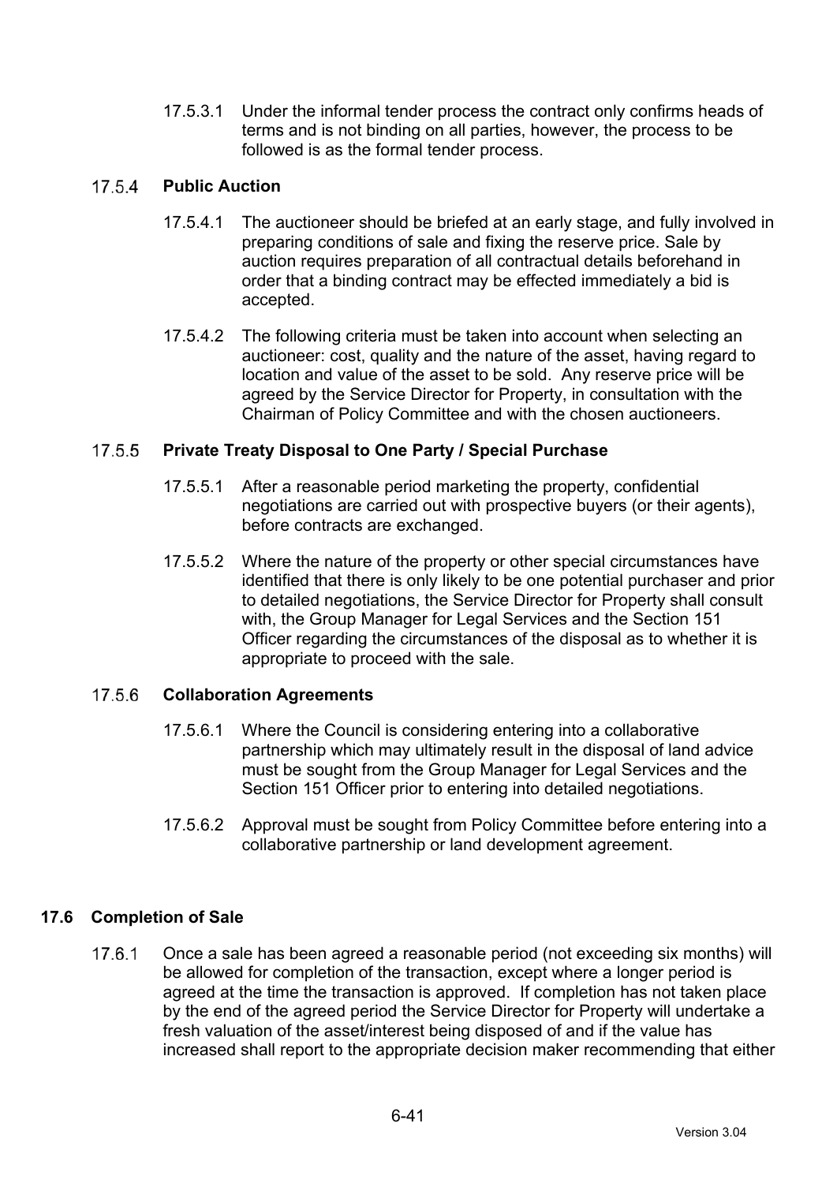17.5.3.1 Under the informal tender process the contract only confirms heads of terms and is not binding on all parties, however, the process to be followed is as the formal tender process.

#### 17.5.4 Public Auction

17.5.4.1 The auctioneer should be briefed at an early stage, and fully involved in preparing conditions of sale and fixing the reserve price. Sale by auction requires preparation of all contractual details beforehand in order that a binding contract may be effected immediately a bid is accepted.

17.5.4.2 The following criteria must be taken into account when selecting an auctioneer: cost, quality and the nature of the asset, having regard to location and value of the asset to be sold. Any reserve price will be agreed by the Service Director for Property, in consultation with the Chairman of Policy Committee and with the chosen auctioneers.

#### 17.5.5 Private Treaty Disposal to One Party / Special Purchase

17.5.5.1 After a reasonable period marketing the property, confidential negotiations are carried out with prospective buyers (or their agents), before contracts are exchanged.

17.5.5.2 Where the nature of the property or other special circumstances have identified that there is only likely to be one potential purchaser and prior to detailed negotiations, the Service Director for Property shall consult with, the Group Manager for Legal Services and the Section 151 Officer regarding the circumstances of the disposal as to whether it is appropriate to proceed with the sale.

#### 17.5.6 Collaboration Agreements

17.5.6.1 Where the Council is considering entering into a collaborative partnership which may ultimately result in the disposal of land advice must be sought from the Group Manager for Legal Services and the Section 151 Officer prior to entering into detailed negotiations.

17.5.6.2 Approval must be sought from Policy Committee before entering into a collaborative partnership or land development agreement.

### 17.6 Completion of Sale

17.6.1 Once a sale has been agreed a reasonable period (not exceeding six months) will be allowed for completion of the transaction, except where a longer period is agreed at the time the transaction is approved. If completion has not taken place by the end of the agreed period the Service Director for Property will undertake a fresh valuation of the asset/interest being disposed of and if the value has increased shall report to the appropriate decision maker recommending that either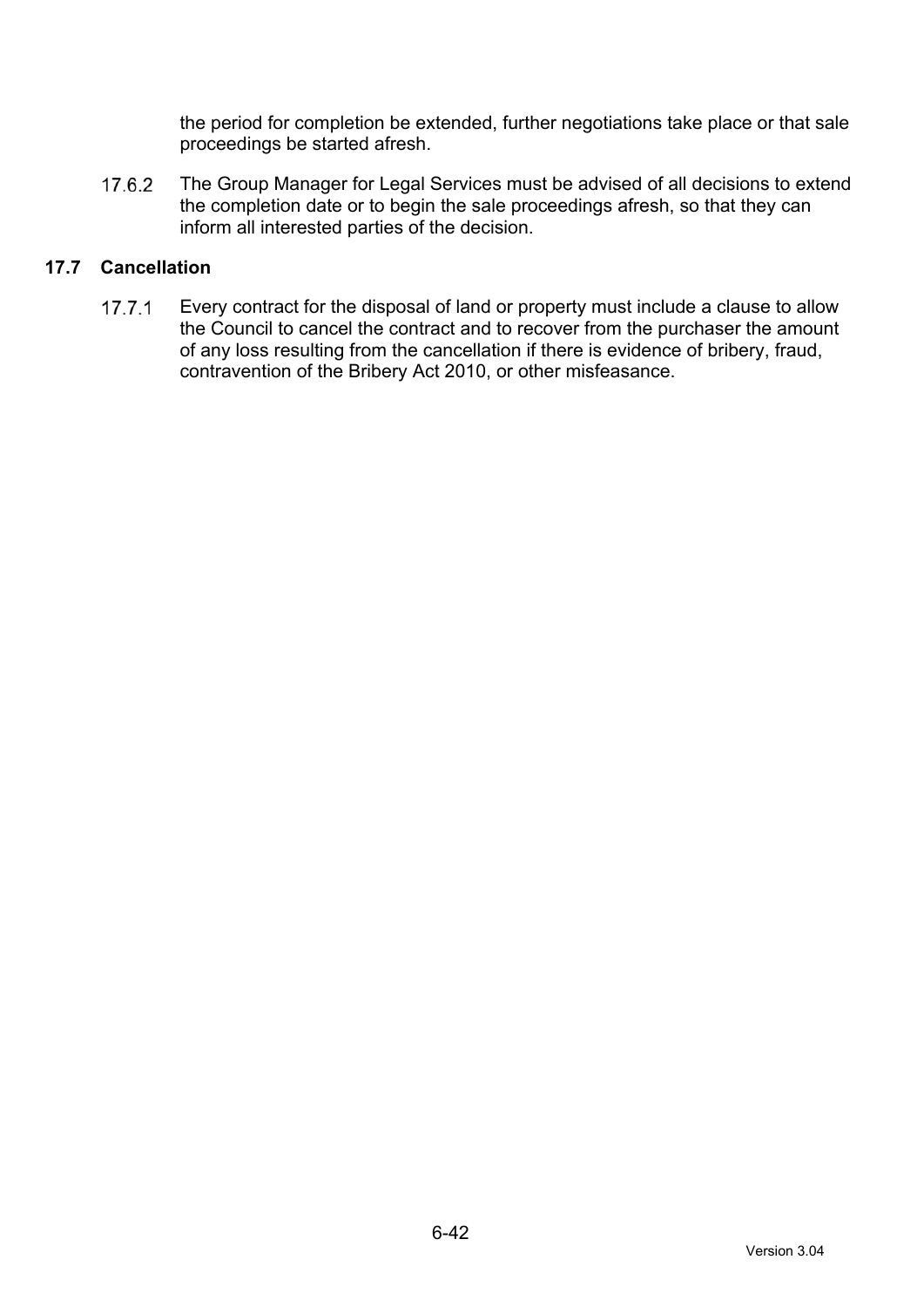the period for completion be extended, further negotiations take place or that sale proceedings be started afresh.

17.6.2 The Group Manager for Legal Services must be advised of all decisions to extend the completion date or to begin the sale proceedings afresh, so that they can inform all interested parties of the decision.

### 17.7 Cancellation

17.7.1 Every contract for the disposal of land or property must include a clause to allow the Council to cancel the contract and to recover from the purchaser the amount of any loss resulting from the cancellation if there is evidence of bribery, fraud, contravention of the Bribery Act 2010, or other misfeasance.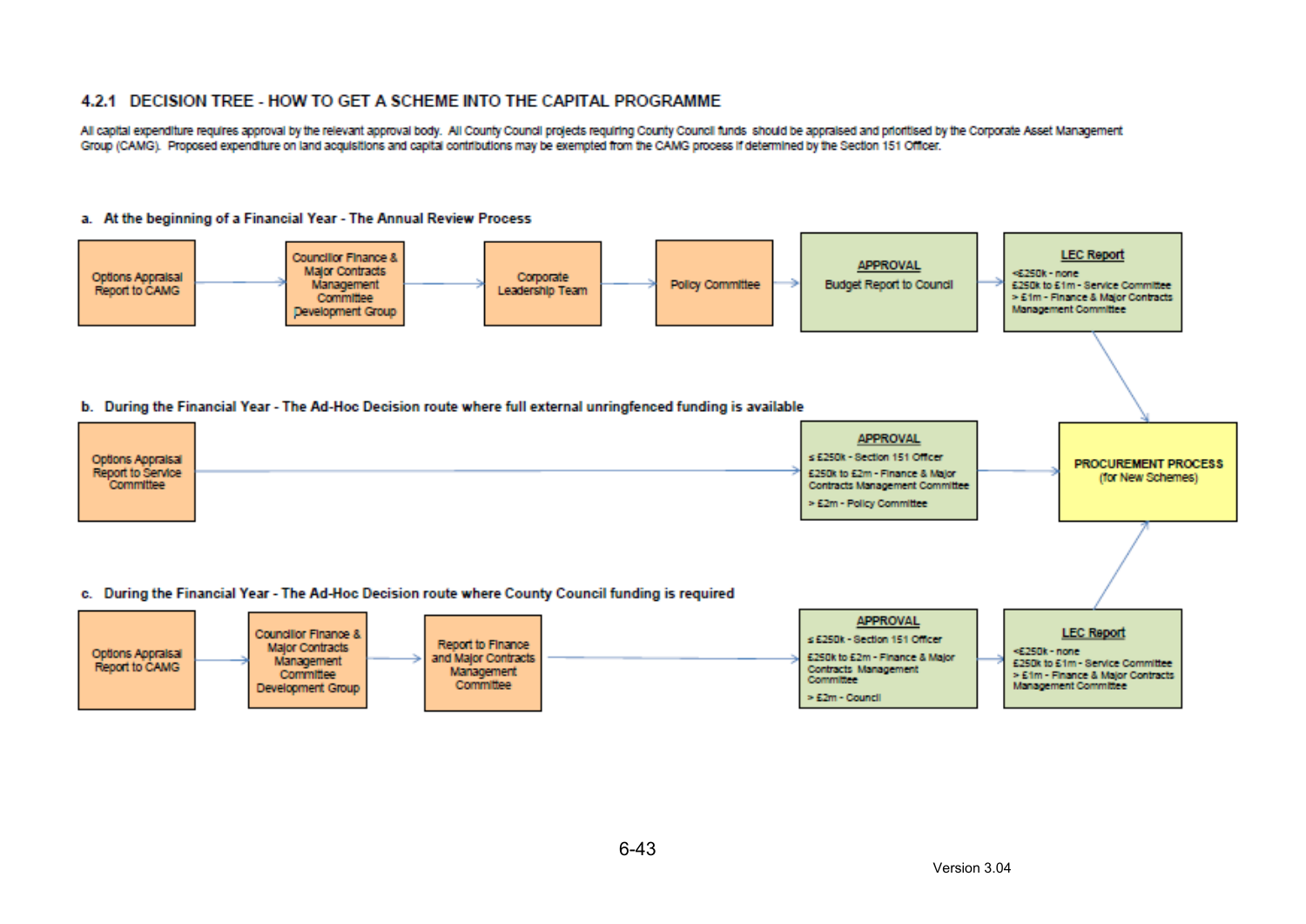### 4.2.1 DECISION TREE - HOW TO GET A SCHEME INTO THE CAPITAL PROGRAMME

All capital expenditure requires approval by the relevant approval body. All County Council projects requiring County Council funds should be appraised and prioritised by the Corporate Asset Management Group (CAMG). Proposed expenditure on land acquisitions and capital contributions may be exempted from the CAMG process if determined by the Section 151 Officer.

**a. At the beginning of a Financial Year - The Annual Review Process**

Options Appraisal Report to CAMG → Councillor Finance & Major Contracts Management Committee Development Group → Corporate Leadership Team → Policy Committee → **APPROVAL** Budget Report to Council → **LEC Report** (<£250k - none; £250k to £1m - Service Committee; > £1m - Finance & Major Contracts Management Committee) → **PROCUREMENT PROCESS** (for New Schemes)

**b. During the Financial Year - The Ad-Hoc Decision route where full external unringfenced funding is available**

Options Appraisal Report to Service Committee → **APPROVAL** (≤ £250k - Section 151 Officer; £250k to £2m - Finance & Major Contracts Management Committee; > £2m - Policy Committee) → **PROCUREMENT PROCESS** (for New Schemes)

**c. During the Financial Year - The Ad-Hoc Decision route where County Council funding is required**

Options Appraisal Report to CAMG → Councillor Finance & Major Contracts Management Committee Development Group → Report to Finance and Major Contracts Management Committee → **APPROVAL** (≤ £250k - Section 151 Officer; £250k to £2m - Finance & Major Contracts Management Committee; > £2m - Council) → **LEC Report** (<£250k - none; £250k to £1m - Service Committee; > £1m - Finance & Major Contracts Management Committee) → **PROCUREMENT PROCESS** (for New Schemes)

Version 3.04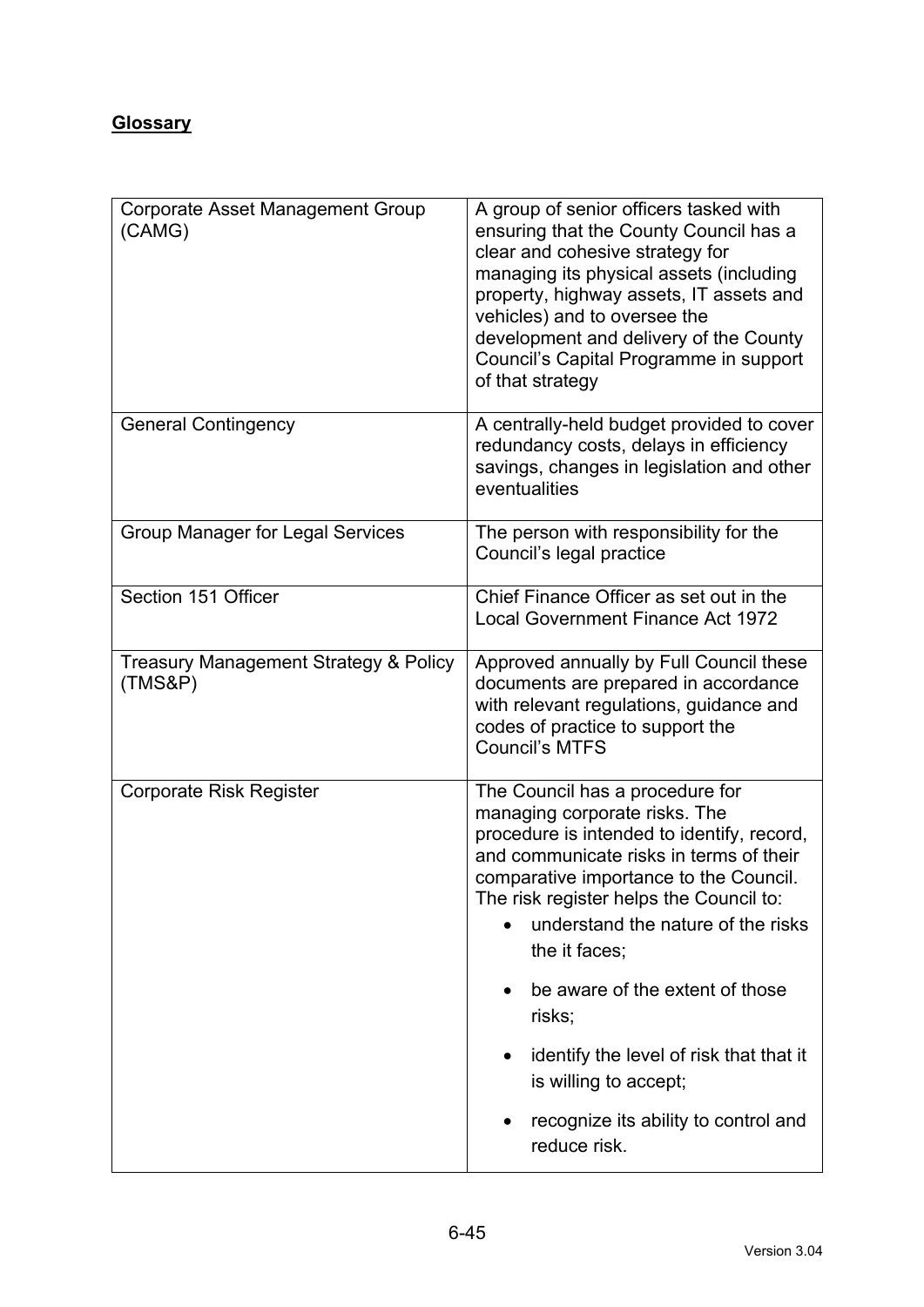**Glossary**

| | |
|---|---|
| Corporate Asset Management Group (CAMG) | A group of senior officers tasked with ensuring that the County Council has a clear and cohesive strategy for managing its physical assets (including property, highway assets, IT assets and vehicles) and to oversee the development and delivery of the County Council's Capital Programme in support of that strategy |
| General Contingency | A centrally-held budget provided to cover redundancy costs, delays in efficiency savings, changes in legislation and other eventualities |
| Group Manager for Legal Services | The person with responsibility for the Council's legal practice |
| Section 151 Officer | Chief Finance Officer as set out in the Local Government Finance Act 1972 |
| Treasury Management Strategy & Policy (TMS&P) | Approved annually by Full Council these documents are prepared in accordance with relevant regulations, guidance and codes of practice to support the Council's MTFS |
| Corporate Risk Register | The Council has a procedure for managing corporate risks. The procedure is intended to identify, record, and communicate risks in terms of their comparative importance to the Council. The risk register helps the Council to: <br>• understand the nature of the risks the it faces; <br>• be aware of the extent of those risks; <br>• identify the level of risk that that it is willing to accept; <br>• recognize its ability to control and reduce risk. |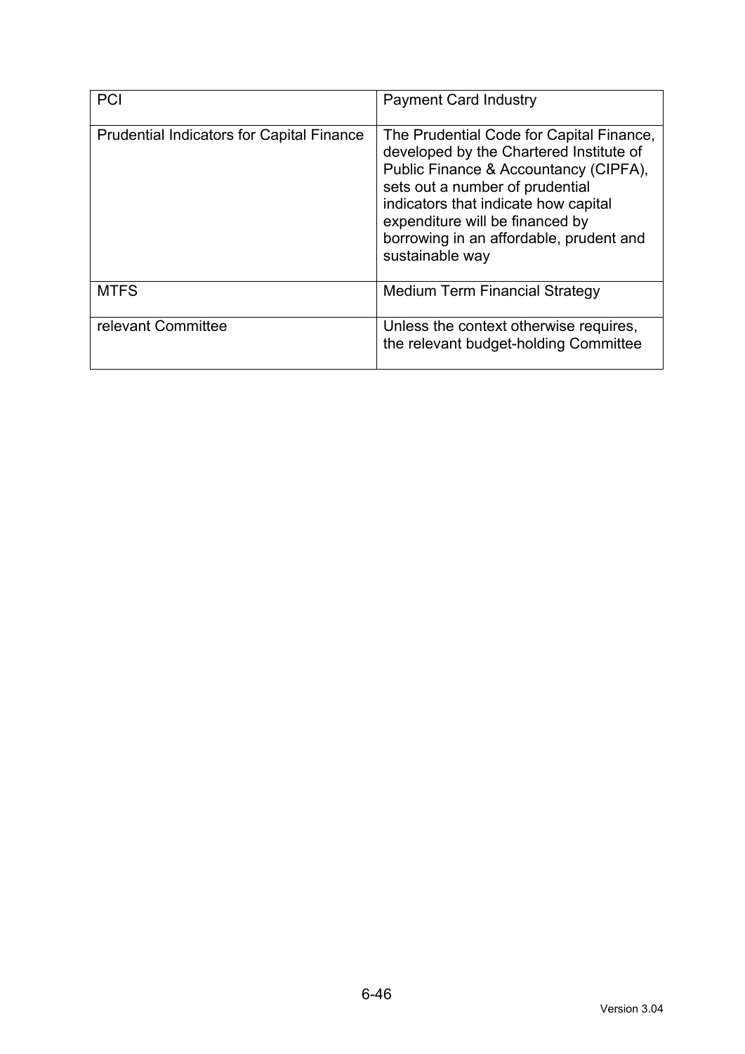| PCI | Payment Card Industry |
|---|---|
| Prudential Indicators for Capital Finance | The Prudential Code for Capital Finance, developed by the Chartered Institute of Public Finance & Accountancy (CIPFA), sets out a number of prudential indicators that indicate how capital expenditure will be financed by borrowing in an affordable, prudent and sustainable way |
| MTFS | Medium Term Financial Strategy |
| relevant Committee | Unless the context otherwise requires, the relevant budget-holding Committee |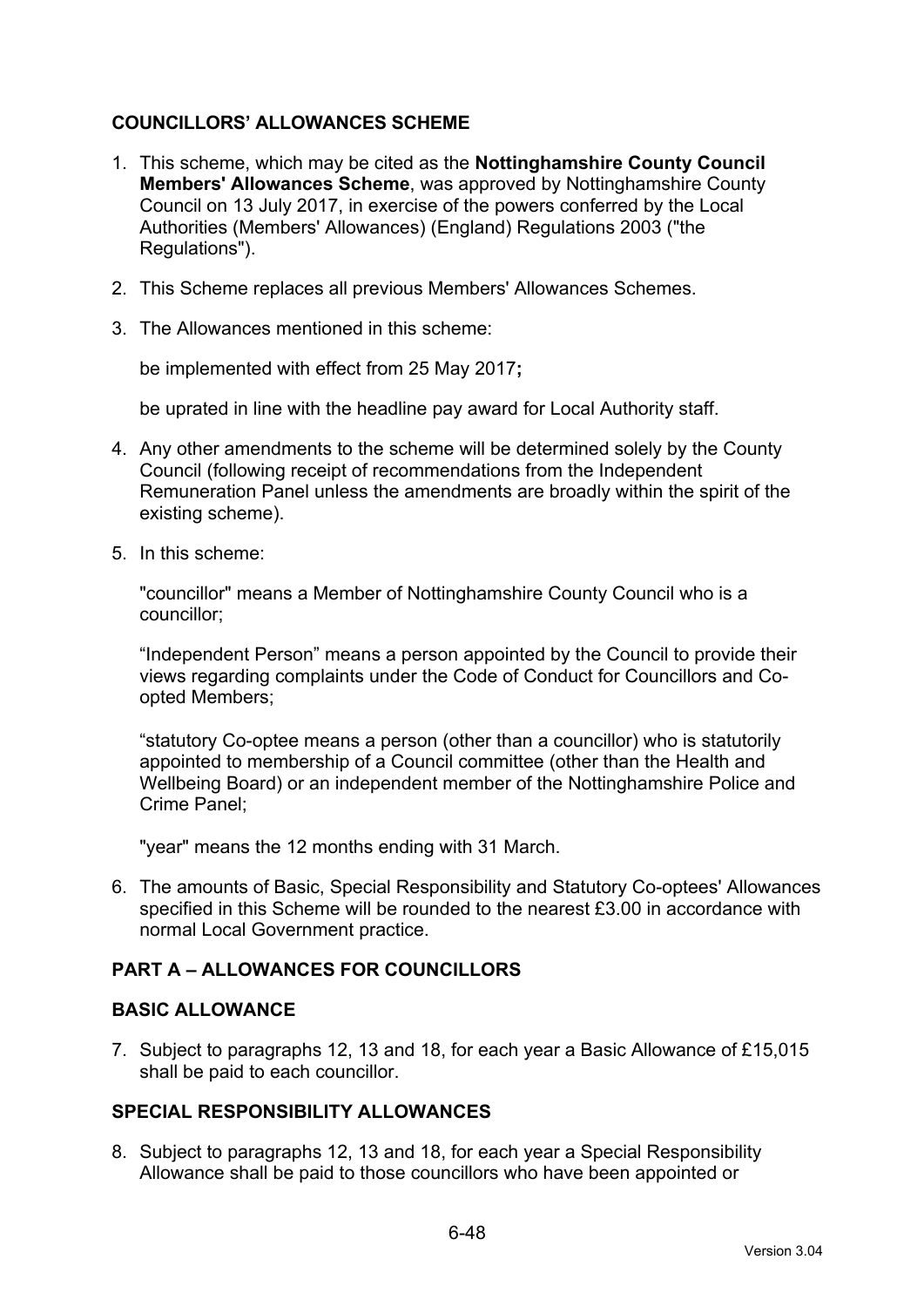## COUNCILLORS' ALLOWANCES SCHEME

1. This scheme, which may be cited as the **Nottinghamshire County Council Members' Allowances Scheme**, was approved by Nottinghamshire County Council on 13 July 2017, in exercise of the powers conferred by the Local Authorities (Members' Allowances) (England) Regulations 2003 ("the Regulations").

2. This Scheme replaces all previous Members' Allowances Schemes.

3. The Allowances mentioned in this scheme:

   be implemented with effect from 25 May 2017**;**

   be uprated in line with the headline pay award for Local Authority staff.

4. Any other amendments to the scheme will be determined solely by the County Council (following receipt of recommendations from the Independent Remuneration Panel unless the amendments are broadly within the spirit of the existing scheme).

5. In this scheme:

   "councillor" means a Member of Nottinghamshire County Council who is a councillor;

   "Independent Person" means a person appointed by the Council to provide their views regarding complaints under the Code of Conduct for Councillors and Co-opted Members;

   "statutory Co-optee means a person (other than a councillor) who is statutorily appointed to membership of a Council committee (other than the Health and Wellbeing Board) or an independent member of the Nottinghamshire Police and Crime Panel;

   "year" means the 12 months ending with 31 March.

6. The amounts of Basic, Special Responsibility and Statutory Co-optees' Allowances specified in this Scheme will be rounded to the nearest £3.00 in accordance with normal Local Government practice.

## PART A – ALLOWANCES FOR COUNCILLORS

### BASIC ALLOWANCE

7. Subject to paragraphs 12, 13 and 18, for each year a Basic Allowance of £15,015 shall be paid to each councillor.

### SPECIAL RESPONSIBILITY ALLOWANCES

8. Subject to paragraphs 12, 13 and 18, for each year a Special Responsibility Allowance shall be paid to those councillors who have been appointed or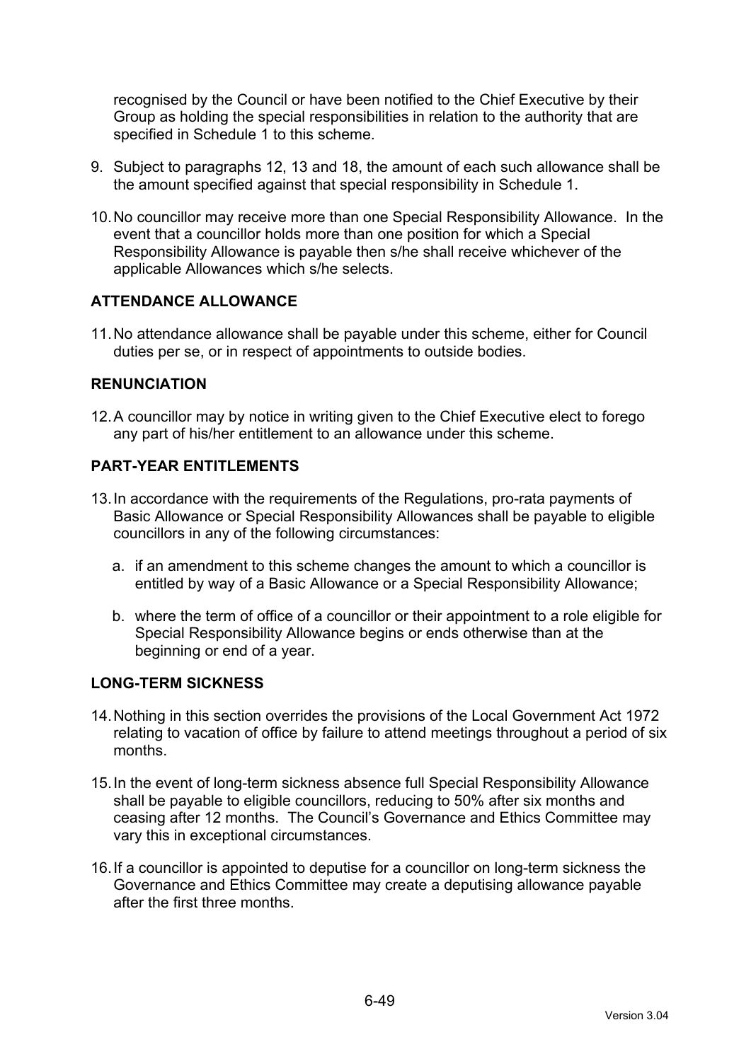recognised by the Council or have been notified to the Chief Executive by their Group as holding the special responsibilities in relation to the authority that are specified in Schedule 1 to this scheme.

9. Subject to paragraphs 12, 13 and 18, the amount of each such allowance shall be the amount specified against that special responsibility in Schedule 1.

10. No councillor may receive more than one Special Responsibility Allowance. In the event that a councillor holds more than one position for which a Special Responsibility Allowance is payable then s/he shall receive whichever of the applicable Allowances which s/he selects.

**ATTENDANCE ALLOWANCE**

11. No attendance allowance shall be payable under this scheme, either for Council duties per se, or in respect of appointments to outside bodies.

**RENUNCIATION**

12. A councillor may by notice in writing given to the Chief Executive elect to forego any part of his/her entitlement to an allowance under this scheme.

**PART-YEAR ENTITLEMENTS**

13. In accordance with the requirements of the Regulations, pro-rata payments of Basic Allowance or Special Responsibility Allowances shall be payable to eligible councillors in any of the following circumstances:

    a. if an amendment to this scheme changes the amount to which a councillor is entitled by way of a Basic Allowance or a Special Responsibility Allowance;

    b. where the term of office of a councillor or their appointment to a role eligible for Special Responsibility Allowance begins or ends otherwise than at the beginning or end of a year.

**LONG-TERM SICKNESS**

14. Nothing in this section overrides the provisions of the Local Government Act 1972 relating to vacation of office by failure to attend meetings throughout a period of six months.

15. In the event of long-term sickness absence full Special Responsibility Allowance shall be payable to eligible councillors, reducing to 50% after six months and ceasing after 12 months. The Council's Governance and Ethics Committee may vary this in exceptional circumstances.

16. If a councillor is appointed to deputise for a councillor on long-term sickness the Governance and Ethics Committee may create a deputising allowance payable after the first three months.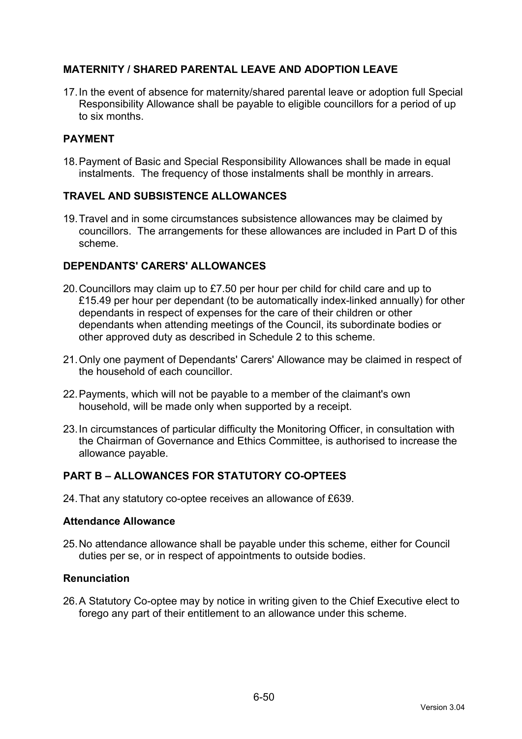## MATERNITY / SHARED PARENTAL LEAVE AND ADOPTION LEAVE

17. In the event of absence for maternity/shared parental leave or adoption full Special Responsibility Allowance shall be payable to eligible councillors for a period of up to six months.

## PAYMENT

18. Payment of Basic and Special Responsibility Allowances shall be made in equal instalments. The frequency of those instalments shall be monthly in arrears.

## TRAVEL AND SUBSISTENCE ALLOWANCES

19. Travel and in some circumstances subsistence allowances may be claimed by councillors. The arrangements for these allowances are included in Part D of this scheme.

## DEPENDANTS' CARERS' ALLOWANCES

20. Councillors may claim up to £7.50 per hour per child for child care and up to £15.49 per hour per dependant (to be automatically index-linked annually) for other dependants in respect of expenses for the care of their children or other dependants when attending meetings of the Council, its subordinate bodies or other approved duty as described in Schedule 2 to this scheme.

21. Only one payment of Dependants' Carers' Allowance may be claimed in respect of the household of each councillor.

22. Payments, which will not be payable to a member of the claimant's own household, will be made only when supported by a receipt.

23. In circumstances of particular difficulty the Monitoring Officer, in consultation with the Chairman of Governance and Ethics Committee, is authorised to increase the allowance payable.

## PART B – ALLOWANCES FOR STATUTORY CO-OPTEES

24. That any statutory co-optee receives an allowance of £639.

### Attendance Allowance

25. No attendance allowance shall be payable under this scheme, either for Council duties per se, or in respect of appointments to outside bodies.

### Renunciation

26. A Statutory Co-optee may by notice in writing given to the Chief Executive elect to forego any part of their entitlement to an allowance under this scheme.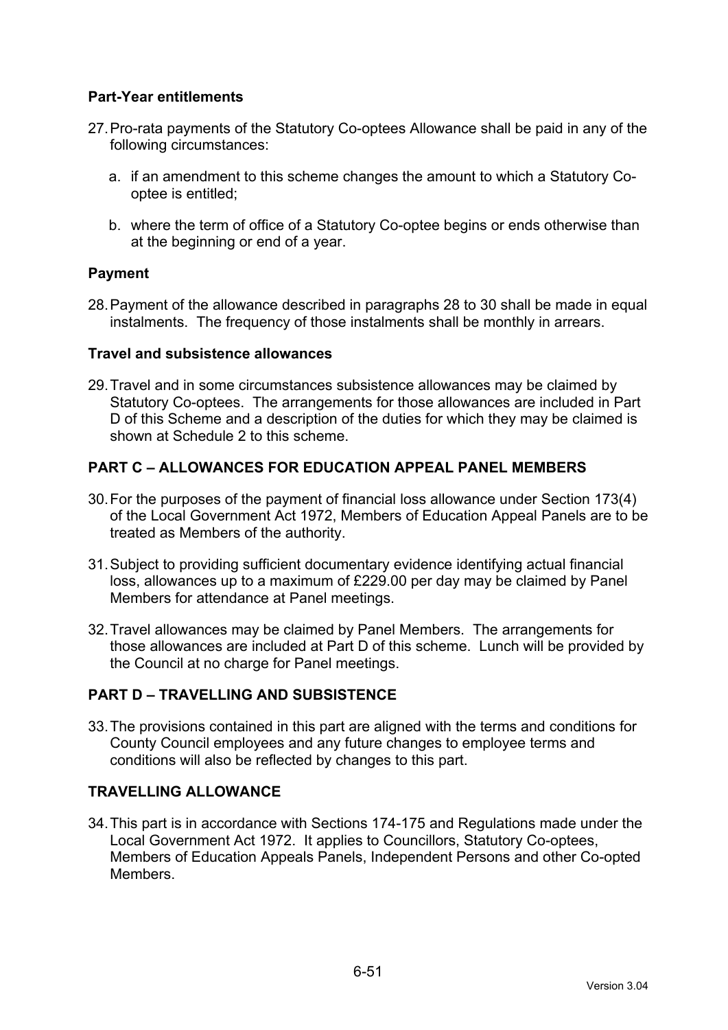**Part-Year entitlements**

27. Pro-rata payments of the Statutory Co-optees Allowance shall be paid in any of the following circumstances:

    a. if an amendment to this scheme changes the amount to which a Statutory Co-optee is entitled;

    b. where the term of office of a Statutory Co-optee begins or ends otherwise than at the beginning or end of a year.

**Payment**

28. Payment of the allowance described in paragraphs 28 to 30 shall be made in equal instalments. The frequency of those instalments shall be monthly in arrears.

**Travel and subsistence allowances**

29. Travel and in some circumstances subsistence allowances may be claimed by Statutory Co-optees. The arrangements for those allowances are included in Part D of this Scheme and a description of the duties for which they may be claimed is shown at Schedule 2 to this scheme.

## PART C – ALLOWANCES FOR EDUCATION APPEAL PANEL MEMBERS

30. For the purposes of the payment of financial loss allowance under Section 173(4) of the Local Government Act 1972, Members of Education Appeal Panels are to be treated as Members of the authority.

31. Subject to providing sufficient documentary evidence identifying actual financial loss, allowances up to a maximum of £229.00 per day may be claimed by Panel Members for attendance at Panel meetings.

32. Travel allowances may be claimed by Panel Members. The arrangements for those allowances are included at Part D of this scheme. Lunch will be provided by the Council at no charge for Panel meetings.

## PART D – TRAVELLING AND SUBSISTENCE

33. The provisions contained in this part are aligned with the terms and conditions for County Council employees and any future changes to employee terms and conditions will also be reflected by changes to this part.

### TRAVELLING ALLOWANCE

34. This part is in accordance with Sections 174-175 and Regulations made under the Local Government Act 1972. It applies to Councillors, Statutory Co-optees, Members of Education Appeals Panels, Independent Persons and other Co-opted Members.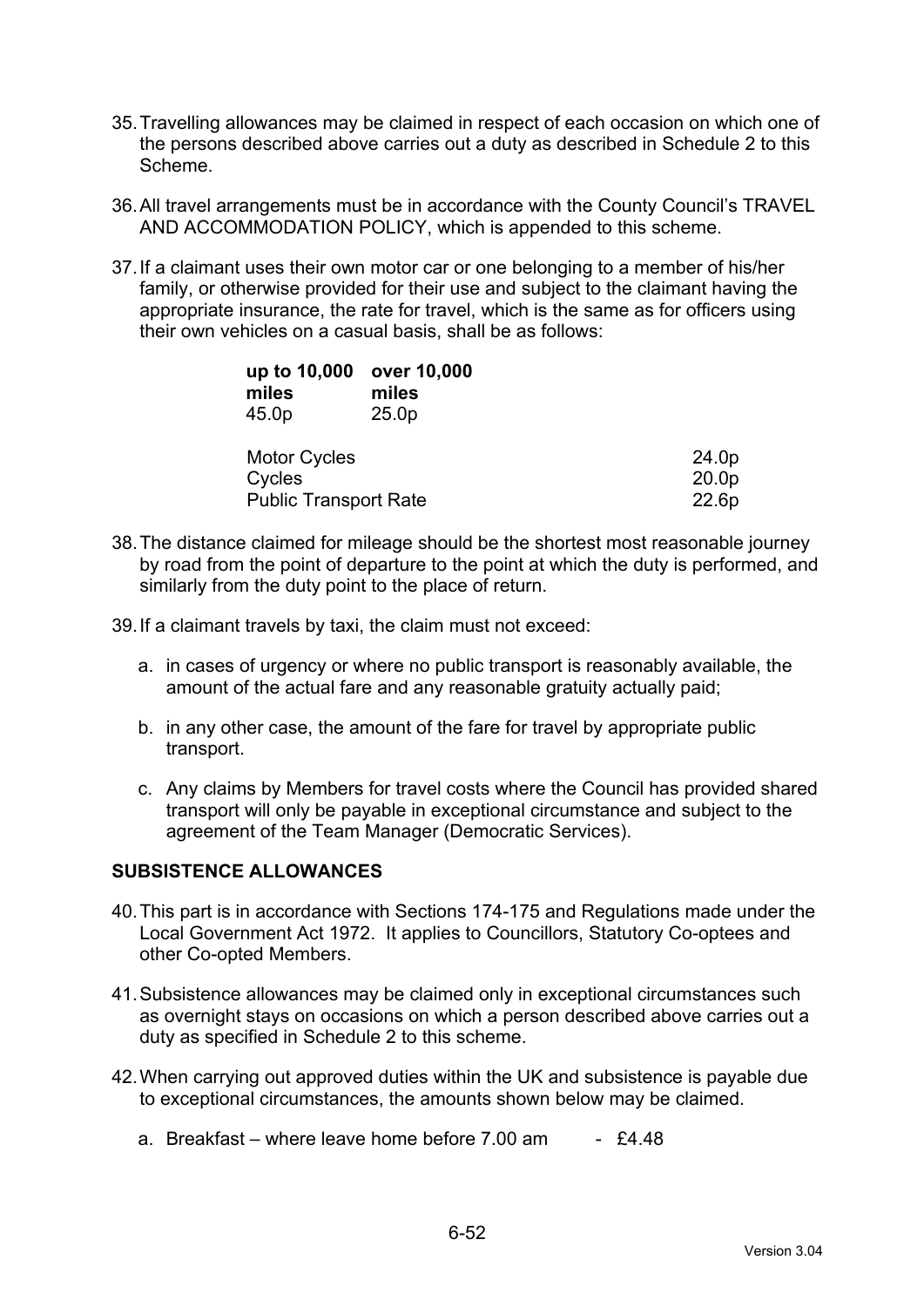35. Travelling allowances may be claimed in respect of each occasion on which one of the persons described above carries out a duty as described in Schedule 2 to this Scheme.

36. All travel arrangements must be in accordance with the County Council's TRAVEL AND ACCOMMODATION POLICY, which is appended to this scheme.

37. If a claimant uses their own motor car or one belonging to a member of his/her family, or otherwise provided for their use and subject to the claimant having the appropriate insurance, the rate for travel, which is the same as for officers using their own vehicles on a casual basis, shall be as follows:

| **up to 10,000 miles** | **over 10,000 miles** |
|---|---|
| 45.0p | 25.0p |

| | |
|---|---|
| Motor Cycles | 24.0p |
| Cycles | 20.0p |
| Public Transport Rate | 22.6p |

38. The distance claimed for mileage should be the shortest most reasonable journey by road from the point of departure to the point at which the duty is performed, and similarly from the duty point to the place of return.

39. If a claimant travels by taxi, the claim must not exceed:

    a. in cases of urgency or where no public transport is reasonably available, the amount of the actual fare and any reasonable gratuity actually paid;

    b. in any other case, the amount of the fare for travel by appropriate public transport.

    c. Any claims by Members for travel costs where the Council has provided shared transport will only be payable in exceptional circumstance and subject to the agreement of the Team Manager (Democratic Services).

**SUBSISTENCE ALLOWANCES**

40. This part is in accordance with Sections 174-175 and Regulations made under the Local Government Act 1972. It applies to Councillors, Statutory Co-optees and other Co-opted Members.

41. Subsistence allowances may be claimed only in exceptional circumstances such as overnight stays on occasions on which a person described above carries out a duty as specified in Schedule 2 to this scheme.

42. When carrying out approved duties within the UK and subsistence is payable due to exceptional circumstances, the amounts shown below may be claimed.

    a. Breakfast – where leave home before 7.00 am - £4.48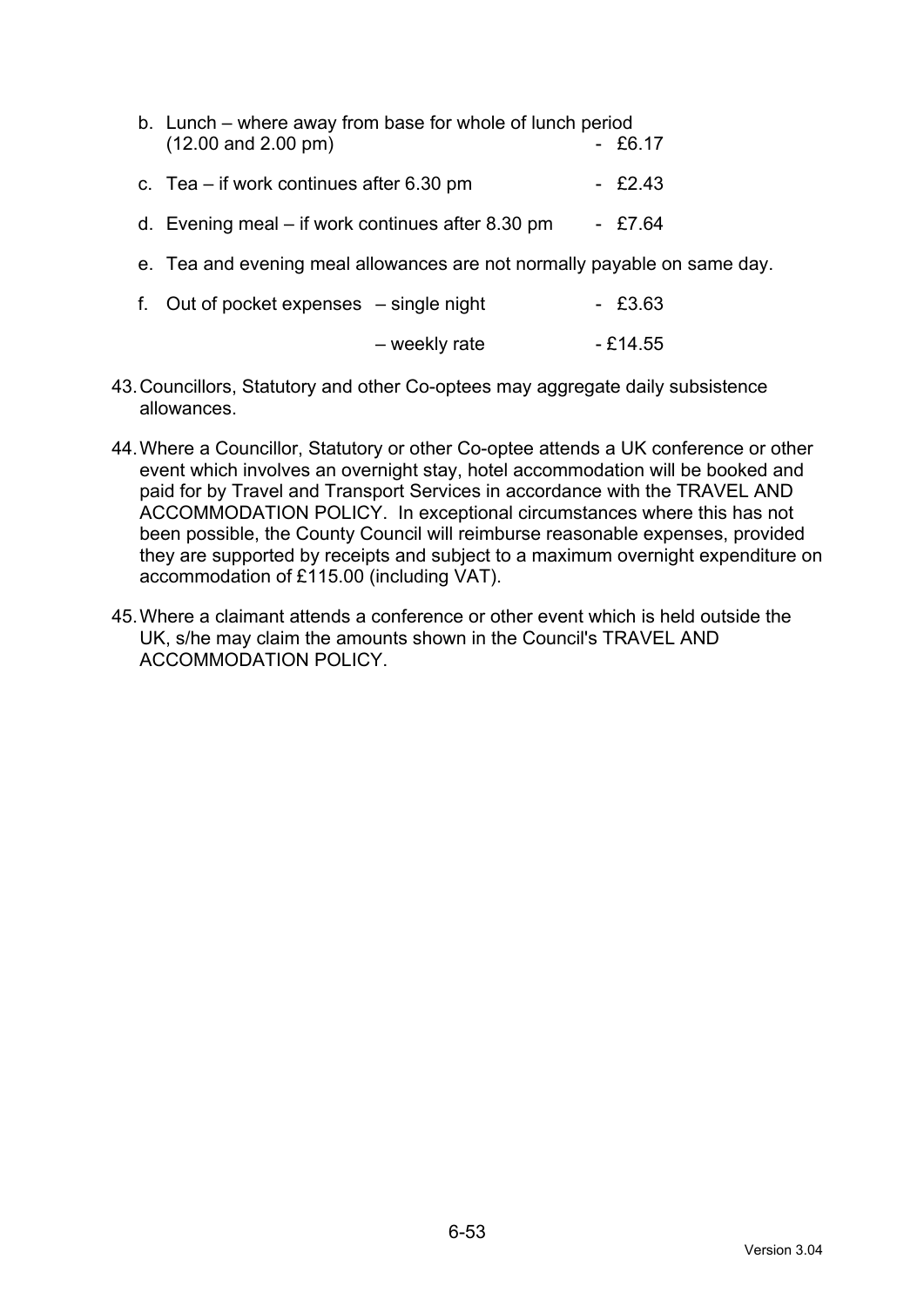b. Lunch – where away from base for whole of lunch period (12.00 and 2.00 pm) - £6.17

c. Tea – if work continues after 6.30 pm - £2.43

d. Evening meal – if work continues after 8.30 pm - £7.64

e. Tea and evening meal allowances are not normally payable on same day.

f. Out of pocket expenses – single night - £3.63

   – weekly rate - £14.55

43. Councillors, Statutory and other Co-optees may aggregate daily subsistence allowances.

44. Where a Councillor, Statutory or other Co-optee attends a UK conference or other event which involves an overnight stay, hotel accommodation will be booked and paid for by Travel and Transport Services in accordance with the TRAVEL AND ACCOMMODATION POLICY. In exceptional circumstances where this has not been possible, the County Council will reimburse reasonable expenses, provided they are supported by receipts and subject to a maximum overnight expenditure on accommodation of £115.00 (including VAT).

45. Where a claimant attends a conference or other event which is held outside the UK, s/he may claim the amounts shown in the Council's TRAVEL AND ACCOMMODATION POLICY.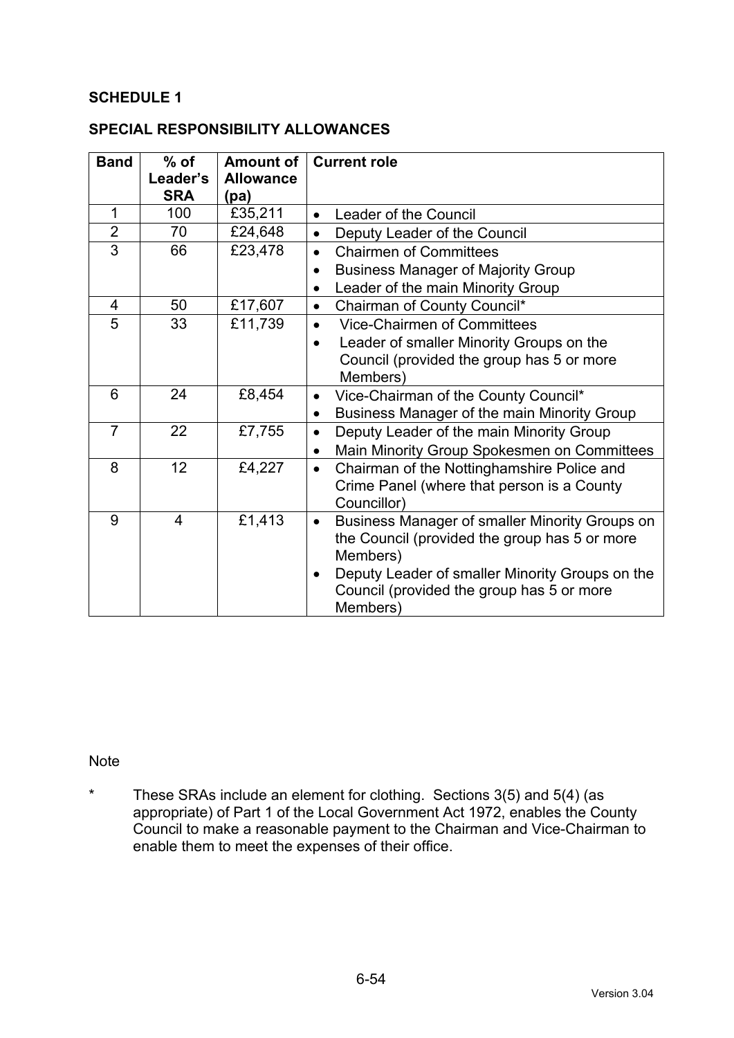**SCHEDULE 1**

**SPECIAL RESPONSIBILITY ALLOWANCES**

| Band | % of Leader's SRA | Amount of Allowance (pa) | Current role |
|---|---|---|---|
| 1 | 100 | £35,211 | • Leader of the Council |
| 2 | 70 | £24,648 | • Deputy Leader of the Council |
| 3 | 66 | £23,478 | • Chairmen of Committees<br>• Business Manager of Majority Group<br>• Leader of the main Minority Group |
| 4 | 50 | £17,607 | • Chairman of County Council* |
| 5 | 33 | £11,739 | • Vice-Chairmen of Committees<br>• Leader of smaller Minority Groups on the Council (provided the group has 5 or more Members) |
| 6 | 24 | £8,454 | • Vice-Chairman of the County Council*<br>• Business Manager of the main Minority Group |
| 7 | 22 | £7,755 | • Deputy Leader of the main Minority Group<br>• Main Minority Group Spokesmen on Committees |
| 8 | 12 | £4,227 | • Chairman of the Nottinghamshire Police and Crime Panel (where that person is a County Councillor) |
| 9 | 4 | £1,413 | • Business Manager of smaller Minority Groups on the Council (provided the group has 5 or more Members)<br>• Deputy Leader of smaller Minority Groups on the Council (provided the group has 5 or more Members) |

Note

\* These SRAs include an element for clothing. Sections 3(5) and 5(4) (as appropriate) of Part 1 of the Local Government Act 1972, enables the County Council to make a reasonable payment to the Chairman and Vice-Chairman to enable them to meet the expenses of their office.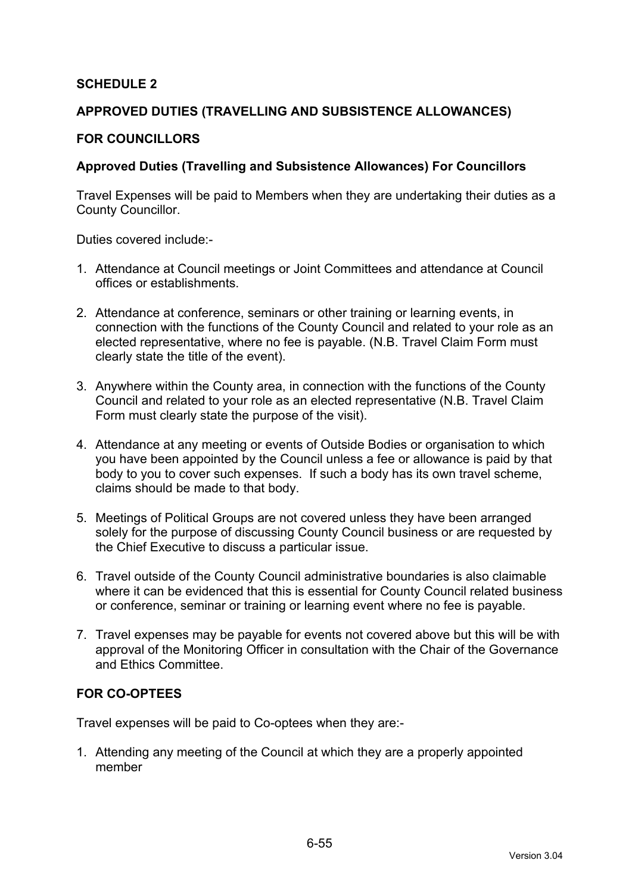**SCHEDULE 2**

**APPROVED DUTIES (TRAVELLING AND SUBSISTENCE ALLOWANCES)**

**FOR COUNCILLORS**

**Approved Duties (Travelling and Subsistence Allowances) For Councillors**

Travel Expenses will be paid to Members when they are undertaking their duties as a County Councillor.

Duties covered include:-

1. Attendance at Council meetings or Joint Committees and attendance at Council offices or establishments.

2. Attendance at conference, seminars or other training or learning events, in connection with the functions of the County Council and related to your role as an elected representative, where no fee is payable. (N.B. Travel Claim Form must clearly state the title of the event).

3. Anywhere within the County area, in connection with the functions of the County Council and related to your role as an elected representative (N.B. Travel Claim Form must clearly state the purpose of the visit).

4. Attendance at any meeting or events of Outside Bodies or organisation to which you have been appointed by the Council unless a fee or allowance is paid by that body to you to cover such expenses. If such a body has its own travel scheme, claims should be made to that body.

5. Meetings of Political Groups are not covered unless they have been arranged solely for the purpose of discussing County Council business or are requested by the Chief Executive to discuss a particular issue.

6. Travel outside of the County Council administrative boundaries is also claimable where it can be evidenced that this is essential for County Council related business or conference, seminar or training or learning event where no fee is payable.

7. Travel expenses may be payable for events not covered above but this will be with approval of the Monitoring Officer in consultation with the Chair of the Governance and Ethics Committee.

**FOR CO-OPTEES**

Travel expenses will be paid to Co-optees when they are:-

1. Attending any meeting of the Council at which they are a properly appointed member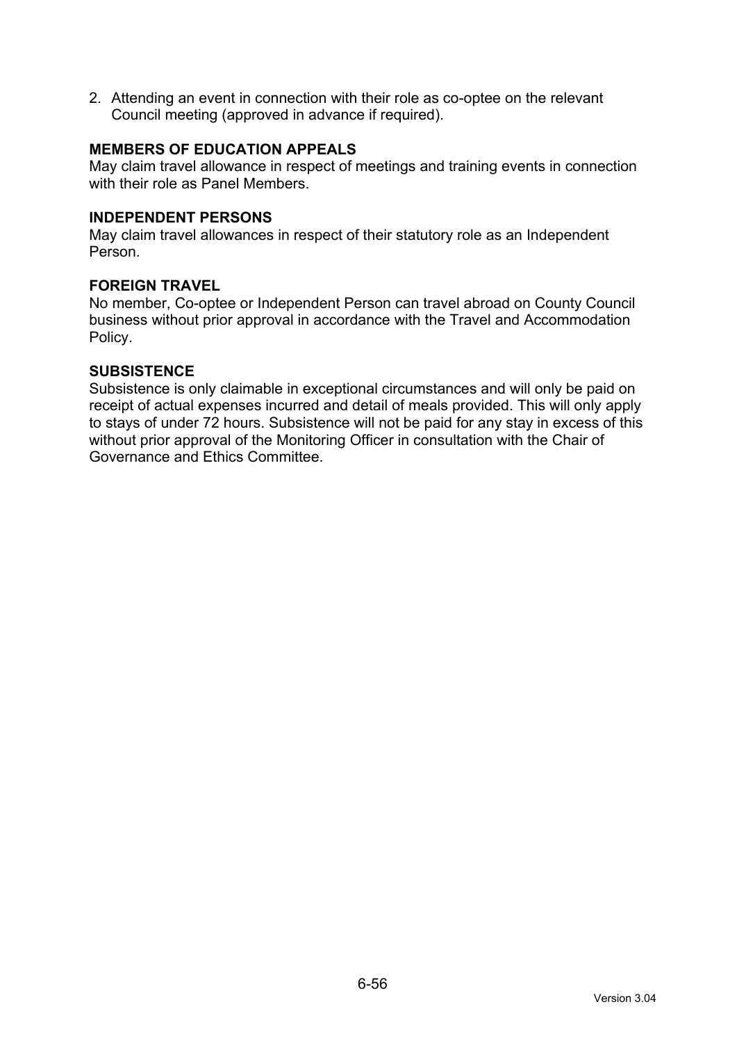2. Attending an event in connection with their role as co-optee on the relevant Council meeting (approved in advance if required).

**MEMBERS OF EDUCATION APPEALS**
May claim travel allowance in respect of meetings and training events in connection with their role as Panel Members.

**INDEPENDENT PERSONS**
May claim travel allowances in respect of their statutory role as an Independent Person.

**FOREIGN TRAVEL**
No member, Co-optee or Independent Person can travel abroad on County Council business without prior approval in accordance with the Travel and Accommodation Policy.

**SUBSISTENCE**
Subsistence is only claimable in exceptional circumstances and will only be paid on receipt of actual expenses incurred and detail of meals provided. This will only apply to stays of under 72 hours. Subsistence will not be paid for any stay in excess of this without prior approval of the Monitoring Officer in consultation with the Chair of Governance and Ethics Committee.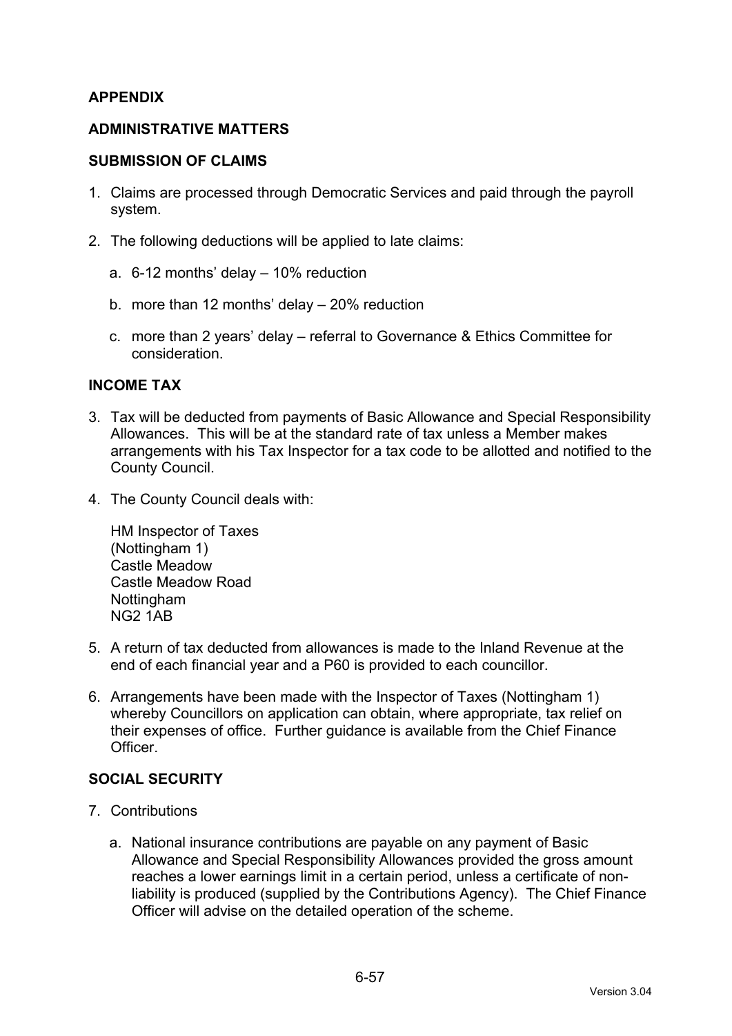## APPENDIX

## ADMINISTRATIVE MATTERS

### SUBMISSION OF CLAIMS

1. Claims are processed through Democratic Services and paid through the payroll system.

2. The following deductions will be applied to late claims:

    a. 6-12 months' delay – 10% reduction

    b. more than 12 months' delay – 20% reduction

    c. more than 2 years' delay – referral to Governance & Ethics Committee for consideration.

### INCOME TAX

3. Tax will be deducted from payments of Basic Allowance and Special Responsibility Allowances. This will be at the standard rate of tax unless a Member makes arrangements with his Tax Inspector for a tax code to be allotted and notified to the County Council.

4. The County Council deals with:

    HM Inspector of Taxes
    (Nottingham 1)
    Castle Meadow
    Castle Meadow Road
    Nottingham
    NG2 1AB

5. A return of tax deducted from allowances is made to the Inland Revenue at the end of each financial year and a P60 is provided to each councillor.

6. Arrangements have been made with the Inspector of Taxes (Nottingham 1) whereby Councillors on application can obtain, where appropriate, tax relief on their expenses of office. Further guidance is available from the Chief Finance Officer.

### SOCIAL SECURITY

7. Contributions

    a. National insurance contributions are payable on any payment of Basic Allowance and Special Responsibility Allowances provided the gross amount reaches a lower earnings limit in a certain period, unless a certificate of non-liability is produced (supplied by the Contributions Agency). The Chief Finance Officer will advise on the detailed operation of the scheme.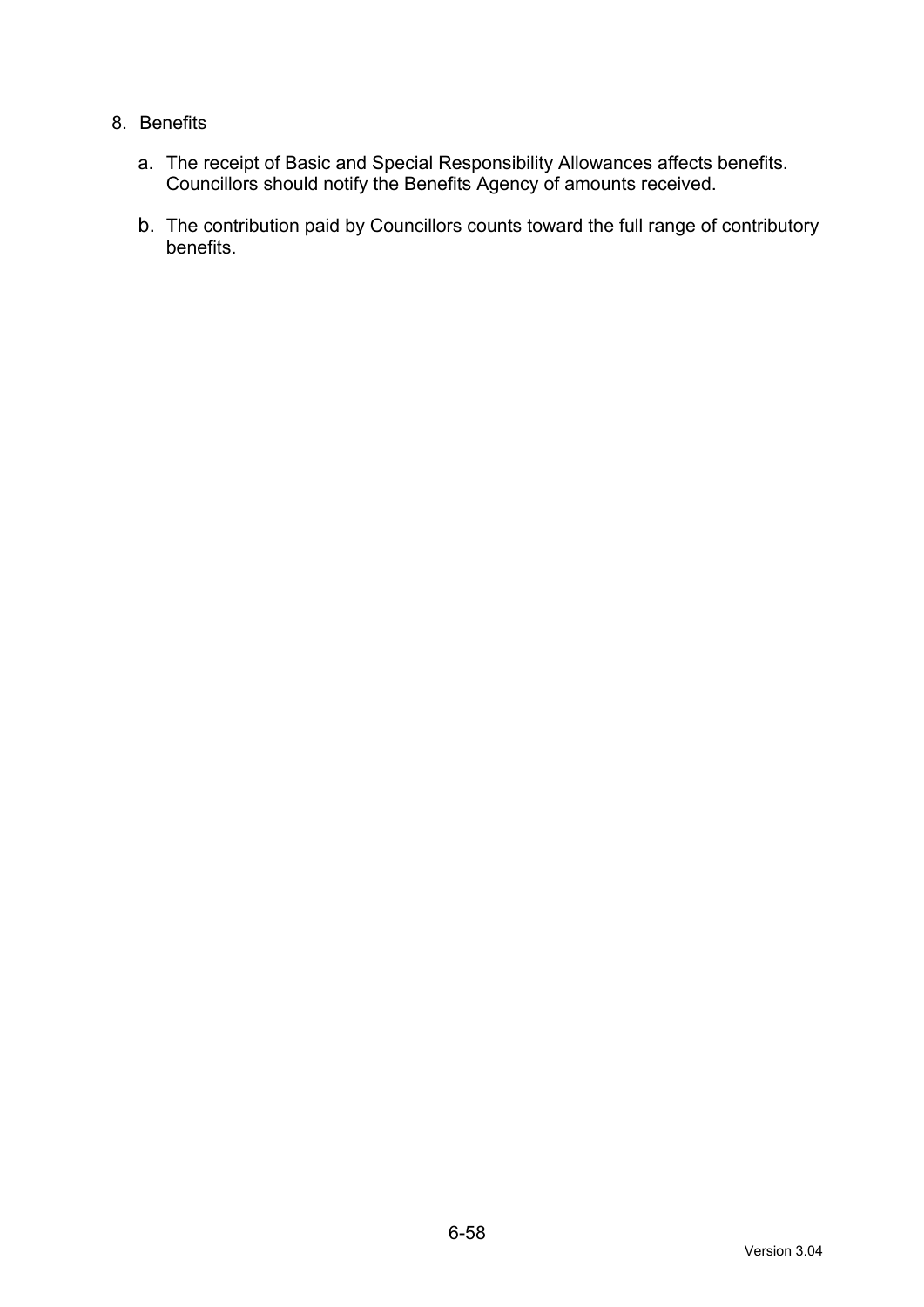8. Benefits

    a. The receipt of Basic and Special Responsibility Allowances affects benefits. Councillors should notify the Benefits Agency of amounts received.

    b. The contribution paid by Councillors counts toward the full range of contributory benefits.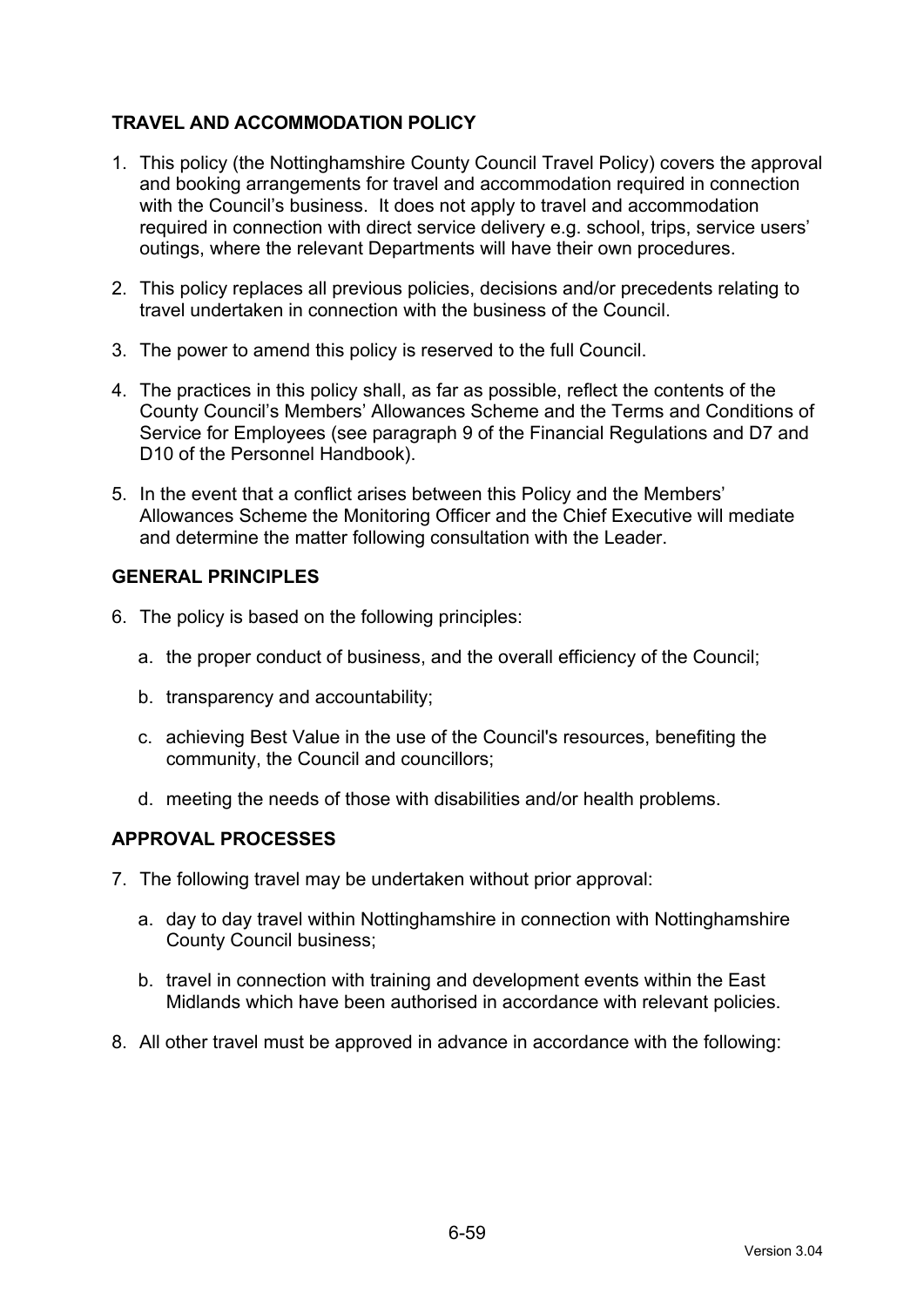## TRAVEL AND ACCOMMODATION POLICY

1. This policy (the Nottinghamshire County Council Travel Policy) covers the approval and booking arrangements for travel and accommodation required in connection with the Council's business. It does not apply to travel and accommodation required in connection with direct service delivery e.g. school, trips, service users' outings, where the relevant Departments will have their own procedures.

2. This policy replaces all previous policies, decisions and/or precedents relating to travel undertaken in connection with the business of the Council.

3. The power to amend this policy is reserved to the full Council.

4. The practices in this policy shall, as far as possible, reflect the contents of the County Council's Members' Allowances Scheme and the Terms and Conditions of Service for Employees (see paragraph 9 of the Financial Regulations and D7 and D10 of the Personnel Handbook).

5. In the event that a conflict arises between this Policy and the Members' Allowances Scheme the Monitoring Officer and the Chief Executive will mediate and determine the matter following consultation with the Leader.

## GENERAL PRINCIPLES

6. The policy is based on the following principles:

   a. the proper conduct of business, and the overall efficiency of the Council;

   b. transparency and accountability;

   c. achieving Best Value in the use of the Council's resources, benefiting the community, the Council and councillors;

   d. meeting the needs of those with disabilities and/or health problems.

## APPROVAL PROCESSES

7. The following travel may be undertaken without prior approval:

   a. day to day travel within Nottinghamshire in connection with Nottinghamshire County Council business;

   b. travel in connection with training and development events within the East Midlands which have been authorised in accordance with relevant policies.

8. All other travel must be approved in advance in accordance with the following: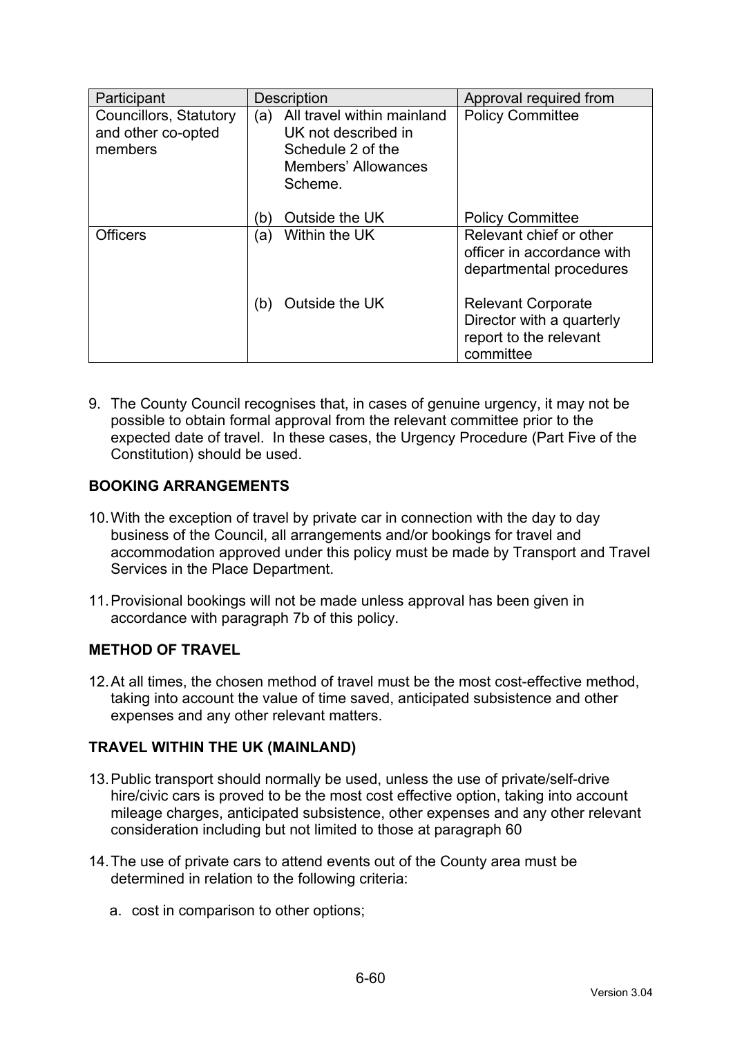| Participant | Description | Approval required from |
| --- | --- | --- |
| Councillors, Statutory and other co-opted members | (a) All travel within mainland UK not described in Schedule 2 of the Members' Allowances Scheme. | Policy Committee |
| | (b) Outside the UK | Policy Committee |
| Officers | (a) Within the UK | Relevant chief or other officer in accordance with departmental procedures |
| | (b) Outside the UK | Relevant Corporate Director with a quarterly report to the relevant committee |

9. The County Council recognises that, in cases of genuine urgency, it may not be possible to obtain formal approval from the relevant committee prior to the expected date of travel. In these cases, the Urgency Procedure (Part Five of the Constitution) should be used.

**BOOKING ARRANGEMENTS**

10. With the exception of travel by private car in connection with the day to day business of the Council, all arrangements and/or bookings for travel and accommodation approved under this policy must be made by Transport and Travel Services in the Place Department.

11. Provisional bookings will not be made unless approval has been given in accordance with paragraph 7b of this policy.

**METHOD OF TRAVEL**

12. At all times, the chosen method of travel must be the most cost-effective method, taking into account the value of time saved, anticipated subsistence and other expenses and any other relevant matters.

**TRAVEL WITHIN THE UK (MAINLAND)**

13. Public transport should normally be used, unless the use of private/self-drive hire/civic cars is proved to be the most cost effective option, taking into account mileage charges, anticipated subsistence, other expenses and any other relevant consideration including but not limited to those at paragraph 60

14. The use of private cars to attend events out of the County area must be determined in relation to the following criteria:

    a. cost in comparison to other options;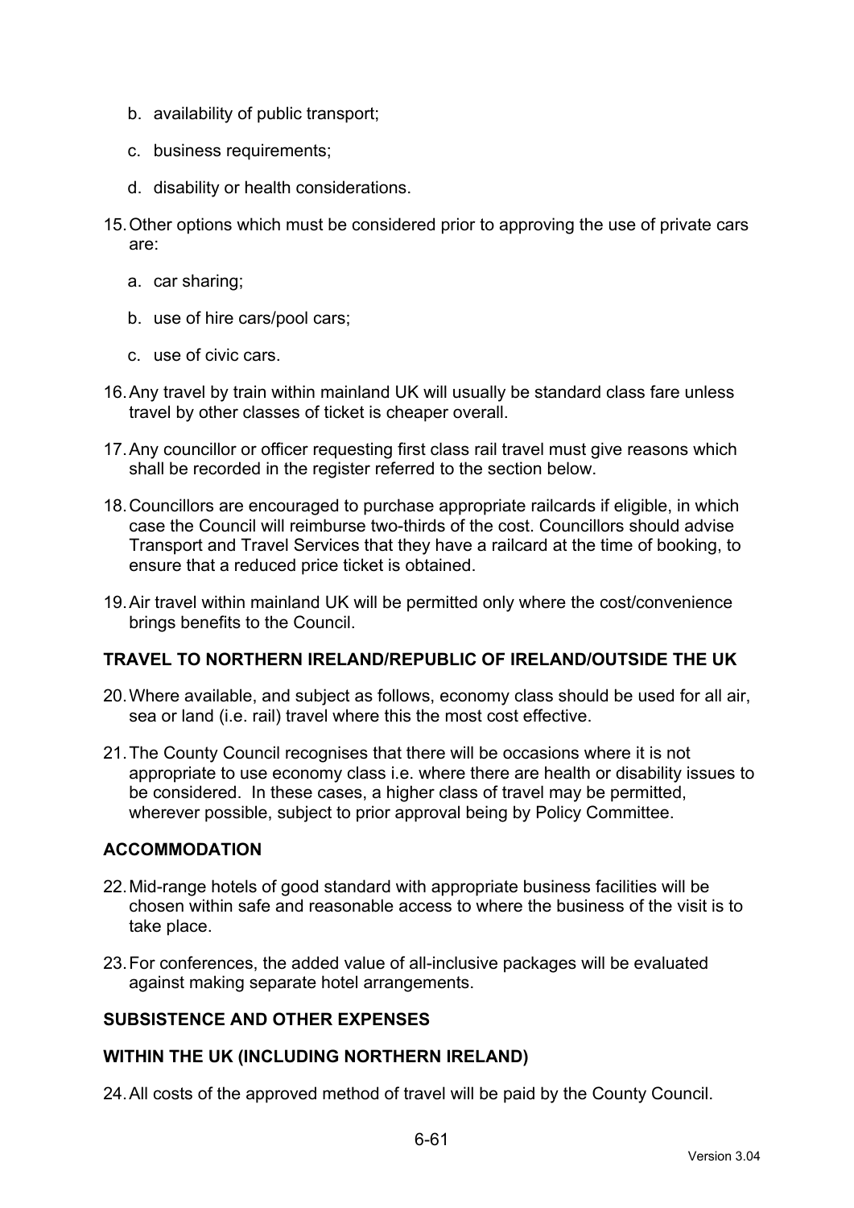b. availability of public transport;

c. business requirements;

d. disability or health considerations.

15. Other options which must be considered prior to approving the use of private cars are:

    a. car sharing;

    b. use of hire cars/pool cars;

    c. use of civic cars.

16. Any travel by train within mainland UK will usually be standard class fare unless travel by other classes of ticket is cheaper overall.

17. Any councillor or officer requesting first class rail travel must give reasons which shall be recorded in the register referred to the section below.

18. Councillors are encouraged to purchase appropriate railcards if eligible, in which case the Council will reimburse two-thirds of the cost. Councillors should advise Transport and Travel Services that they have a railcard at the time of booking, to ensure that a reduced price ticket is obtained.

19. Air travel within mainland UK will be permitted only where the cost/convenience brings benefits to the Council.

**TRAVEL TO NORTHERN IRELAND/REPUBLIC OF IRELAND/OUTSIDE THE UK**

20. Where available, and subject as follows, economy class should be used for all air, sea or land (i.e. rail) travel where this the most cost effective.

21. The County Council recognises that there will be occasions where it is not appropriate to use economy class i.e. where there are health or disability issues to be considered. In these cases, a higher class of travel may be permitted, wherever possible, subject to prior approval being by Policy Committee.

**ACCOMMODATION**

22. Mid-range hotels of good standard with appropriate business facilities will be chosen within safe and reasonable access to where the business of the visit is to take place.

23. For conferences, the added value of all-inclusive packages will be evaluated against making separate hotel arrangements.

**SUBSISTENCE AND OTHER EXPENSES**

**WITHIN THE UK (INCLUDING NORTHERN IRELAND)**

24. All costs of the approved method of travel will be paid by the County Council.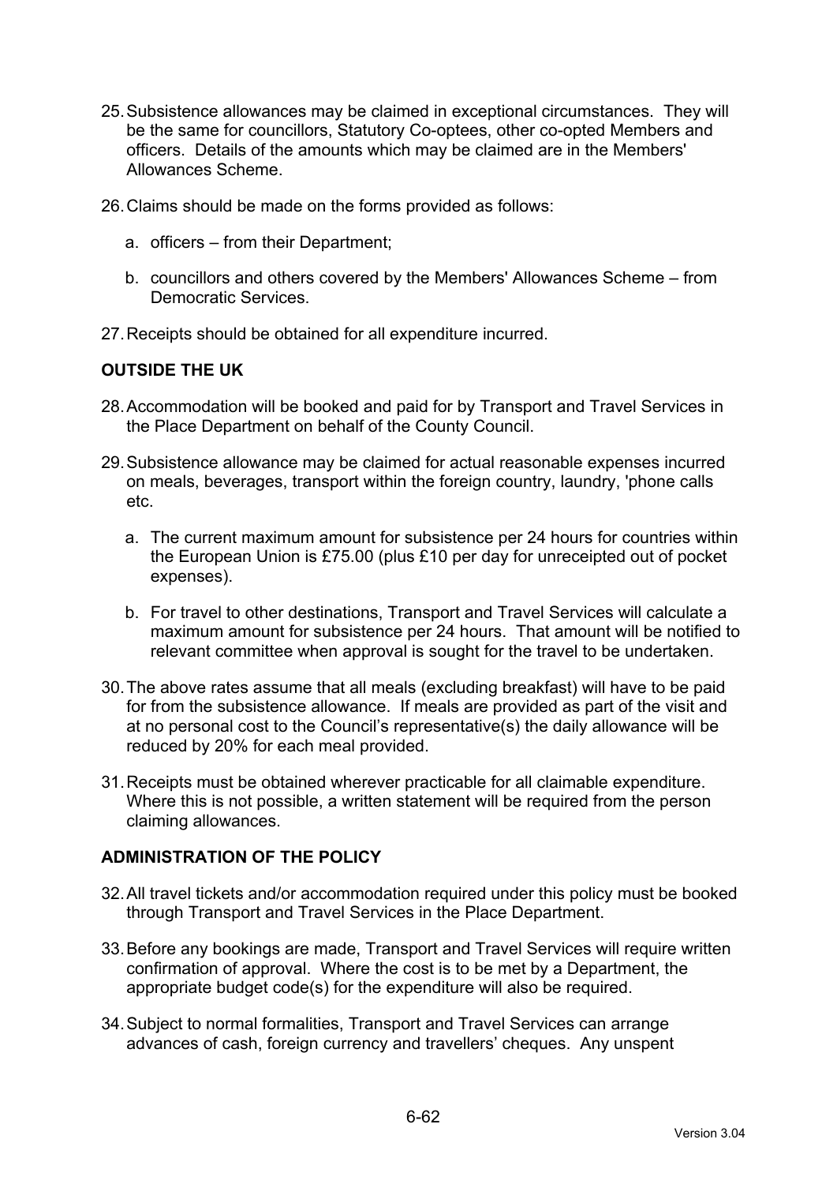25. Subsistence allowances may be claimed in exceptional circumstances. They will be the same for councillors, Statutory Co-optees, other co-opted Members and officers. Details of the amounts which may be claimed are in the Members' Allowances Scheme.

26. Claims should be made on the forms provided as follows:

    a. officers – from their Department;

    b. councillors and others covered by the Members' Allowances Scheme – from Democratic Services.

27. Receipts should be obtained for all expenditure incurred.

**OUTSIDE THE UK**

28. Accommodation will be booked and paid for by Transport and Travel Services in the Place Department on behalf of the County Council.

29. Subsistence allowance may be claimed for actual reasonable expenses incurred on meals, beverages, transport within the foreign country, laundry, 'phone calls etc.

    a. The current maximum amount for subsistence per 24 hours for countries within the European Union is £75.00 (plus £10 per day for unreceipted out of pocket expenses).

    b. For travel to other destinations, Transport and Travel Services will calculate a maximum amount for subsistence per 24 hours. That amount will be notified to relevant committee when approval is sought for the travel to be undertaken.

30. The above rates assume that all meals (excluding breakfast) will have to be paid for from the subsistence allowance. If meals are provided as part of the visit and at no personal cost to the Council's representative(s) the daily allowance will be reduced by 20% for each meal provided.

31. Receipts must be obtained wherever practicable for all claimable expenditure. Where this is not possible, a written statement will be required from the person claiming allowances.

**ADMINISTRATION OF THE POLICY**

32. All travel tickets and/or accommodation required under this policy must be booked through Transport and Travel Services in the Place Department.

33. Before any bookings are made, Transport and Travel Services will require written confirmation of approval. Where the cost is to be met by a Department, the appropriate budget code(s) for the expenditure will also be required.

34. Subject to normal formalities, Transport and Travel Services can arrange advances of cash, foreign currency and travellers' cheques. Any unspent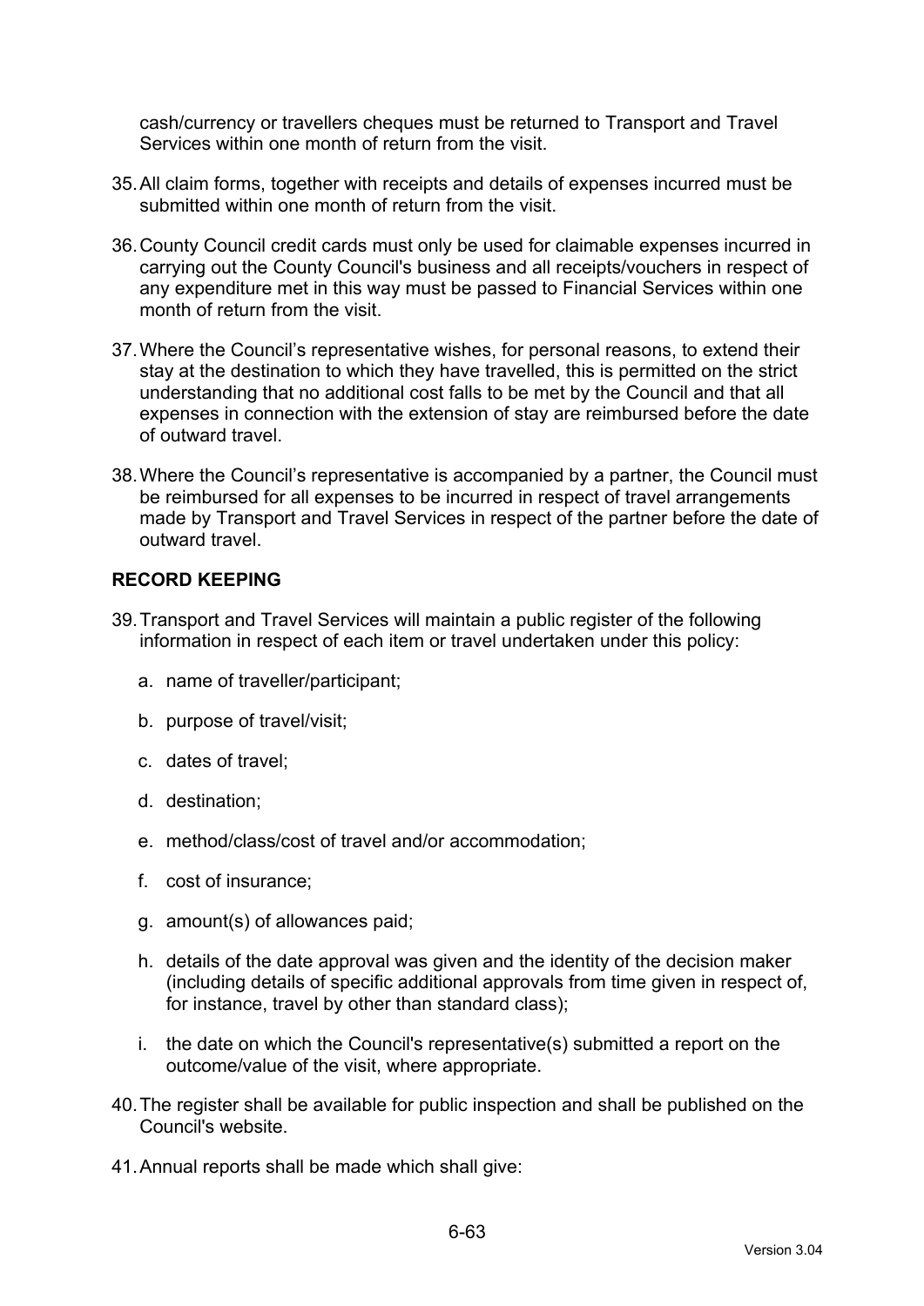cash/currency or travellers cheques must be returned to Transport and Travel Services within one month of return from the visit.

35. All claim forms, together with receipts and details of expenses incurred must be submitted within one month of return from the visit.

36. County Council credit cards must only be used for claimable expenses incurred in carrying out the County Council's business and all receipts/vouchers in respect of any expenditure met in this way must be passed to Financial Services within one month of return from the visit.

37. Where the Council's representative wishes, for personal reasons, to extend their stay at the destination to which they have travelled, this is permitted on the strict understanding that no additional cost falls to be met by the Council and that all expenses in connection with the extension of stay are reimbursed before the date of outward travel.

38. Where the Council's representative is accompanied by a partner, the Council must be reimbursed for all expenses to be incurred in respect of travel arrangements made by Transport and Travel Services in respect of the partner before the date of outward travel.

**RECORD KEEPING**

39. Transport and Travel Services will maintain a public register of the following information in respect of each item or travel undertaken under this policy:

    a. name of traveller/participant;

    b. purpose of travel/visit;

    c. dates of travel;

    d. destination;

    e. method/class/cost of travel and/or accommodation;

    f. cost of insurance;

    g. amount(s) of allowances paid;

    h. details of the date approval was given and the identity of the decision maker (including details of specific additional approvals from time given in respect of, for instance, travel by other than standard class);

    i. the date on which the Council's representative(s) submitted a report on the outcome/value of the visit, where appropriate.

40. The register shall be available for public inspection and shall be published on the Council's website.

41. Annual reports shall be made which shall give: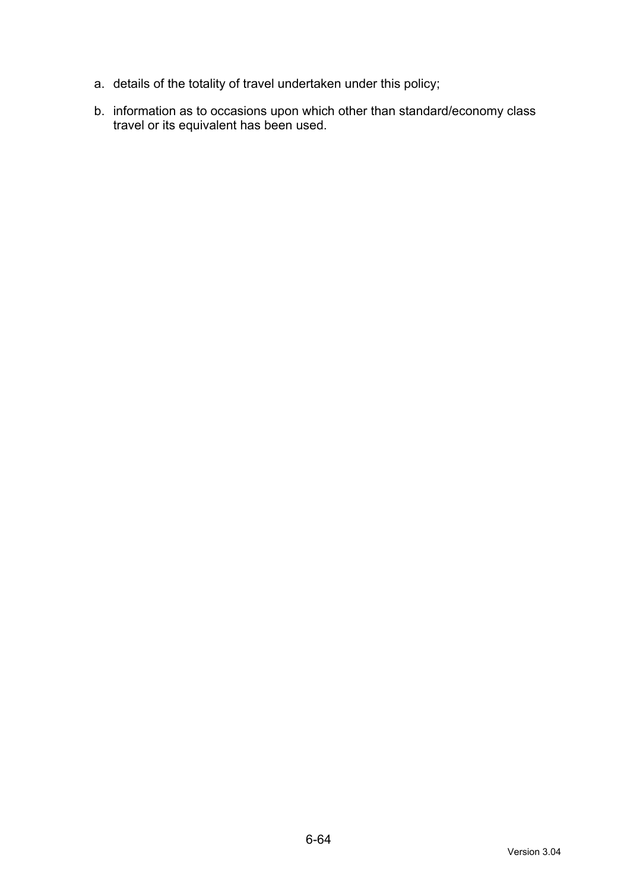a. details of the totality of travel undertaken under this policy;

b. information as to occasions upon which other than standard/economy class travel or its equivalent has been used.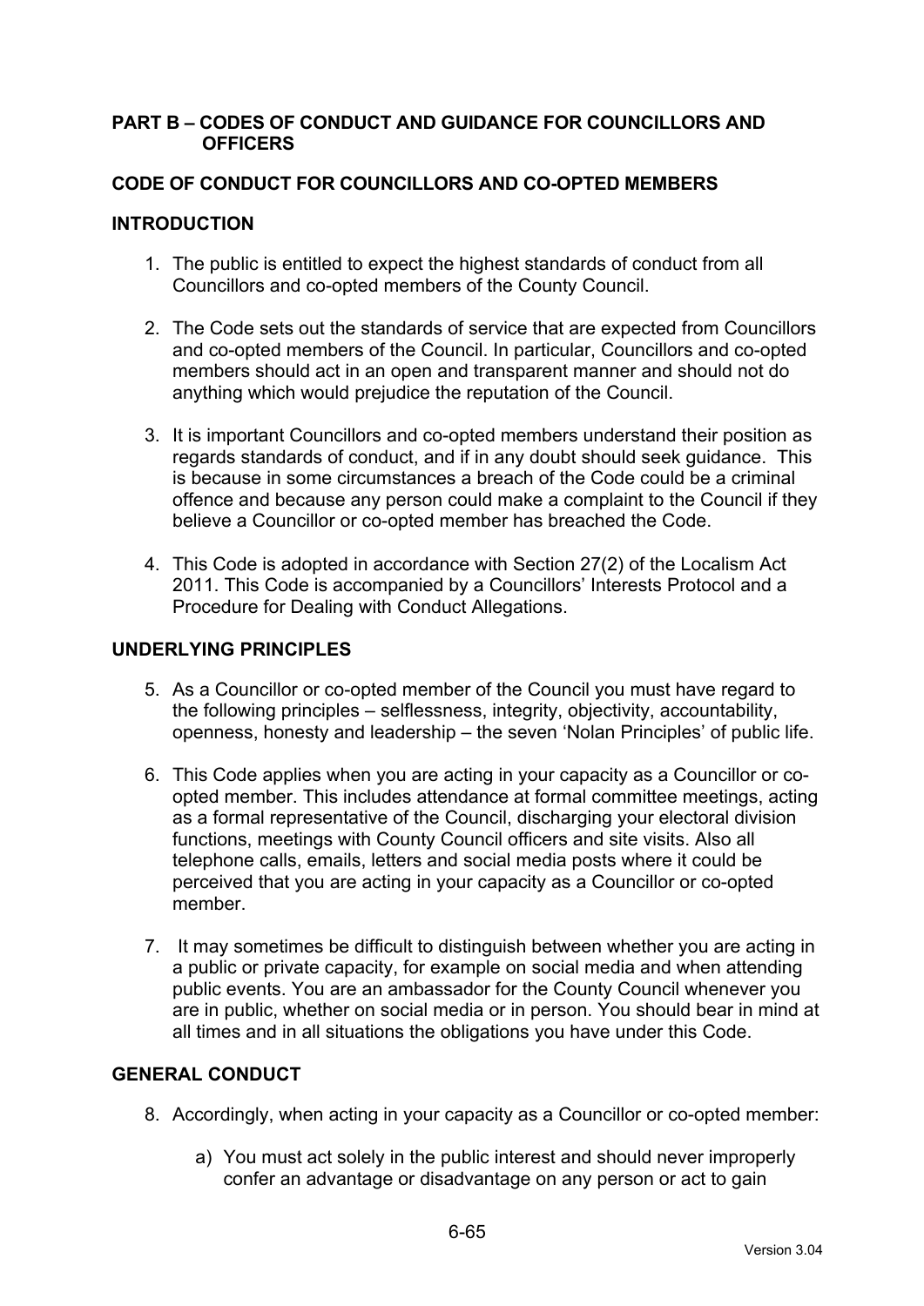## PART B – CODES OF CONDUCT AND GUIDANCE FOR COUNCILLORS AND OFFICERS

### CODE OF CONDUCT FOR COUNCILLORS AND CO-OPTED MEMBERS

### INTRODUCTION

1. The public is entitled to expect the highest standards of conduct from all Councillors and co-opted members of the County Council.

2. The Code sets out the standards of service that are expected from Councillors and co-opted members of the Council. In particular, Councillors and co-opted members should act in an open and transparent manner and should not do anything which would prejudice the reputation of the Council.

3. It is important Councillors and co-opted members understand their position as regards standards of conduct, and if in any doubt should seek guidance. This is because in some circumstances a breach of the Code could be a criminal offence and because any person could make a complaint to the Council if they believe a Councillor or co-opted member has breached the Code.

4. This Code is adopted in accordance with Section 27(2) of the Localism Act 2011. This Code is accompanied by a Councillors' Interests Protocol and a Procedure for Dealing with Conduct Allegations.

### UNDERLYING PRINCIPLES

5. As a Councillor or co-opted member of the Council you must have regard to the following principles – selflessness, integrity, objectivity, accountability, openness, honesty and leadership – the seven 'Nolan Principles' of public life.

6. This Code applies when you are acting in your capacity as a Councillor or co-opted member. This includes attendance at formal committee meetings, acting as a formal representative of the Council, discharging your electoral division functions, meetings with County Council officers and site visits. Also all telephone calls, emails, letters and social media posts where it could be perceived that you are acting in your capacity as a Councillor or co-opted member.

7. It may sometimes be difficult to distinguish between whether you are acting in a public or private capacity, for example on social media and when attending public events. You are an ambassador for the County Council whenever you are in public, whether on social media or in person. You should bear in mind at all times and in all situations the obligations you have under this Code.

### GENERAL CONDUCT

8. Accordingly, when acting in your capacity as a Councillor or co-opted member:

   a) You must act solely in the public interest and should never improperly confer an advantage or disadvantage on any person or act to gain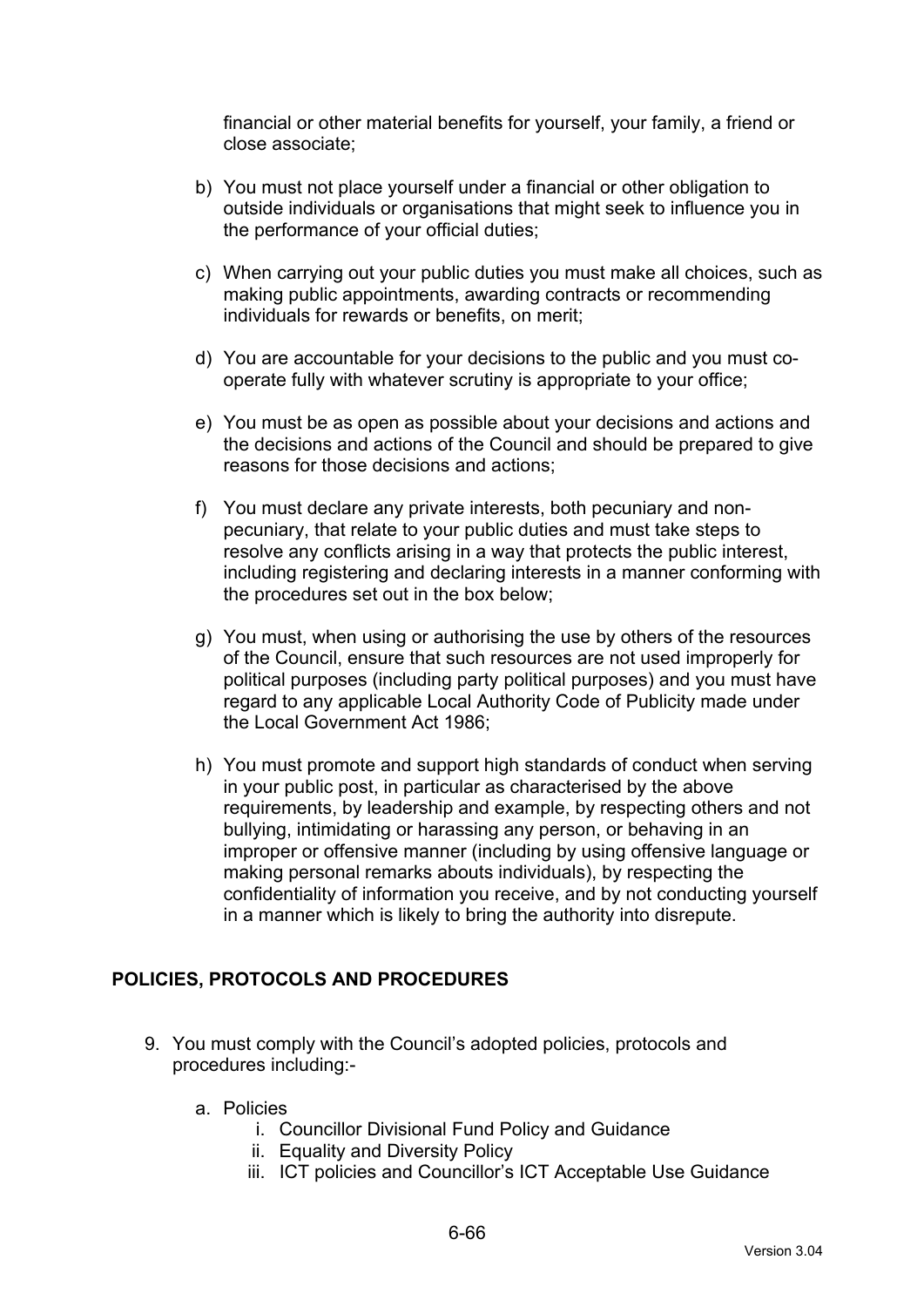financial or other material benefits for yourself, your family, a friend or close associate;

b) You must not place yourself under a financial or other obligation to outside individuals or organisations that might seek to influence you in the performance of your official duties;

c) When carrying out your public duties you must make all choices, such as making public appointments, awarding contracts or recommending individuals for rewards or benefits, on merit;

d) You are accountable for your decisions to the public and you must co-operate fully with whatever scrutiny is appropriate to your office;

e) You must be as open as possible about your decisions and actions and the decisions and actions of the Council and should be prepared to give reasons for those decisions and actions;

f) You must declare any private interests, both pecuniary and non-pecuniary, that relate to your public duties and must take steps to resolve any conflicts arising in a way that protects the public interest, including registering and declaring interests in a manner conforming with the procedures set out in the box below;

g) You must, when using or authorising the use by others of the resources of the Council, ensure that such resources are not used improperly for political purposes (including party political purposes) and you must have regard to any applicable Local Authority Code of Publicity made under the Local Government Act 1986;

h) You must promote and support high standards of conduct when serving in your public post, in particular as characterised by the above requirements, by leadership and example, by respecting others and not bullying, intimidating or harassing any person, or behaving in an improper or offensive manner (including by using offensive language or making personal remarks abouts individuals), by respecting the confidentiality of information you receive, and by not conducting yourself in a manner which is likely to bring the authority into disrepute.

## POLICIES, PROTOCOLS AND PROCEDURES

9. You must comply with the Council's adopted policies, protocols and procedures including:-

   a. Policies
      i. Councillor Divisional Fund Policy and Guidance
      ii. Equality and Diversity Policy
      iii. ICT policies and Councillor's ICT Acceptable Use Guidance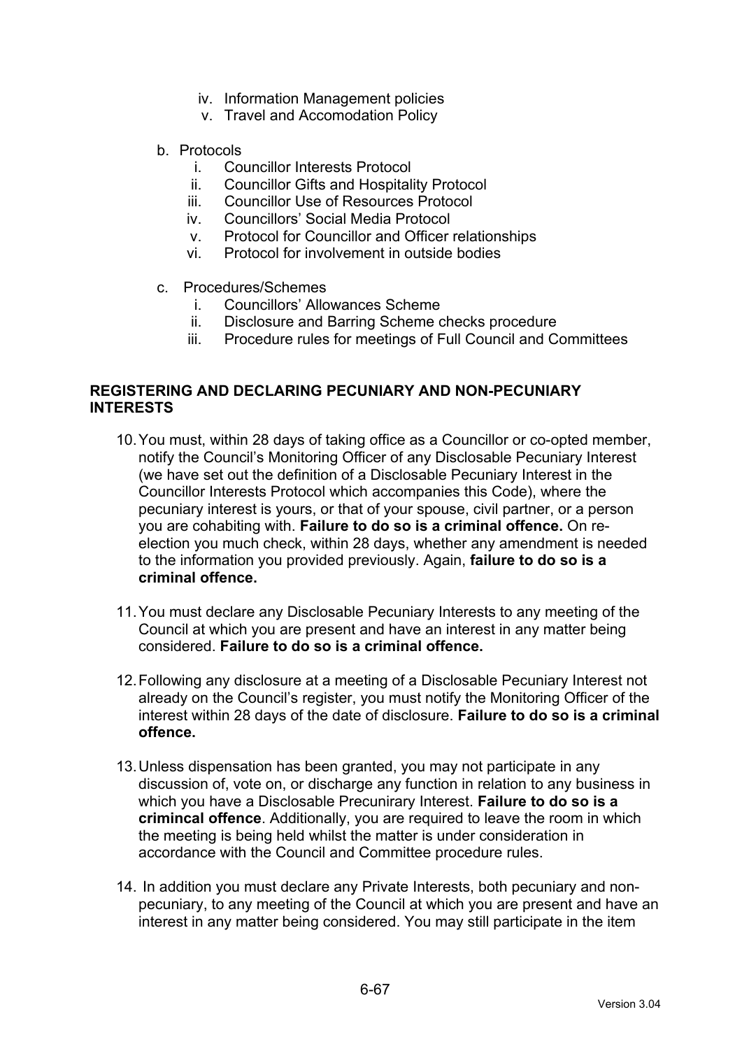iv. Information Management policies
   v. Travel and Accomodation Policy

b. Protocols
   i. Councillor Interests Protocol
   ii. Councillor Gifts and Hospitality Protocol
   iii. Councillor Use of Resources Protocol
   iv. Councillors' Social Media Protocol
   v. Protocol for Councillor and Officer relationships
   vi. Protocol for involvement in outside bodies

c. Procedures/Schemes
   i. Councillors' Allowances Scheme
   ii. Disclosure and Barring Scheme checks procedure
   iii. Procedure rules for meetings of Full Council and Committees

**REGISTERING AND DECLARING PECUNIARY AND NON-PECUNIARY INTERESTS**

10. You must, within 28 days of taking office as a Councillor or co-opted member, notify the Council's Monitoring Officer of any Disclosable Pecuniary Interest (we have set out the definition of a Disclosable Pecuniary Interest in the Councillor Interests Protocol which accompanies this Code), where the pecuniary interest is yours, or that of your spouse, civil partner, or a person you are cohabiting with. **Failure to do so is a criminal offence.** On re-election you much check, within 28 days, whether any amendment is needed to the information you provided previously. Again, **failure to do so is a criminal offence.**

11. You must declare any Disclosable Pecuniary Interests to any meeting of the Council at which you are present and have an interest in any matter being considered. **Failure to do so is a criminal offence.**

12. Following any disclosure at a meeting of a Disclosable Pecuniary Interest not already on the Council's register, you must notify the Monitoring Officer of the interest within 28 days of the date of disclosure. **Failure to do so is a criminal offence.**

13. Unless dispensation has been granted, you may not participate in any discussion of, vote on, or discharge any function in relation to any business in which you have a Disclosable Precunirary Interest. **Failure to do so is a crimincal offence**. Additionally, you are required to leave the room in which the meeting is being held whilst the matter is under consideration in accordance with the Council and Committee procedure rules.

14. In addition you must declare any Private Interests, both pecuniary and non-pecuniary, to any meeting of the Council at which you are present and have an interest in any matter being considered. You may still participate in the item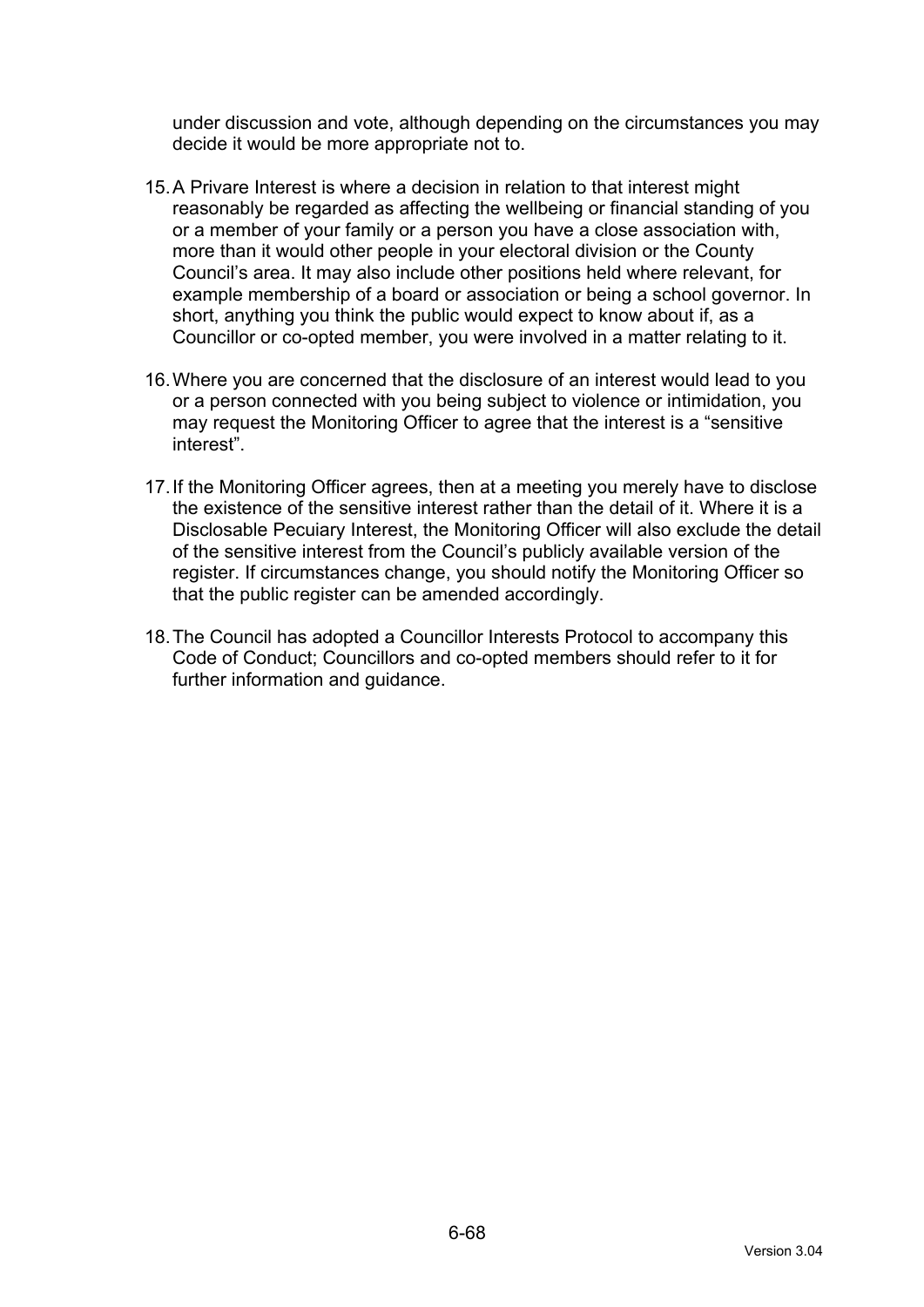under discussion and vote, although depending on the circumstances you may decide it would be more appropriate not to.

15. A Privare Interest is where a decision in relation to that interest might reasonably be regarded as affecting the wellbeing or financial standing of you or a member of your family or a person you have a close association with, more than it would other people in your electoral division or the County Council's area. It may also include other positions held where relevant, for example membership of a board or association or being a school governor. In short, anything you think the public would expect to know about if, as a Councillor or co-opted member, you were involved in a matter relating to it.

16. Where you are concerned that the disclosure of an interest would lead to you or a person connected with you being subject to violence or intimidation, you may request the Monitoring Officer to agree that the interest is a "sensitive interest".

17. If the Monitoring Officer agrees, then at a meeting you merely have to disclose the existence of the sensitive interest rather than the detail of it. Where it is a Disclosable Pecuiary Interest, the Monitoring Officer will also exclude the detail of the sensitive interest from the Council's publicly available version of the register. If circumstances change, you should notify the Monitoring Officer so that the public register can be amended accordingly.

18. The Council has adopted a Councillor Interests Protocol to accompany this Code of Conduct; Councillors and co-opted members should refer to it for further information and guidance.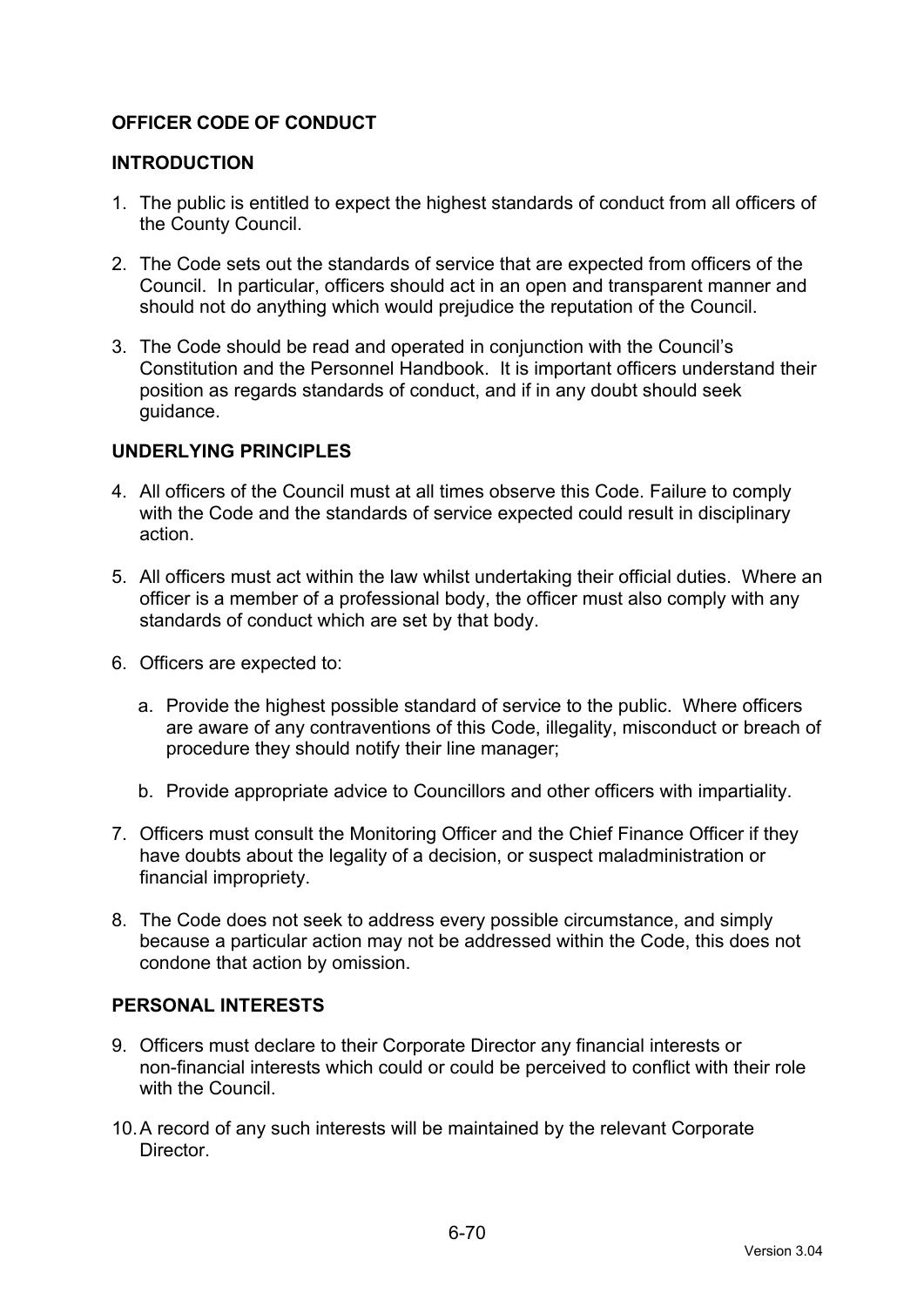## OFFICER CODE OF CONDUCT

### INTRODUCTION

1. The public is entitled to expect the highest standards of conduct from all officers of the County Council.

2. The Code sets out the standards of service that are expected from officers of the Council. In particular, officers should act in an open and transparent manner and should not do anything which would prejudice the reputation of the Council.

3. The Code should be read and operated in conjunction with the Council's Constitution and the Personnel Handbook. It is important officers understand their position as regards standards of conduct, and if in any doubt should seek guidance.

### UNDERLYING PRINCIPLES

4. All officers of the Council must at all times observe this Code. Failure to comply with the Code and the standards of service expected could result in disciplinary action.

5. All officers must act within the law whilst undertaking their official duties. Where an officer is a member of a professional body, the officer must also comply with any standards of conduct which are set by that body.

6. Officers are expected to:

   a. Provide the highest possible standard of service to the public. Where officers are aware of any contraventions of this Code, illegality, misconduct or breach of procedure they should notify their line manager;

   b. Provide appropriate advice to Councillors and other officers with impartiality.

7. Officers must consult the Monitoring Officer and the Chief Finance Officer if they have doubts about the legality of a decision, or suspect maladministration or financial impropriety.

8. The Code does not seek to address every possible circumstance, and simply because a particular action may not be addressed within the Code, this does not condone that action by omission.

### PERSONAL INTERESTS

9. Officers must declare to their Corporate Director any financial interests or non-financial interests which could or could be perceived to conflict with their role with the Council.

10. A record of any such interests will be maintained by the relevant Corporate Director.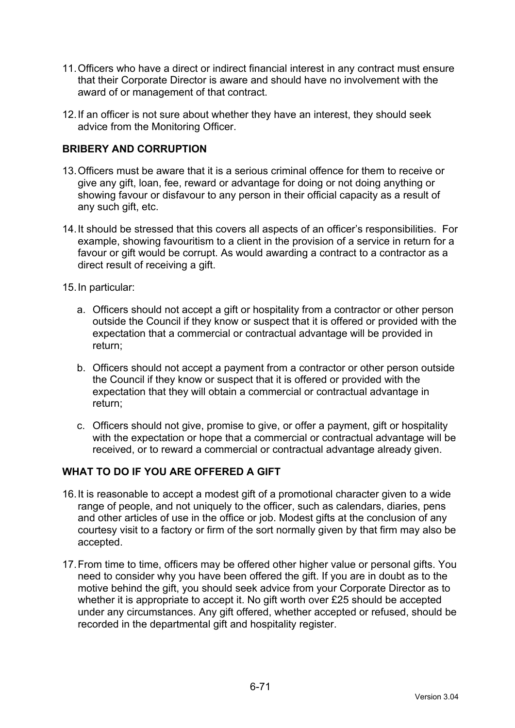11. Officers who have a direct or indirect financial interest in any contract must ensure that their Corporate Director is aware and should have no involvement with the award of or management of that contract.

12. If an officer is not sure about whether they have an interest, they should seek advice from the Monitoring Officer.

**BRIBERY AND CORRUPTION**

13. Officers must be aware that it is a serious criminal offence for them to receive or give any gift, loan, fee, reward or advantage for doing or not doing anything or showing favour or disfavour to any person in their official capacity as a result of any such gift, etc.

14. It should be stressed that this covers all aspects of an officer's responsibilities. For example, showing favouritism to a client in the provision of a service in return for a favour or gift would be corrupt. As would awarding a contract to a contractor as a direct result of receiving a gift.

15. In particular:

    a. Officers should not accept a gift or hospitality from a contractor or other person outside the Council if they know or suspect that it is offered or provided with the expectation that a commercial or contractual advantage will be provided in return;

    b. Officers should not accept a payment from a contractor or other person outside the Council if they know or suspect that it is offered or provided with the expectation that they will obtain a commercial or contractual advantage in return;

    c. Officers should not give, promise to give, or offer a payment, gift or hospitality with the expectation or hope that a commercial or contractual advantage will be received, or to reward a commercial or contractual advantage already given.

**WHAT TO DO IF YOU ARE OFFERED A GIFT**

16. It is reasonable to accept a modest gift of a promotional character given to a wide range of people, and not uniquely to the officer, such as calendars, diaries, pens and other articles of use in the office or job. Modest gifts at the conclusion of any courtesy visit to a factory or firm of the sort normally given by that firm may also be accepted.

17. From time to time, officers may be offered other higher value or personal gifts. You need to consider why you have been offered the gift. If you are in doubt as to the motive behind the gift, you should seek advice from your Corporate Director as to whether it is appropriate to accept it. No gift worth over £25 should be accepted under any circumstances. Any gift offered, whether accepted or refused, should be recorded in the departmental gift and hospitality register.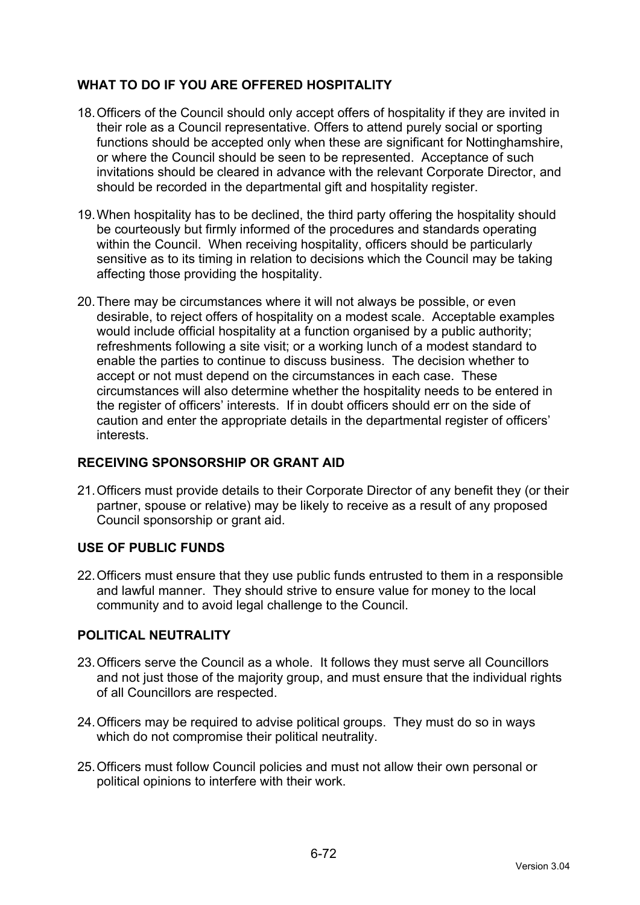## WHAT TO DO IF YOU ARE OFFERED HOSPITALITY

18. Officers of the Council should only accept offers of hospitality if they are invited in their role as a Council representative. Offers to attend purely social or sporting functions should be accepted only when these are significant for Nottinghamshire, or where the Council should be seen to be represented. Acceptance of such invitations should be cleared in advance with the relevant Corporate Director, and should be recorded in the departmental gift and hospitality register.

19. When hospitality has to be declined, the third party offering the hospitality should be courteously but firmly informed of the procedures and standards operating within the Council. When receiving hospitality, officers should be particularly sensitive as to its timing in relation to decisions which the Council may be taking affecting those providing the hospitality.

20. There may be circumstances where it will not always be possible, or even desirable, to reject offers of hospitality on a modest scale. Acceptable examples would include official hospitality at a function organised by a public authority; refreshments following a site visit; or a working lunch of a modest standard to enable the parties to continue to discuss business. The decision whether to accept or not must depend on the circumstances in each case. These circumstances will also determine whether the hospitality needs to be entered in the register of officers' interests. If in doubt officers should err on the side of caution and enter the appropriate details in the departmental register of officers' interests.

## RECEIVING SPONSORSHIP OR GRANT AID

21. Officers must provide details to their Corporate Director of any benefit they (or their partner, spouse or relative) may be likely to receive as a result of any proposed Council sponsorship or grant aid.

## USE OF PUBLIC FUNDS

22. Officers must ensure that they use public funds entrusted to them in a responsible and lawful manner. They should strive to ensure value for money to the local community and to avoid legal challenge to the Council.

## POLITICAL NEUTRALITY

23. Officers serve the Council as a whole. It follows they must serve all Councillors and not just those of the majority group, and must ensure that the individual rights of all Councillors are respected.

24. Officers may be required to advise political groups. They must do so in ways which do not compromise their political neutrality.

25. Officers must follow Council policies and must not allow their own personal or political opinions to interfere with their work.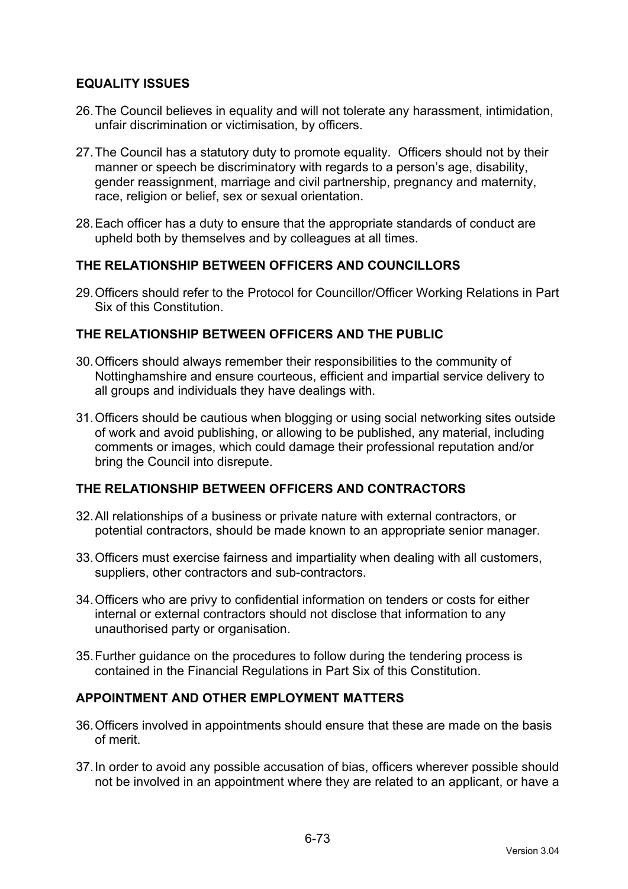## EQUALITY ISSUES

26. The Council believes in equality and will not tolerate any harassment, intimidation, unfair discrimination or victimisation, by officers.

27. The Council has a statutory duty to promote equality. Officers should not by their manner or speech be discriminatory with regards to a person's age, disability, gender reassignment, marriage and civil partnership, pregnancy and maternity, race, religion or belief, sex or sexual orientation.

28. Each officer has a duty to ensure that the appropriate standards of conduct are upheld both by themselves and by colleagues at all times.

## THE RELATIONSHIP BETWEEN OFFICERS AND COUNCILLORS

29. Officers should refer to the Protocol for Councillor/Officer Working Relations in Part Six of this Constitution.

## THE RELATIONSHIP BETWEEN OFFICERS AND THE PUBLIC

30. Officers should always remember their responsibilities to the community of Nottinghamshire and ensure courteous, efficient and impartial service delivery to all groups and individuals they have dealings with.

31. Officers should be cautious when blogging or using social networking sites outside of work and avoid publishing, or allowing to be published, any material, including comments or images, which could damage their professional reputation and/or bring the Council into disrepute.

## THE RELATIONSHIP BETWEEN OFFICERS AND CONTRACTORS

32. All relationships of a business or private nature with external contractors, or potential contractors, should be made known to an appropriate senior manager.

33. Officers must exercise fairness and impartiality when dealing with all customers, suppliers, other contractors and sub-contractors.

34. Officers who are privy to confidential information on tenders or costs for either internal or external contractors should not disclose that information to any unauthorised party or organisation.

35. Further guidance on the procedures to follow during the tendering process is contained in the Financial Regulations in Part Six of this Constitution.

## APPOINTMENT AND OTHER EMPLOYMENT MATTERS

36. Officers involved in appointments should ensure that these are made on the basis of merit.

37. In order to avoid any possible accusation of bias, officers wherever possible should not be involved in an appointment where they are related to an applicant, or have a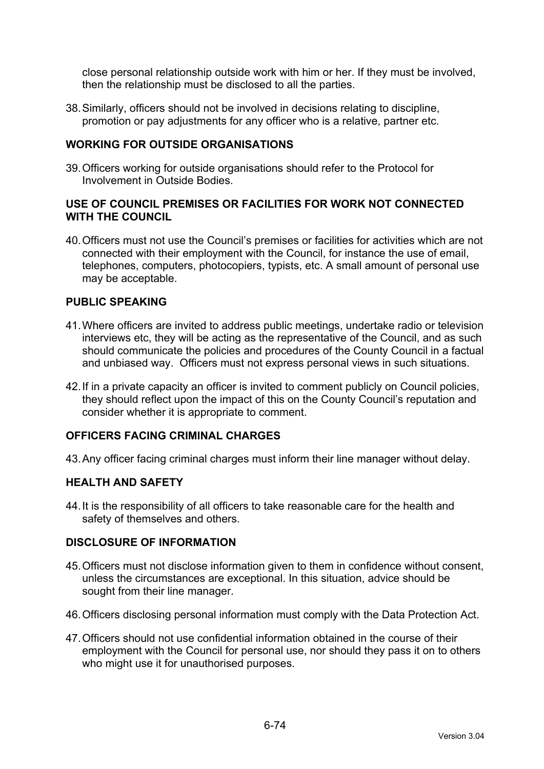close personal relationship outside work with him or her. If they must be involved, then the relationship must be disclosed to all the parties.

38. Similarly, officers should not be involved in decisions relating to discipline, promotion or pay adjustments for any officer who is a relative, partner etc.

**WORKING FOR OUTSIDE ORGANISATIONS**

39. Officers working for outside organisations should refer to the Protocol for Involvement in Outside Bodies.

**USE OF COUNCIL PREMISES OR FACILITIES FOR WORK NOT CONNECTED WITH THE COUNCIL**

40. Officers must not use the Council's premises or facilities for activities which are not connected with their employment with the Council, for instance the use of email, telephones, computers, photocopiers, typists, etc. A small amount of personal use may be acceptable.

**PUBLIC SPEAKING**

41. Where officers are invited to address public meetings, undertake radio or television interviews etc, they will be acting as the representative of the Council, and as such should communicate the policies and procedures of the County Council in a factual and unbiased way. Officers must not express personal views in such situations.

42. If in a private capacity an officer is invited to comment publicly on Council policies, they should reflect upon the impact of this on the County Council's reputation and consider whether it is appropriate to comment.

**OFFICERS FACING CRIMINAL CHARGES**

43. Any officer facing criminal charges must inform their line manager without delay.

**HEALTH AND SAFETY**

44. It is the responsibility of all officers to take reasonable care for the health and safety of themselves and others.

**DISCLOSURE OF INFORMATION**

45. Officers must not disclose information given to them in confidence without consent, unless the circumstances are exceptional. In this situation, advice should be sought from their line manager.

46. Officers disclosing personal information must comply with the Data Protection Act.

47. Officers should not use confidential information obtained in the course of their employment with the Council for personal use, nor should they pass it on to others who might use it for unauthorised purposes.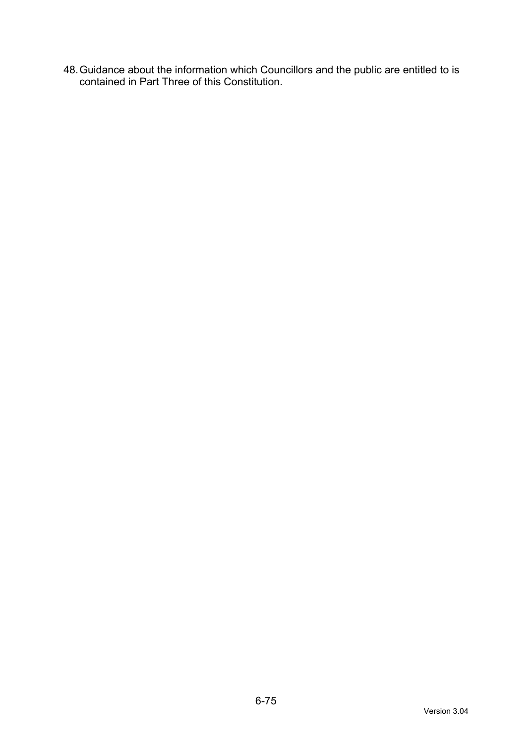48. Guidance about the information which Councillors and the public are entitled to is contained in Part Three of this Constitution.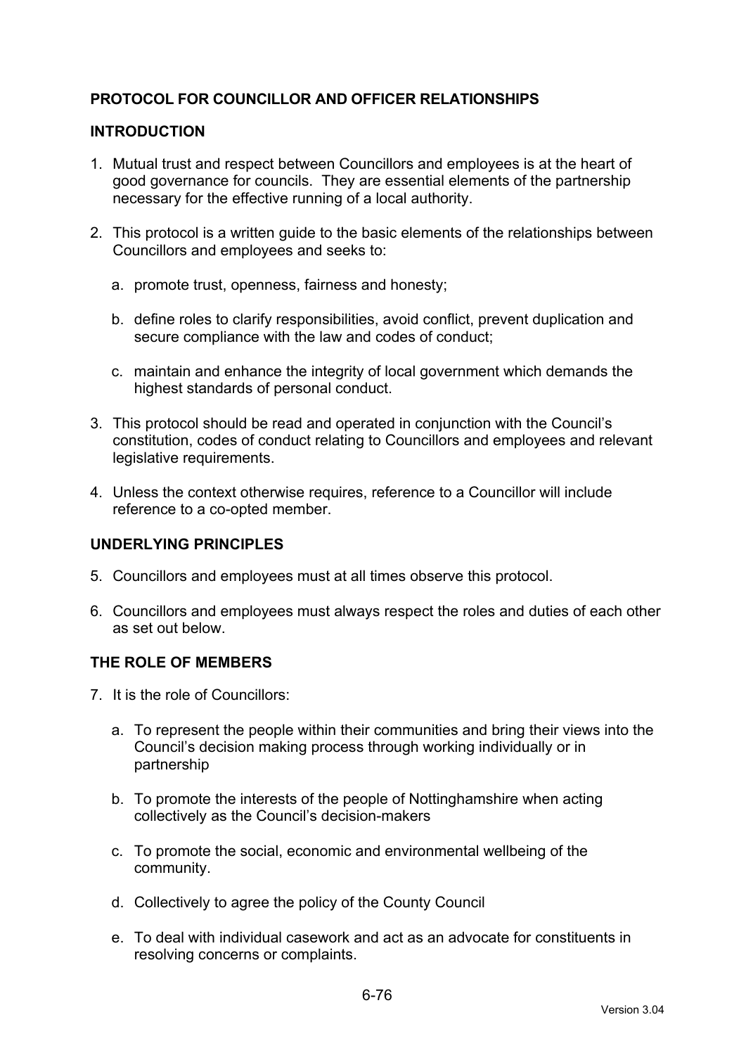## PROTOCOL FOR COUNCILLOR AND OFFICER RELATIONSHIPS

### INTRODUCTION

1. Mutual trust and respect between Councillors and employees is at the heart of good governance for councils. They are essential elements of the partnership necessary for the effective running of a local authority.

2. This protocol is a written guide to the basic elements of the relationships between Councillors and employees and seeks to:

   a. promote trust, openness, fairness and honesty;

   b. define roles to clarify responsibilities, avoid conflict, prevent duplication and secure compliance with the law and codes of conduct;

   c. maintain and enhance the integrity of local government which demands the highest standards of personal conduct.

3. This protocol should be read and operated in conjunction with the Council's constitution, codes of conduct relating to Councillors and employees and relevant legislative requirements.

4. Unless the context otherwise requires, reference to a Councillor will include reference to a co-opted member.

### UNDERLYING PRINCIPLES

5. Councillors and employees must at all times observe this protocol.

6. Councillors and employees must always respect the roles and duties of each other as set out below.

### THE ROLE OF MEMBERS

7. It is the role of Councillors:

   a. To represent the people within their communities and bring their views into the Council's decision making process through working individually or in partnership

   b. To promote the interests of the people of Nottinghamshire when acting collectively as the Council's decision-makers

   c. To promote the social, economic and environmental wellbeing of the community.

   d. Collectively to agree the policy of the County Council

   e. To deal with individual casework and act as an advocate for constituents in resolving concerns or complaints.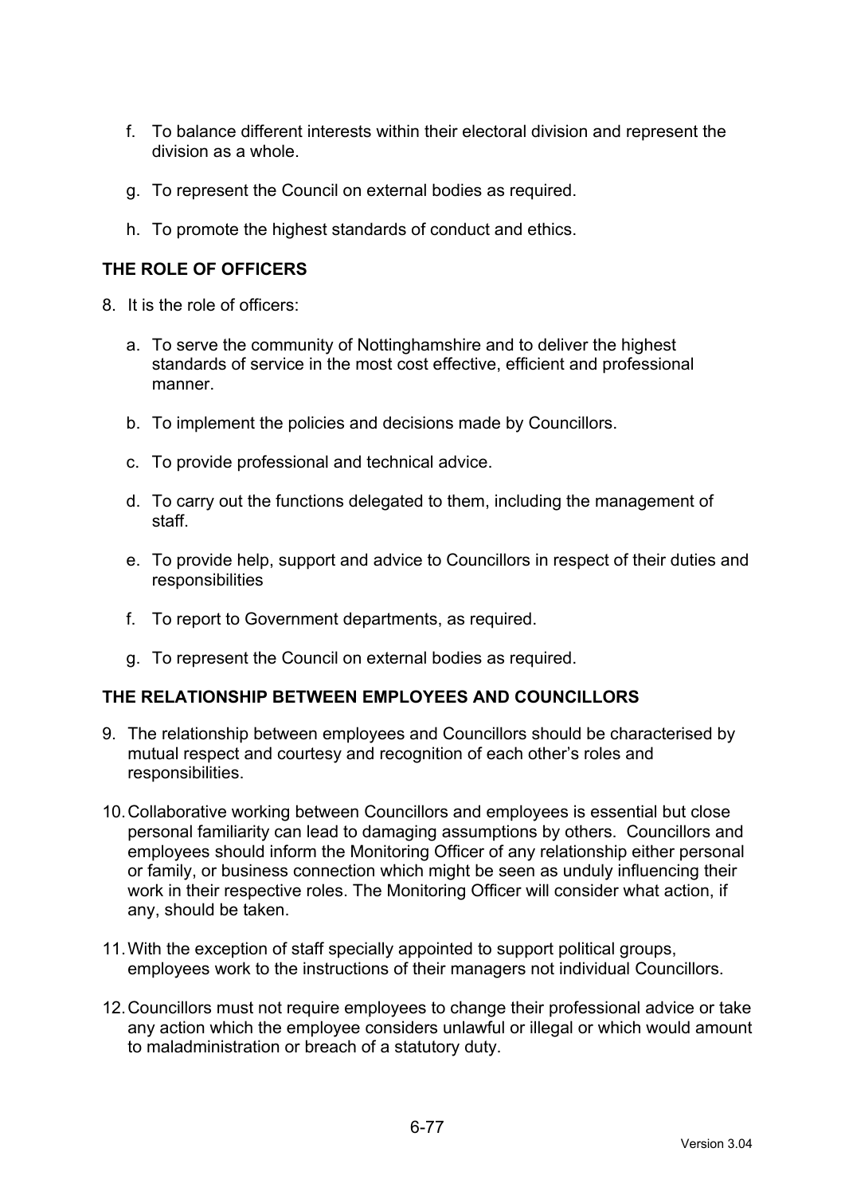f. To balance different interests within their electoral division and represent the division as a whole.

g. To represent the Council on external bodies as required.

h. To promote the highest standards of conduct and ethics.

**THE ROLE OF OFFICERS**

8. It is the role of officers:

   a. To serve the community of Nottinghamshire and to deliver the highest standards of service in the most cost effective, efficient and professional manner.

   b. To implement the policies and decisions made by Councillors.

   c. To provide professional and technical advice.

   d. To carry out the functions delegated to them, including the management of staff.

   e. To provide help, support and advice to Councillors in respect of their duties and responsibilities

   f. To report to Government departments, as required.

   g. To represent the Council on external bodies as required.

**THE RELATIONSHIP BETWEEN EMPLOYEES AND COUNCILLORS**

9. The relationship between employees and Councillors should be characterised by mutual respect and courtesy and recognition of each other's roles and responsibilities.

10. Collaborative working between Councillors and employees is essential but close personal familiarity can lead to damaging assumptions by others. Councillors and employees should inform the Monitoring Officer of any relationship either personal or family, or business connection which might be seen as unduly influencing their work in their respective roles. The Monitoring Officer will consider what action, if any, should be taken.

11. With the exception of staff specially appointed to support political groups, employees work to the instructions of their managers not individual Councillors.

12. Councillors must not require employees to change their professional advice or take any action which the employee considers unlawful or illegal or which would amount to maladministration or breach of a statutory duty.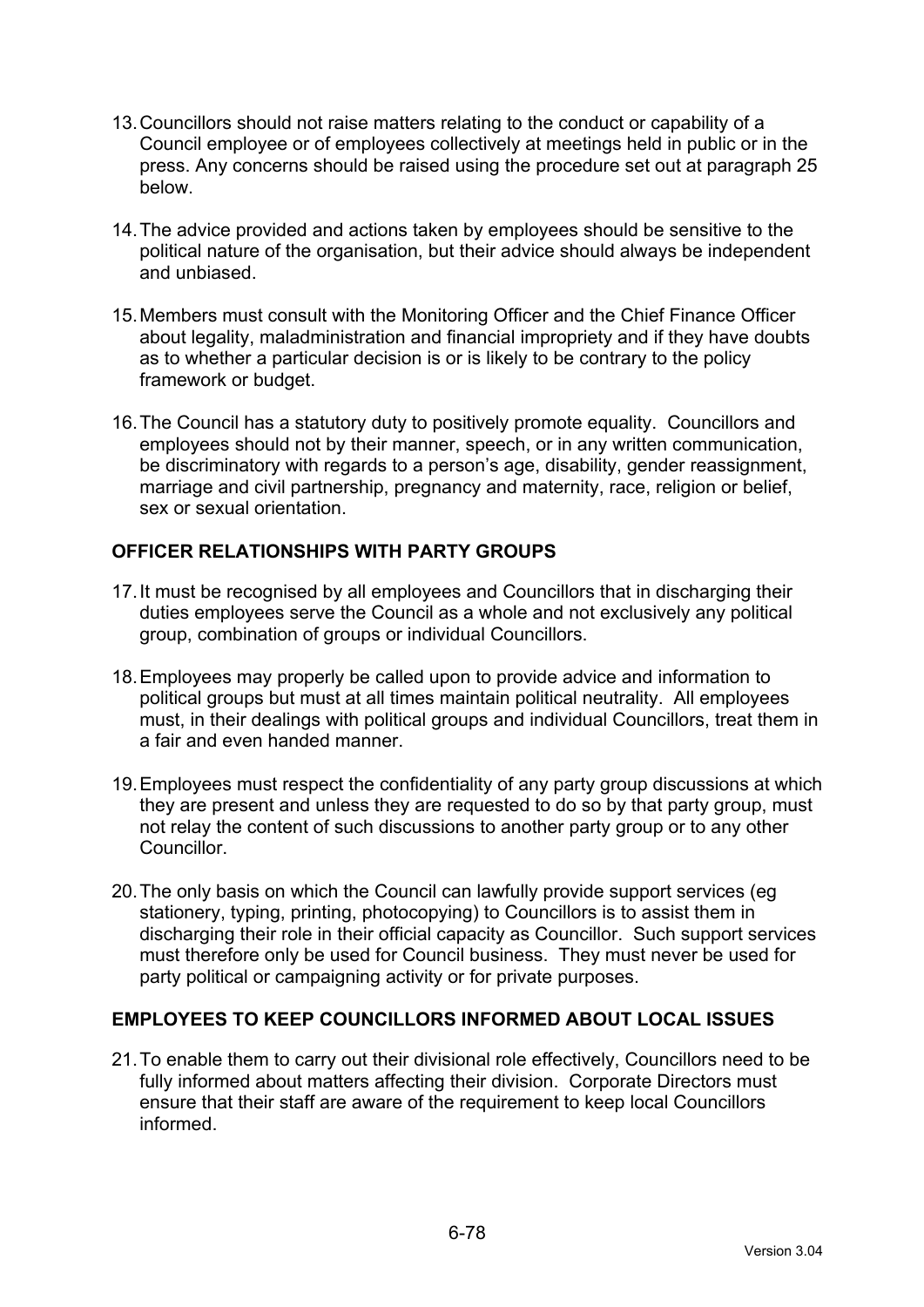13. Councillors should not raise matters relating to the conduct or capability of a Council employee or of employees collectively at meetings held in public or in the press. Any concerns should be raised using the procedure set out at paragraph 25 below.

14. The advice provided and actions taken by employees should be sensitive to the political nature of the organisation, but their advice should always be independent and unbiased.

15. Members must consult with the Monitoring Officer and the Chief Finance Officer about legality, maladministration and financial impropriety and if they have doubts as to whether a particular decision is or is likely to be contrary to the policy framework or budget.

16. The Council has a statutory duty to positively promote equality. Councillors and employees should not by their manner, speech, or in any written communication, be discriminatory with regards to a person's age, disability, gender reassignment, marriage and civil partnership, pregnancy and maternity, race, religion or belief, sex or sexual orientation.

## OFFICER RELATIONSHIPS WITH PARTY GROUPS

17. It must be recognised by all employees and Councillors that in discharging their duties employees serve the Council as a whole and not exclusively any political group, combination of groups or individual Councillors.

18. Employees may properly be called upon to provide advice and information to political groups but must at all times maintain political neutrality. All employees must, in their dealings with political groups and individual Councillors, treat them in a fair and even handed manner.

19. Employees must respect the confidentiality of any party group discussions at which they are present and unless they are requested to do so by that party group, must not relay the content of such discussions to another party group or to any other Councillor.

20. The only basis on which the Council can lawfully provide support services (eg stationery, typing, printing, photocopying) to Councillors is to assist them in discharging their role in their official capacity as Councillor. Such support services must therefore only be used for Council business. They must never be used for party political or campaigning activity or for private purposes.

## EMPLOYEES TO KEEP COUNCILLORS INFORMED ABOUT LOCAL ISSUES

21. To enable them to carry out their divisional role effectively, Councillors need to be fully informed about matters affecting their division. Corporate Directors must ensure that their staff are aware of the requirement to keep local Councillors informed.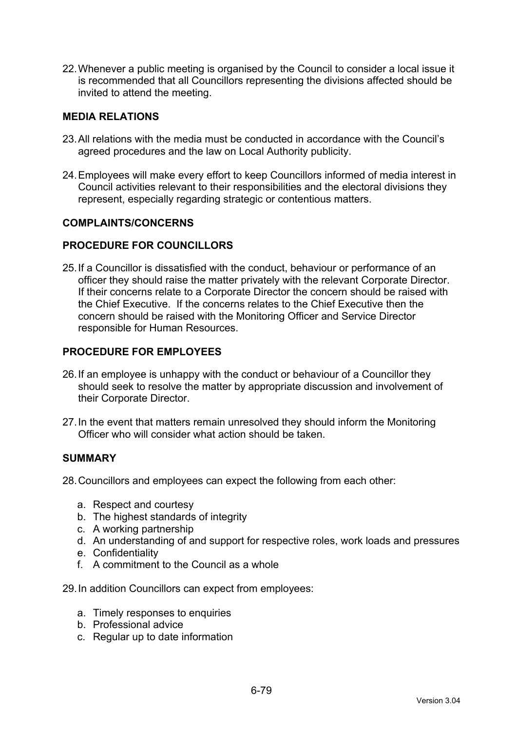22. Whenever a public meeting is organised by the Council to consider a local issue it is recommended that all Councillors representing the divisions affected should be invited to attend the meeting.

**MEDIA RELATIONS**

23. All relations with the media must be conducted in accordance with the Council's agreed procedures and the law on Local Authority publicity.

24. Employees will make every effort to keep Councillors informed of media interest in Council activities relevant to their responsibilities and the electoral divisions they represent, especially regarding strategic or contentious matters.

**COMPLAINTS/CONCERNS**

**PROCEDURE FOR COUNCILLORS**

25. If a Councillor is dissatisfied with the conduct, behaviour or performance of an officer they should raise the matter privately with the relevant Corporate Director. If their concerns relate to a Corporate Director the concern should be raised with the Chief Executive. If the concerns relates to the Chief Executive then the concern should be raised with the Monitoring Officer and Service Director responsible for Human Resources.

**PROCEDURE FOR EMPLOYEES**

26. If an employee is unhappy with the conduct or behaviour of a Councillor they should seek to resolve the matter by appropriate discussion and involvement of their Corporate Director.

27. In the event that matters remain unresolved they should inform the Monitoring Officer who will consider what action should be taken.

**SUMMARY**

28. Councillors and employees can expect the following from each other:

  a. Respect and courtesy
  b. The highest standards of integrity
  c. A working partnership
  d. An understanding of and support for respective roles, work loads and pressures
  e. Confidentiality
  f. A commitment to the Council as a whole

29. In addition Councillors can expect from employees:

  a. Timely responses to enquiries
  b. Professional advice
  c. Regular up to date information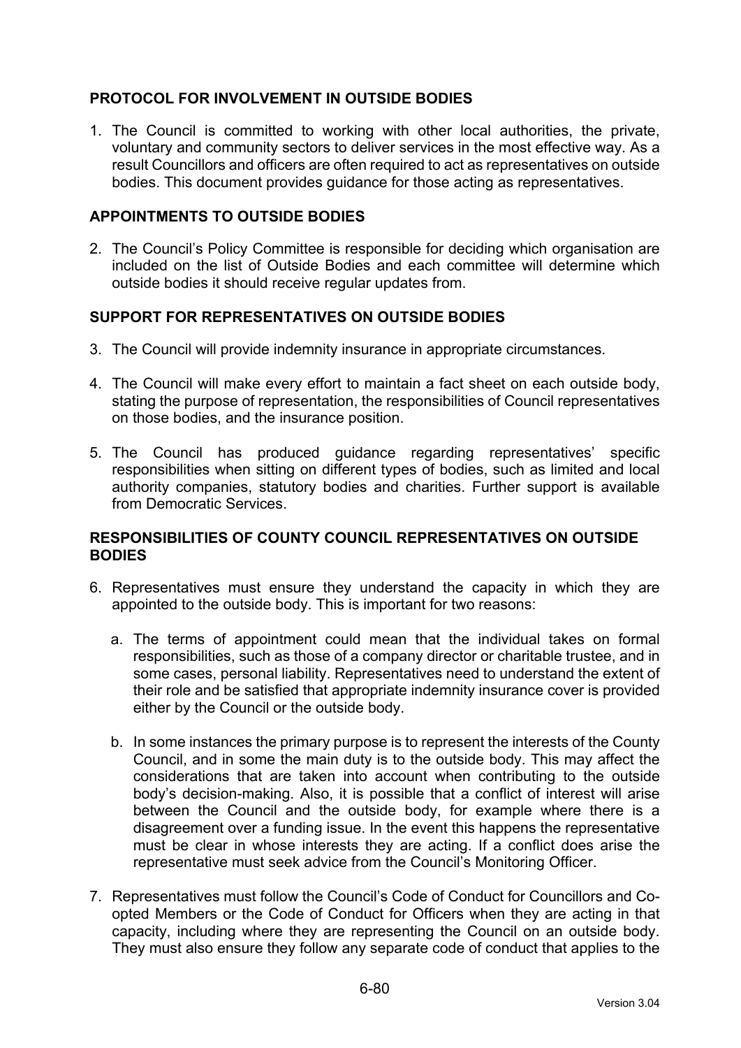## PROTOCOL FOR INVOLVEMENT IN OUTSIDE BODIES

1. The Council is committed to working with other local authorities, the private, voluntary and community sectors to deliver services in the most effective way. As a result Councillors and officers are often required to act as representatives on outside bodies. This document provides guidance for those acting as representatives.

## APPOINTMENTS TO OUTSIDE BODIES

2. The Council's Policy Committee is responsible for deciding which organisation are included on the list of Outside Bodies and each committee will determine which outside bodies it should receive regular updates from.

## SUPPORT FOR REPRESENTATIVES ON OUTSIDE BODIES

3. The Council will provide indemnity insurance in appropriate circumstances.

4. The Council will make every effort to maintain a fact sheet on each outside body, stating the purpose of representation, the responsibilities of Council representatives on those bodies, and the insurance position.

5. The Council has produced guidance regarding representatives' specific responsibilities when sitting on different types of bodies, such as limited and local authority companies, statutory bodies and charities. Further support is available from Democratic Services.

## RESPONSIBILITIES OF COUNTY COUNCIL REPRESENTATIVES ON OUTSIDE BODIES

6. Representatives must ensure they understand the capacity in which they are appointed to the outside body. This is important for two reasons:

   a. The terms of appointment could mean that the individual takes on formal responsibilities, such as those of a company director or charitable trustee, and in some cases, personal liability. Representatives need to understand the extent of their role and be satisfied that appropriate indemnity insurance cover is provided either by the Council or the outside body.

   b. In some instances the primary purpose is to represent the interests of the County Council, and in some the main duty is to the outside body. This may affect the considerations that are taken into account when contributing to the outside body's decision-making. Also, it is possible that a conflict of interest will arise between the Council and the outside body, for example where there is a disagreement over a funding issue. In the event this happens the representative must be clear in whose interests they are acting. If a conflict does arise the representative must seek advice from the Council's Monitoring Officer.

7. Representatives must follow the Council's Code of Conduct for Councillors and Co-opted Members or the Code of Conduct for Officers when they are acting in that capacity, including where they are representing the Council on an outside body. They must also ensure they follow any separate code of conduct that applies to the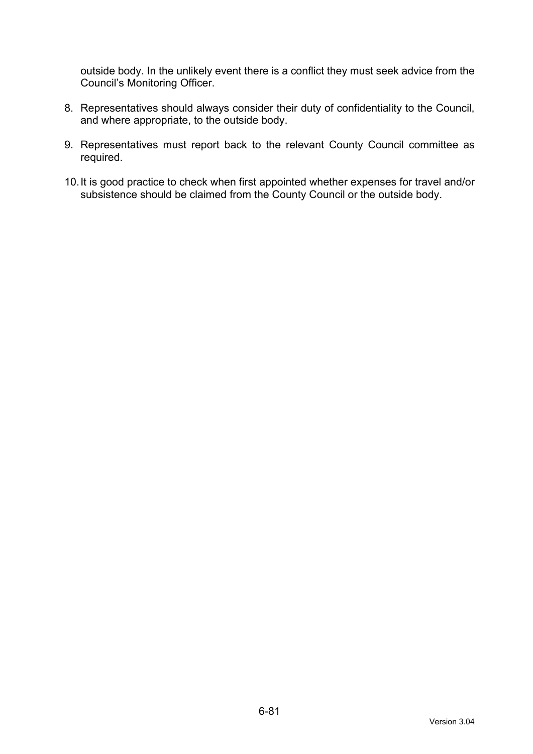outside body. In the unlikely event there is a conflict they must seek advice from the Council's Monitoring Officer.

8. Representatives should always consider their duty of confidentiality to the Council, and where appropriate, to the outside body.

9. Representatives must report back to the relevant County Council committee as required.

10. It is good practice to check when first appointed whether expenses for travel and/or subsistence should be claimed from the County Council or the outside body.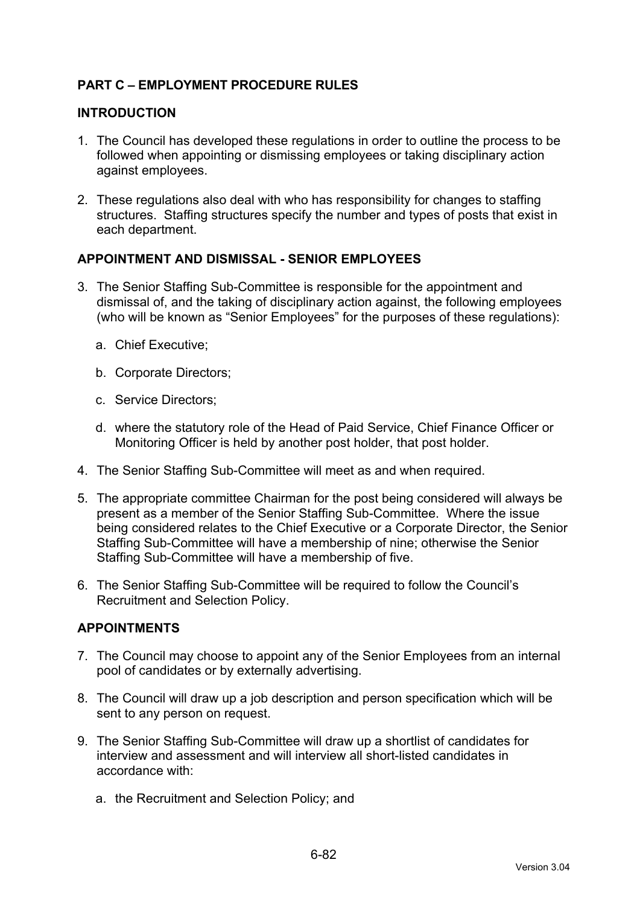**PART C – EMPLOYMENT PROCEDURE RULES**

**INTRODUCTION**

1. The Council has developed these regulations in order to outline the process to be followed when appointing or dismissing employees or taking disciplinary action against employees.

2. These regulations also deal with who has responsibility for changes to staffing structures. Staffing structures specify the number and types of posts that exist in each department.

**APPOINTMENT AND DISMISSAL - SENIOR EMPLOYEES**

3. The Senior Staffing Sub-Committee is responsible for the appointment and dismissal of, and the taking of disciplinary action against, the following employees (who will be known as "Senior Employees" for the purposes of these regulations):

   a. Chief Executive;

   b. Corporate Directors;

   c. Service Directors;

   d. where the statutory role of the Head of Paid Service, Chief Finance Officer or Monitoring Officer is held by another post holder, that post holder.

4. The Senior Staffing Sub-Committee will meet as and when required.

5. The appropriate committee Chairman for the post being considered will always be present as a member of the Senior Staffing Sub-Committee. Where the issue being considered relates to the Chief Executive or a Corporate Director, the Senior Staffing Sub-Committee will have a membership of nine; otherwise the Senior Staffing Sub-Committee will have a membership of five.

6. The Senior Staffing Sub-Committee will be required to follow the Council's Recruitment and Selection Policy.

**APPOINTMENTS**

7. The Council may choose to appoint any of the Senior Employees from an internal pool of candidates or by externally advertising.

8. The Council will draw up a job description and person specification which will be sent to any person on request.

9. The Senior Staffing Sub-Committee will draw up a shortlist of candidates for interview and assessment and will interview all short-listed candidates in accordance with:

   a. the Recruitment and Selection Policy; and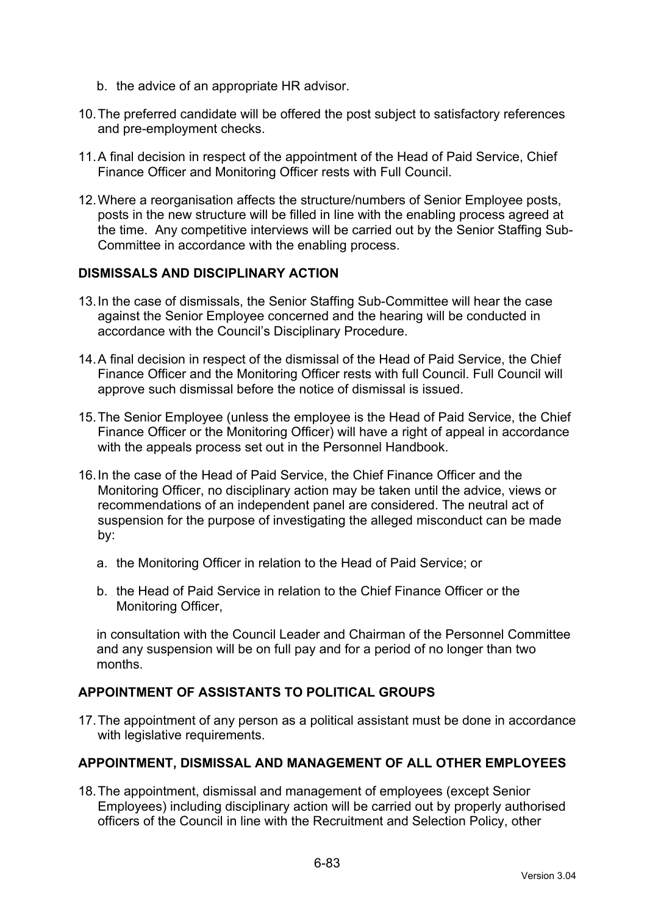b. the advice of an appropriate HR advisor.

10. The preferred candidate will be offered the post subject to satisfactory references and pre-employment checks.

11. A final decision in respect of the appointment of the Head of Paid Service, Chief Finance Officer and Monitoring Officer rests with Full Council.

12. Where a reorganisation affects the structure/numbers of Senior Employee posts, posts in the new structure will be filled in line with the enabling process agreed at the time. Any competitive interviews will be carried out by the Senior Staffing Sub-Committee in accordance with the enabling process.

**DISMISSALS AND DISCIPLINARY ACTION**

13. In the case of dismissals, the Senior Staffing Sub-Committee will hear the case against the Senior Employee concerned and the hearing will be conducted in accordance with the Council's Disciplinary Procedure.

14. A final decision in respect of the dismissal of the Head of Paid Service, the Chief Finance Officer and the Monitoring Officer rests with full Council. Full Council will approve such dismissal before the notice of dismissal is issued.

15. The Senior Employee (unless the employee is the Head of Paid Service, the Chief Finance Officer or the Monitoring Officer) will have a right of appeal in accordance with the appeals process set out in the Personnel Handbook.

16. In the case of the Head of Paid Service, the Chief Finance Officer and the Monitoring Officer, no disciplinary action may be taken until the advice, views or recommendations of an independent panel are considered. The neutral act of suspension for the purpose of investigating the alleged misconduct can be made by:

    a. the Monitoring Officer in relation to the Head of Paid Service; or

    b. the Head of Paid Service in relation to the Chief Finance Officer or the Monitoring Officer,

    in consultation with the Council Leader and Chairman of the Personnel Committee and any suspension will be on full pay and for a period of no longer than two months.

**APPOINTMENT OF ASSISTANTS TO POLITICAL GROUPS**

17. The appointment of any person as a political assistant must be done in accordance with legislative requirements.

**APPOINTMENT, DISMISSAL AND MANAGEMENT OF ALL OTHER EMPLOYEES**

18. The appointment, dismissal and management of employees (except Senior Employees) including disciplinary action will be carried out by properly authorised officers of the Council in line with the Recruitment and Selection Policy, other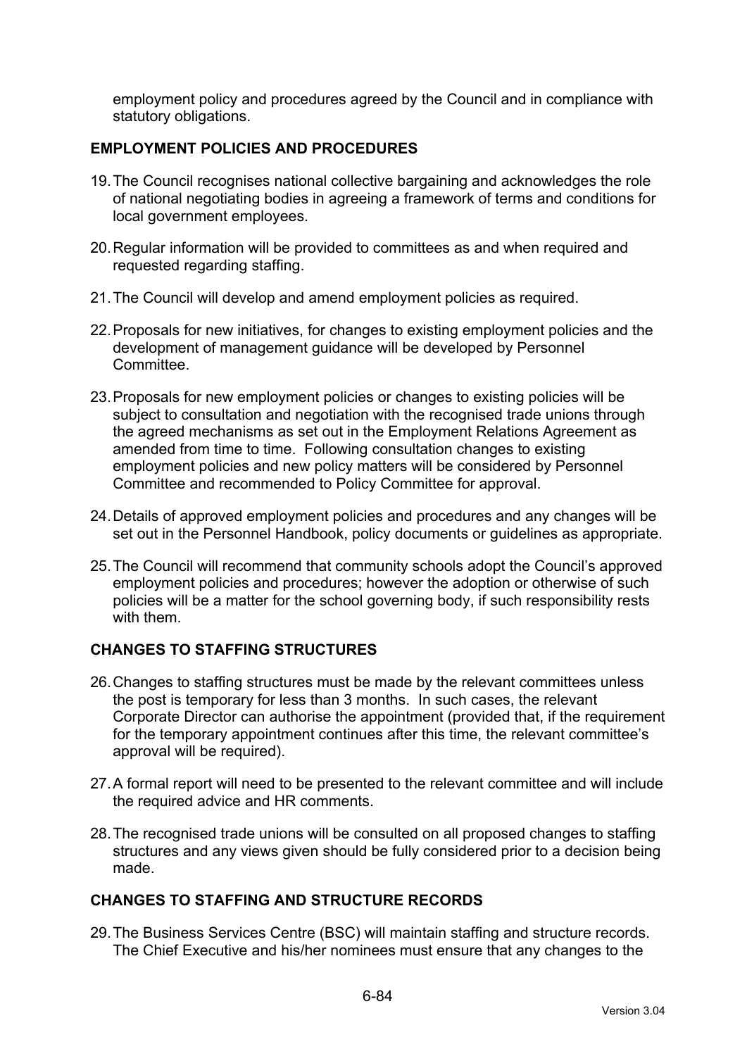employment policy and procedures agreed by the Council and in compliance with statutory obligations.

## EMPLOYMENT POLICIES AND PROCEDURES

19. The Council recognises national collective bargaining and acknowledges the role of national negotiating bodies in agreeing a framework of terms and conditions for local government employees.

20. Regular information will be provided to committees as and when required and requested regarding staffing.

21. The Council will develop and amend employment policies as required.

22. Proposals for new initiatives, for changes to existing employment policies and the development of management guidance will be developed by Personnel Committee.

23. Proposals for new employment policies or changes to existing policies will be subject to consultation and negotiation with the recognised trade unions through the agreed mechanisms as set out in the Employment Relations Agreement as amended from time to time. Following consultation changes to existing employment policies and new policy matters will be considered by Personnel Committee and recommended to Policy Committee for approval.

24. Details of approved employment policies and procedures and any changes will be set out in the Personnel Handbook, policy documents or guidelines as appropriate.

25. The Council will recommend that community schools adopt the Council's approved employment policies and procedures; however the adoption or otherwise of such policies will be a matter for the school governing body, if such responsibility rests with them.

## CHANGES TO STAFFING STRUCTURES

26. Changes to staffing structures must be made by the relevant committees unless the post is temporary for less than 3 months. In such cases, the relevant Corporate Director can authorise the appointment (provided that, if the requirement for the temporary appointment continues after this time, the relevant committee's approval will be required).

27. A formal report will need to be presented to the relevant committee and will include the required advice and HR comments.

28. The recognised trade unions will be consulted on all proposed changes to staffing structures and any views given should be fully considered prior to a decision being made.

## CHANGES TO STAFFING AND STRUCTURE RECORDS

29. The Business Services Centre (BSC) will maintain staffing and structure records. The Chief Executive and his/her nominees must ensure that any changes to the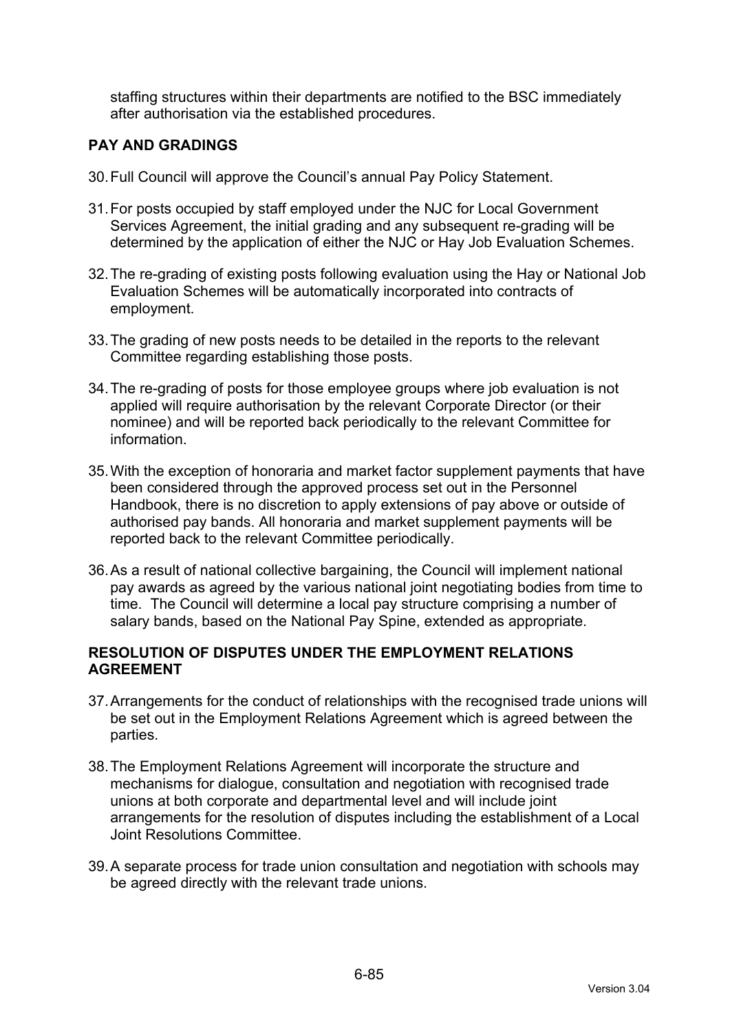staffing structures within their departments are notified to the BSC immediately after authorisation via the established procedures.

## PAY AND GRADINGS

30. Full Council will approve the Council's annual Pay Policy Statement.

31. For posts occupied by staff employed under the NJC for Local Government Services Agreement, the initial grading and any subsequent re-grading will be determined by the application of either the NJC or Hay Job Evaluation Schemes.

32. The re-grading of existing posts following evaluation using the Hay or National Job Evaluation Schemes will be automatically incorporated into contracts of employment.

33. The grading of new posts needs to be detailed in the reports to the relevant Committee regarding establishing those posts.

34. The re-grading of posts for those employee groups where job evaluation is not applied will require authorisation by the relevant Corporate Director (or their nominee) and will be reported back periodically to the relevant Committee for information.

35. With the exception of honoraria and market factor supplement payments that have been considered through the approved process set out in the Personnel Handbook, there is no discretion to apply extensions of pay above or outside of authorised pay bands. All honoraria and market supplement payments will be reported back to the relevant Committee periodically.

36. As a result of national collective bargaining, the Council will implement national pay awards as agreed by the various national joint negotiating bodies from time to time. The Council will determine a local pay structure comprising a number of salary bands, based on the National Pay Spine, extended as appropriate.

## RESOLUTION OF DISPUTES UNDER THE EMPLOYMENT RELATIONS AGREEMENT

37. Arrangements for the conduct of relationships with the recognised trade unions will be set out in the Employment Relations Agreement which is agreed between the parties.

38. The Employment Relations Agreement will incorporate the structure and mechanisms for dialogue, consultation and negotiation with recognised trade unions at both corporate and departmental level and will include joint arrangements for the resolution of disputes including the establishment of a Local Joint Resolutions Committee.

39. A separate process for trade union consultation and negotiation with schools may be agreed directly with the relevant trade unions.